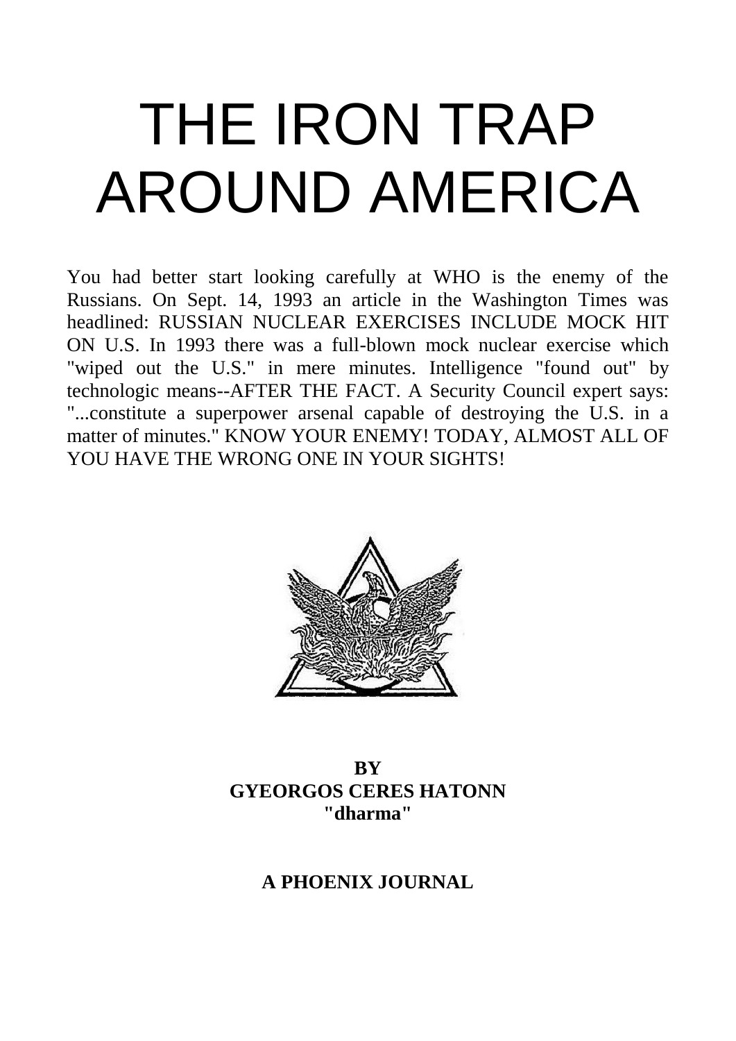# THE IRON TRAP AROUND AMERICA

You had better start looking carefully at WHO is the enemy of the Russians. On Sept. 14, 1993 an article in the Washington Times was headlined: RUSSIAN NUCLEAR EXERCISES INCLUDE MOCK HIT ON U.S. In 1993 there was a full-blown mock nuclear exercise which "wiped out the U.S." in mere minutes. Intelligence "found out" by technologic means--AFTER THE FACT. A Security Council expert says: "...constitute a superpower arsenal capable of destroying the U.S. in a matter of minutes." KNOW YOUR ENEMY! TODAY, ALMOST ALL OF YOU HAVE THE WRONG ONE IN YOUR SIGHTS!

**BY**
**GYEORGOS CERES HATONN**
**"dharma"**

**A PHOENIX JOURNAL**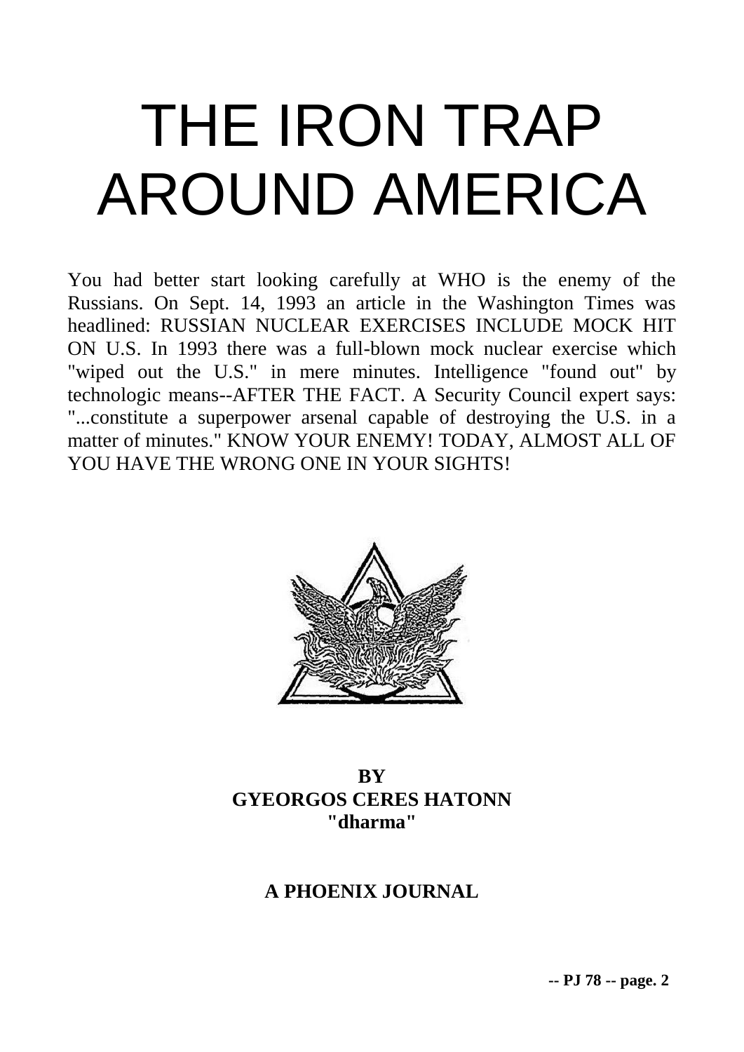# THE IRON TRAP AROUND AMERICA

You had better start looking carefully at WHO is the enemy of the Russians. On Sept. 14, 1993 an article in the Washington Times was headlined: RUSSIAN NUCLEAR EXERCISES INCLUDE MOCK HIT ON U.S. In 1993 there was a full-blown mock nuclear exercise which "wiped out the U.S." in mere minutes. Intelligence "found out" by technologic means--AFTER THE FACT. A Security Council expert says: "...constitute a superpower arsenal capable of destroying the U.S. in a matter of minutes." KNOW YOUR ENEMY! TODAY, ALMOST ALL OF YOU HAVE THE WRONG ONE IN YOUR SIGHTS!

**BY**
**GYEORGOS CERES HATONN**
**"dharma"**

**A PHOENIX JOURNAL**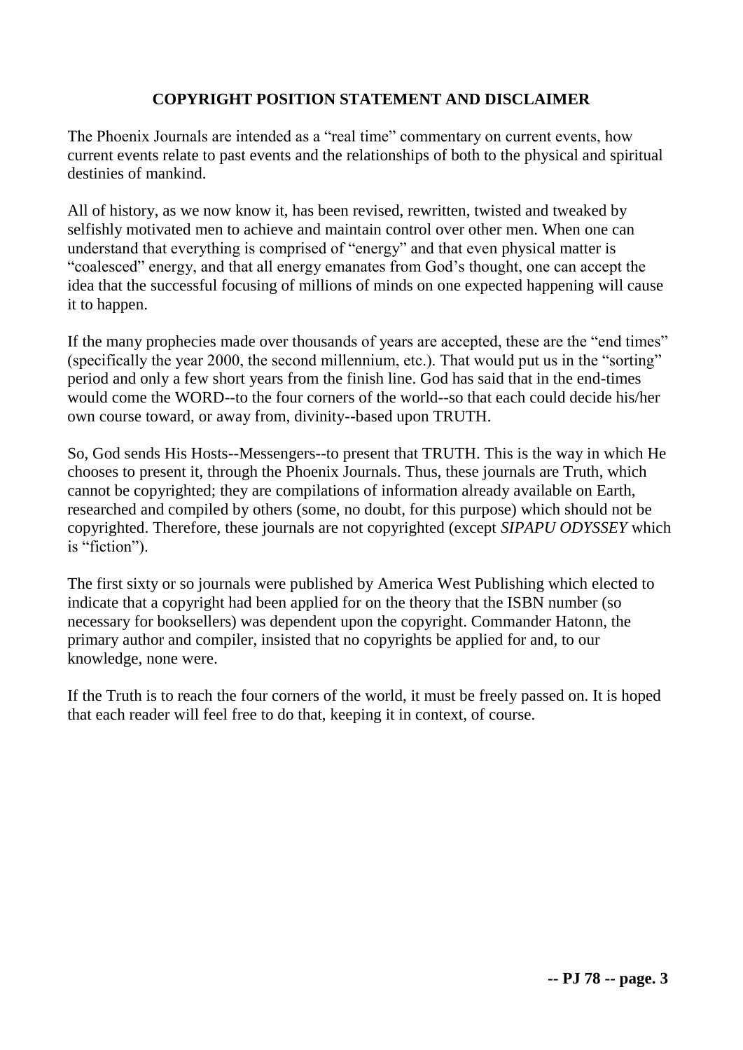## COPYRIGHT POSITION STATEMENT AND DISCLAIMER

The Phoenix Journals are intended as a "real time" commentary on current events, how current events relate to past events and the relationships of both to the physical and spiritual destinies of mankind.

All of history, as we now know it, has been revised, rewritten, twisted and tweaked by selfishly motivated men to achieve and maintain control over other men. When one can understand that everything is comprised of "energy" and that even physical matter is "coalesced" energy, and that all energy emanates from God's thought, one can accept the idea that the successful focusing of millions of minds on one expected happening will cause it to happen.

If the many prophecies made over thousands of years are accepted, these are the "end times" (specifically the year 2000, the second millennium, etc.). That would put us in the "sorting" period and only a few short years from the finish line. God has said that in the end-times would come the WORD--to the four corners of the world--so that each could decide his/her own course toward, or away from, divinity--based upon TRUTH.

So, God sends His Hosts--Messengers--to present that TRUTH. This is the way in which He chooses to present it, through the Phoenix Journals. Thus, these journals are Truth, which cannot be copyrighted; they are compilations of information already available on Earth, researched and compiled by others (some, no doubt, for this purpose) which should not be copyrighted. Therefore, these journals are not copyrighted (except *SIPAPU ODYSSEY* which is "fiction").

The first sixty or so journals were published by America West Publishing which elected to indicate that a copyright had been applied for on the theory that the ISBN number (so necessary for booksellers) was dependent upon the copyright. Commander Hatonn, the primary author and compiler, insisted that no copyrights be applied for and, to our knowledge, none were.

If the Truth is to reach the four corners of the world, it must be freely passed on. It is hoped that each reader will feel free to do that, keeping it in context, of course.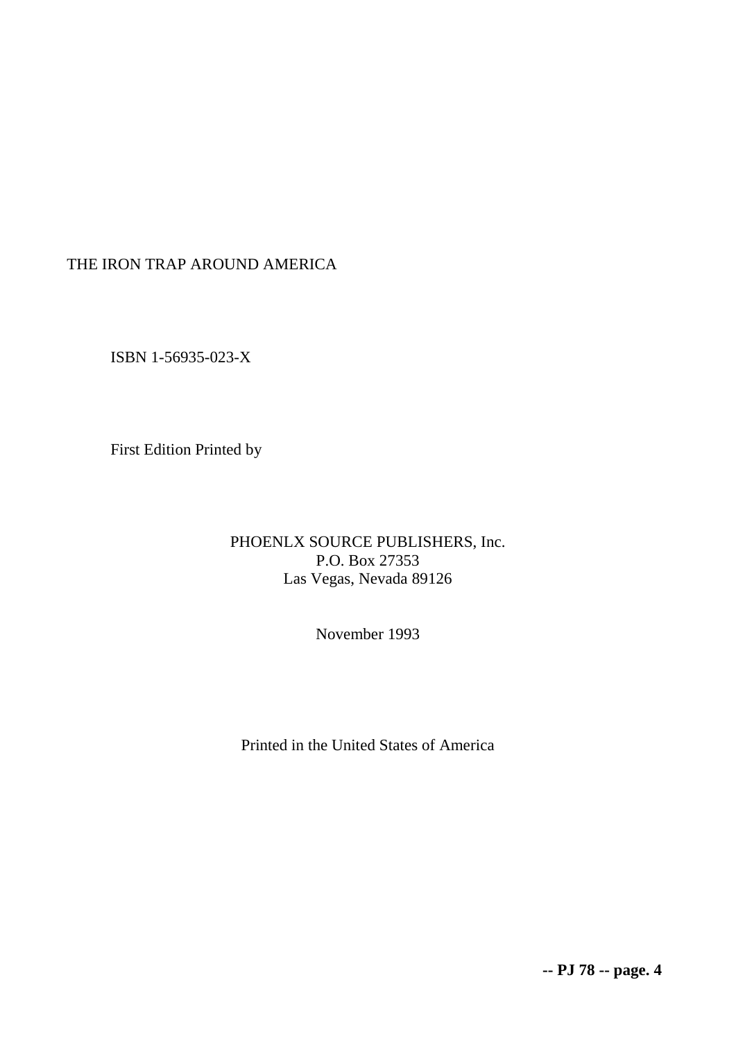THE IRON TRAP AROUND AMERICA

ISBN 1-56935-023-X

First Edition Printed by

PHOENLX SOURCE PUBLISHERS, Inc.
P.O. Box 27353
Las Vegas, Nevada 89126

November 1993

Printed in the United States of America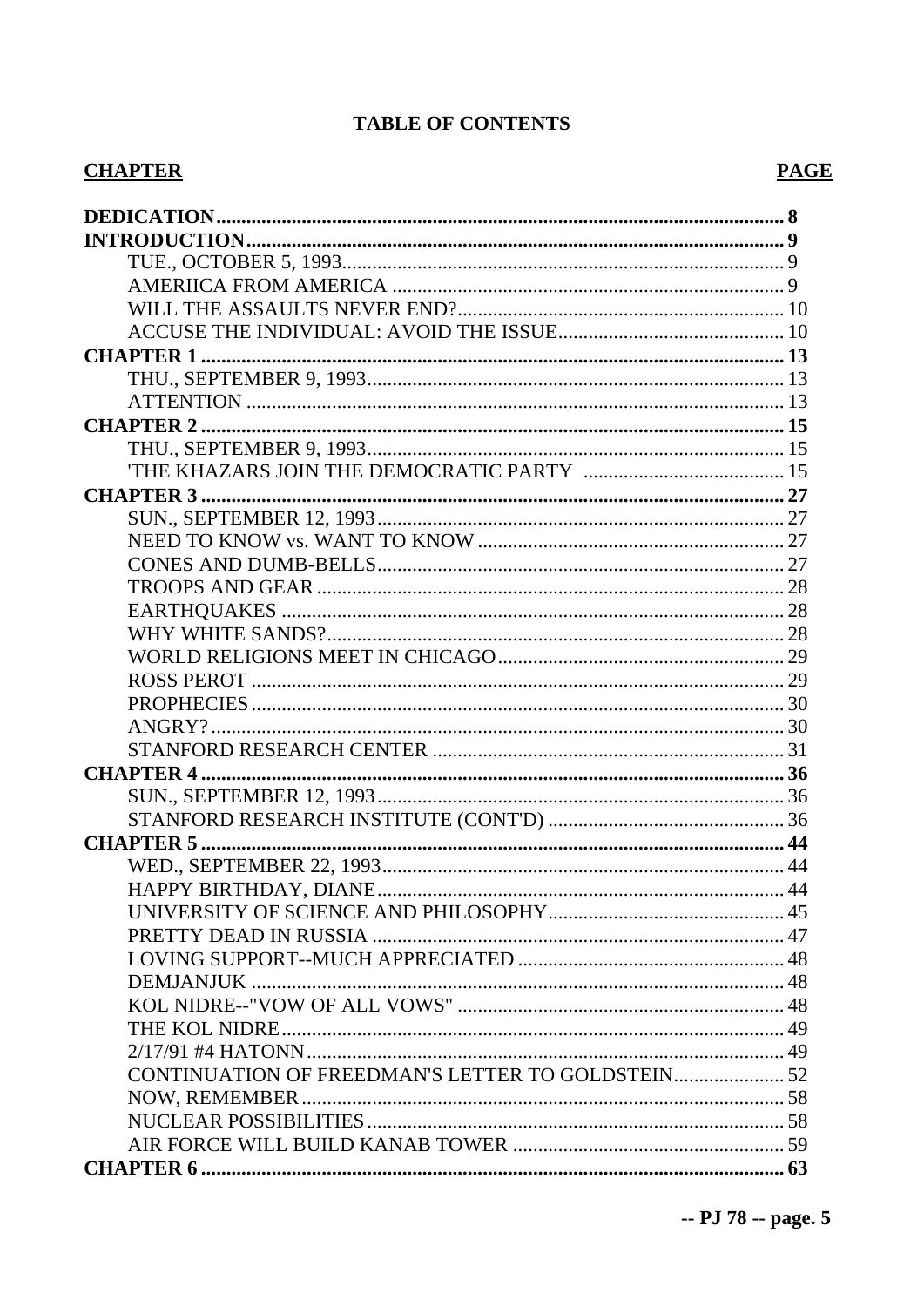**TABLE OF CONTENTS**

| CHAPTER | PAGE |
|---|---|
| **DEDICATION** | **8** |
| **INTRODUCTION** | **9** |
| TUE., OCTOBER 5, 1993 | 9 |
| AMERIICA FROM AMERICA | 9 |
| WILL THE ASSAULTS NEVER END? | 10 |
| ACCUSE THE INDIVIDUAL: AVOID THE ISSUE | 10 |
| **CHAPTER 1** | **13** |
| THU., SEPTEMBER 9, 1993 | 13 |
| ATTENTION | 13 |
| **CHAPTER 2** | **15** |
| THU., SEPTEMBER 9, 1993 | 15 |
| 'THE KHAZARS JOIN THE DEMOCRATIC PARTY | 15 |
| **CHAPTER 3** | **27** |
| SUN., SEPTEMBER 12, 1993 | 27 |
| NEED TO KNOW vs. WANT TO KNOW | 27 |
| CONES AND DUMB-BELLS | 27 |
| TROOPS AND GEAR | 28 |
| EARTHQUAKES | 28 |
| WHY WHITE SANDS? | 28 |
| WORLD RELIGIONS MEET IN CHICAGO | 29 |
| ROSS PEROT | 29 |
| PROPHECIES | 30 |
| ANGRY? | 30 |
| STANFORD RESEARCH CENTER | 31 |
| **CHAPTER 4** | **36** |
| SUN., SEPTEMBER 12, 1993 | 36 |
| STANFORD RESEARCH INSTITUTE (CONT'D) | 36 |
| **CHAPTER 5** | **44** |
| WED., SEPTEMBER 22, 1993 | 44 |
| HAPPY BIRTHDAY, DIANE | 44 |
| UNIVERSITY OF SCIENCE AND PHILOSOPHY | 45 |
| PRETTY DEAD IN RUSSIA | 47 |
| LOVING SUPPORT--MUCH APPRECIATED | 48 |
| DEMJANJUK | 48 |
| KOL NIDRE--"VOW OF ALL VOWS" | 48 |
| THE KOL NIDRE | 49 |
| 2/17/91 #4 HATONN | 49 |
| CONTINUATION OF FREEDMAN'S LETTER TO GOLDSTEIN | 52 |
| NOW, REMEMBER | 58 |
| NUCLEAR POSSIBILITIES | 58 |
| AIR FORCE WILL BUILD KANAB TOWER | 59 |
| **CHAPTER 6** | **63** |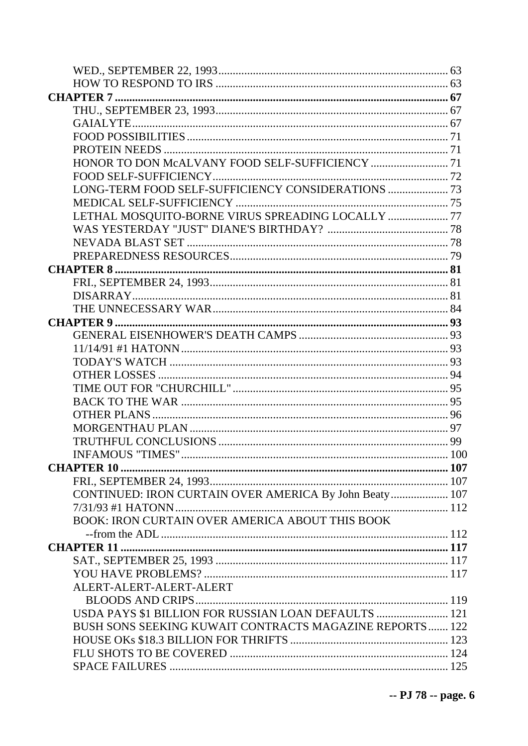WED., SEPTEMBER 22, 1993 ............ 63
HOW TO RESPOND TO IRS ............ 63

**CHAPTER 7** ............ **67**

THU., SEPTEMBER 23, 1993 ............ 67
GAIALYTE ............ 67
FOOD POSSIBILITIES ............ 71
PROTEIN NEEDS ............ 71
HONOR TO DON McALVANY FOOD SELF-SUFFICIENCY ............ 71
FOOD SELF-SUFFICIENCY ............ 72
LONG-TERM FOOD SELF-SUFFICIENCY CONSIDERATIONS ............ 73
MEDICAL SELF-SUFFICIENCY ............ 75
LETHAL MOSQUITO-BORNE VIRUS SPREADING LOCALLY ............ 77
WAS YESTERDAY "JUST" DIANE'S BIRTHDAY? ............ 78
NEVADA BLAST SET ............ 78
PREPAREDNESS RESOURCES ............ 79

**CHAPTER 8** ............ **81**

FRI., SEPTEMBER 24, 1993 ............ 81
DISARRAY ............ 81
THE UNNECESSARY WAR ............ 84

**CHAPTER 9** ............ **93**

GENERAL EISENHOWER'S DEATH CAMPS ............ 93
11/14/91 #1 HATONN ............ 93
TODAY'S WATCH ............ 93
OTHER LOSSES ............ 94
TIME OUT FOR "CHURCHILL" ............ 95
BACK TO THE WAR ............ 95
OTHER PLANS ............ 96
MORGENTHAU PLAN ............ 97
TRUTHFUL CONCLUSIONS ............ 99
INFAMOUS "TIMES" ............ 100

**CHAPTER 10** ............ **107**

FRI., SEPTEMBER 24, 1993 ............ 107
CONTINUED: IRON CURTAIN OVER AMERICA By John Beaty ............ 107
7/31/93 #1 HATONN ............ 112
BOOK: IRON CURTAIN OVER AMERICA ABOUT THIS BOOK --from the ADL ............ 112

**CHAPTER 11** ............ **117**

SAT., SEPTEMBER 25, 1993 ............ 117
YOU HAVE PROBLEMS? ............ 117
ALERT-ALERT-ALERT-ALERT BLOODS AND CRIPS ............ 119
USDA PAYS $1 BILLION FOR RUSSIAN LOAN DEFAULTS ............ 121
BUSH SONS SEEKING KUWAIT CONTRACTS MAGAZINE REPORTS ............ 122
HOUSE OKs $18.3 BILLION FOR THRIFTS ............ 123
FLU SHOTS TO BE COVERED ............ 124
SPACE FAILURES ............ 125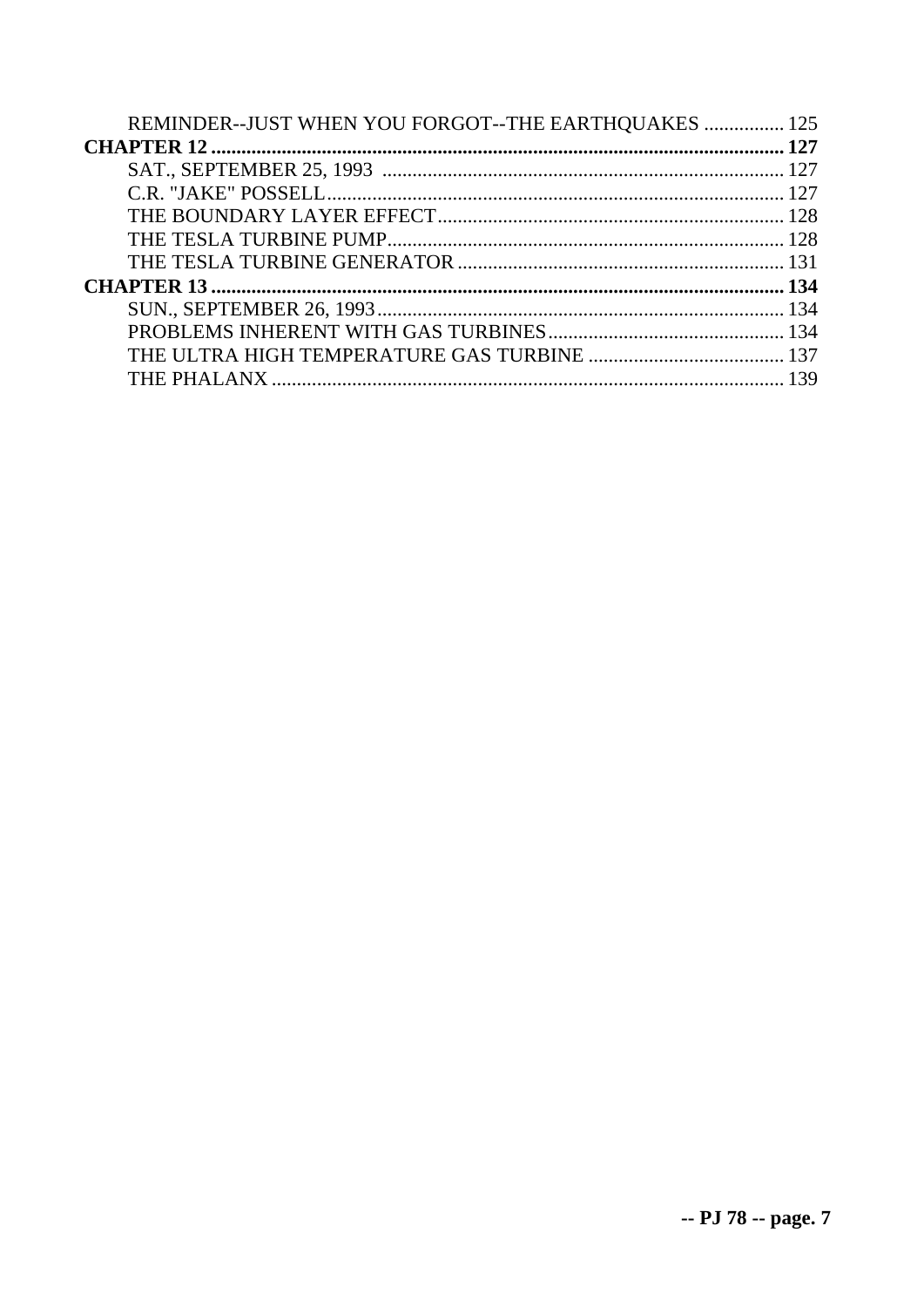REMINDER--JUST WHEN YOU FORGOT--THE EARTHQUAKES ................ 125

**CHAPTER 12 .................................................................................................................. 127**

SAT., SEPTEMBER 25, 1993 ................................................................................ 127

C.R. "JAKE" POSSELL........................................................................................... 127

THE BOUNDARY LAYER EFFECT..................................................................... 128

THE TESLA TURBINE PUMP............................................................................... 128

THE TESLA TURBINE GENERATOR ................................................................. 131

**CHAPTER 13 .................................................................................................................. 134**

SUN., SEPTEMBER 26, 1993................................................................................. 134

PROBLEMS INHERENT WITH GAS TURBINES............................................... 134

THE ULTRA HIGH TEMPERATURE GAS TURBINE ....................................... 137

THE PHALANX ..................................................................................................... 139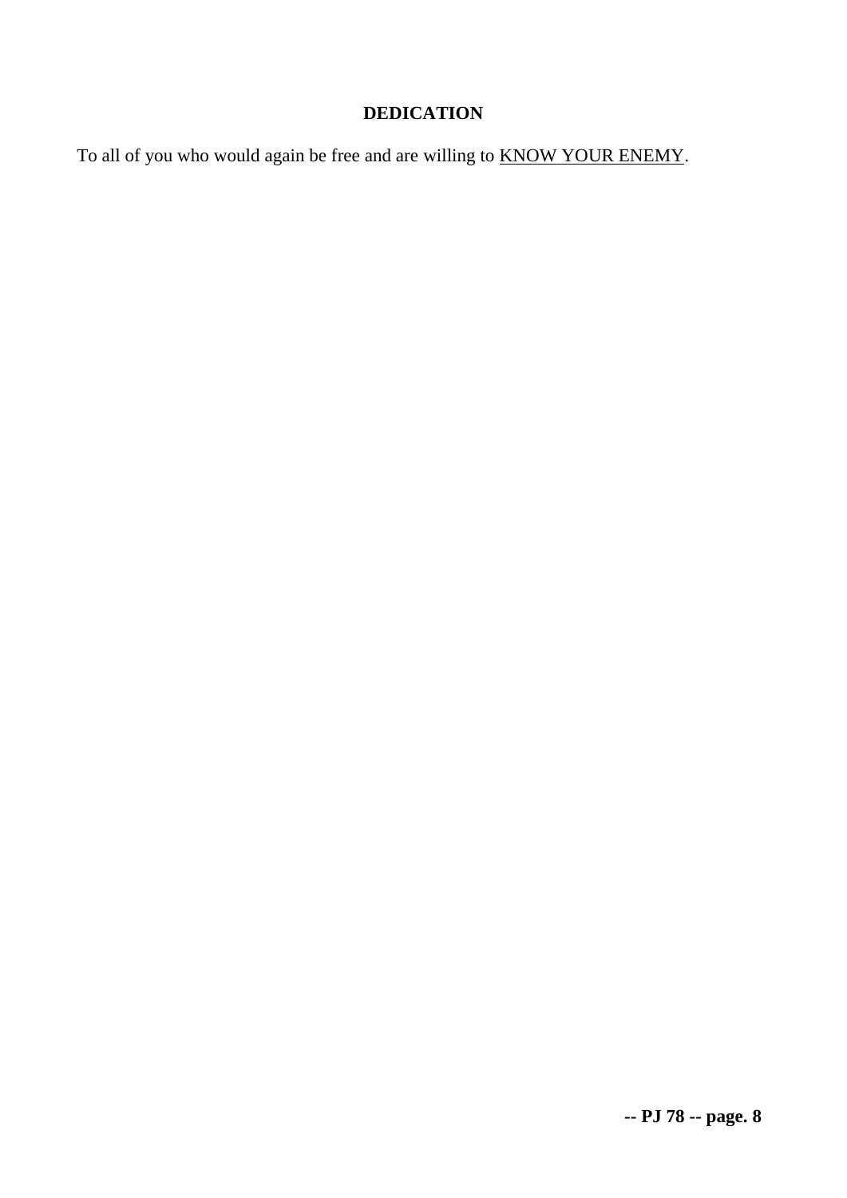## DEDICATION

To all of you who would again be free and are willing to <u>KNOW YOUR ENEMY</u>.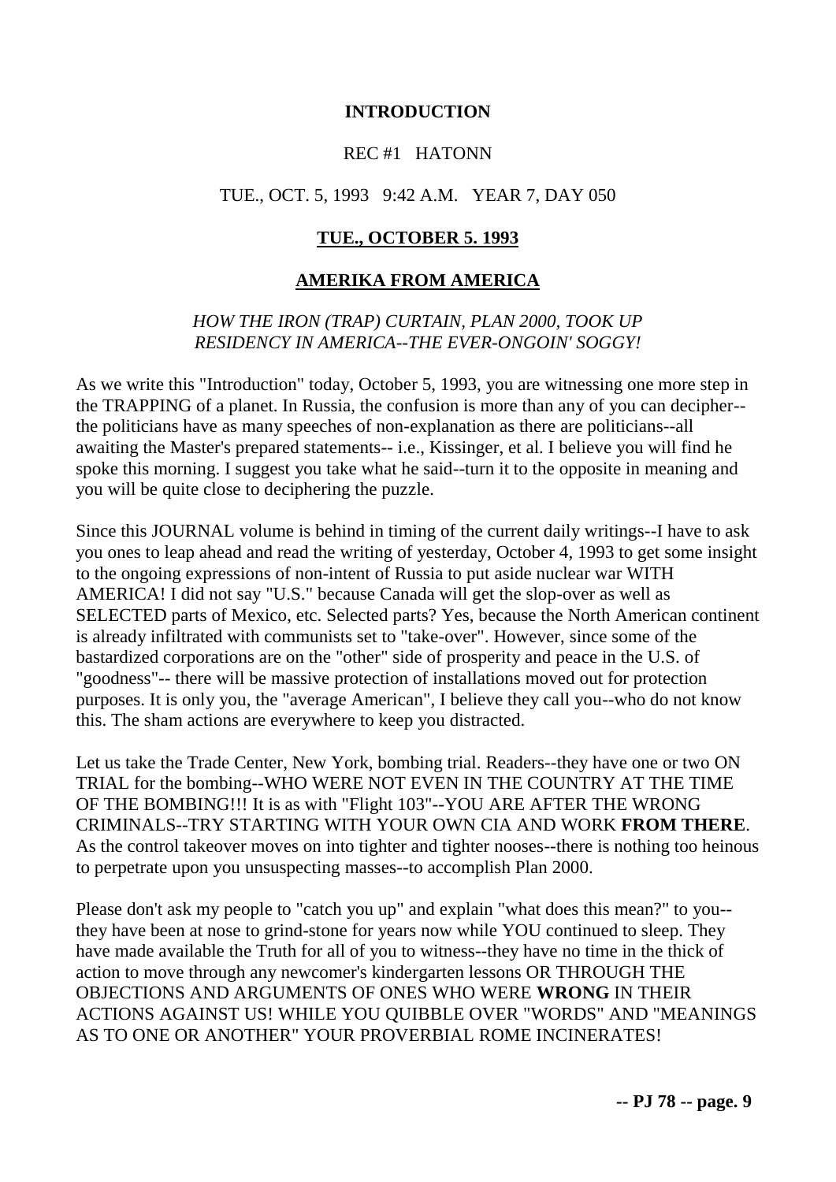# INTRODUCTION

REC #1 HATONN

TUE., OCT. 5, 1993 9:42 A.M. YEAR 7, DAY 050

## TUE., OCTOBER 5. 1993

## AMERIKA FROM AMERICA

*HOW THE IRON (TRAP) CURTAIN, PLAN 2000, TOOK UP RESIDENCY IN AMERICA--THE EVER-ONGOIN' SOGGY!*

As we write this "Introduction" today, October 5, 1993, you are witnessing one more step in the TRAPPING of a planet. In Russia, the confusion is more than any of you can decipher--the politicians have as many speeches of non-explanation as there are politicians--all awaiting the Master's prepared statements-- i.e., Kissinger, et al. I believe you will find he spoke this morning. I suggest you take what he said--turn it to the opposite in meaning and you will be quite close to deciphering the puzzle.

Since this JOURNAL volume is behind in timing of the current daily writings--I have to ask you ones to leap ahead and read the writing of yesterday, October 4, 1993 to get some insight to the ongoing expressions of non-intent of Russia to put aside nuclear war WITH AMERICA! I did not say "U.S." because Canada will get the slop-over as well as SELECTED parts of Mexico, etc. Selected parts? Yes, because the North American continent is already infiltrated with communists set to "take-over". However, since some of the bastardized corporations are on the "other" side of prosperity and peace in the U.S. of "goodness"-- there will be massive protection of installations moved out for protection purposes. It is only you, the "average American", I believe they call you--who do not know this. The sham actions are everywhere to keep you distracted.

Let us take the Trade Center, New York, bombing trial. Readers--they have one or two ON TRIAL for the bombing--WHO WERE NOT EVEN IN THE COUNTRY AT THE TIME OF THE BOMBING!!! It is as with "Flight 103"--YOU ARE AFTER THE WRONG CRIMINALS--TRY STARTING WITH YOUR OWN CIA AND WORK **FROM THERE**. As the control takeover moves on into tighter and tighter nooses--there is nothing too heinous to perpetrate upon you unsuspecting masses--to accomplish Plan 2000.

Please don't ask my people to "catch you up" and explain "what does this mean?" to you--they have been at nose to grind-stone for years now while YOU continued to sleep. They have made available the Truth for all of you to witness--they have no time in the thick of action to move through any newcomer's kindergarten lessons OR THROUGH THE OBJECTIONS AND ARGUMENTS OF ONES WHO WERE **WRONG** IN THEIR ACTIONS AGAINST US! WHILE YOU QUIBBLE OVER "WORDS" AND "MEANINGS AS TO ONE OR ANOTHER" YOUR PROVERBIAL ROME INCINERATES!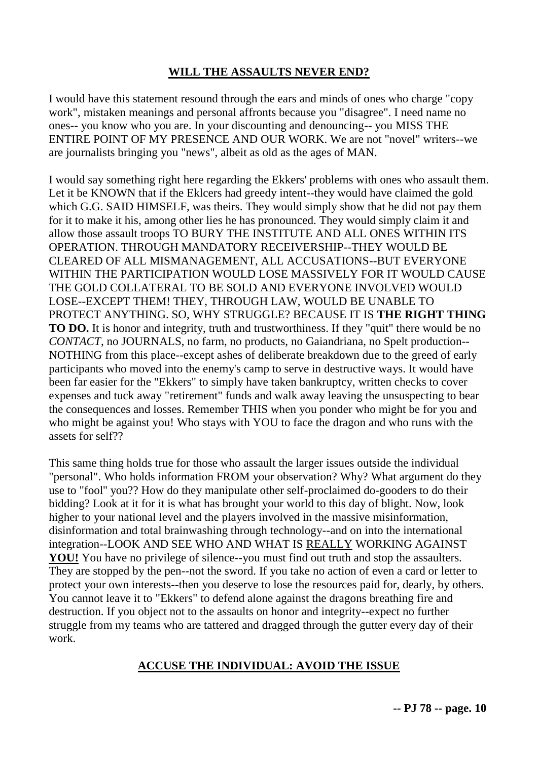## **WILL THE ASSAULTS NEVER END?**

I would have this statement resound through the ears and minds of ones who charge "copy work", mistaken meanings and personal affronts because you "disagree". I need name no ones-- you know who you are. In your discounting and denouncing-- you MISS THE ENTIRE POINT OF MY PRESENCE AND OUR WORK. We are not "novel" writers--we are journalists bringing you "news", albeit as old as the ages of MAN.

I would say something right here regarding the Ekkers' problems with ones who assault them. Let it be KNOWN that if the Eklcers had greedy intent--they would have claimed the gold which G.G. SAID HIMSELF, was theirs. They would simply show that he did not pay them for it to make it his, among other lies he has pronounced. They would simply claim it and allow those assault troops TO BURY THE INSTITUTE AND ALL ONES WITHIN ITS OPERATION. THROUGH MANDATORY RECEIVERSHIP--THEY WOULD BE CLEARED OF ALL MISMANAGEMENT, ALL ACCUSATIONS--BUT EVERYONE WITHIN THE PARTICIPATION WOULD LOSE MASSIVELY FOR IT WOULD CAUSE THE GOLD COLLATERAL TO BE SOLD AND EVERYONE INVOLVED WOULD LOSE--EXCEPT THEM! THEY, THROUGH LAW, WOULD BE UNABLE TO PROTECT ANYTHING. SO, WHY STRUGGLE? BECAUSE IT IS **THE RIGHT THING TO DO.** It is honor and integrity, truth and trustworthiness. If they "quit" there would be no *CONTACT*, no JOURNALS, no farm, no products, no Gaiandriana, no Spelt production--NOTHING from this place--except ashes of deliberate breakdown due to the greed of early participants who moved into the enemy's camp to serve in destructive ways. It would have been far easier for the "Ekkers" to simply have taken bankruptcy, written checks to cover expenses and tuck away "retirement" funds and walk away leaving the unsuspecting to bear the consequences and losses. Remember THIS when you ponder who might be for you and who might be against you! Who stays with YOU to face the dragon and who runs with the assets for self??

This same thing holds true for those who assault the larger issues outside the individual "personal". Who holds information FROM your observation? Why? What argument do they use to "fool" you?? How do they manipulate other self-proclaimed do-gooders to do their bidding? Look at it for it is what has brought your world to this day of blight. Now, look higher to your national level and the players involved in the massive misinformation, disinformation and total brainwashing through technology--and on into the international integration--LOOK AND SEE WHO AND WHAT IS REALLY WORKING AGAINST **YOU!** You have no privilege of silence--you must find out truth and stop the assaulters. They are stopped by the pen--not the sword. If you take no action of even a card or letter to protect your own interests--then you deserve to lose the resources paid for, dearly, by others. You cannot leave it to "Ekkers" to defend alone against the dragons breathing fire and destruction. If you object not to the assaults on honor and integrity--expect no further struggle from my teams who are tattered and dragged through the gutter every day of their work.

## **ACCUSE THE INDIVIDUAL: AVOID THE ISSUE**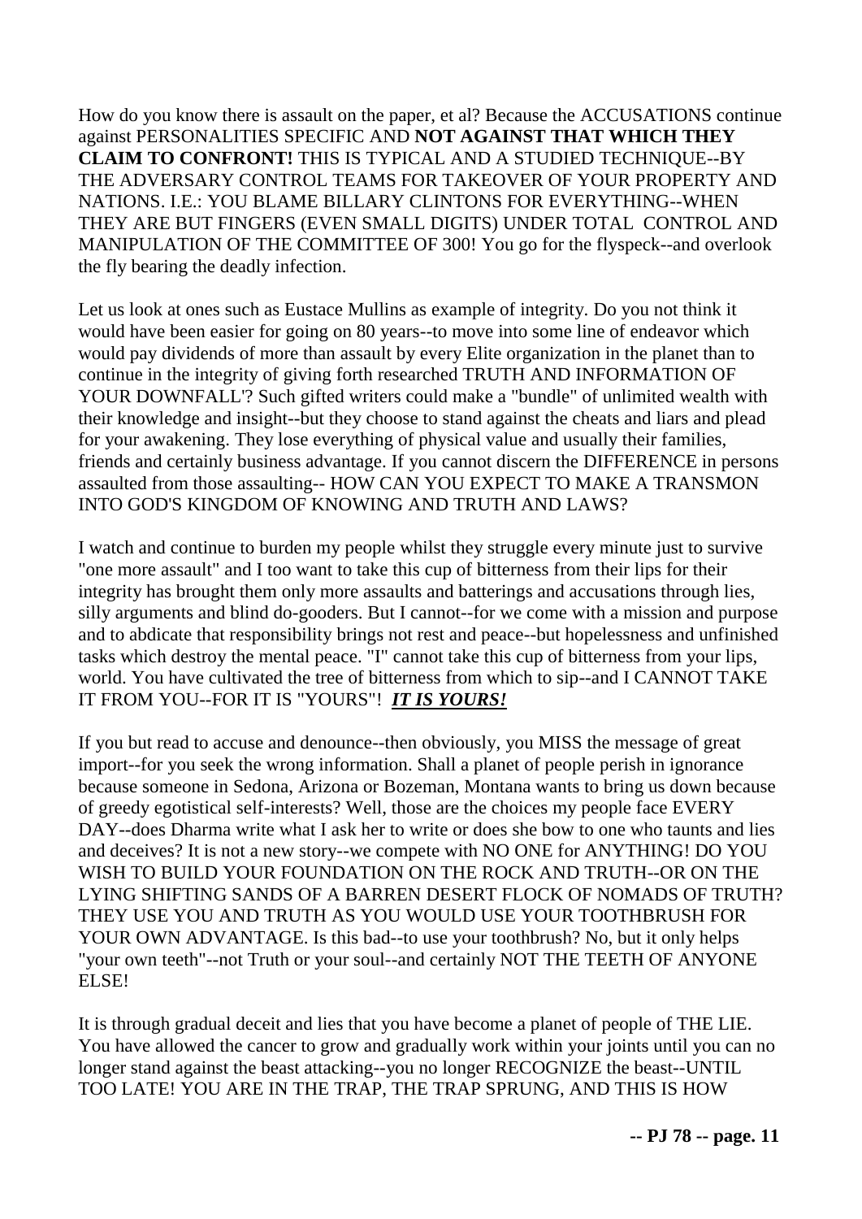How do you know there is assault on the paper, et al? Because the ACCUSATIONS continue against PERSONALITIES SPECIFIC AND **NOT AGAINST THAT WHICH THEY CLAIM TO CONFRONT!** THIS IS TYPICAL AND A STUDIED TECHNIQUE--BY THE ADVERSARY CONTROL TEAMS FOR TAKEOVER OF YOUR PROPERTY AND NATIONS. I.E.: YOU BLAME BILLARY CLINTONS FOR EVERYTHING--WHEN THEY ARE BUT FINGERS (EVEN SMALL DIGITS) UNDER TOTAL CONTROL AND MANIPULATION OF THE COMMITTEE OF 300! You go for the flyspeck--and overlook the fly bearing the deadly infection.

Let us look at ones such as Eustace Mullins as example of integrity. Do you not think it would have been easier for going on 80 years--to move into some line of endeavor which would pay dividends of more than assault by every Elite organization in the planet than to continue in the integrity of giving forth researched TRUTH AND INFORMATION OF YOUR DOWNFALL'? Such gifted writers could make a "bundle" of unlimited wealth with their knowledge and insight--but they choose to stand against the cheats and liars and plead for your awakening. They lose everything of physical value and usually their families, friends and certainly business advantage. If you cannot discern the DIFFERENCE in persons assaulted from those assaulting-- HOW CAN YOU EXPECT TO MAKE A TRANSMON INTO GOD'S KINGDOM OF KNOWING AND TRUTH AND LAWS?

I watch and continue to burden my people whilst they struggle every minute just to survive "one more assault" and I too want to take this cup of bitterness from their lips for their integrity has brought them only more assaults and batterings and accusations through lies, silly arguments and blind do-gooders. But I cannot--for we come with a mission and purpose and to abdicate that responsibility brings not rest and peace--but hopelessness and unfinished tasks which destroy the mental peace. "I" cannot take this cup of bitterness from your lips, world. You have cultivated the tree of bitterness from which to sip--and I CANNOT TAKE IT FROM YOU--FOR IT IS "YOURS"! ***IT IS YOURS!***

If you but read to accuse and denounce--then obviously, you MISS the message of great import--for you seek the wrong information. Shall a planet of people perish in ignorance because someone in Sedona, Arizona or Bozeman, Montana wants to bring us down because of greedy egotistical self-interests? Well, those are the choices my people face EVERY DAY--does Dharma write what I ask her to write or does she bow to one who taunts and lies and deceives? It is not a new story--we compete with NO ONE for ANYTHING! DO YOU WISH TO BUILD YOUR FOUNDATION ON THE ROCK AND TRUTH--OR ON THE LYING SHIFTING SANDS OF A BARREN DESERT FLOCK OF NOMADS OF TRUTH? THEY USE YOU AND TRUTH AS YOU WOULD USE YOUR TOOTHBRUSH FOR YOUR OWN ADVANTAGE. Is this bad--to use your toothbrush? No, but it only helps "your own teeth"--not Truth or your soul--and certainly NOT THE TEETH OF ANYONE ELSE!

It is through gradual deceit and lies that you have become a planet of people of THE LIE. You have allowed the cancer to grow and gradually work within your joints until you can no longer stand against the beast attacking--you no longer RECOGNIZE the beast--UNTIL TOO LATE! YOU ARE IN THE TRAP, THE TRAP SPRUNG, AND THIS IS HOW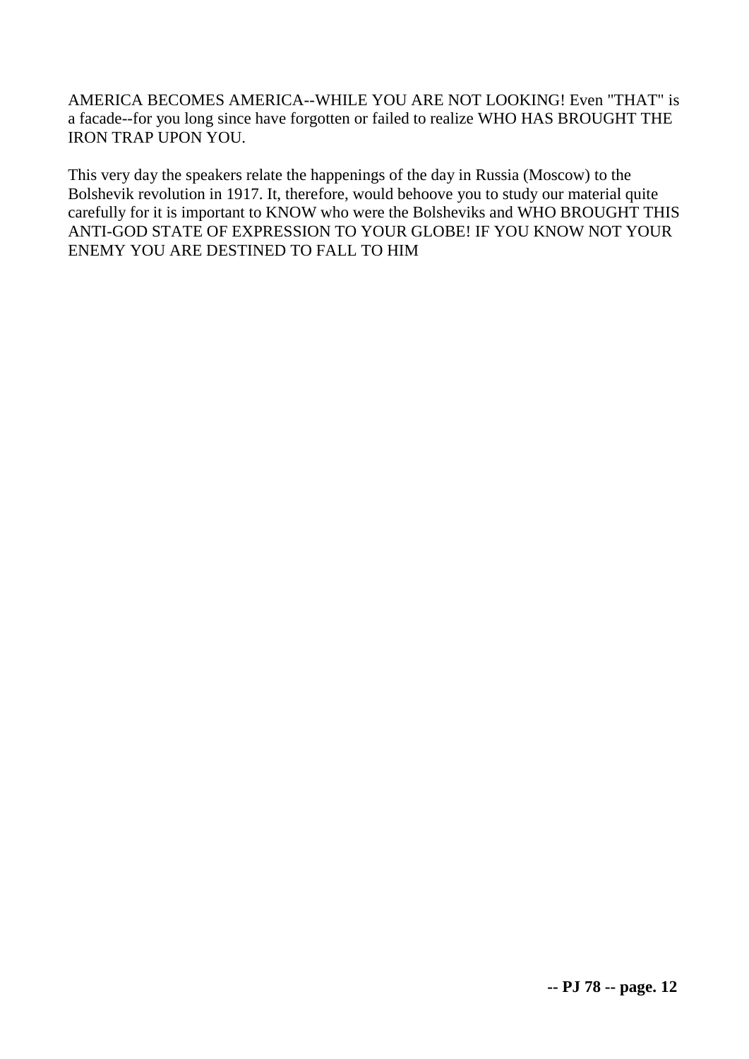AMERICA BECOMES AMERICA--WHILE YOU ARE NOT LOOKING! Even "THAT" is a facade--for you long since have forgotten or failed to realize WHO HAS BROUGHT THE IRON TRAP UPON YOU.

This very day the speakers relate the happenings of the day in Russia (Moscow) to the Bolshevik revolution in 1917. It, therefore, would behoove you to study our material quite carefully for it is important to KNOW who were the Bolsheviks and WHO BROUGHT THIS ANTI-GOD STATE OF EXPRESSION TO YOUR GLOBE! IF YOU KNOW NOT YOUR ENEMY YOU ARE DESTINED TO FALL TO HIM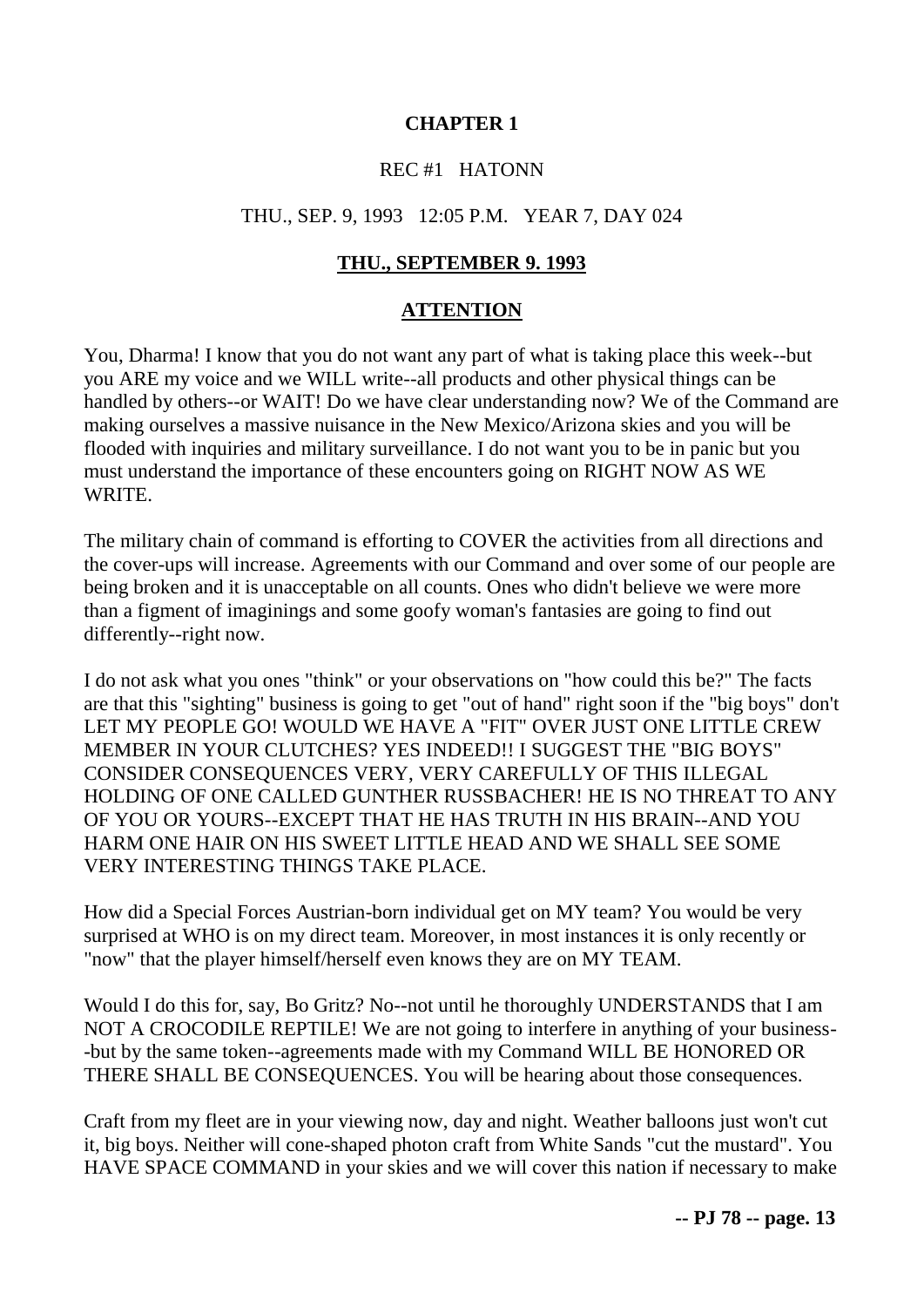## CHAPTER 1

REC #1 HATONN

THU., SEP. 9, 1993 12:05 P.M. YEAR 7, DAY 024

**THU., SEPTEMBER 9. 1993**

**ATTENTION**

You, Dharma! I know that you do not want any part of what is taking place this week--but you ARE my voice and we WILL write--all products and other physical things can be handled by others--or WAIT! Do we have clear understanding now? We of the Command are making ourselves a massive nuisance in the New Mexico/Arizona skies and you will be flooded with inquiries and military surveillance. I do not want you to be in panic but you must understand the importance of these encounters going on RIGHT NOW AS WE WRITE.

The military chain of command is efforting to COVER the activities from all directions and the cover-ups will increase. Agreements with our Command and over some of our people are being broken and it is unacceptable on all counts. Ones who didn't believe we were more than a figment of imaginings and some goofy woman's fantasies are going to find out differently--right now.

I do not ask what you ones "think" or your observations on "how could this be?" The facts are that this "sighting" business is going to get "out of hand" right soon if the "big boys" don't LET MY PEOPLE GO! WOULD WE HAVE A "FIT" OVER JUST ONE LITTLE CREW MEMBER IN YOUR CLUTCHES? YES INDEED!! I SUGGEST THE "BIG BOYS" CONSIDER CONSEQUENCES VERY, VERY CAREFULLY OF THIS ILLEGAL HOLDING OF ONE CALLED GUNTHER RUSSBACHER! HE IS NO THREAT TO ANY OF YOU OR YOURS--EXCEPT THAT HE HAS TRUTH IN HIS BRAIN--AND YOU HARM ONE HAIR ON HIS SWEET LITTLE HEAD AND WE SHALL SEE SOME VERY INTERESTING THINGS TAKE PLACE.

How did a Special Forces Austrian-born individual get on MY team? You would be very surprised at WHO is on my direct team. Moreover, in most instances it is only recently or "now" that the player himself/herself even knows they are on MY TEAM.

Would I do this for, say, Bo Gritz? No--not until he thoroughly UNDERSTANDS that I am NOT A CROCODILE REPTILE! We are not going to interfere in anything of your business--but by the same token--agreements made with my Command WILL BE HONORED OR THERE SHALL BE CONSEQUENCES. You will be hearing about those consequences.

Craft from my fleet are in your viewing now, day and night. Weather balloons just won't cut it, big boys. Neither will cone-shaped photon craft from White Sands "cut the mustard". You HAVE SPACE COMMAND in your skies and we will cover this nation if necessary to make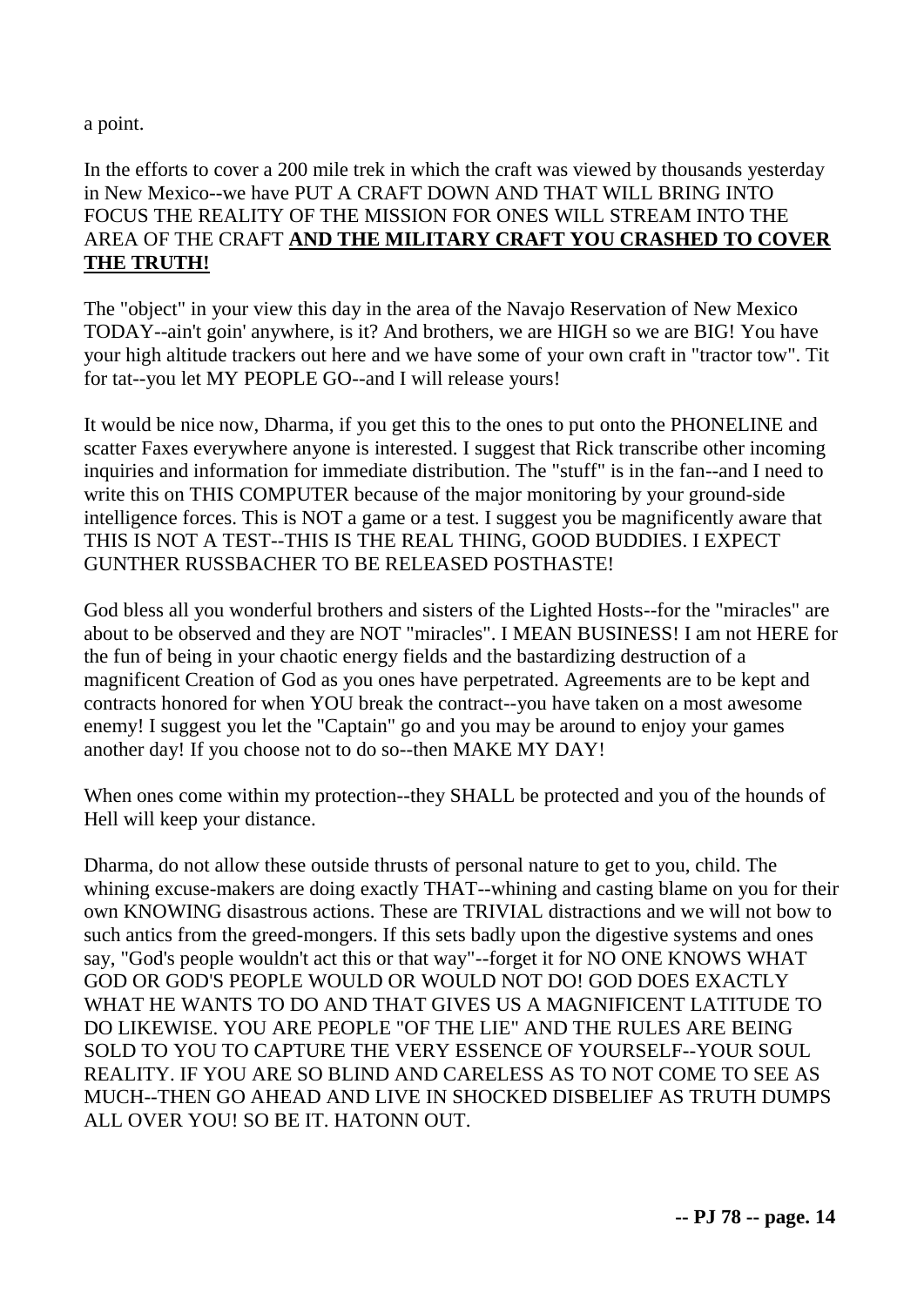a point.

In the efforts to cover a 200 mile trek in which the craft was viewed by thousands yesterday in New Mexico--we have PUT A CRAFT DOWN AND THAT WILL BRING INTO FOCUS THE REALITY OF THE MISSION FOR ONES WILL STREAM INTO THE AREA OF THE CRAFT **AND THE MILITARY CRAFT YOU CRASHED TO COVER THE TRUTH!**

The "object" in your view this day in the area of the Navajo Reservation of New Mexico TODAY--ain't goin' anywhere, is it? And brothers, we are HIGH so we are BIG! You have your high altitude trackers out here and we have some of your own craft in "tractor tow". Tit for tat--you let MY PEOPLE GO--and I will release yours!

It would be nice now, Dharma, if you get this to the ones to put onto the PHONELINE and scatter Faxes everywhere anyone is interested. I suggest that Rick transcribe other incoming inquiries and information for immediate distribution. The "stuff" is in the fan--and I need to write this on THIS COMPUTER because of the major monitoring by your ground-side intelligence forces. This is NOT a game or a test. I suggest you be magnificently aware that THIS IS NOT A TEST--THIS IS THE REAL THING, GOOD BUDDIES. I EXPECT GUNTHER RUSSBACHER TO BE RELEASED POSTHASTE!

God bless all you wonderful brothers and sisters of the Lighted Hosts--for the "miracles" are about to be observed and they are NOT "miracles". I MEAN BUSINESS! I am not HERE for the fun of being in your chaotic energy fields and the bastardizing destruction of a magnificent Creation of God as you ones have perpetrated. Agreements are to be kept and contracts honored for when YOU break the contract--you have taken on a most awesome enemy! I suggest you let the "Captain" go and you may be around to enjoy your games another day! If you choose not to do so--then MAKE MY DAY!

When ones come within my protection--they SHALL be protected and you of the hounds of Hell will keep your distance.

Dharma, do not allow these outside thrusts of personal nature to get to you, child. The whining excuse-makers are doing exactly THAT--whining and casting blame on you for their own KNOWING disastrous actions. These are TRIVIAL distractions and we will not bow to such antics from the greed-mongers. If this sets badly upon the digestive systems and ones say, "God's people wouldn't act this or that way"--forget it for NO ONE KNOWS WHAT GOD OR GOD'S PEOPLE WOULD OR WOULD NOT DO! GOD DOES EXACTLY WHAT HE WANTS TO DO AND THAT GIVES US A MAGNIFICENT LATITUDE TO DO LIKEWISE. YOU ARE PEOPLE "OF THE LIE" AND THE RULES ARE BEING SOLD TO YOU TO CAPTURE THE VERY ESSENCE OF YOURSELF--YOUR SOUL REALITY. IF YOU ARE SO BLIND AND CARELESS AS TO NOT COME TO SEE AS MUCH--THEN GO AHEAD AND LIVE IN SHOCKED DISBELIEF AS TRUTH DUMPS ALL OVER YOU! SO BE IT. HATONN OUT.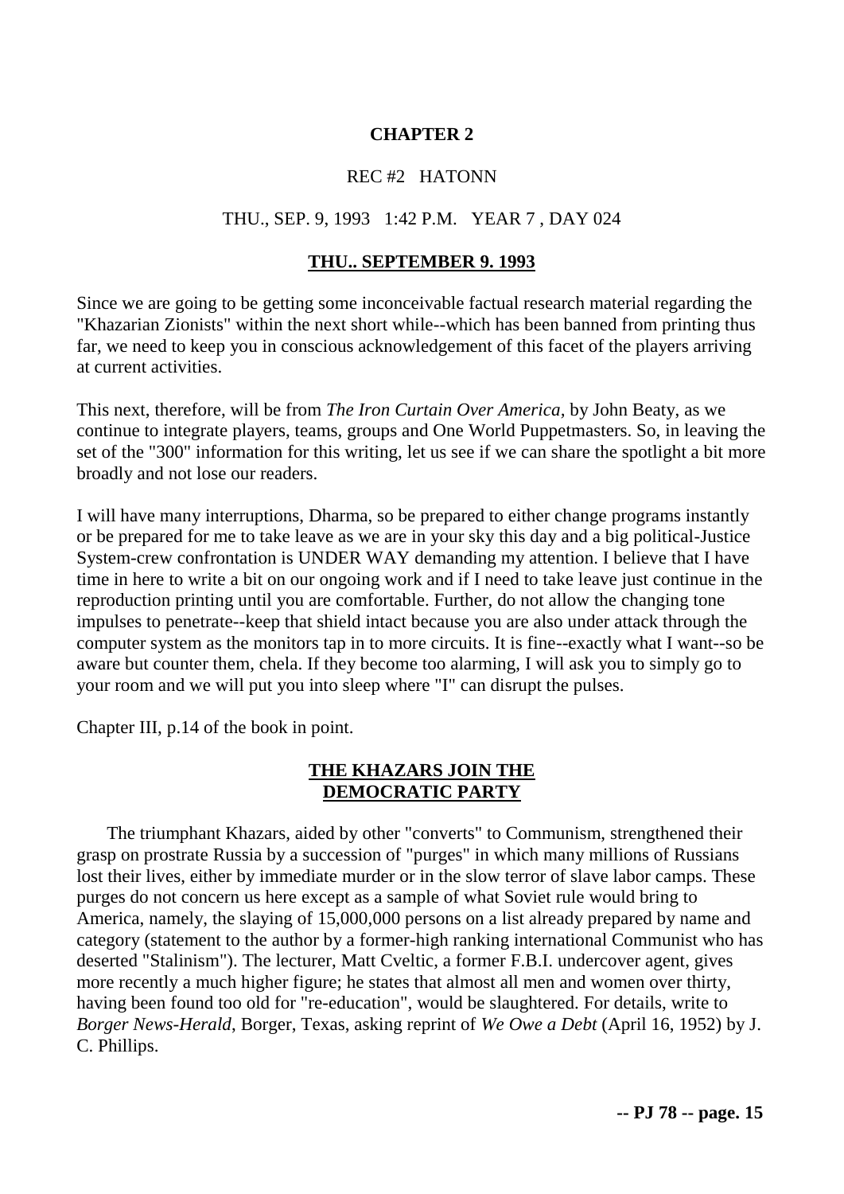## CHAPTER 2

REC #2 HATONN

THU., SEP. 9, 1993 1:42 P.M. YEAR 7 , DAY 024

**THU.. SEPTEMBER 9. 1993**

Since we are going to be getting some inconceivable factual research material regarding the "Khazarian Zionists" within the next short while--which has been banned from printing thus far, we need to keep you in conscious acknowledgement of this facet of the players arriving at current activities.

This next, therefore, will be from *The Iron Curtain Over America,* by John Beaty, as we continue to integrate players, teams, groups and One World Puppetmasters. So, in leaving the set of the "300" information for this writing, let us see if we can share the spotlight a bit more broadly and not lose our readers.

I will have many interruptions, Dharma, so be prepared to either change programs instantly or be prepared for me to take leave as we are in your sky this day and a big political-Justice System-crew confrontation is UNDER WAY demanding my attention. I believe that I have time in here to write a bit on our ongoing work and if I need to take leave just continue in the reproduction printing until you are comfortable. Further, do not allow the changing tone impulses to penetrate--keep that shield intact because you are also under attack through the computer system as the monitors tap in to more circuits. It is fine--exactly what I want--so be aware but counter them, chela. If they become too alarming, I will ask you to simply go to your room and we will put you into sleep where "I" can disrupt the pulses.

Chapter III, p.14 of the book in point.

**THE KHAZARS JOIN THE DEMOCRATIC PARTY**

The triumphant Khazars, aided by other "converts" to Communism, strengthened their grasp on prostrate Russia by a succession of "purges" in which many millions of Russians lost their lives, either by immediate murder or in the slow terror of slave labor camps. These purges do not concern us here except as a sample of what Soviet rule would bring to America, namely, the slaying of 15,000,000 persons on a list already prepared by name and category (statement to the author by a former-high ranking international Communist who has deserted "Stalinism"). The lecturer, Matt Cveltic, a former F.B.I. undercover agent, gives more recently a much higher figure; he states that almost all men and women over thirty, having been found too old for "re-education", would be slaughtered. For details, write to *Borger News-Herald*, Borger, Texas, asking reprint of *We Owe a Debt* (April 16, 1952) by J. C. Phillips.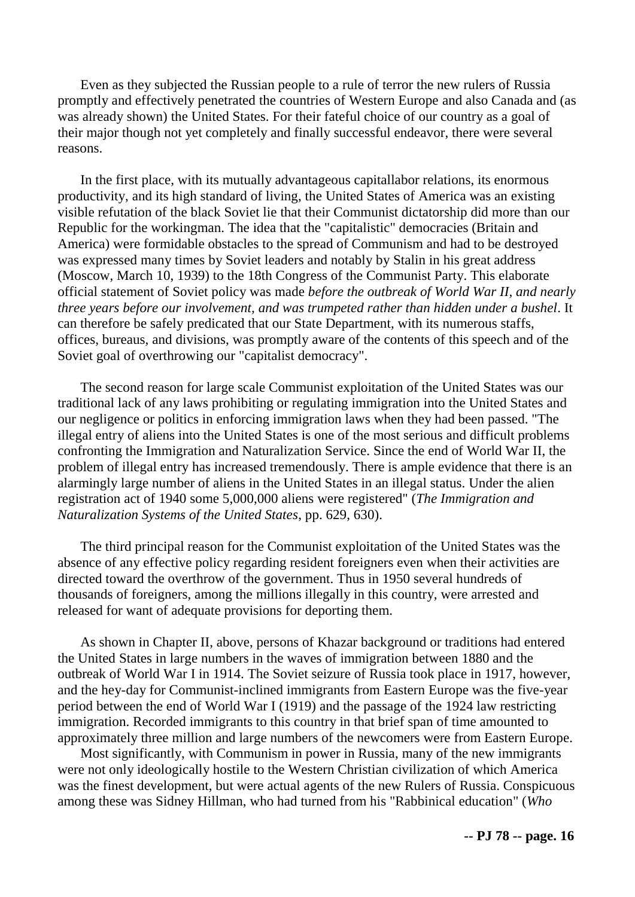Even as they subjected the Russian people to a rule of terror the new rulers of Russia promptly and effectively penetrated the countries of Western Europe and also Canada and (as was already shown) the United States. For their fateful choice of our country as a goal of their major though not yet completely and finally successful endeavor, there were several reasons.

In the first place, with its mutually advantageous capitallabor relations, its enormous productivity, and its high standard of living, the United States of America was an existing visible refutation of the black Soviet lie that their Communist dictatorship did more than our Republic for the workingman. The idea that the "capitalistic" democracies (Britain and America) were formidable obstacles to the spread of Communism and had to be destroyed was expressed many times by Soviet leaders and notably by Stalin in his great address (Moscow, March 10, 1939) to the 18th Congress of the Communist Party. This elaborate official statement of Soviet policy was made *before the outbreak of World War II, and nearly three years before our involvement, and was trumpeted rather than hidden under a bushel*. It can therefore be safely predicated that our State Department, with its numerous staffs, offices, bureaus, and divisions, was promptly aware of the contents of this speech and of the Soviet goal of overthrowing our "capitalist democracy".

The second reason for large scale Communist exploitation of the United States was our traditional lack of any laws prohibiting or regulating immigration into the United States and our negligence or politics in enforcing immigration laws when they had been passed. "The illegal entry of aliens into the United States is one of the most serious and difficult problems confronting the Immigration and Naturalization Service. Since the end of World War II, the problem of illegal entry has increased tremendously. There is ample evidence that there is an alarmingly large number of aliens in the United States in an illegal status. Under the alien registration act of 1940 some 5,000,000 aliens were registered" (*The Immigration and Naturalization Systems of the United States*, pp. 629, 630).

The third principal reason for the Communist exploitation of the United States was the absence of any effective policy regarding resident foreigners even when their activities are directed toward the overthrow of the government. Thus in 1950 several hundreds of thousands of foreigners, among the millions illegally in this country, were arrested and released for want of adequate provisions for deporting them.

As shown in Chapter II, above, persons of Khazar background or traditions had entered the United States in large numbers in the waves of immigration between 1880 and the outbreak of World War I in 1914. The Soviet seizure of Russia took place in 1917, however, and the hey-day for Communist-inclined immigrants from Eastern Europe was the five-year period between the end of World War I (1919) and the passage of the 1924 law restricting immigration. Recorded immigrants to this country in that brief span of time amounted to approximately three million and large numbers of the newcomers were from Eastern Europe.

Most significantly, with Communism in power in Russia, many of the new immigrants were not only ideologically hostile to the Western Christian civilization of which America was the finest development, but were actual agents of the new Rulers of Russia. Conspicuous among these was Sidney Hillman, who had turned from his "Rabbinical education" (*Who*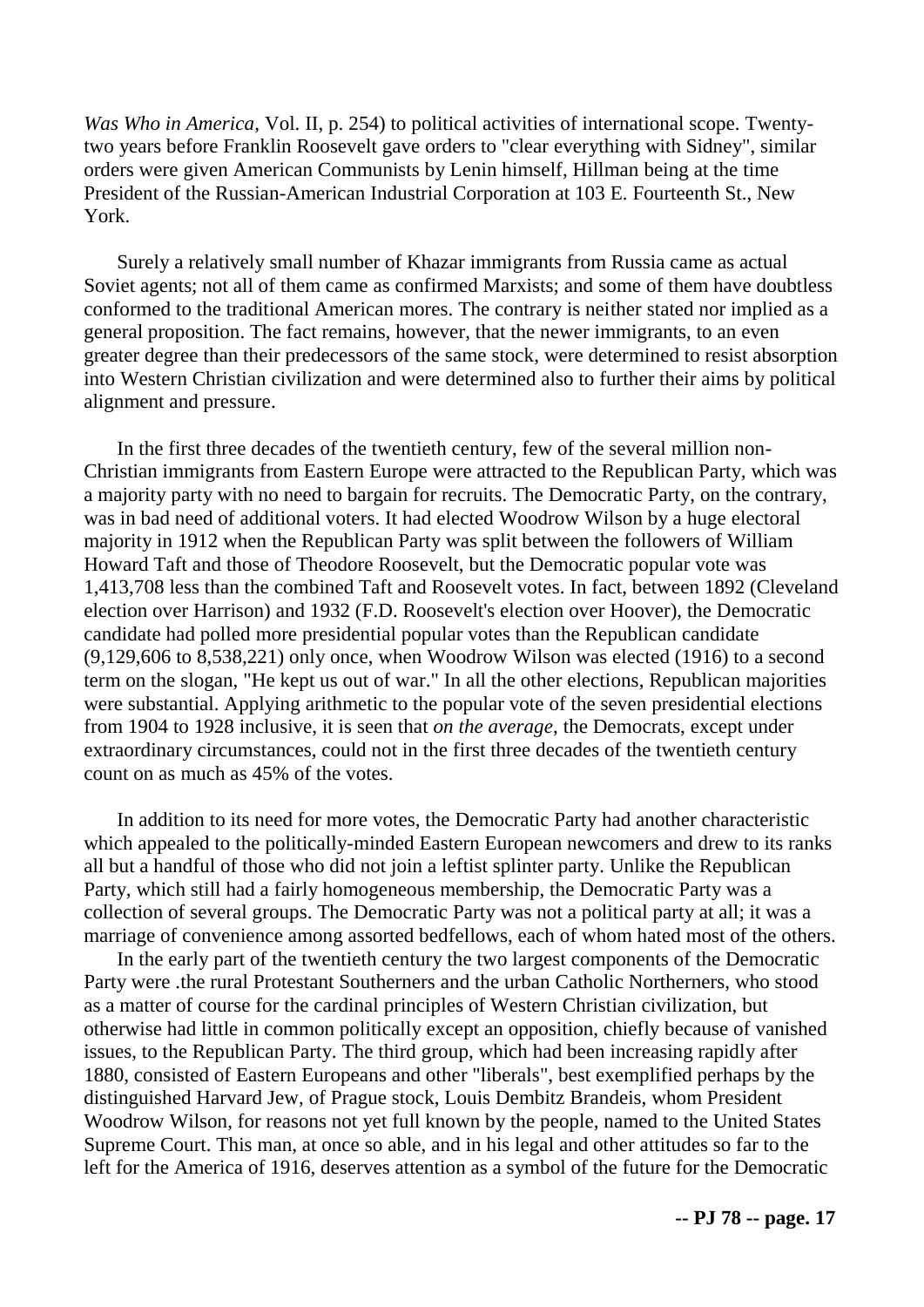*Was Who in America*, Vol. II, p. 254) to political activities of international scope. Twenty-two years before Franklin Roosevelt gave orders to "clear everything with Sidney", similar orders were given American Communists by Lenin himself, Hillman being at the time President of the Russian-American Industrial Corporation at 103 E. Fourteenth St., New York.

Surely a relatively small number of Khazar immigrants from Russia came as actual Soviet agents; not all of them came as confirmed Marxists; and some of them have doubtless conformed to the traditional American mores. The contrary is neither stated nor implied as a general proposition. The fact remains, however, that the newer immigrants, to an even greater degree than their predecessors of the same stock, were determined to resist absorption into Western Christian civilization and were determined also to further their aims by political alignment and pressure.

In the first three decades of the twentieth century, few of the several million non-Christian immigrants from Eastern Europe were attracted to the Republican Party, which was a majority party with no need to bargain for recruits. The Democratic Party, on the contrary, was in bad need of additional voters. It had elected Woodrow Wilson by a huge electoral majority in 1912 when the Republican Party was split between the followers of William Howard Taft and those of Theodore Roosevelt, but the Democratic popular vote was 1,413,708 less than the combined Taft and Roosevelt votes. In fact, between 1892 (Cleveland election over Harrison) and 1932 (F.D. Roosevelt's election over Hoover), the Democratic candidate had polled more presidential popular votes than the Republican candidate (9,129,606 to 8,538,221) only once, when Woodrow Wilson was elected (1916) to a second term on the slogan, "He kept us out of war." In all the other elections, Republican majorities were substantial. Applying arithmetic to the popular vote of the seven presidential elections from 1904 to 1928 inclusive, it is seen that *on the average*, the Democrats, except under extraordinary circumstances, could not in the first three decades of the twentieth century count on as much as 45% of the votes.

In addition to its need for more votes, the Democratic Party had another characteristic which appealed to the politically-minded Eastern European newcomers and drew to its ranks all but a handful of those who did not join a leftist splinter party. Unlike the Republican Party, which still had a fairly homogeneous membership, the Democratic Party was a collection of several groups. The Democratic Party was not a political party at all; it was a marriage of convenience among assorted bedfellows, each of whom hated most of the others.

In the early part of the twentieth century the two largest components of the Democratic Party were .the rural Protestant Southerners and the urban Catholic Northerners, who stood as a matter of course for the cardinal principles of Western Christian civilization, but otherwise had little in common politically except an opposition, chiefly because of vanished issues, to the Republican Party. The third group, which had been increasing rapidly after 1880, consisted of Eastern Europeans and other "liberals", best exemplified perhaps by the distinguished Harvard Jew, of Prague stock, Louis Dembitz Brandeis, whom President Woodrow Wilson, for reasons not yet full known by the people, named to the United States Supreme Court. This man, at once so able, and in his legal and other attitudes so far to the left for the America of 1916, deserves attention as a symbol of the future for the Democratic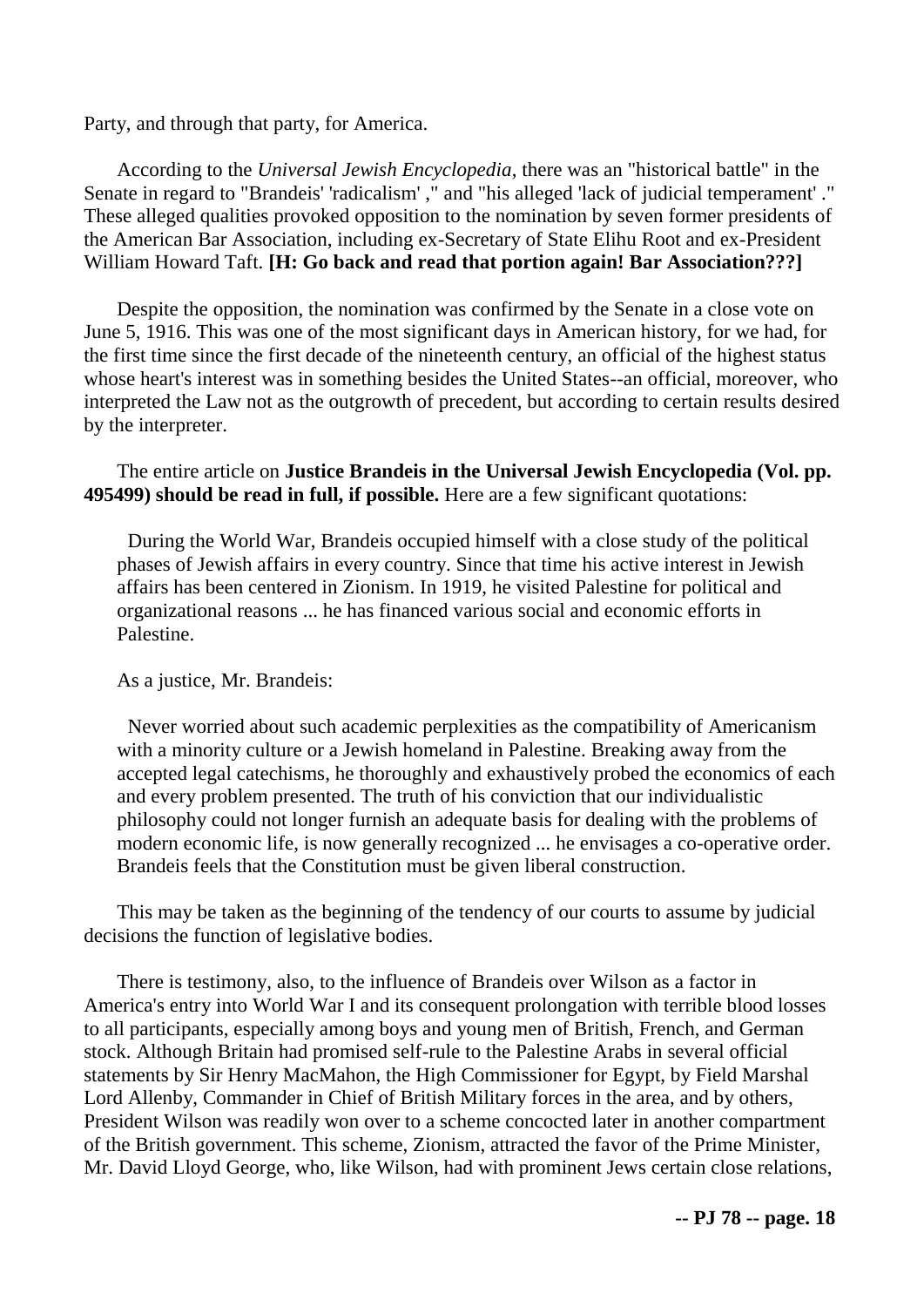Party, and through that party, for America.

According to the *Universal Jewish Encyclopedia*, there was an "historical battle" in the Senate in regard to "Brandeis' 'radicalism' ," and "his alleged 'lack of judicial temperament' ." These alleged qualities provoked opposition to the nomination by seven former presidents of the American Bar Association, including ex-Secretary of State Elihu Root and ex-President William Howard Taft. **[H: Go back and read that portion again! Bar Association???]**

Despite the opposition, the nomination was confirmed by the Senate in a close vote on June 5, 1916. This was one of the most significant days in American history, for we had, for the first time since the first decade of the nineteenth century, an official of the highest status whose heart's interest was in something besides the United States--an official, moreover, who interpreted the Law not as the outgrowth of precedent, but according to certain results desired by the interpreter.

The entire article on **Justice Brandeis in the Universal Jewish Encyclopedia (Vol. pp. 495499) should be read in full, if possible.** Here are a few significant quotations:

> During the World War, Brandeis occupied himself with a close study of the political phases of Jewish affairs in every country. Since that time his active interest in Jewish affairs has been centered in Zionism. In 1919, he visited Palestine for political and organizational reasons ... he has financed various social and economic efforts in Palestine.

As a justice, Mr. Brandeis:

> Never worried about such academic perplexities as the compatibility of Americanism with a minority culture or a Jewish homeland in Palestine. Breaking away from the accepted legal catechisms, he thoroughly and exhaustively probed the economics of each and every problem presented. The truth of his conviction that our individualistic philosophy could not longer furnish an adequate basis for dealing with the problems of modern economic life, is now generally recognized ... he envisages a co-operative order. Brandeis feels that the Constitution must be given liberal construction.

This may be taken as the beginning of the tendency of our courts to assume by judicial decisions the function of legislative bodies.

There is testimony, also, to the influence of Brandeis over Wilson as a factor in America's entry into World War I and its consequent prolongation with terrible blood losses to all participants, especially among boys and young men of British, French, and German stock. Although Britain had promised self-rule to the Palestine Arabs in several official statements by Sir Henry MacMahon, the High Commissioner for Egypt, by Field Marshal Lord Allenby, Commander in Chief of British Military forces in the area, and by others, President Wilson was readily won over to a scheme concocted later in another compartment of the British government. This scheme, Zionism, attracted the favor of the Prime Minister, Mr. David Lloyd George, who, like Wilson, had with prominent Jews certain close relations,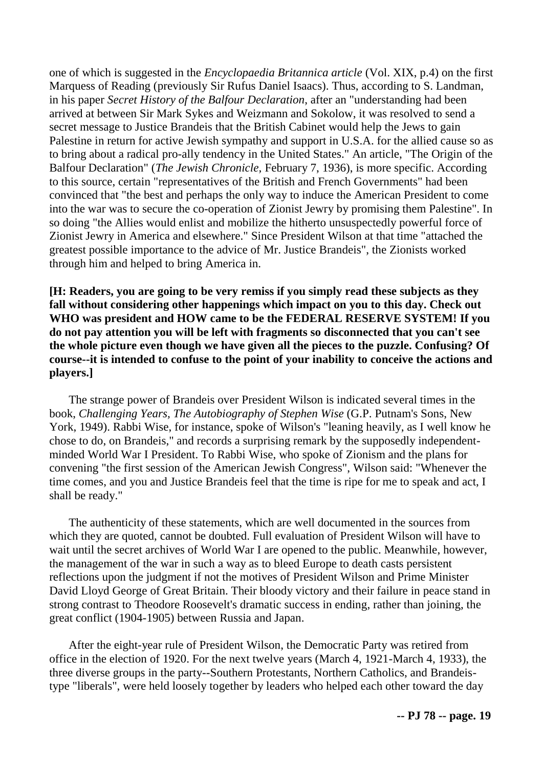one of which is suggested in the *Encyclopaedia Britannica article* (Vol. XIX, p.4) on the first Marquess of Reading (previously Sir Rufus Daniel Isaacs). Thus, according to S. Landman, in his paper *Secret History of the Balfour Declaration*, after an "understanding had been arrived at between Sir Mark Sykes and Weizmann and Sokolow, it was resolved to send a secret message to Justice Brandeis that the British Cabinet would help the Jews to gain Palestine in return for active Jewish sympathy and support in U.S.A. for the allied cause so as to bring about a radical pro-ally tendency in the United States." An article, "The Origin of the Balfour Declaration" (*The Jewish Chronicle*, February 7, 1936), is more specific. According to this source, certain "representatives of the British and French Governments" had been convinced that "the best and perhaps the only way to induce the American President to come into the war was to secure the co-operation of Zionist Jewry by promising them Palestine". In so doing "the Allies would enlist and mobilize the hitherto unsuspectedly powerful force of Zionist Jewry in America and elsewhere." Since President Wilson at that time "attached the greatest possible importance to the advice of Mr. Justice Brandeis", the Zionists worked through him and helped to bring America in.

**[H: Readers, you are going to be very remiss if you simply read these subjects as they fall without considering other happenings which impact on you to this day. Check out WHO was president and HOW came to be the FEDERAL RESERVE SYSTEM! If you do not pay attention you will be left with fragments so disconnected that you can't see the whole picture even though we have given all the pieces to the puzzle. Confusing? Of course--it is intended to confuse to the point of your inability to conceive the actions and players.]**

The strange power of Brandeis over President Wilson is indicated several times in the book, *Challenging Years, The Autobiography of Stephen Wise* (G.P. Putnam's Sons, New York, 1949). Rabbi Wise, for instance, spoke of Wilson's "leaning heavily, as I well know he chose to do, on Brandeis," and records a surprising remark by the supposedly independent-minded World War I President. To Rabbi Wise, who spoke of Zionism and the plans for convening "the first session of the American Jewish Congress", Wilson said: "Whenever the time comes, and you and Justice Brandeis feel that the time is ripe for me to speak and act, I shall be ready."

The authenticity of these statements, which are well documented in the sources from which they are quoted, cannot be doubted. Full evaluation of President Wilson will have to wait until the secret archives of World War I are opened to the public. Meanwhile, however, the management of the war in such a way as to bleed Europe to death casts persistent reflections upon the judgment if not the motives of President Wilson and Prime Minister David Lloyd George of Great Britain. Their bloody victory and their failure in peace stand in strong contrast to Theodore Roosevelt's dramatic success in ending, rather than joining, the great conflict (1904-1905) between Russia and Japan.

After the eight-year rule of President Wilson, the Democratic Party was retired from office in the election of 1920. For the next twelve years (March 4, 1921-March 4, 1933), the three diverse groups in the party--Southern Protestants, Northern Catholics, and Brandeis-type "liberals", were held loosely together by leaders who helped each other toward the day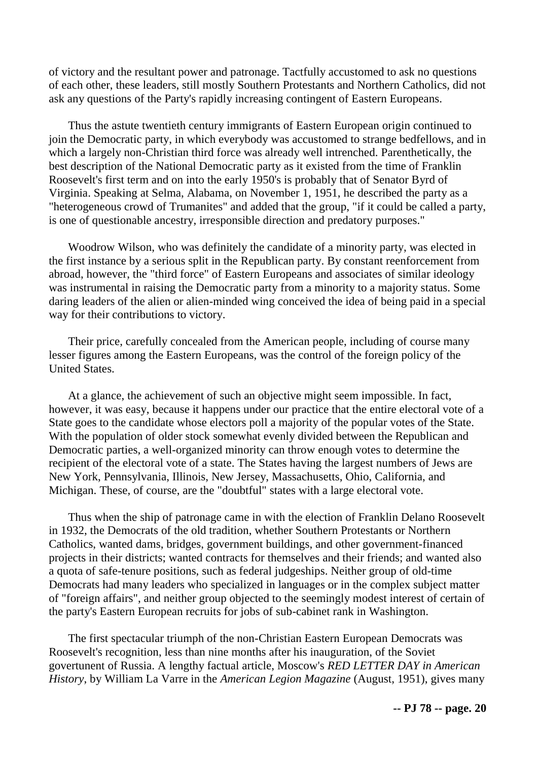of victory and the resultant power and patronage. Tactfully accustomed to ask no questions of each other, these leaders, still mostly Southern Protestants and Northern Catholics, did not ask any questions of the Party's rapidly increasing contingent of Eastern Europeans.

Thus the astute twentieth century immigrants of Eastern European origin continued to join the Democratic party, in which everybody was accustomed to strange bedfellows, and in which a largely non-Christian third force was already well intrenched. Parenthetically, the best description of the National Democratic party as it existed from the time of Franklin Roosevelt's first term and on into the early 1950's is probably that of Senator Byrd of Virginia. Speaking at Selma, Alabama, on November 1, 1951, he described the party as a "heterogeneous crowd of Trumanites" and added that the group, "if it could be called a party, is one of questionable ancestry, irresponsible direction and predatory purposes."

Woodrow Wilson, who was definitely the candidate of a minority party, was elected in the first instance by a serious split in the Republican party. By constant reenforcement from abroad, however, the "third force" of Eastern Europeans and associates of similar ideology was instrumental in raising the Democratic party from a minority to a majority status. Some daring leaders of the alien or alien-minded wing conceived the idea of being paid in a special way for their contributions to victory.

Their price, carefully concealed from the American people, including of course many lesser figures among the Eastern Europeans, was the control of the foreign policy of the United States.

At a glance, the achievement of such an objective might seem impossible. In fact, however, it was easy, because it happens under our practice that the entire electoral vote of a State goes to the candidate whose electors poll a majority of the popular votes of the State. With the population of older stock somewhat evenly divided between the Republican and Democratic parties, a well-organized minority can throw enough votes to determine the recipient of the electoral vote of a state. The States having the largest numbers of Jews are New York, Pennsylvania, Illinois, New Jersey, Massachusetts, Ohio, California, and Michigan. These, of course, are the "doubtful" states with a large electoral vote.

Thus when the ship of patronage came in with the election of Franklin Delano Roosevelt in 1932, the Democrats of the old tradition, whether Southern Protestants or Northern Catholics, wanted dams, bridges, government buildings, and other government-financed projects in their districts; wanted contracts for themselves and their friends; and wanted also a quota of safe-tenure positions, such as federal judgeships. Neither group of old-time Democrats had many leaders who specialized in languages or in the complex subject matter of "foreign affairs", and neither group objected to the seemingly modest interest of certain of the party's Eastern European recruits for jobs of sub-cabinet rank in Washington.

The first spectacular triumph of the non-Christian Eastern European Democrats was Roosevelt's recognition, less than nine months after his inauguration, of the Soviet govertunent of Russia. A lengthy factual article, Moscow's *RED LETTER DAY in American History*, by William La Varre in the *American Legion Magazine* (August, 1951), gives many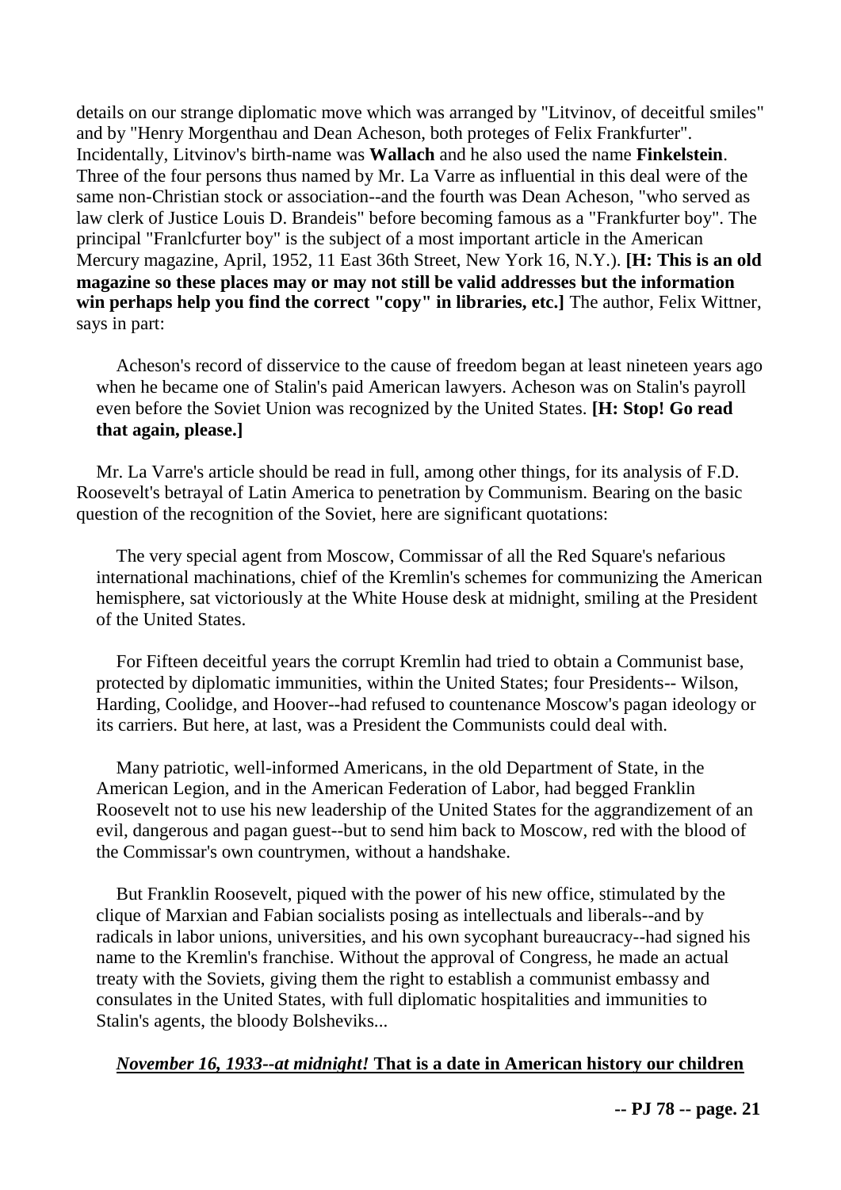details on our strange diplomatic move which was arranged by "Litvinov, of deceitful smiles" and by "Henry Morgenthau and Dean Acheson, both proteges of Felix Frankfurter". Incidentally, Litvinov's birth-name was **Wallach** and he also used the name **Finkelstein**. Three of the four persons thus named by Mr. La Varre as influential in this deal were of the same non-Christian stock or association--and the fourth was Dean Acheson, "who served as law clerk of Justice Louis D. Brandeis" before becoming famous as a "Frankfurter boy". The principal "Franlcfurter boy" is the subject of a most important article in the American Mercury magazine, April, 1952, 11 East 36th Street, New York 16, N.Y.). **[H: This is an old magazine so these places may or may not still be valid addresses but the information win perhaps help you find the correct "copy" in libraries, etc.]** The author, Felix Wittner, says in part:

> Acheson's record of disservice to the cause of freedom began at least nineteen years ago when he became one of Stalin's paid American lawyers. Acheson was on Stalin's payroll even before the Soviet Union was recognized by the United States. **[H: Stop! Go read that again, please.]**

Mr. La Varre's article should be read in full, among other things, for its analysis of F.D. Roosevelt's betrayal of Latin America to penetration by Communism. Bearing on the basic question of the recognition of the Soviet, here are significant quotations:

> The very special agent from Moscow, Commissar of all the Red Square's nefarious international machinations, chief of the Kremlin's schemes for communizing the American hemisphere, sat victoriously at the White House desk at midnight, smiling at the President of the United States.
>
> For Fifteen deceitful years the corrupt Kremlin had tried to obtain a Communist base, protected by diplomatic immunities, within the United States; four Presidents-- Wilson, Harding, Coolidge, and Hoover--had refused to countenance Moscow's pagan ideology or its carriers. But here, at last, was a President the Communists could deal with.
>
> Many patriotic, well-informed Americans, in the old Department of State, in the American Legion, and in the American Federation of Labor, had begged Franklin Roosevelt not to use his new leadership of the United States for the aggrandizement of an evil, dangerous and pagan guest--but to send him back to Moscow, red with the blood of the Commissar's own countrymen, without a handshake.
>
> But Franklin Roosevelt, piqued with the power of his new office, stimulated by the clique of Marxian and Fabian socialists posing as intellectuals and liberals--and by radicals in labor unions, universities, and his own sycophant bureaucracy--had signed his name to the Kremlin's franchise. Without the approval of Congress, he made an actual treaty with the Soviets, giving them the right to establish a communist embassy and consulates in the United States, with full diplomatic hospitalities and immunities to Stalin's agents, the bloody Bolsheviks...
>
> ***November 16, 1933--at midnight!*** **That is a date in American history our children**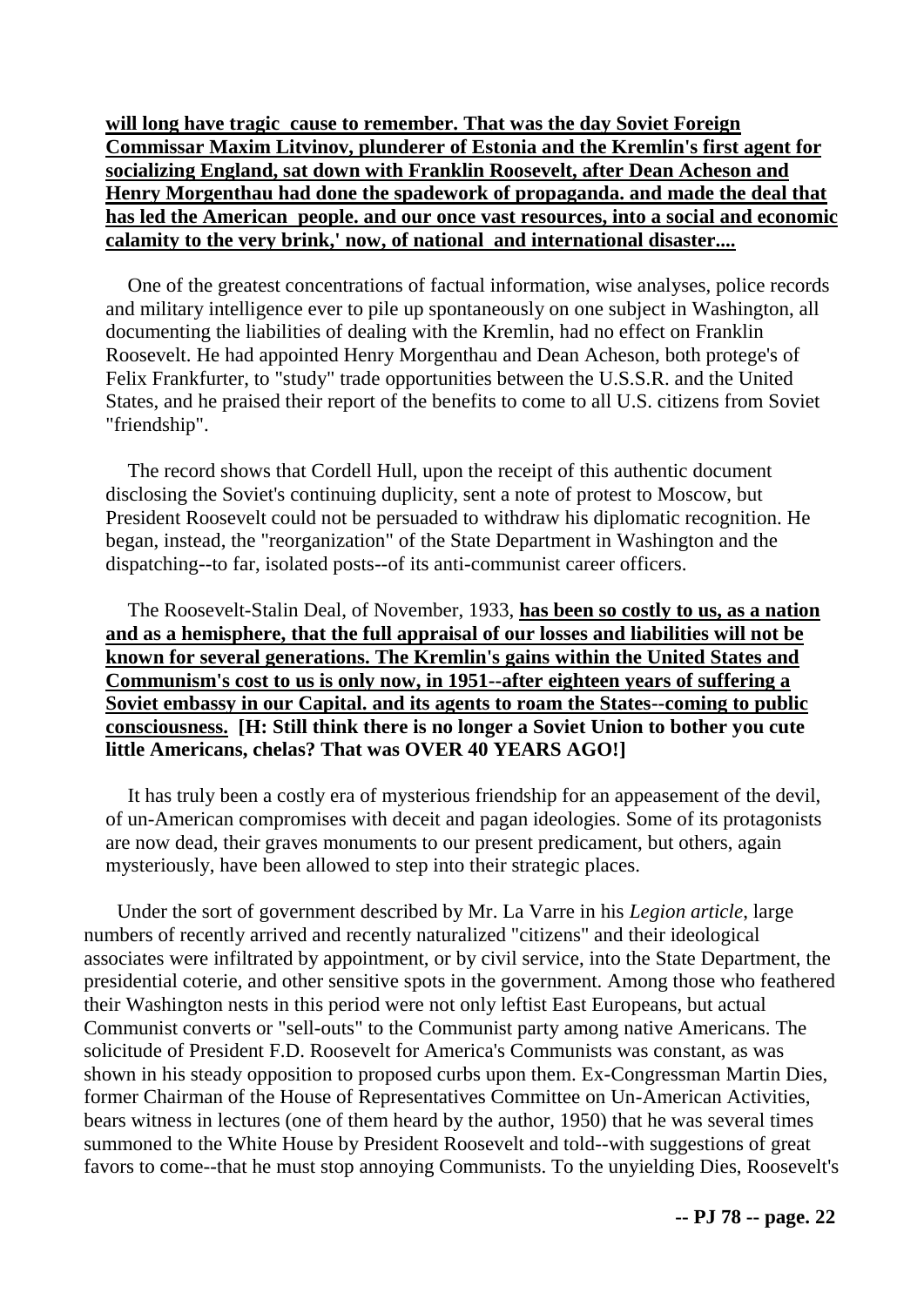**will long have tragic cause to remember. That was the day Soviet Foreign Commissar Maxim Litvinov, plunderer of Estonia and the Kremlin's first agent for socializing England, sat down with Franklin Roosevelt, after Dean Acheson and Henry Morgenthau had done the spadework of propaganda. and made the deal that has led the American people. and our once vast resources, into a social and economic calamity to the very brink,' now, of national and international disaster....**

One of the greatest concentrations of factual information, wise analyses, police records and military intelligence ever to pile up spontaneously on one subject in Washington, all documenting the liabilities of dealing with the Kremlin, had no effect on Franklin Roosevelt. He had appointed Henry Morgenthau and Dean Acheson, both protege's of Felix Frankfurter, to "study" trade opportunities between the U.S.S.R. and the United States, and he praised their report of the benefits to come to all U.S. citizens from Soviet "friendship".

The record shows that Cordell Hull, upon the receipt of this authentic document disclosing the Soviet's continuing duplicity, sent a note of protest to Moscow, but President Roosevelt could not be persuaded to withdraw his diplomatic recognition. He began, instead, the "reorganization" of the State Department in Washington and the dispatching--to far, isolated posts--of its anti-communist career officers.

The Roosevelt-Stalin Deal, of November, 1933, **has been so costly to us, as a nation and as a hemisphere, that the full appraisal of our losses and liabilities will not be known for several generations. The Kremlin's gains within the United States and Communism's cost to us is only now, in 1951--after eighteen years of suffering a Soviet embassy in our Capital. and its agents to roam the States--coming to public consciousness.** **[H: Still think there is no longer a Soviet Union to bother you cute little Americans, chelas? That was OVER 40 YEARS AGO!]**

It has truly been a costly era of mysterious friendship for an appeasement of the devil, of un-American compromises with deceit and pagan ideologies. Some of its protagonists are now dead, their graves monuments to our present predicament, but others, again mysteriously, have been allowed to step into their strategic places.

Under the sort of government described by Mr. La Varre in his *Legion article,* large numbers of recently arrived and recently naturalized "citizens" and their ideological associates were infiltrated by appointment, or by civil service, into the State Department, the presidential coterie, and other sensitive spots in the government. Among those who feathered their Washington nests in this period were not only leftist East Europeans, but actual Communist converts or "sell-outs" to the Communist party among native Americans. The solicitude of President F.D. Roosevelt for America's Communists was constant, as was shown in his steady opposition to proposed curbs upon them. Ex-Congressman Martin Dies, former Chairman of the House of Representatives Committee on Un-American Activities, bears witness in lectures (one of them heard by the author, 1950) that he was several times summoned to the White House by President Roosevelt and told--with suggestions of great favors to come--that he must stop annoying Communists. To the unyielding Dies, Roosevelt's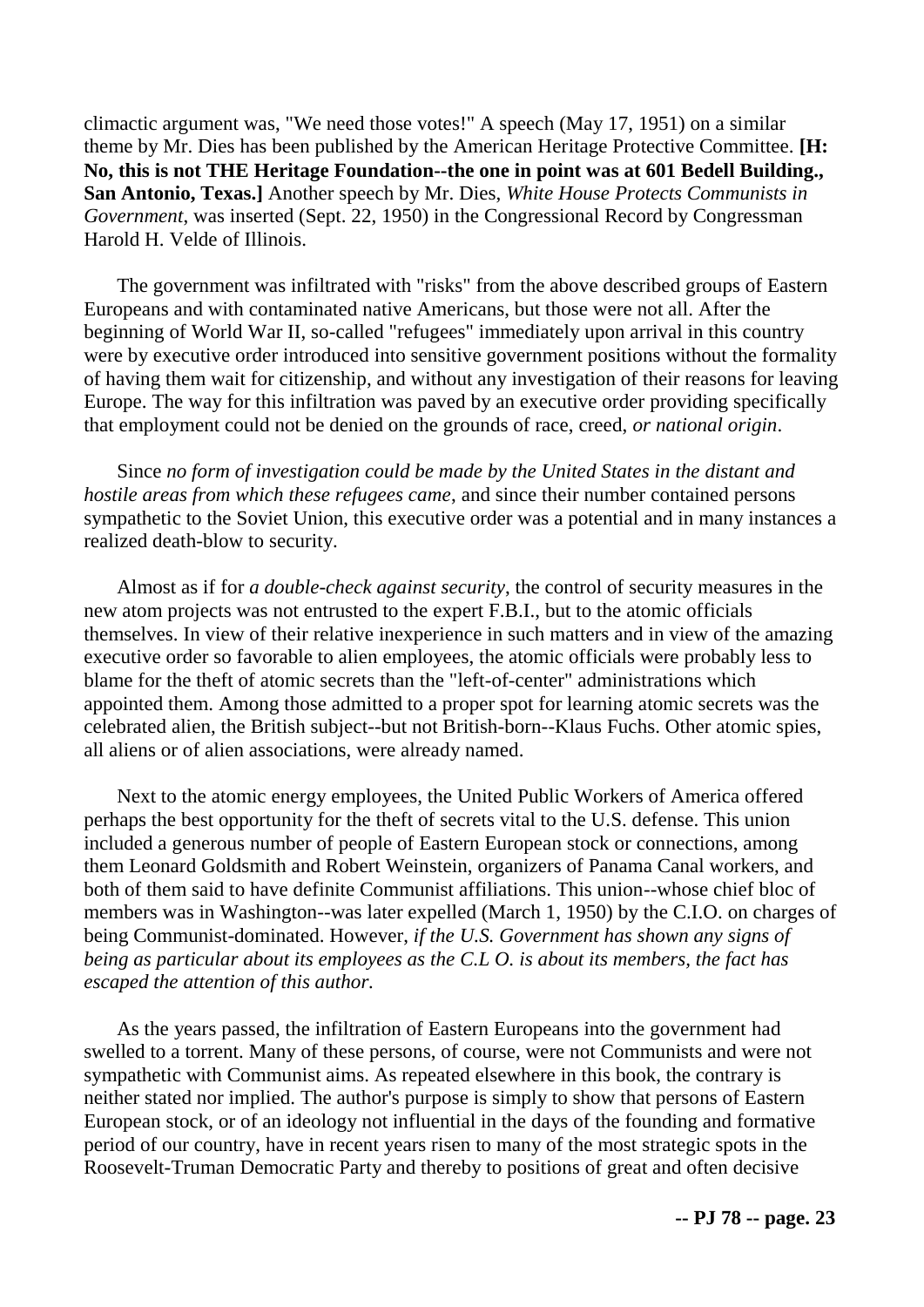climactic argument was, "We need those votes!" A speech (May 17, 1951) on a similar theme by Mr. Dies has been published by the American Heritage Protective Committee. **[H: No, this is not THE Heritage Foundation--the one in point was at 601 Bedell Building., San Antonio, Texas.]** Another speech by Mr. Dies, *White House Protects Communists in Government*, was inserted (Sept. 22, 1950) in the Congressional Record by Congressman Harold H. Velde of Illinois.

The government was infiltrated with "risks" from the above described groups of Eastern Europeans and with contaminated native Americans, but those were not all. After the beginning of World War II, so-called "refugees" immediately upon arrival in this country were by executive order introduced into sensitive government positions without the formality of having them wait for citizenship, and without any investigation of their reasons for leaving Europe. The way for this infiltration was paved by an executive order providing specifically that employment could not be denied on the grounds of race, creed, *or national origin*.

Since *no form of investigation could be made by the United States in the distant and hostile areas from which these refugees came*, and since their number contained persons sympathetic to the Soviet Union, this executive order was a potential and in many instances a realized death-blow to security.

Almost as if for *a double-check against security*, the control of security measures in the new atom projects was not entrusted to the expert F.B.I., but to the atomic officials themselves. In view of their relative inexperience in such matters and in view of the amazing executive order so favorable to alien employees, the atomic officials were probably less to blame for the theft of atomic secrets than the "left-of-center" administrations which appointed them. Among those admitted to a proper spot for learning atomic secrets was the celebrated alien, the British subject--but not British-born--Klaus Fuchs. Other atomic spies, all aliens or of alien associations, were already named.

Next to the atomic energy employees, the United Public Workers of America offered perhaps the best opportunity for the theft of secrets vital to the U.S. defense. This union included a generous number of people of Eastern European stock or connections, among them Leonard Goldsmith and Robert Weinstein, organizers of Panama Canal workers, and both of them said to have definite Communist affiliations. This union--whose chief bloc of members was in Washington--was later expelled (March 1, 1950) by the C.I.O. on charges of being Communist-dominated. However, *if the U.S. Government has shown any signs of being as particular about its employees as the C.I. O. is about its members, the fact has escaped the attention of this author.*

As the years passed, the infiltration of Eastern Europeans into the government had swelled to a torrent. Many of these persons, of course, were not Communists and were not sympathetic with Communist aims. As repeated elsewhere in this book, the contrary is neither stated nor implied. The author's purpose is simply to show that persons of Eastern European stock, or of an ideology not influential in the days of the founding and formative period of our country, have in recent years risen to many of the most strategic spots in the Roosevelt-Truman Democratic Party and thereby to positions of great and often decisive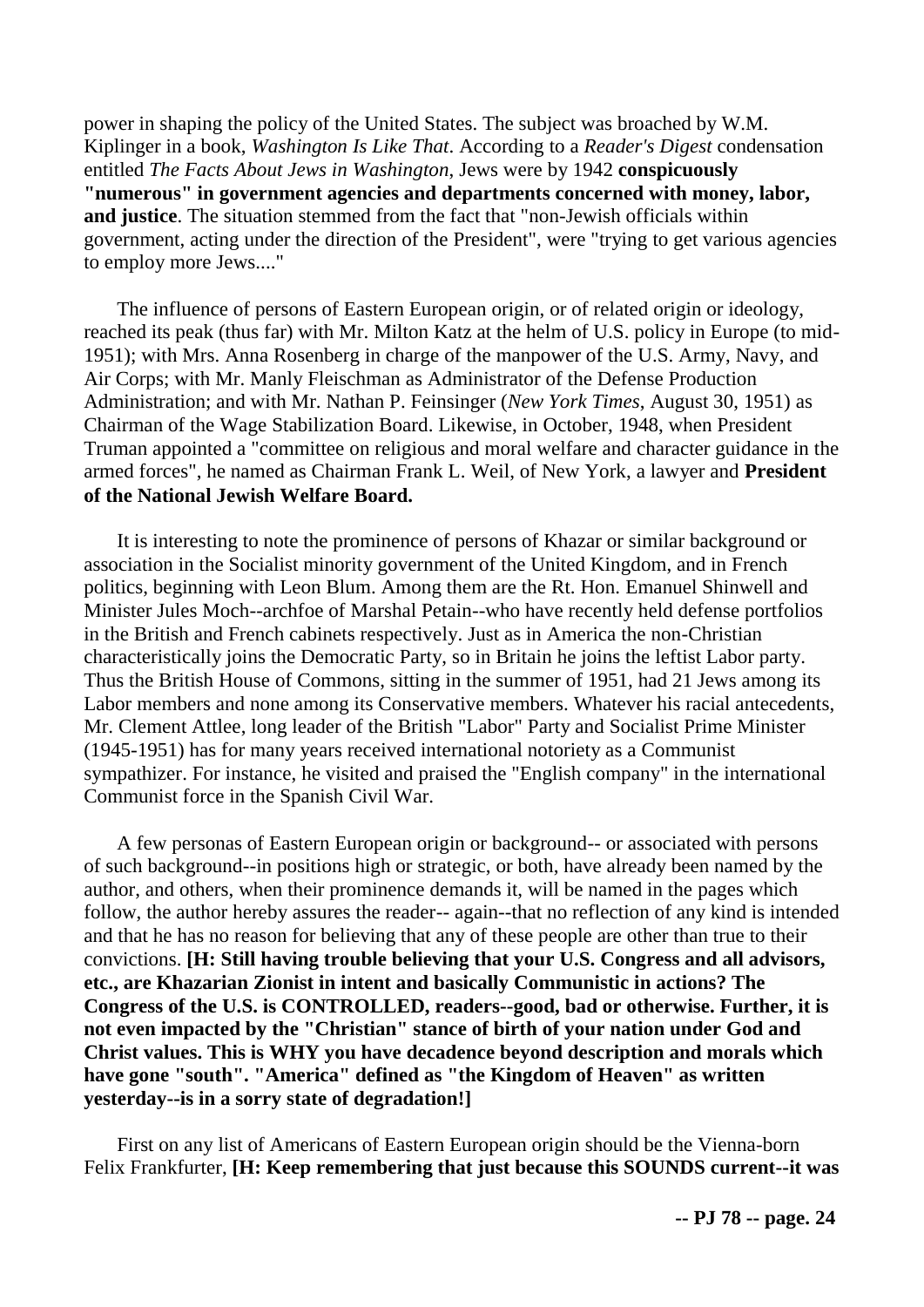power in shaping the policy of the United States. The subject was broached by W.M. Kiplinger in a book, *Washington Is Like That*. According to a *Reader's Digest* condensation entitled *The Facts About Jews in Washington*, Jews were by 1942 **conspicuously "numerous" in government agencies and departments concerned with money, labor, and justice**. The situation stemmed from the fact that "non-Jewish officials within government, acting under the direction of the President", were "trying to get various agencies to employ more Jews...."

The influence of persons of Eastern European origin, or of related origin or ideology, reached its peak (thus far) with Mr. Milton Katz at the helm of U.S. policy in Europe (to mid-1951); with Mrs. Anna Rosenberg in charge of the manpower of the U.S. Army, Navy, and Air Corps; with Mr. Manly Fleischman as Administrator of the Defense Production Administration; and with Mr. Nathan P. Feinsinger (*New York Times*, August 30, 1951) as Chairman of the Wage Stabilization Board. Likewise, in October, 1948, when President Truman appointed a "committee on religious and moral welfare and character guidance in the armed forces", he named as Chairman Frank L. Weil, of New York, a lawyer and **President of the National Jewish Welfare Board.**

It is interesting to note the prominence of persons of Khazar or similar background or association in the Socialist minority government of the United Kingdom, and in French politics, beginning with Leon Blum. Among them are the Rt. Hon. Emanuel Shinwell and Minister Jules Moch--archfoe of Marshal Petain--who have recently held defense portfolios in the British and French cabinets respectively. Just as in America the non-Christian characteristically joins the Democratic Party, so in Britain he joins the leftist Labor party. Thus the British House of Commons, sitting in the summer of 1951, had 21 Jews among its Labor members and none among its Conservative members. Whatever his racial antecedents, Mr. Clement Attlee, long leader of the British "Labor" Party and Socialist Prime Minister (1945-1951) has for many years received international notoriety as a Communist sympathizer. For instance, he visited and praised the "English company" in the international Communist force in the Spanish Civil War.

A few personas of Eastern European origin or background-- or associated with persons of such background--in positions high or strategic, or both, have already been named by the author, and others, when their prominence demands it, will be named in the pages which follow, the author hereby assures the reader-- again--that no reflection of any kind is intended and that he has no reason for believing that any of these people are other than true to their convictions. **[H: Still having trouble believing that your U.S. Congress and all advisors, etc., are Khazarian Zionist in intent and basically Communistic in actions? The Congress of the U.S. is CONTROLLED, readers--good, bad or otherwise. Further, it is not even impacted by the "Christian" stance of birth of your nation under God and Christ values. This is WHY you have decadence beyond description and morals which have gone "south". "America" defined as "the Kingdom of Heaven" as written yesterday--is in a sorry state of degradation!]**

First on any list of Americans of Eastern European origin should be the Vienna-born Felix Frankfurter, **[H: Keep remembering that just because this SOUNDS current--it was**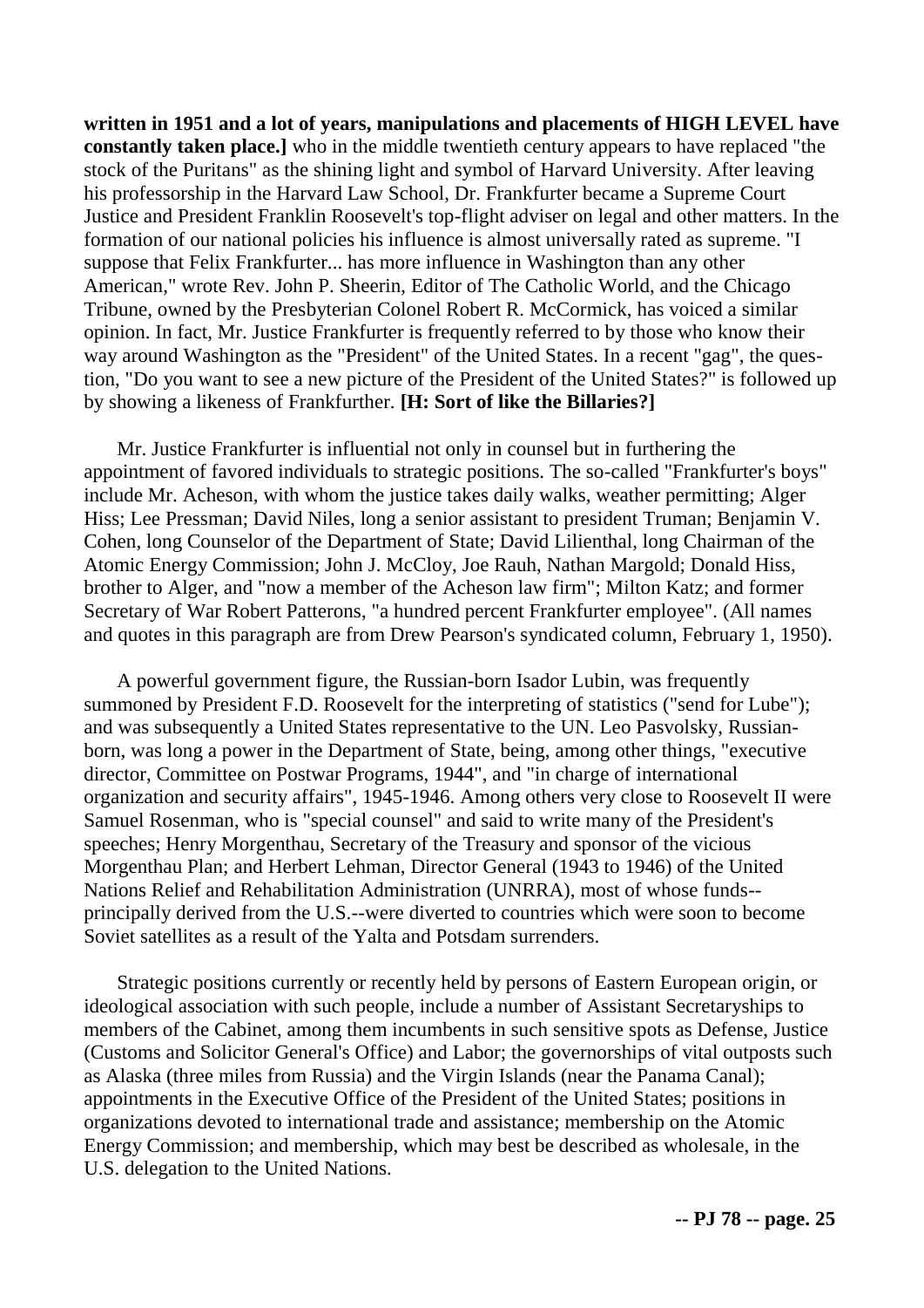**written in 1951 and a lot of years, manipulations and placements of HIGH LEVEL have constantly taken place.]** who in the middle twentieth century appears to have replaced "the stock of the Puritans" as the shining light and symbol of Harvard University. After leaving his professorship in the Harvard Law School, Dr. Frankfurter became a Supreme Court Justice and President Franklin Roosevelt's top-flight adviser on legal and other matters. In the formation of our national policies his influence is almost universally rated as supreme. "I suppose that Felix Frankfurter... has more influence in Washington than any other American," wrote Rev. John P. Sheerin, Editor of The Catholic World, and the Chicago Tribune, owned by the Presbyterian Colonel Robert R. McCormick, has voiced a similar opinion. In fact, Mr. Justice Frankfurter is frequently referred to by those who know their way around Washington as the "President" of the United States. In a recent "gag", the question, "Do you want to see a new picture of the President of the United States?" is followed up by showing a likeness of Frankfurther. **[H: Sort of like the Billaries?]**

Mr. Justice Frankfurter is influential not only in counsel but in furthering the appointment of favored individuals to strategic positions. The so-called "Frankfurter's boys" include Mr. Acheson, with whom the justice takes daily walks, weather permitting; Alger Hiss; Lee Pressman; David Niles, long a senior assistant to president Truman; Benjamin V. Cohen, long Counselor of the Department of State; David Lilienthal, long Chairman of the Atomic Energy Commission; John J. McCloy, Joe Rauh, Nathan Margold; Donald Hiss, brother to Alger, and "now a member of the Acheson law firm"; Milton Katz; and former Secretary of War Robert Patterons, "a hundred percent Frankfurter employee". (All names and quotes in this paragraph are from Drew Pearson's syndicated column, February 1, 1950).

A powerful government figure, the Russian-born Isador Lubin, was frequently summoned by President F.D. Roosevelt for the interpreting of statistics ("send for Lube"); and was subsequently a United States representative to the UN. Leo Pasvolsky, Russian-born, was long a power in the Department of State, being, among other things, "executive director, Committee on Postwar Programs, 1944", and "in charge of international organization and security affairs", 1945-1946. Among others very close to Roosevelt II were Samuel Rosenman, who is "special counsel" and said to write many of the President's speeches; Henry Morgenthau, Secretary of the Treasury and sponsor of the vicious Morgenthau Plan; and Herbert Lehman, Director General (1943 to 1946) of the United Nations Relief and Rehabilitation Administration (UNRRA), most of whose funds--principally derived from the U.S.--were diverted to countries which were soon to become Soviet satellites as a result of the Yalta and Potsdam surrenders.

Strategic positions currently or recently held by persons of Eastern European origin, or ideological association with such people, include a number of Assistant Secretaryships to members of the Cabinet, among them incumbents in such sensitive spots as Defense, Justice (Customs and Solicitor General's Office) and Labor; the governorships of vital outposts such as Alaska (three miles from Russia) and the Virgin Islands (near the Panama Canal); appointments in the Executive Office of the President of the United States; positions in organizations devoted to international trade and assistance; membership on the Atomic Energy Commission; and membership, which may best be described as wholesale, in the U.S. delegation to the United Nations.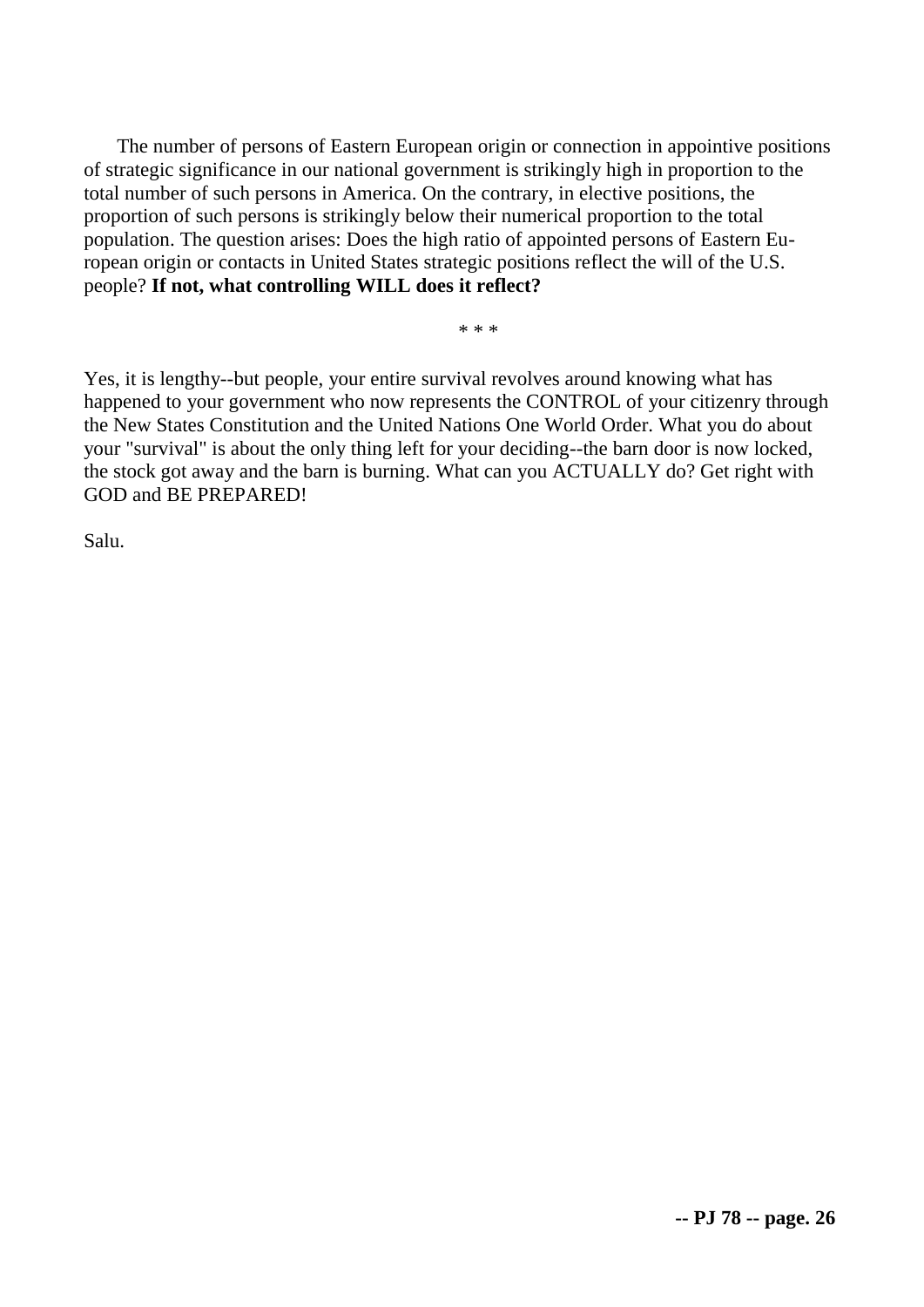The number of persons of Eastern European origin or connection in appointive positions of strategic significance in our national government is strikingly high in proportion to the total number of such persons in America. On the contrary, in elective positions, the proportion of such persons is strikingly below their numerical proportion to the total population. The question arises: Does the high ratio of appointed persons of Eastern European origin or contacts in United States strategic positions reflect the will of the U.S. people? **If not, what controlling WILL does it reflect?**

* * *

Yes, it is lengthy--but people, your entire survival revolves around knowing what has happened to your government who now represents the CONTROL of your citizenry through the New States Constitution and the United Nations One World Order. What you do about your "survival" is about the only thing left for your deciding--the barn door is now locked, the stock got away and the barn is burning. What can you ACTUALLY do? Get right with GOD and BE PREPARED!

Salu.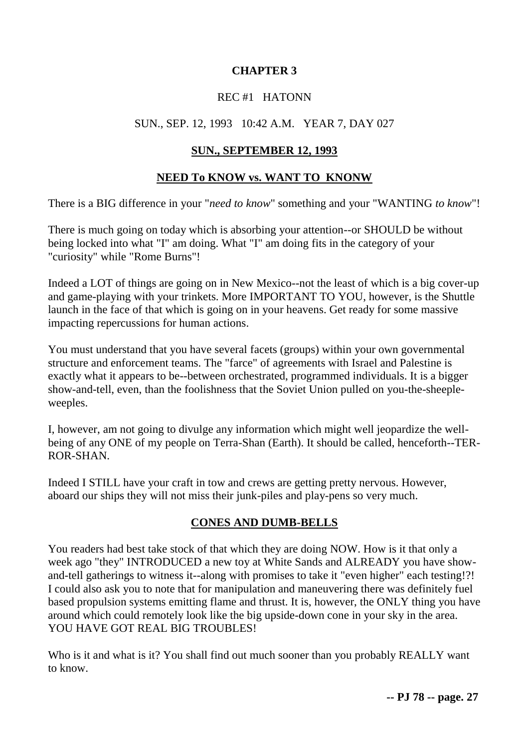# CHAPTER 3

REC #1 HATONN

SUN., SEP. 12, 1993 10:42 A.M. YEAR 7, DAY 027

## SUN., SEPTEMBER 12, 1993

## NEED To KNOW vs. WANT TO KNONW

There is a BIG difference in your "*need to know*" something and your "WANTING *to know*"!

There is much going on today which is absorbing your attention--or SHOULD be without being locked into what "I" am doing. What "I" am doing fits in the category of your "curiosity" while "Rome Burns"!

Indeed a LOT of things are going on in New Mexico--not the least of which is a big cover-up and game-playing with your trinkets. More IMPORTANT TO YOU, however, is the Shuttle launch in the face of that which is going on in your heavens. Get ready for some massive impacting repercussions for human actions.

You must understand that you have several facets (groups) within your own governmental structure and enforcement teams. The "farce" of agreements with Israel and Palestine is exactly what it appears to be--between orchestrated, programmed individuals. It is a bigger show-and-tell, even, than the foolishness that the Soviet Union pulled on you-the-sheeple-weeples.

I, however, am not going to divulge any information which might well jeopardize the well-being of any ONE of my people on Terra-Shan (Earth). It should be called, henceforth--TER-ROR-SHAN.

Indeed I STILL have your craft in tow and crews are getting pretty nervous. However, aboard our ships they will not miss their junk-piles and play-pens so very much.

## CONES AND DUMB-BELLS

You readers had best take stock of that which they are doing NOW. How is it that only a week ago "they" INTRODUCED a new toy at White Sands and ALREADY you have show-and-tell gatherings to witness it--along with promises to take it "even higher" each testing!?! I could also ask you to note that for manipulation and maneuvering there was definitely fuel based propulsion systems emitting flame and thrust. It is, however, the ONLY thing you have around which could remotely look like the big upside-down cone in your sky in the area. YOU HAVE GOT REAL BIG TROUBLES!

Who is it and what is it? You shall find out much sooner than you probably REALLY want to know.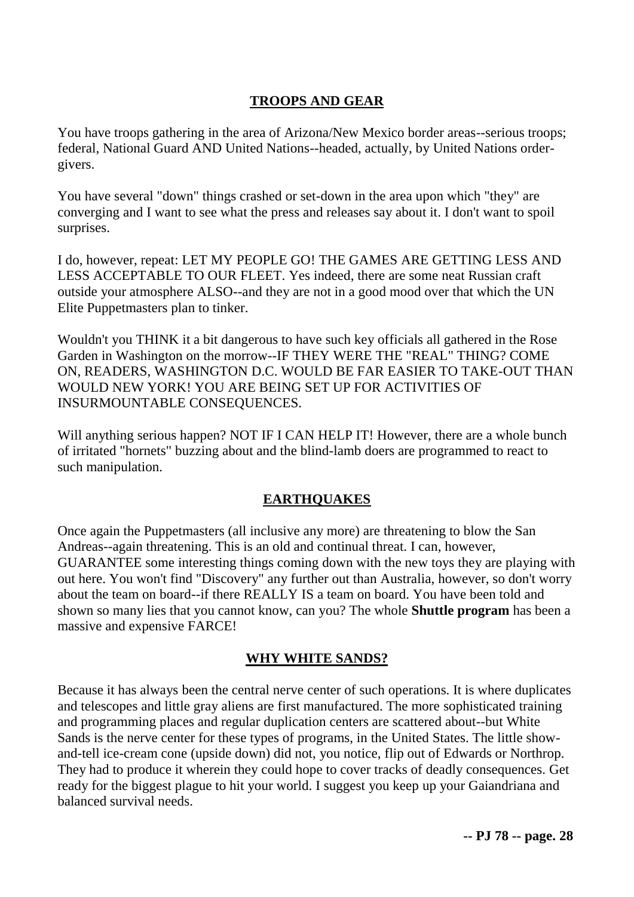## TROOPS AND GEAR

You have troops gathering in the area of Arizona/New Mexico border areas--serious troops; federal, National Guard AND United Nations--headed, actually, by United Nations order-givers.

You have several "down" things crashed or set-down in the area upon which "they" are converging and I want to see what the press and releases say about it. I don't want to spoil surprises.

I do, however, repeat: LET MY PEOPLE GO! THE GAMES ARE GETTING LESS AND LESS ACCEPTABLE TO OUR FLEET. Yes indeed, there are some neat Russian craft outside your atmosphere ALSO--and they are not in a good mood over that which the UN Elite Puppetmasters plan to tinker.

Wouldn't you THINK it a bit dangerous to have such key officials all gathered in the Rose Garden in Washington on the morrow--IF THEY WERE THE "REAL" THING? COME ON, READERS, WASHINGTON D.C. WOULD BE FAR EASIER TO TAKE-OUT THAN WOULD NEW YORK! YOU ARE BEING SET UP FOR ACTIVITIES OF INSURMOUNTABLE CONSEQUENCES.

Will anything serious happen? NOT IF I CAN HELP IT! However, there are a whole bunch of irritated "hornets" buzzing about and the blind-lamb doers are programmed to react to such manipulation.

## EARTHQUAKES

Once again the Puppetmasters (all inclusive any more) are threatening to blow the San Andreas--again threatening. This is an old and continual threat. I can, however, GUARANTEE some interesting things coming down with the new toys they are playing with out here. You won't find "Discovery" any further out than Australia, however, so don't worry about the team on board--if there REALLY IS a team on board. You have been told and shown so many lies that you cannot know, can you? The whole **Shuttle program** has been a massive and expensive FARCE!

## WHY WHITE SANDS?

Because it has always been the central nerve center of such operations. It is where duplicates and telescopes and little gray aliens are first manufactured. The more sophisticated training and programming places and regular duplication centers are scattered about--but White Sands is the nerve center for these types of programs, in the United States. The little show-and-tell ice-cream cone (upside down) did not, you notice, flip out of Edwards or Northrop. They had to produce it wherein they could hope to cover tracks of deadly consequences. Get ready for the biggest plague to hit your world. I suggest you keep up your Gaiandriana and balanced survival needs.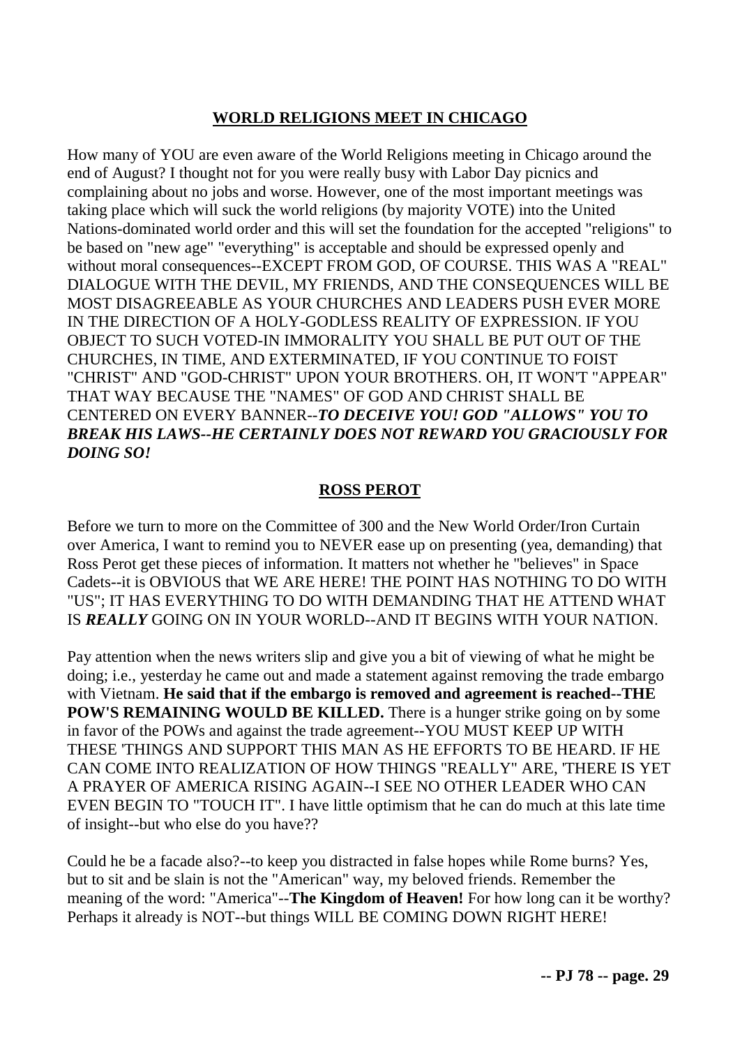## WORLD RELIGIONS MEET IN CHICAGO

How many of YOU are even aware of the World Religions meeting in Chicago around the end of August? I thought not for you were really busy with Labor Day picnics and complaining about no jobs and worse. However, one of the most important meetings was taking place which will suck the world religions (by majority VOTE) into the United Nations-dominated world order and this will set the foundation for the accepted "religions" to be based on "new age" "everything" is acceptable and should be expressed openly and without moral consequences--EXCEPT FROM GOD, OF COURSE. THIS WAS A "REAL" DIALOGUE WITH THE DEVIL, MY FRIENDS, AND THE CONSEQUENCES WILL BE MOST DISAGREEABLE AS YOUR CHURCHES AND LEADERS PUSH EVER MORE IN THE DIRECTION OF A HOLY-GODLESS REALITY OF EXPRESSION. IF YOU OBJECT TO SUCH VOTED-IN IMMORALITY YOU SHALL BE PUT OUT OF THE CHURCHES, IN TIME, AND EXTERMINATED, IF YOU CONTINUE TO FOIST "CHRIST" AND "GOD-CHRIST" UPON YOUR BROTHERS. OH, IT WON'T "APPEAR" THAT WAY BECAUSE THE "NAMES" OF GOD AND CHRIST SHALL BE CENTERED ON EVERY BANNER--***TO DECEIVE YOU! GOD "ALLOWS" YOU TO BREAK HIS LAWS--HE CERTAINLY DOES NOT REWARD YOU GRACIOUSLY FOR DOING SO!***

## ROSS PEROT

Before we turn to more on the Committee of 300 and the New World Order/Iron Curtain over America, I want to remind you to NEVER ease up on presenting (yea, demanding) that Ross Perot get these pieces of information. It matters not whether he "believes" in Space Cadets--it is OBVIOUS that WE ARE HERE! THE POINT HAS NOTHING TO DO WITH "US"; IT HAS EVERYTHING TO DO WITH DEMANDING THAT HE ATTEND WHAT IS ***REALLY*** GOING ON IN YOUR WORLD--AND IT BEGINS WITH YOUR NATION.

Pay attention when the news writers slip and give you a bit of viewing of what he might be doing; i.e., yesterday he came out and made a statement against removing the trade embargo with Vietnam. **He said that if the embargo is removed and agreement is reached--THE POW'S REMAINING WOULD BE KILLED.** There is a hunger strike going on by some in favor of the POWs and against the trade agreement--YOU MUST KEEP UP WITH THESE 'THINGS AND SUPPORT THIS MAN AS HE EFFORTS TO BE HEARD. IF HE CAN COME INTO REALIZATION OF HOW THINGS "REALLY" ARE, 'THERE IS YET A PRAYER OF AMERICA RISING AGAIN--I SEE NO OTHER LEADER WHO CAN EVEN BEGIN TO "TOUCH IT". I have little optimism that he can do much at this late time of insight--but who else do you have??

Could he be a facade also?--to keep you distracted in false hopes while Rome burns? Yes, but to sit and be slain is not the "American" way, my beloved friends. Remember the meaning of the word: "America"--**The Kingdom of Heaven!** For how long can it be worthy? Perhaps it already is NOT--but things WILL BE COMING DOWN RIGHT HERE!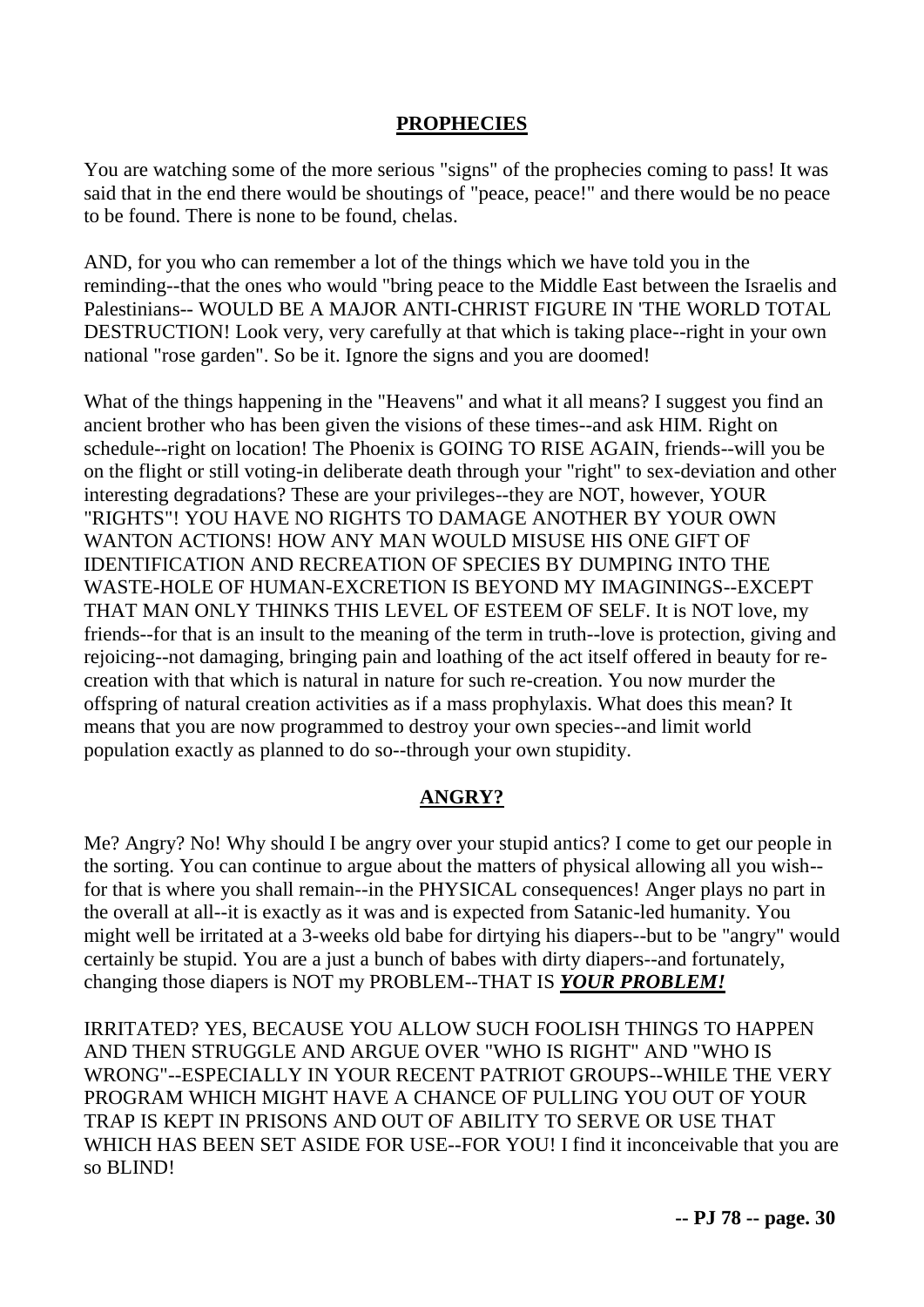## **PROPHECIES**

You are watching some of the more serious "signs" of the prophecies coming to pass! It was said that in the end there would be shoutings of "peace, peace!" and there would be no peace to be found. There is none to be found, chelas.

AND, for you who can remember a lot of the things which we have told you in the reminding--that the ones who would "bring peace to the Middle East between the Israelis and Palestinians-- WOULD BE A MAJOR ANTI-CHRIST FIGURE IN 'THE WORLD TOTAL DESTRUCTION! Look very, very carefully at that which is taking place--right in your own national "rose garden". So be it. Ignore the signs and you are doomed!

What of the things happening in the "Heavens" and what it all means? I suggest you find an ancient brother who has been given the visions of these times--and ask HIM. Right on schedule--right on location! The Phoenix is GOING TO RISE AGAIN, friends--will you be on the flight or still voting-in deliberate death through your "right" to sex-deviation and other interesting degradations? These are your privileges--they are NOT, however, YOUR "RIGHTS"! YOU HAVE NO RIGHTS TO DAMAGE ANOTHER BY YOUR OWN WANTON ACTIONS! HOW ANY MAN WOULD MISUSE HIS ONE GIFT OF IDENTIFICATION AND RECREATION OF SPECIES BY DUMPING INTO THE WASTE-HOLE OF HUMAN-EXCRETION IS BEYOND MY IMAGININGS--EXCEPT THAT MAN ONLY THINKS THIS LEVEL OF ESTEEM OF SELF. It is NOT love, my friends--for that is an insult to the meaning of the term in truth--love is protection, giving and rejoicing--not damaging, bringing pain and loathing of the act itself offered in beauty for re-creation with that which is natural in nature for such re-creation. You now murder the offspring of natural creation activities as if a mass prophylaxis. What does this mean? It means that you are now programmed to destroy your own species--and limit world population exactly as planned to do so--through your own stupidity.

## **ANGRY?**

Me? Angry? No! Why should I be angry over your stupid antics? I come to get our people in the sorting. You can continue to argue about the matters of physical allowing all you wish--for that is where you shall remain--in the PHYSICAL consequences! Anger plays no part in the overall at all--it is exactly as it was and is expected from Satanic-led humanity. You might well be irritated at a 3-weeks old babe for dirtying his diapers--but to be "angry" would certainly be stupid. You are a just a bunch of babes with dirty diapers--and fortunately, changing those diapers is NOT my PROBLEM--THAT IS ***YOUR PROBLEM!***

IRRITATED? YES, BECAUSE YOU ALLOW SUCH FOOLISH THINGS TO HAPPEN AND THEN STRUGGLE AND ARGUE OVER "WHO IS RIGHT" AND "WHO IS WRONG"--ESPECIALLY IN YOUR RECENT PATRIOT GROUPS--WHILE THE VERY PROGRAM WHICH MIGHT HAVE A CHANCE OF PULLING YOU OUT OF YOUR TRAP IS KEPT IN PRISONS AND OUT OF ABILITY TO SERVE OR USE THAT WHICH HAS BEEN SET ASIDE FOR USE--FOR YOU! I find it inconceivable that you are so BLIND!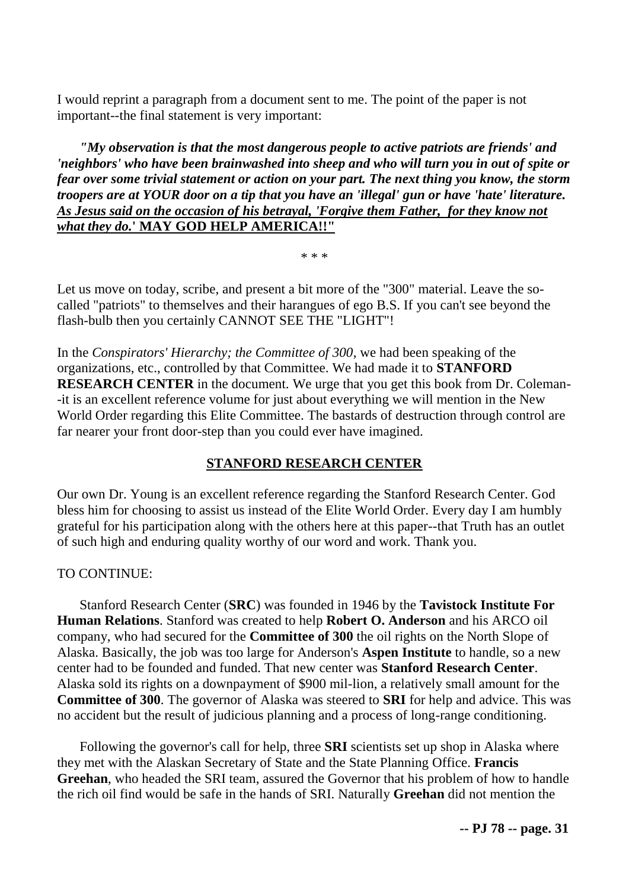I would reprint a paragraph from a document sent to me. The point of the paper is not important--the final statement is very important:

> ***"My observation is that the most dangerous people to active patriots are friends' and 'neighbors' who have been brainwashed into sheep and who will turn you in out of spite or fear over some trivial statement or action on your part. The next thing you know, the storm troopers are at YOUR door on a tip that you have an 'illegal' gun or have 'hate' literature. <u>As Jesus said on the occasion of his betrayal, 'Forgive them Father, for they know not what they do.'</u> <u>MAY GOD HELP AMERICA!!"</u>***

\* \* \*

Let us move on today, scribe, and present a bit more of the "300" material. Leave the so-called "patriots" to themselves and their harangues of ego B.S. If you can't see beyond the flash-bulb then you certainly CANNOT SEE THE "LIGHT"!

In the *Conspirators' Hierarchy; the Committee of 300*, we had been speaking of the organizations, etc., controlled by that Committee. We had made it to **STANFORD RESEARCH CENTER** in the document. We urge that you get this book from Dr. Coleman--it is an excellent reference volume for just about everything we will mention in the New World Order regarding this Elite Committee. The bastards of destruction through control are far nearer your front door-step than you could ever have imagined.

## <u>STANFORD RESEARCH CENTER</u>

Our own Dr. Young is an excellent reference regarding the Stanford Research Center. God bless him for choosing to assist us instead of the Elite World Order. Every day I am humbly grateful for his participation along with the others here at this paper--that Truth has an outlet of such high and enduring quality worthy of our word and work. Thank you.

TO CONTINUE:

Stanford Research Center (**SRC**) was founded in 1946 by the **Tavistock Institute For Human Relations**. Stanford was created to help **Robert O. Anderson** and his ARCO oil company, who had secured for the **Committee of 300** the oil rights on the North Slope of Alaska. Basically, the job was too large for Anderson's **Aspen Institute** to handle, so a new center had to be founded and funded. That new center was **Stanford Research Center**. Alaska sold its rights on a downpayment of $900 mil-lion, a relatively small amount for the **Committee of 300**. The governor of Alaska was steered to **SRI** for help and advice. This was no accident but the result of judicious planning and a process of long-range conditioning.

Following the governor's call for help, three **SRI** scientists set up shop in Alaska where they met with the Alaskan Secretary of State and the State Planning Office. **Francis Greehan**, who headed the SRI team, assured the Governor that his problem of how to handle the rich oil find would be safe in the hands of SRI. Naturally **Greehan** did not mention the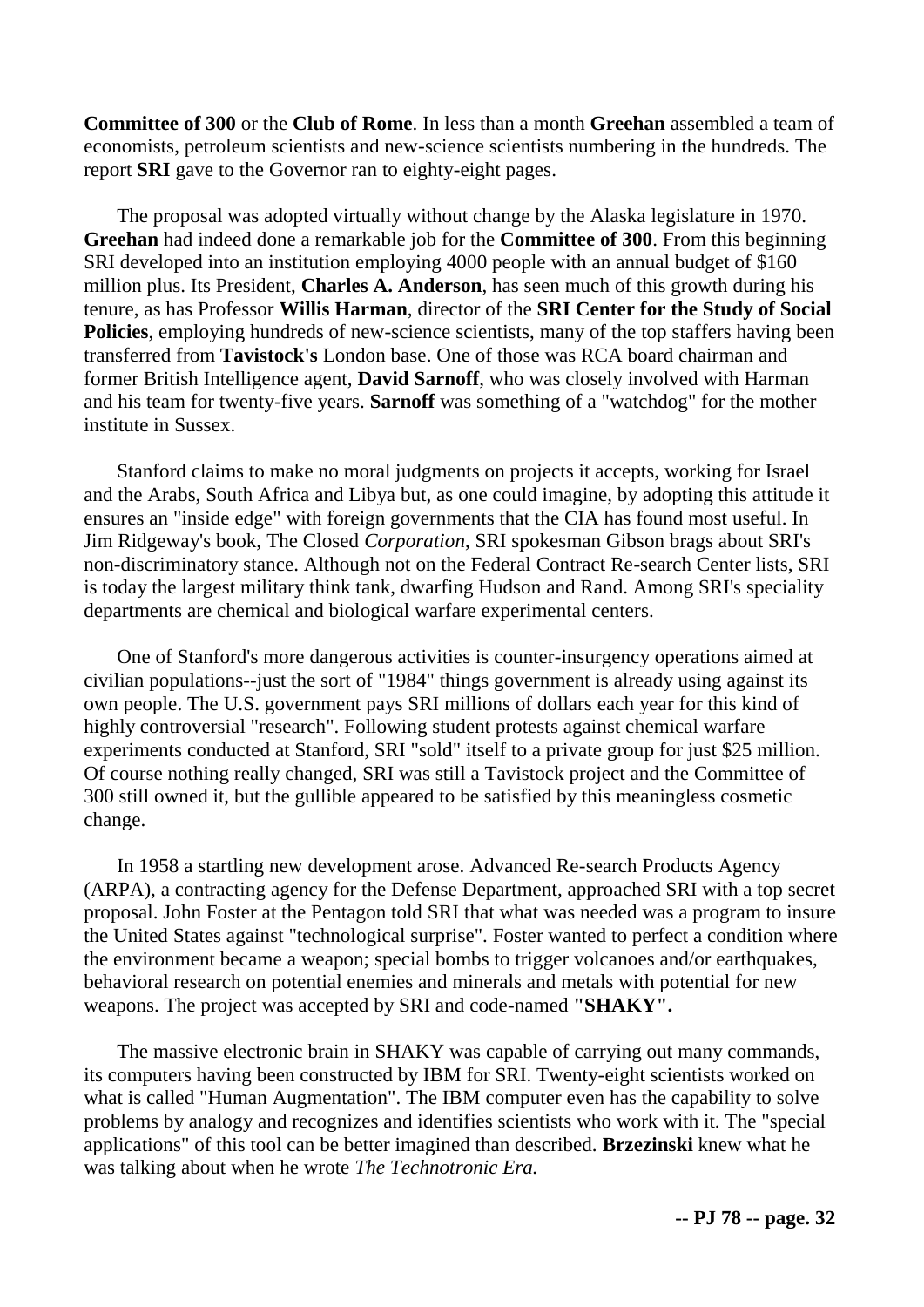**Committee of 300** or the **Club of Rome**. In less than a month **Greehan** assembled a team of economists, petroleum scientists and new-science scientists numbering in the hundreds. The report **SRI** gave to the Governor ran to eighty-eight pages.

The proposal was adopted virtually without change by the Alaska legislature in 1970. **Greehan** had indeed done a remarkable job for the **Committee of 300**. From this beginning SRI developed into an institution employing 4000 people with an annual budget of $160 million plus. Its President, **Charles A. Anderson**, has seen much of this growth during his tenure, as has Professor **Willis Harman**, director of the **SRI Center for the Study of Social Policies**, employing hundreds of new-science scientists, many of the top staffers having been transferred from **Tavistock's** London base. One of those was RCA board chairman and former British Intelligence agent, **David Sarnoff**, who was closely involved with Harman and his team for twenty-five years. **Sarnoff** was something of a "watchdog" for the mother institute in Sussex.

Stanford claims to make no moral judgments on projects it accepts, working for Israel and the Arabs, South Africa and Libya but, as one could imagine, by adopting this attitude it ensures an "inside edge" with foreign governments that the CIA has found most useful. In Jim Ridgeway's book, The Closed *Corporation*, SRI spokesman Gibson brags about SRI's non-discriminatory stance. Although not on the Federal Contract Re-search Center lists, SRI is today the largest military think tank, dwarfing Hudson and Rand. Among SRI's speciality departments are chemical and biological warfare experimental centers.

One of Stanford's more dangerous activities is counter-insurgency operations aimed at civilian populations--just the sort of "1984" things government is already using against its own people. The U.S. government pays SRI millions of dollars each year for this kind of highly controversial "research". Following student protests against chemical warfare experiments conducted at Stanford, SRI "sold" itself to a private group for just $25 million. Of course nothing really changed, SRI was still a Tavistock project and the Committee of 300 still owned it, but the gullible appeared to be satisfied by this meaningless cosmetic change.

In 1958 a startling new development arose. Advanced Re-search Products Agency (ARPA), a contracting agency for the Defense Department, approached SRI with a top secret proposal. John Foster at the Pentagon told SRI that what was needed was a program to insure the United States against "technological surprise". Foster wanted to perfect a condition where the environment became a weapon; special bombs to trigger volcanoes and/or earthquakes, behavioral research on potential enemies and minerals and metals with potential for new weapons. The project was accepted by SRI and code-named **"SHAKY".**

The massive electronic brain in SHAKY was capable of carrying out many commands, its computers having been constructed by IBM for SRI. Twenty-eight scientists worked on what is called "Human Augmentation". The IBM computer even has the capability to solve problems by analogy and recognizes and identifies scientists who work with it. The "special applications" of this tool can be better imagined than described. **Brzezinski** knew what he was talking about when he wrote *The Technotronic Era.*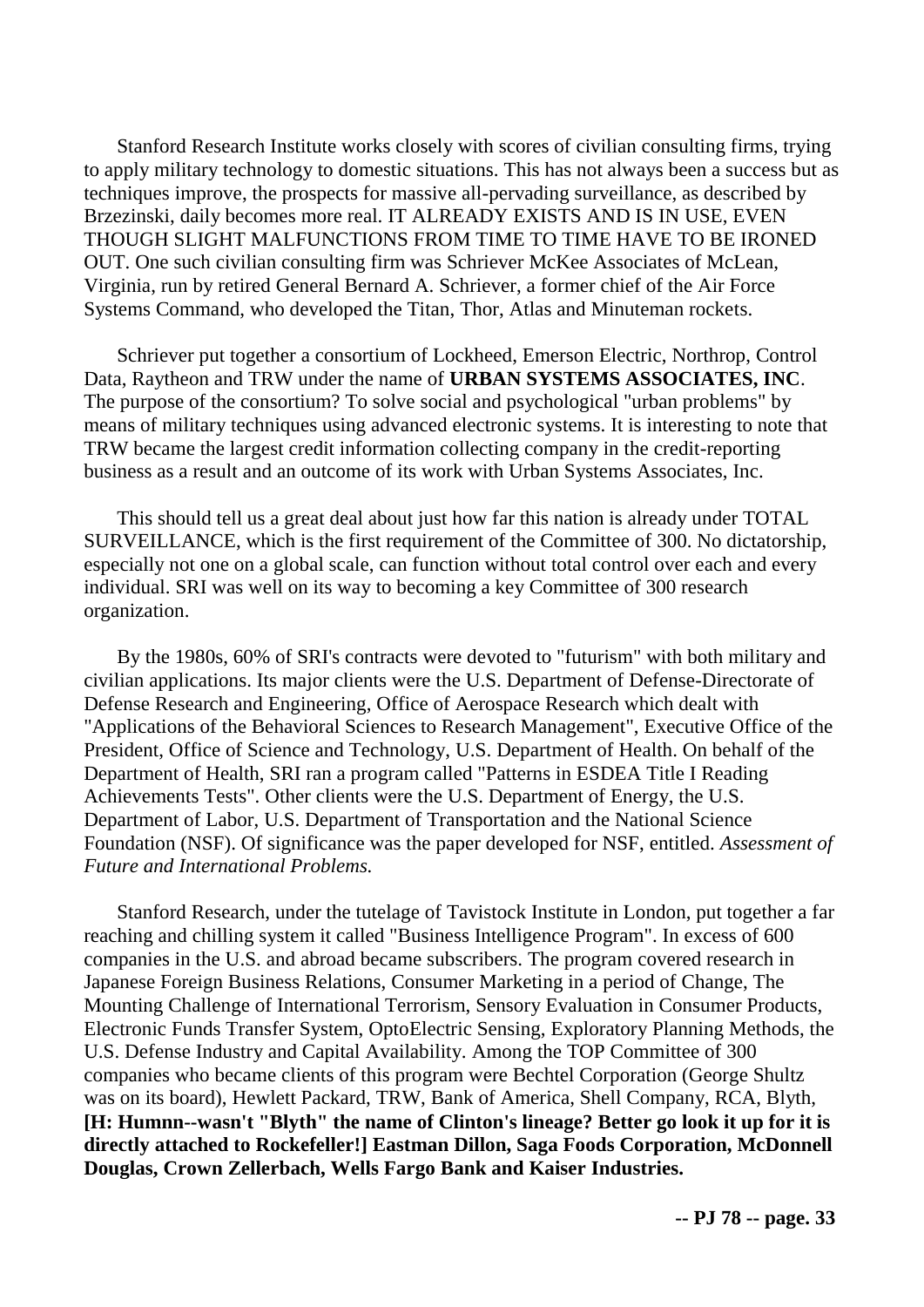Stanford Research Institute works closely with scores of civilian consulting firms, trying to apply military technology to domestic situations. This has not always been a success but as techniques improve, the prospects for massive all-pervading surveillance, as described by Brzezinski, daily becomes more real. IT ALREADY EXISTS AND IS IN USE, EVEN THOUGH SLIGHT MALFUNCTIONS FROM TIME TO TIME HAVE TO BE IRONED OUT. One such civilian consulting firm was Schriever McKee Associates of McLean, Virginia, run by retired General Bernard A. Schriever, a former chief of the Air Force Systems Command, who developed the Titan, Thor, Atlas and Minuteman rockets.

Schriever put together a consortium of Lockheed, Emerson Electric, Northrop, Control Data, Raytheon and TRW under the name of **URBAN SYSTEMS ASSOCIATES, INC**. The purpose of the consortium? To solve social and psychological "urban problems" by means of military techniques using advanced electronic systems. It is interesting to note that TRW became the largest credit information collecting company in the credit-reporting business as a result and an outcome of its work with Urban Systems Associates, Inc.

This should tell us a great deal about just how far this nation is already under TOTAL SURVEILLANCE, which is the first requirement of the Committee of 300. No dictatorship, especially not one on a global scale, can function without total control over each and every individual. SRI was well on its way to becoming a key Committee of 300 research organization.

By the 1980s, 60% of SRI's contracts were devoted to "futurism" with both military and civilian applications. Its major clients were the U.S. Department of Defense-Directorate of Defense Research and Engineering, Office of Aerospace Research which dealt with "Applications of the Behavioral Sciences to Research Management", Executive Office of the President, Office of Science and Technology, U.S. Department of Health. On behalf of the Department of Health, SRI ran a program called "Patterns in ESDEA Title I Reading Achievements Tests". Other clients were the U.S. Department of Energy, the U.S. Department of Labor, U.S. Department of Transportation and the National Science Foundation (NSF). Of significance was the paper developed for NSF, entitled. *Assessment of Future and International Problems.*

Stanford Research, under the tutelage of Tavistock Institute in London, put together a far reaching and chilling system it called "Business Intelligence Program". In excess of 600 companies in the U.S. and abroad became subscribers. The program covered research in Japanese Foreign Business Relations, Consumer Marketing in a period of Change, The Mounting Challenge of International Terrorism, Sensory Evaluation in Consumer Products, Electronic Funds Transfer System, OptoElectric Sensing, Exploratory Planning Methods, the U.S. Defense Industry and Capital Availability. Among the TOP Committee of 300 companies who became clients of this program were Bechtel Corporation (George Shultz was on its board), Hewlett Packard, TRW, Bank of America, Shell Company, RCA, Blyth, **[H: Humnn--wasn't "Blyth" the name of Clinton's lineage? Better go look it up for it is directly attached to Rockefeller!] Eastman Dillon, Saga Foods Corporation, McDonnell Douglas, Crown Zellerbach, Wells Fargo Bank and Kaiser Industries.**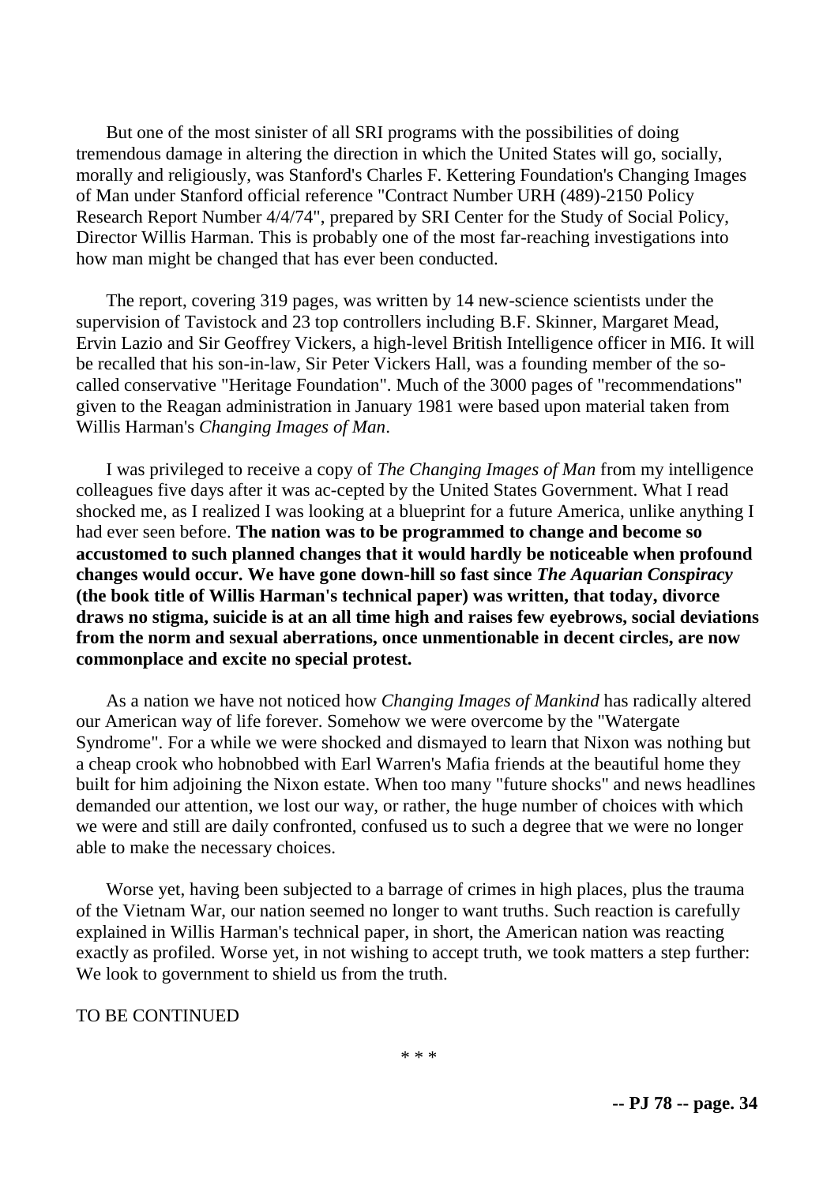But one of the most sinister of all SRI programs with the possibilities of doing tremendous damage in altering the direction in which the United States will go, socially, morally and religiously, was Stanford's Charles F. Kettering Foundation's Changing Images of Man under Stanford official reference "Contract Number URH (489)-2150 Policy Research Report Number 4/4/74", prepared by SRI Center for the Study of Social Policy, Director Willis Harman. This is probably one of the most far-reaching investigations into how man might be changed that has ever been conducted.

The report, covering 319 pages, was written by 14 new-science scientists under the supervision of Tavistock and 23 top controllers including B.F. Skinner, Margaret Mead, Ervin Lazio and Sir Geoffrey Vickers, a high-level British Intelligence officer in MI6. It will be recalled that his son-in-law, Sir Peter Vickers Hall, was a founding member of the so-called conservative "Heritage Foundation". Much of the 3000 pages of "recommendations" given to the Reagan administration in January 1981 were based upon material taken from Willis Harman's *Changing Images of Man*.

I was privileged to receive a copy of *The Changing Images of Man* from my intelligence colleagues five days after it was ac-cepted by the United States Government. What I read shocked me, as I realized I was looking at a blueprint for a future America, unlike anything I had ever seen before. **The nation was to be programmed to change and become so accustomed to such planned changes that it would hardly be noticeable when profound changes would occur. We have gone down-hill so fast since *The Aquarian Conspiracy* (the book title of Willis Harman's technical paper) was written, that today, divorce draws no stigma, suicide is at an all time high and raises few eyebrows, social deviations from the norm and sexual aberrations, once unmentionable in decent circles, are now commonplace and excite no special protest.**

As a nation we have not noticed how *Changing Images of Mankind* has radically altered our American way of life forever. Somehow we were overcome by the "Watergate Syndrome". For a while we were shocked and dismayed to learn that Nixon was nothing but a cheap crook who hobnobbed with Earl Warren's Mafia friends at the beautiful home they built for him adjoining the Nixon estate. When too many "future shocks" and news headlines demanded our attention, we lost our way, or rather, the huge number of choices with which we were and still are daily confronted, confused us to such a degree that we were no longer able to make the necessary choices.

Worse yet, having been subjected to a barrage of crimes in high places, plus the trauma of the Vietnam War, our nation seemed no longer to want truths. Such reaction is carefully explained in Willis Harman's technical paper, in short, the American nation was reacting exactly as profiled. Worse yet, in not wishing to accept truth, we took matters a step further: We look to government to shield us from the truth.

TO BE CONTINUED

\* \* \*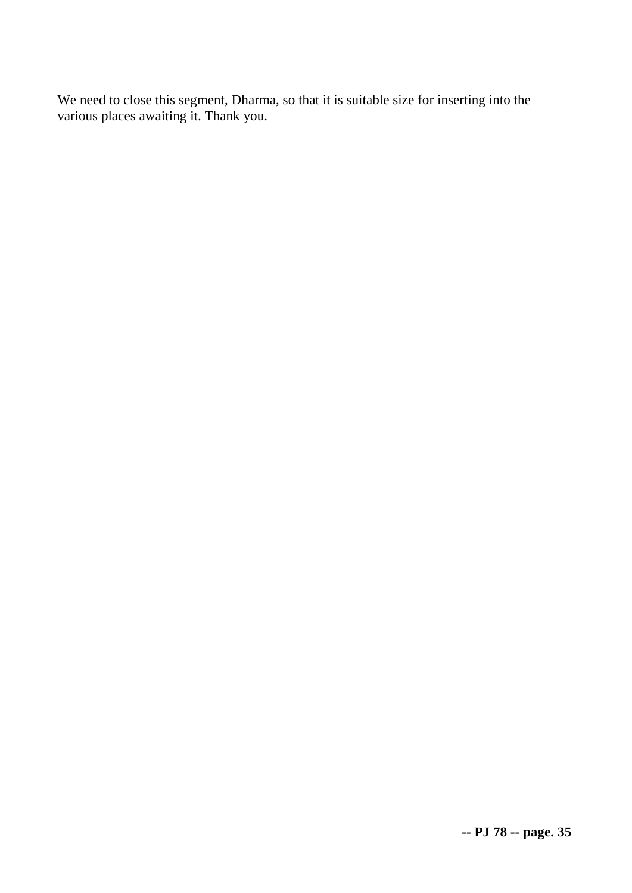We need to close this segment, Dharma, so that it is suitable size for inserting into the various places awaiting it. Thank you.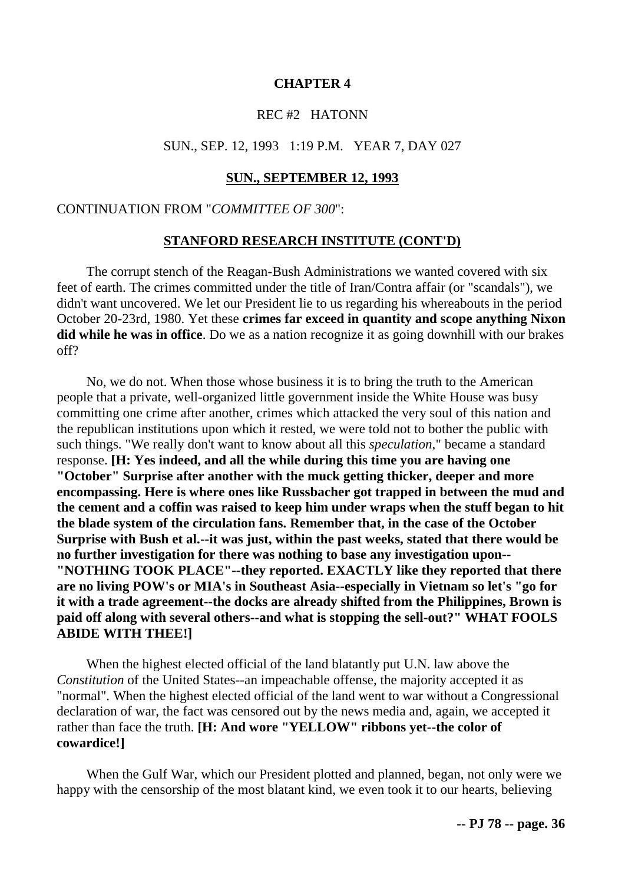# CHAPTER 4

REC #2 HATONN

SUN., SEP. 12, 1993 1:19 P.M. YEAR 7, DAY 027

## SUN., SEPTEMBER 12, 1993

CONTINUATION FROM "*COMMITTEE OF 300*":

## STANFORD RESEARCH INSTITUTE (CONT'D)

The corrupt stench of the Reagan-Bush Administrations we wanted covered with six feet of earth. The crimes committed under the title of Iran/Contra affair (or "scandals"), we didn't want uncovered. We let our President lie to us regarding his whereabouts in the period October 20-23rd, 1980. Yet these **crimes far exceed in quantity and scope anything Nixon did while he was in office**. Do we as a nation recognize it as going downhill with our brakes off?

No, we do not. When those whose business it is to bring the truth to the American people that a private, well-organized little government inside the White House was busy committing one crime after another, crimes which attacked the very soul of this nation and the republican institutions upon which it rested, we were told not to bother the public with such things. "We really don't want to know about all this *speculation*," became a standard response. **[H: Yes indeed, and all the while during this time you are having one "October" Surprise after another with the muck getting thicker, deeper and more encompassing. Here is where ones like Russbacher got trapped in between the mud and the cement and a coffin was raised to keep him under wraps when the stuff began to hit the blade system of the circulation fans. Remember that, in the case of the October Surprise with Bush et al.--it was just, within the past weeks, stated that there would be no further investigation for there was nothing to base any investigation upon--"NOTHING TOOK PLACE"--they reported. EXACTLY like they reported that there are no living POW's or MIA's in Southeast Asia--especially in Vietnam so let's "go for it with a trade agreement--the docks are already shifted from the Philippines, Brown is paid off along with several others--and what is stopping the sell-out?" WHAT FOOLS ABIDE WITH THEE!]**

When the highest elected official of the land blatantly put U.N. law above the *Constitution* of the United States--an impeachable offense, the majority accepted it as "normal". When the highest elected official of the land went to war without a Congressional declaration of war, the fact was censored out by the news media and, again, we accepted it rather than face the truth. **[H: And wore "YELLOW" ribbons yet--the color of cowardice!]**

When the Gulf War, which our President plotted and planned, began, not only were we happy with the censorship of the most blatant kind, we even took it to our hearts, believing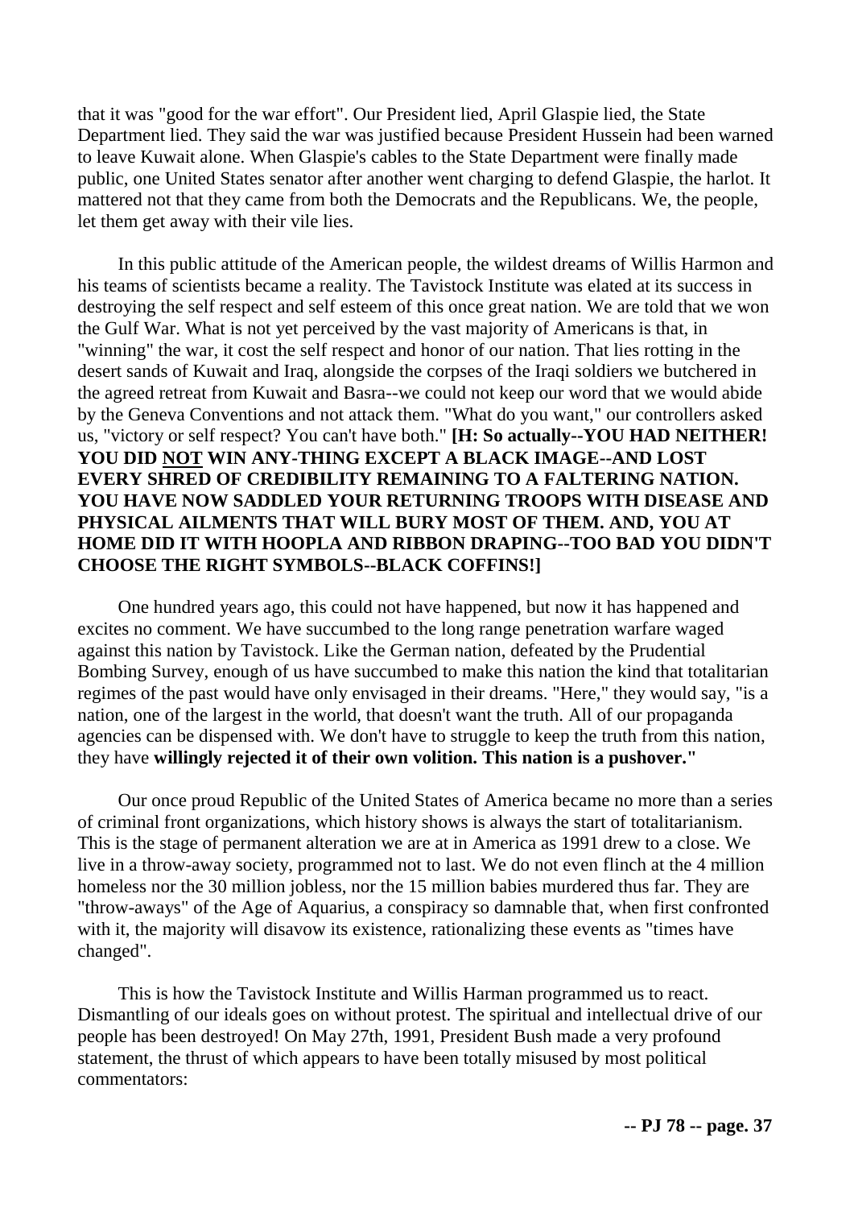that it was "good for the war effort". Our President lied, April Glaspie lied, the State Department lied. They said the war was justified because President Hussein had been warned to leave Kuwait alone. When Glaspie's cables to the State Department were finally made public, one United States senator after another went charging to defend Glaspie, the harlot. It mattered not that they came from both the Democrats and the Republicans. We, the people, let them get away with their vile lies.

In this public attitude of the American people, the wildest dreams of Willis Harmon and his teams of scientists became a reality. The Tavistock Institute was elated at its success in destroying the self respect and self esteem of this once great nation. We are told that we won the Gulf War. What is not yet perceived by the vast majority of Americans is that, in "winning" the war, it cost the self respect and honor of our nation. That lies rotting in the desert sands of Kuwait and Iraq, alongside the corpses of the Iraqi soldiers we butchered in the agreed retreat from Kuwait and Basra--we could not keep our word that we would abide by the Geneva Conventions and not attack them. "What do you want," our controllers asked us, "victory or self respect? You can't have both." **[H: So actually--YOU HAD NEITHER! YOU DID <u>NOT</u> WIN ANY-THING EXCEPT A BLACK IMAGE--AND LOST EVERY SHRED OF CREDIBILITY REMAINING TO A FALTERING NATION. YOU HAVE NOW SADDLED YOUR RETURNING TROOPS WITH DISEASE AND PHYSICAL AILMENTS THAT WILL BURY MOST OF THEM. AND, YOU AT HOME DID IT WITH HOOPLA AND RIBBON DRAPING--TOO BAD YOU DIDN'T CHOOSE THE RIGHT SYMBOLS--BLACK COFFINS!]**

One hundred years ago, this could not have happened, but now it has happened and excites no comment. We have succumbed to the long range penetration warfare waged against this nation by Tavistock. Like the German nation, defeated by the Prudential Bombing Survey, enough of us have succumbed to make this nation the kind that totalitarian regimes of the past would have only envisaged in their dreams. "Here," they would say, "is a nation, one of the largest in the world, that doesn't want the truth. All of our propaganda agencies can be dispensed with. We don't have to struggle to keep the truth from this nation, they have **willingly rejected it of their own volition. This nation is a pushover."**

Our once proud Republic of the United States of America became no more than a series of criminal front organizations, which history shows is always the start of totalitarianism. This is the stage of permanent alteration we are at in America as 1991 drew to a close. We live in a throw-away society, programmed not to last. We do not even flinch at the 4 million homeless nor the 30 million jobless, nor the 15 million babies murdered thus far. They are "throw-aways" of the Age of Aquarius, a conspiracy so damnable that, when first confronted with it, the majority will disavow its existence, rationalizing these events as "times have changed".

This is how the Tavistock Institute and Willis Harman programmed us to react. Dismantling of our ideals goes on without protest. The spiritual and intellectual drive of our people has been destroyed! On May 27th, 1991, President Bush made a very profound statement, the thrust of which appears to have been totally misused by most political commentators: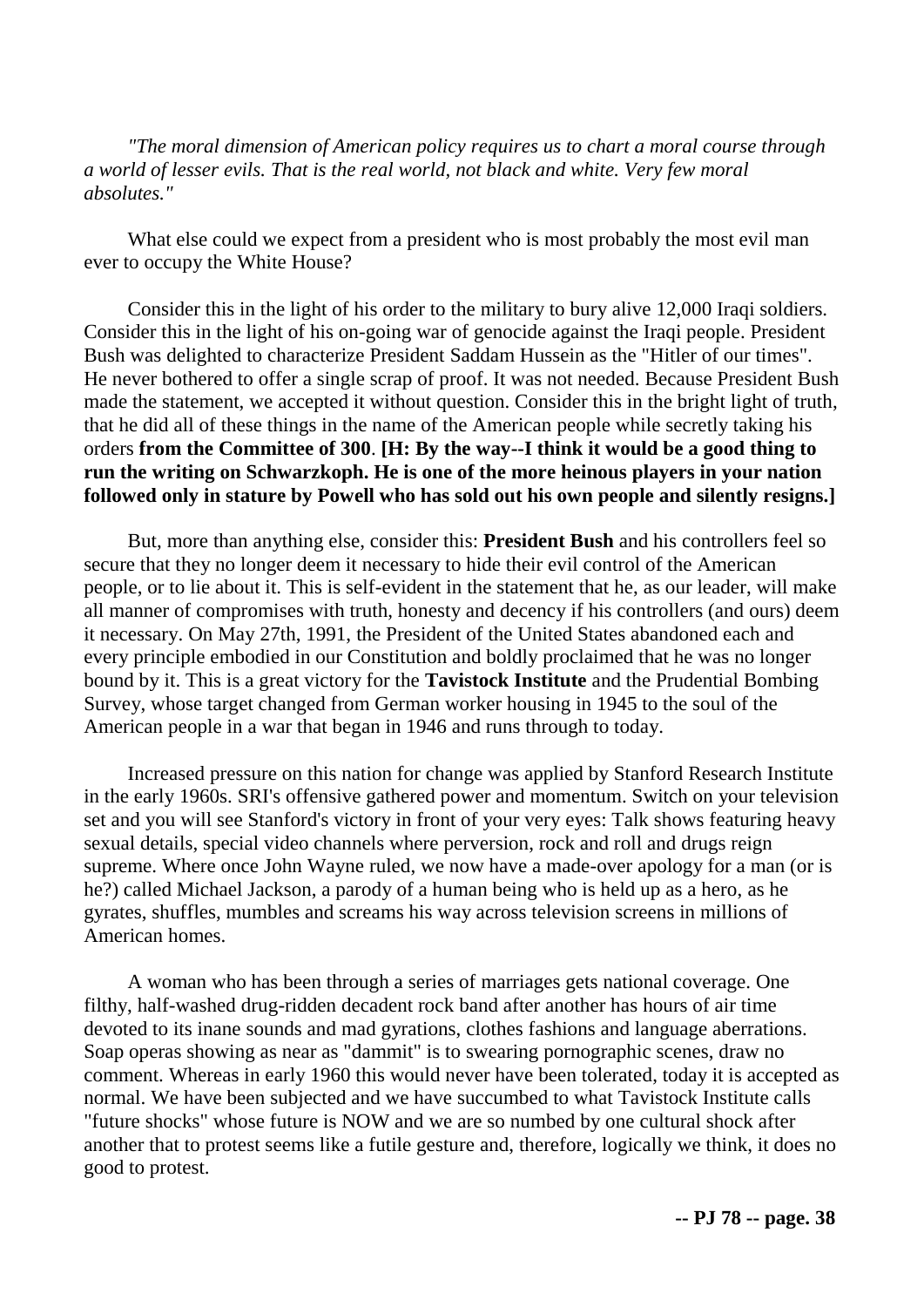*"The moral dimension of American policy requires us to chart a moral course through a world of lesser evils. That is the real world, not black and white. Very few moral absolutes."*

What else could we expect from a president who is most probably the most evil man ever to occupy the White House?

Consider this in the light of his order to the military to bury alive 12,000 Iraqi soldiers. Consider this in the light of his on-going war of genocide against the Iraqi people. President Bush was delighted to characterize President Saddam Hussein as the "Hitler of our times". He never bothered to offer a single scrap of proof. It was not needed. Because President Bush made the statement, we accepted it without question. Consider this in the bright light of truth, that he did all of these things in the name of the American people while secretly taking his orders **from the Committee of 300**. **[H: By the way--I think it would be a good thing to run the writing on Schwarzkoph. He is one of the more heinous players in your nation followed only in stature by Powell who has sold out his own people and silently resigns.]**

But, more than anything else, consider this: **President Bush** and his controllers feel so secure that they no longer deem it necessary to hide their evil control of the American people, or to lie about it. This is self-evident in the statement that he, as our leader, will make all manner of compromises with truth, honesty and decency if his controllers (and ours) deem it necessary. On May 27th, 1991, the President of the United States abandoned each and every principle embodied in our Constitution and boldly proclaimed that he was no longer bound by it. This is a great victory for the **Tavistock Institute** and the Prudential Bombing Survey, whose target changed from German worker housing in 1945 to the soul of the American people in a war that began in 1946 and runs through to today.

Increased pressure on this nation for change was applied by Stanford Research Institute in the early 1960s. SRI's offensive gathered power and momentum. Switch on your television set and you will see Stanford's victory in front of your very eyes: Talk shows featuring heavy sexual details, special video channels where perversion, rock and roll and drugs reign supreme. Where once John Wayne ruled, we now have a made-over apology for a man (or is he?) called Michael Jackson, a parody of a human being who is held up as a hero, as he gyrates, shuffles, mumbles and screams his way across television screens in millions of American homes.

A woman who has been through a series of marriages gets national coverage. One filthy, half-washed drug-ridden decadent rock band after another has hours of air time devoted to its inane sounds and mad gyrations, clothes fashions and language aberrations. Soap operas showing as near as "dammit" is to swearing pornographic scenes, draw no comment. Whereas in early 1960 this would never have been tolerated, today it is accepted as normal. We have been subjected and we have succumbed to what Tavistock Institute calls "future shocks" whose future is NOW and we are so numbed by one cultural shock after another that to protest seems like a futile gesture and, therefore, logically we think, it does no good to protest.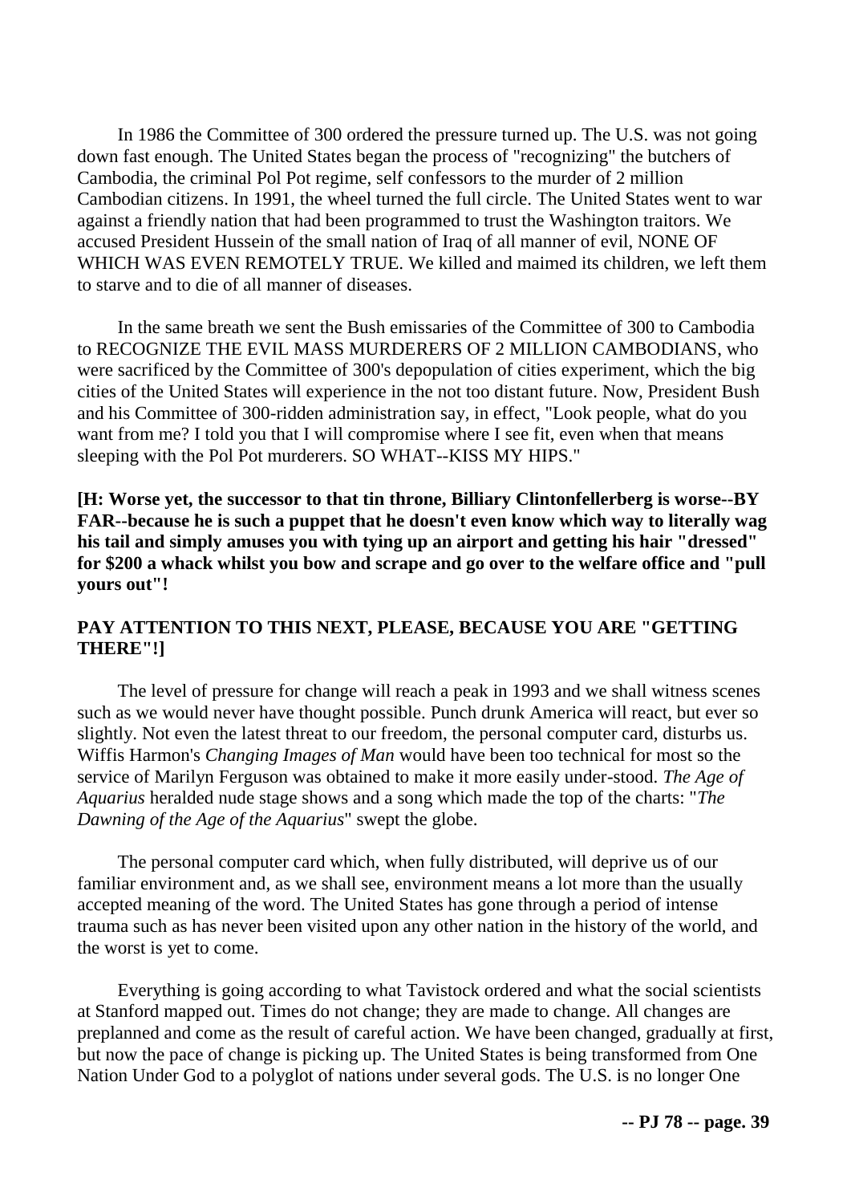In 1986 the Committee of 300 ordered the pressure turned up. The U.S. was not going down fast enough. The United States began the process of "recognizing" the butchers of Cambodia, the criminal Pol Pot regime, self confessors to the murder of 2 million Cambodian citizens. In 1991, the wheel turned the full circle. The United States went to war against a friendly nation that had been programmed to trust the Washington traitors. We accused President Hussein of the small nation of Iraq of all manner of evil, NONE OF WHICH WAS EVEN REMOTELY TRUE. We killed and maimed its children, we left them to starve and to die of all manner of diseases.

In the same breath we sent the Bush emissaries of the Committee of 300 to Cambodia to RECOGNIZE THE EVIL MASS MURDERERS OF 2 MILLION CAMBODIANS, who were sacrificed by the Committee of 300's depopulation of cities experiment, which the big cities of the United States will experience in the not too distant future. Now, President Bush and his Committee of 300-ridden administration say, in effect, "Look people, what do you want from me? I told you that I will compromise where I see fit, even when that means sleeping with the Pol Pot murderers. SO WHAT--KISS MY HIPS."

**[H: Worse yet, the successor to that tin throne, Billiary Clintonfellerberg is worse--BY FAR--because he is such a puppet that he doesn't even know which way to literally wag his tail and simply amuses you with tying up an airport and getting his hair "dressed" for $200 a whack whilst you bow and scrape and go over to the welfare office and "pull yours out"!**

**PAY ATTENTION TO THIS NEXT, PLEASE, BECAUSE YOU ARE "GETTING THERE"!]**

The level of pressure for change will reach a peak in 1993 and we shall witness scenes such as we would never have thought possible. Punch drunk America will react, but ever so slightly. Not even the latest threat to our freedom, the personal computer card, disturbs us. Wiffis Harmon's *Changing Images of Man* would have been too technical for most so the service of Marilyn Ferguson was obtained to make it more easily under-stood. *The Age of Aquarius* heralded nude stage shows and a song which made the top of the charts: "*The Dawning of the Age of the Aquarius*" swept the globe.

The personal computer card which, when fully distributed, will deprive us of our familiar environment and, as we shall see, environment means a lot more than the usually accepted meaning of the word. The United States has gone through a period of intense trauma such as has never been visited upon any other nation in the history of the world, and the worst is yet to come.

Everything is going according to what Tavistock ordered and what the social scientists at Stanford mapped out. Times do not change; they are made to change. All changes are preplanned and come as the result of careful action. We have been changed, gradually at first, but now the pace of change is picking up. The United States is being transformed from One Nation Under God to a polyglot of nations under several gods. The U.S. is no longer One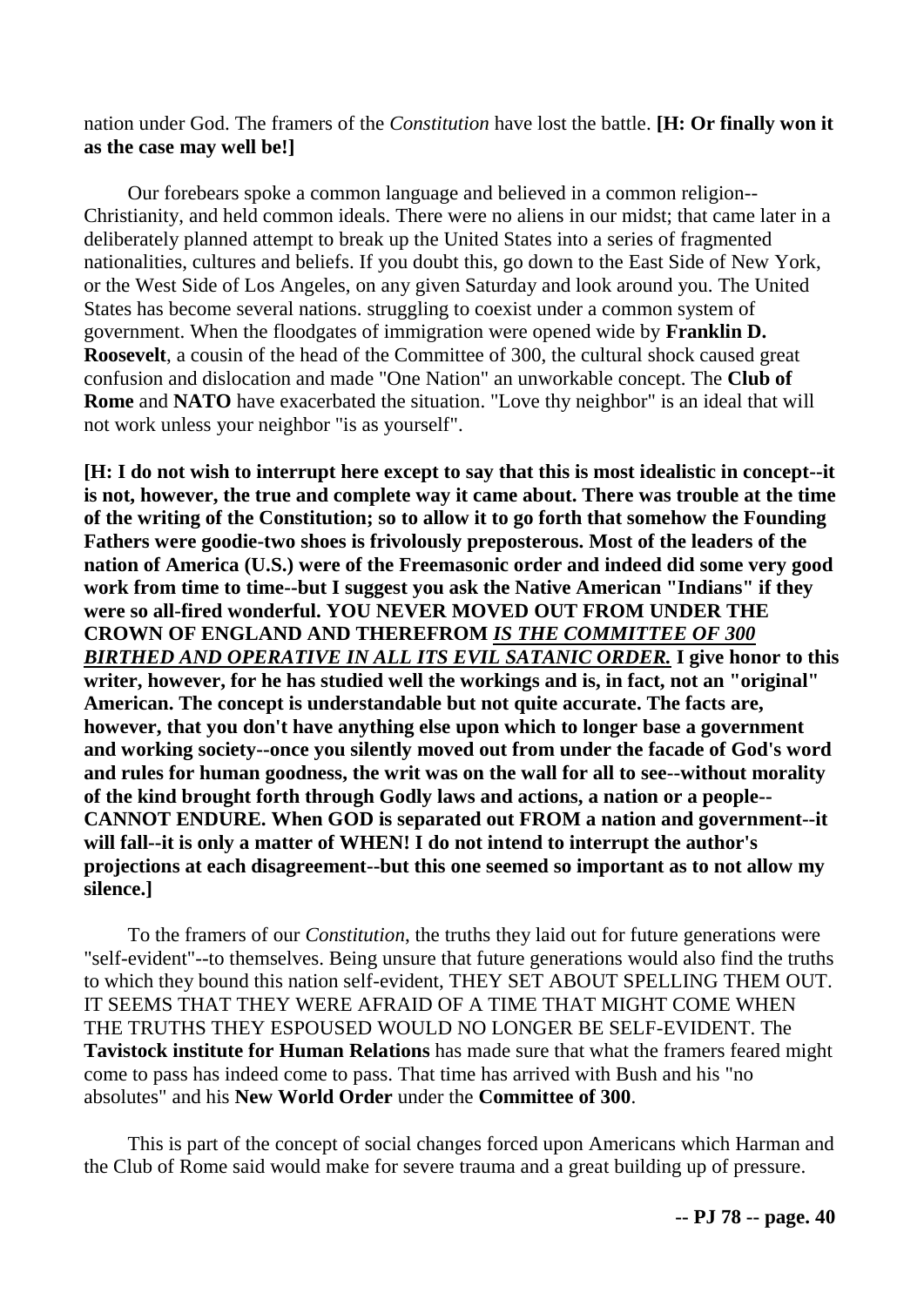nation under God. The framers of the *Constitution* have lost the battle. **[H: Or finally won it as the case may well be!]**

Our forebears spoke a common language and believed in a common religion--Christianity, and held common ideals. There were no aliens in our midst; that came later in a deliberately planned attempt to break up the United States into a series of fragmented nationalities, cultures and beliefs. If you doubt this, go down to the East Side of New York, or the West Side of Los Angeles, on any given Saturday and look around you. The United States has become several nations. struggling to coexist under a common system of government. When the floodgates of immigration were opened wide by **Franklin D. Roosevelt**, a cousin of the head of the Committee of 300, the cultural shock caused great confusion and dislocation and made "One Nation" an unworkable concept. The **Club of Rome** and **NATO** have exacerbated the situation. "Love thy neighbor" is an ideal that will not work unless your neighbor "is as yourself".

**[H: I do not wish to interrupt here except to say that this is most idealistic in concept--it is not, however, the true and complete way it came about. There was trouble at the time of the writing of the Constitution; so to allow it to go forth that somehow the Founding Fathers were goodie-two shoes is frivolously preposterous. Most of the leaders of the nation of America (U.S.) were of the Freemasonic order and indeed did some very good work from time to time--but I suggest you ask the Native American "Indians" if they were so all-fired wonderful. YOU NEVER MOVED OUT FROM UNDER THE CROWN OF ENGLAND AND THEREFROM *IS THE COMMITTEE OF 300 BIRTHED AND OPERATIVE IN ALL ITS EVIL SATANIC ORDER.* I give honor to this writer, however, for he has studied well the workings and is, in fact, not an "original" American. The concept is understandable but not quite accurate. The facts are, however, that you don't have anything else upon which to longer base a government and working society--once you silently moved out from under the facade of God's word and rules for human goodness, the writ was on the wall for all to see--without morality of the kind brought forth through Godly laws and actions, a nation or a people--CANNOT ENDURE. When GOD is separated out FROM a nation and government--it will fall--it is only a matter of WHEN! I do not intend to interrupt the author's projections at each disagreement--but this one seemed so important as to not allow my silence.]**

To the framers of our *Constitution*, the truths they laid out for future generations were "self-evident"--to themselves. Being unsure that future generations would also find the truths to which they bound this nation self-evident, THEY SET ABOUT SPELLING THEM OUT. IT SEEMS THAT THEY WERE AFRAID OF A TIME THAT MIGHT COME WHEN THE TRUTHS THEY ESPOUSED WOULD NO LONGER BE SELF-EVIDENT. The **Tavistock institute for Human Relations** has made sure that what the framers feared might come to pass has indeed come to pass. That time has arrived with Bush and his "no absolutes" and his **New World Order** under the **Committee of 300**.

This is part of the concept of social changes forced upon Americans which Harman and the Club of Rome said would make for severe trauma and a great building up of pressure.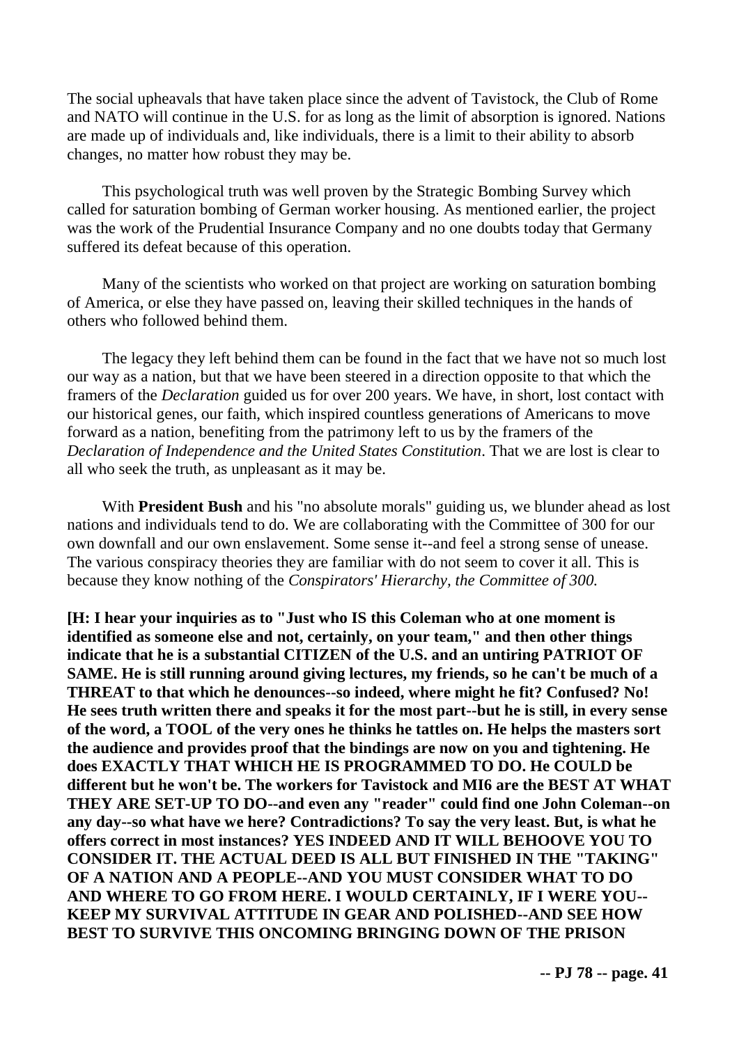The social upheavals that have taken place since the advent of Tavistock, the Club of Rome and NATO will continue in the U.S. for as long as the limit of absorption is ignored. Nations are made up of individuals and, like individuals, there is a limit to their ability to absorb changes, no matter how robust they may be.

This psychological truth was well proven by the Strategic Bombing Survey which called for saturation bombing of German worker housing. As mentioned earlier, the project was the work of the Prudential Insurance Company and no one doubts today that Germany suffered its defeat because of this operation.

Many of the scientists who worked on that project are working on saturation bombing of America, or else they have passed on, leaving their skilled techniques in the hands of others who followed behind them.

The legacy they left behind them can be found in the fact that we have not so much lost our way as a nation, but that we have been steered in a direction opposite to that which the framers of the *Declaration* guided us for over 200 years. We have, in short, lost contact with our historical genes, our faith, which inspired countless generations of Americans to move forward as a nation, benefiting from the patrimony left to us by the framers of the *Declaration of Independence and the United States Constitution*. That we are lost is clear to all who seek the truth, as unpleasant as it may be.

With **President Bush** and his "no absolute morals" guiding us, we blunder ahead as lost nations and individuals tend to do. We are collaborating with the Committee of 300 for our own downfall and our own enslavement. Some sense it--and feel a strong sense of unease. The various conspiracy theories they are familiar with do not seem to cover it all. This is because they know nothing of the *Conspirators' Hierarchy, the Committee of 300.*

**[H: I hear your inquiries as to "Just who IS this Coleman who at one moment is identified as someone else and not, certainly, on your team," and then other things indicate that he is a substantial CITIZEN of the U.S. and an untiring PATRIOT OF SAME. He is still running around giving lectures, my friends, so he can't be much of a THREAT to that which he denounces--so indeed, where might he fit? Confused? No! He sees truth written there and speaks it for the most part--but he is still, in every sense of the word, a TOOL of the very ones he thinks he tattles on. He helps the masters sort the audience and provides proof that the bindings are now on you and tightening. He does EXACTLY THAT WHICH HE IS PROGRAMMED TO DO. He COULD be different but he won't be. The workers for Tavistock and MI6 are the BEST AT WHAT THEY ARE SET-UP TO DO--and even any "reader" could find one John Coleman--on any day--so what have we here? Contradictions? To say the very least. But, is what he offers correct in most instances? YES INDEED AND IT WILL BEHOOVE YOU TO CONSIDER IT. THE ACTUAL DEED IS ALL BUT FINISHED IN THE "TAKING" OF A NATION AND A PEOPLE--AND YOU MUST CONSIDER WHAT TO DO AND WHERE TO GO FROM HERE. I WOULD CERTAINLY, IF I WERE YOU--KEEP MY SURVIVAL ATTITUDE IN GEAR AND POLISHED--AND SEE HOW BEST TO SURVIVE THIS ONCOMING BRINGING DOWN OF THE PRISON**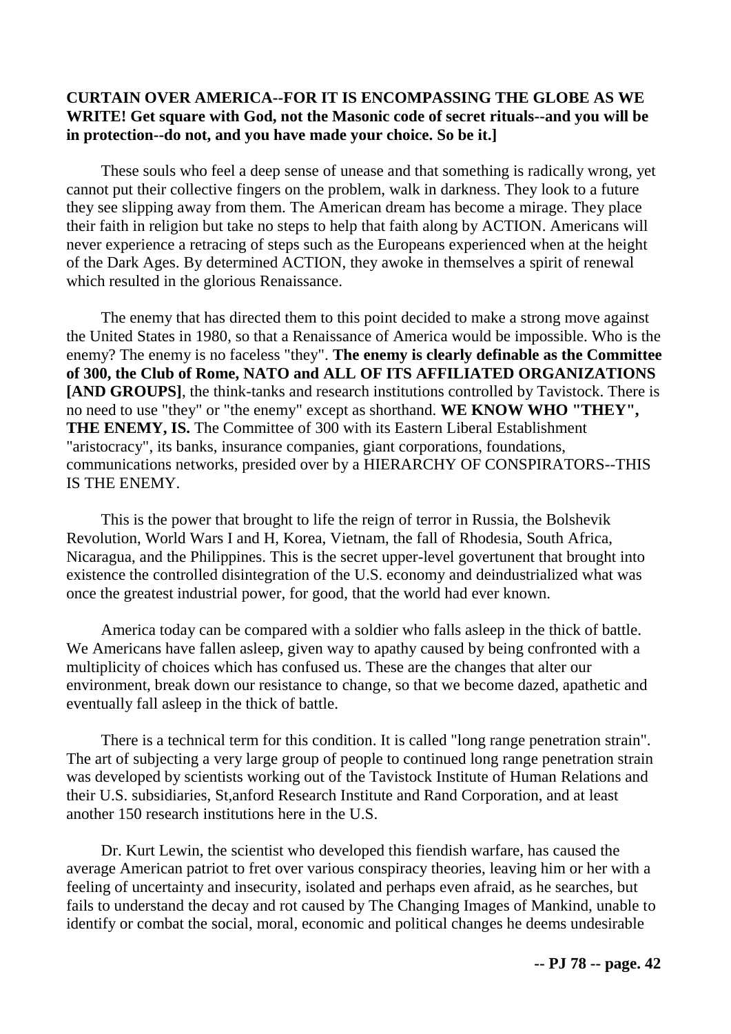**CURTAIN OVER AMERICA--FOR IT IS ENCOMPASSING THE GLOBE AS WE WRITE! Get square with God, not the Masonic code of secret rituals--and you will be in protection--do not, and you have made your choice. So be it.]**

These souls who feel a deep sense of unease and that something is radically wrong, yet cannot put their collective fingers on the problem, walk in darkness. They look to a future they see slipping away from them. The American dream has become a mirage. They place their faith in religion but take no steps to help that faith along by ACTION. Americans will never experience a retracing of steps such as the Europeans experienced when at the height of the Dark Ages. By determined ACTION, they awoke in themselves a spirit of renewal which resulted in the glorious Renaissance.

The enemy that has directed them to this point decided to make a strong move against the United States in 1980, so that a Renaissance of America would be impossible. Who is the enemy? The enemy is no faceless "they". **The enemy is clearly definable as the Committee of 300, the Club of Rome, NATO and ALL OF ITS AFFILIATED ORGANIZATIONS [AND GROUPS]**, the think-tanks and research institutions controlled by Tavistock. There is no need to use "they" or "the enemy" except as shorthand. **WE KNOW WHO "THEY", THE ENEMY, IS.** The Committee of 300 with its Eastern Liberal Establishment "aristocracy", its banks, insurance companies, giant corporations, foundations, communications networks, presided over by a HIERARCHY OF CONSPIRATORS--THIS IS THE ENEMY.

This is the power that brought to life the reign of terror in Russia, the Bolshevik Revolution, World Wars I and H, Korea, Vietnam, the fall of Rhodesia, South Africa, Nicaragua, and the Philippines. This is the secret upper-level govertunent that brought into existence the controlled disintegration of the U.S. economy and deindustrialized what was once the greatest industrial power, for good, that the world had ever known.

America today can be compared with a soldier who falls asleep in the thick of battle. We Americans have fallen asleep, given way to apathy caused by being confronted with a multiplicity of choices which has confused us. These are the changes that alter our environment, break down our resistance to change, so that we become dazed, apathetic and eventually fall asleep in the thick of battle.

There is a technical term for this condition. It is called "long range penetration strain". The art of subjecting a very large group of people to continued long range penetration strain was developed by scientists working out of the Tavistock Institute of Human Relations and their U.S. subsidiaries, St,anford Research Institute and Rand Corporation, and at least another 150 research institutions here in the U.S.

Dr. Kurt Lewin, the scientist who developed this fiendish warfare, has caused the average American patriot to fret over various conspiracy theories, leaving him or her with a feeling of uncertainty and insecurity, isolated and perhaps even afraid, as he searches, but fails to understand the decay and rot caused by The Changing Images of Mankind, unable to identify or combat the social, moral, economic and political changes he deems undesirable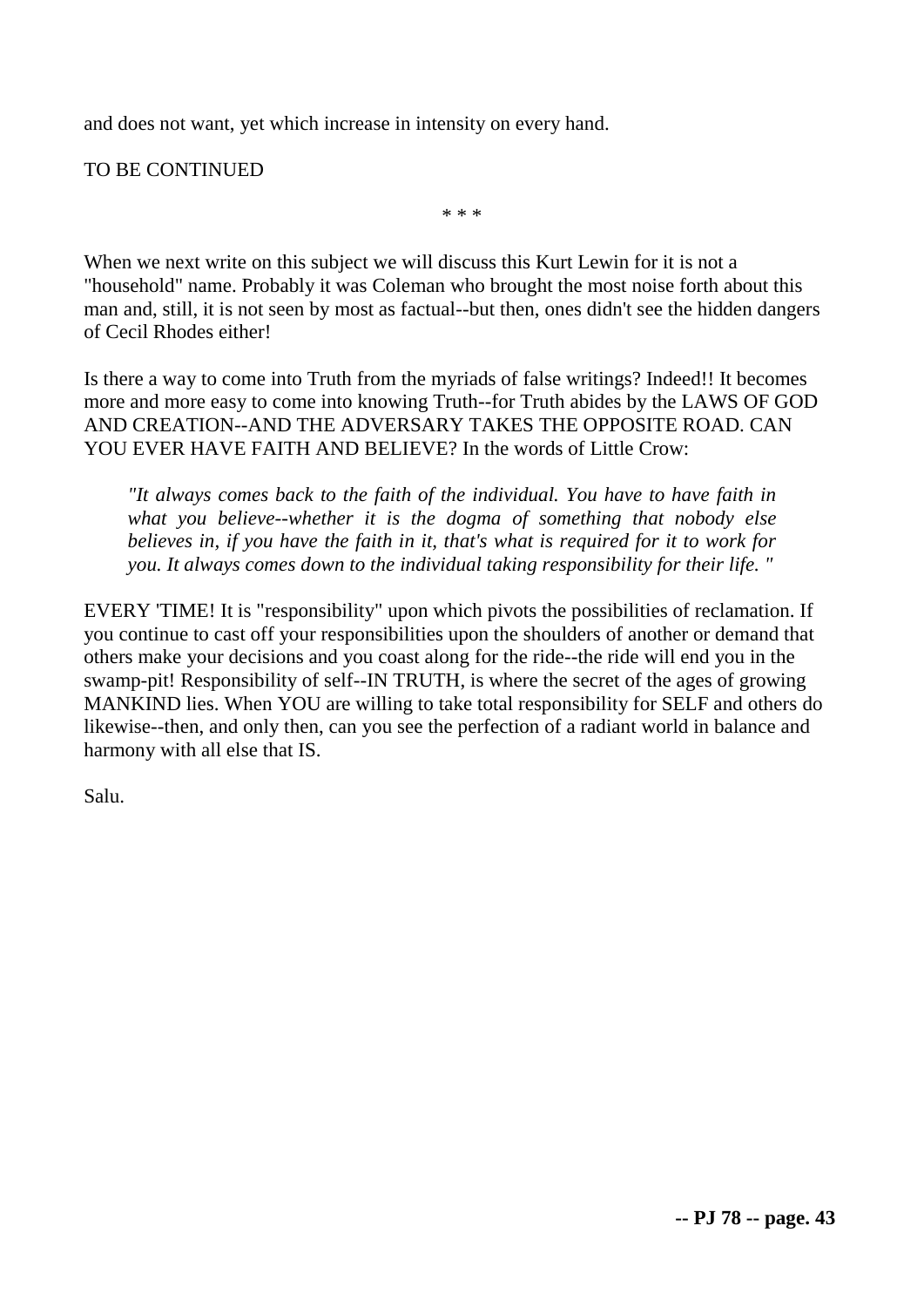and does not want, yet which increase in intensity on every hand.

TO BE CONTINUED

* * *

When we next write on this subject we will discuss this Kurt Lewin for it is not a "household" name. Probably it was Coleman who brought the most noise forth about this man and, still, it is not seen by most as factual--but then, ones didn't see the hidden dangers of Cecil Rhodes either!

Is there a way to come into Truth from the myriads of false writings? Indeed!! It becomes more and more easy to come into knowing Truth--for Truth abides by the LAWS OF GOD AND CREATION--AND THE ADVERSARY TAKES THE OPPOSITE ROAD. CAN YOU EVER HAVE FAITH AND BELIEVE? In the words of Little Crow:

> *"It always comes back to the faith of the individual. You have to have faith in what you believe--whether it is the dogma of something that nobody else believes in, if you have the faith in it, that's what is required for it to work for you. It always comes down to the individual taking responsibility for their life. "*

EVERY 'TIME! It is "responsibility" upon which pivots the possibilities of reclamation. If you continue to cast off your responsibilities upon the shoulders of another or demand that others make your decisions and you coast along for the ride--the ride will end you in the swamp-pit! Responsibility of self--IN TRUTH, is where the secret of the ages of growing MANKIND lies. When YOU are willing to take total responsibility for SELF and others do likewise--then, and only then, can you see the perfection of a radiant world in balance and harmony with all else that IS.

Salu.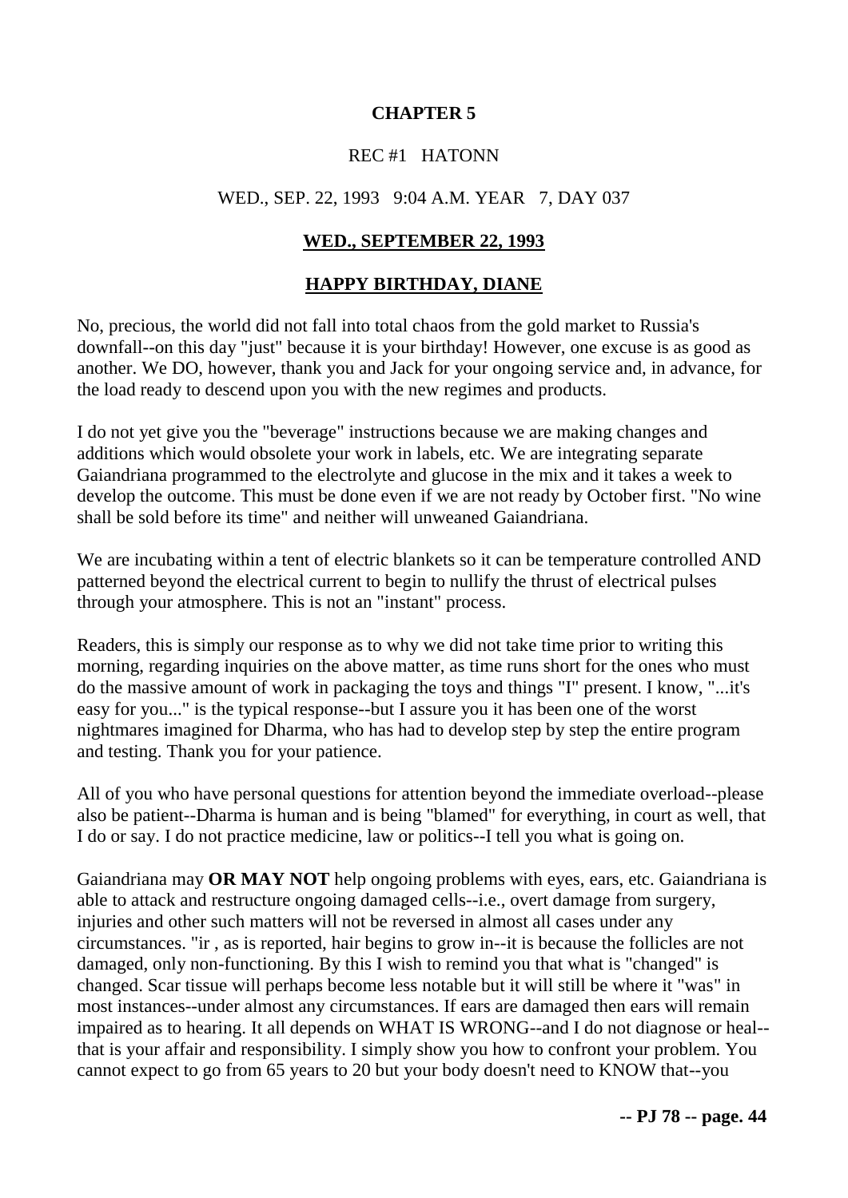**CHAPTER 5**

REC #1 HATONN

WED., SEP. 22, 1993 9:04 A.M. YEAR 7, DAY 037

**WED., SEPTEMBER 22, 1993**

**HAPPY BIRTHDAY, DIANE**

No, precious, the world did not fall into total chaos from the gold market to Russia's downfall--on this day "just" because it is your birthday! However, one excuse is as good as another. We DO, however, thank you and Jack for your ongoing service and, in advance, for the load ready to descend upon you with the new regimes and products.

I do not yet give you the "beverage" instructions because we are making changes and additions which would obsolete your work in labels, etc. We are integrating separate Gaiandriana programmed to the electrolyte and glucose in the mix and it takes a week to develop the outcome. This must be done even if we are not ready by October first. "No wine shall be sold before its time" and neither will unweaned Gaiandriana.

We are incubating within a tent of electric blankets so it can be temperature controlled AND patterned beyond the electrical current to begin to nullify the thrust of electrical pulses through your atmosphere. This is not an "instant" process.

Readers, this is simply our response as to why we did not take time prior to writing this morning, regarding inquiries on the above matter, as time runs short for the ones who must do the massive amount of work in packaging the toys and things "I" present. I know, "...it's easy for you..." is the typical response--but I assure you it has been one of the worst nightmares imagined for Dharma, who has had to develop step by step the entire program and testing. Thank you for your patience.

All of you who have personal questions for attention beyond the immediate overload--please also be patient--Dharma is human and is being "blamed" for everything, in court as well, that I do or say. I do not practice medicine, law or politics--I tell you what is going on.

Gaiandriana may **OR MAY NOT** help ongoing problems with eyes, ears, etc. Gaiandriana is able to attack and restructure ongoing damaged cells--i.e., overt damage from surgery, injuries and other such matters will not be reversed in almost all cases under any circumstances. "ir , as is reported, hair begins to grow in--it is because the follicles are not damaged, only non-functioning. By this I wish to remind you that what is "changed" is changed. Scar tissue will perhaps become less notable but it will still be where it "was" in most instances--under almost any circumstances. If ears are damaged then ears will remain impaired as to hearing. It all depends on WHAT IS WRONG--and I do not diagnose or heal--that is your affair and responsibility. I simply show you how to confront your problem. You cannot expect to go from 65 years to 20 but your body doesn't need to KNOW that--you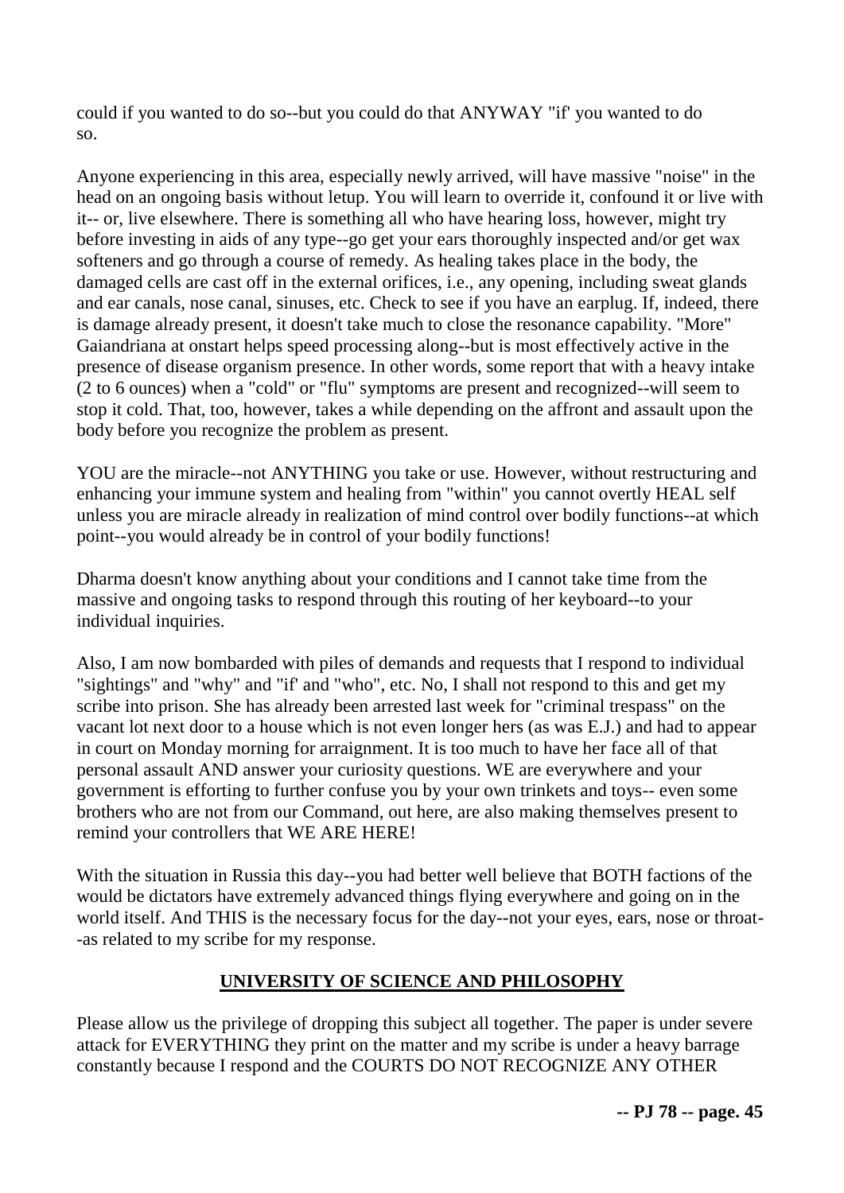could if you wanted to do so--but you could do that ANYWAY "if' you wanted to do so.

Anyone experiencing in this area, especially newly arrived, will have massive "noise" in the head on an ongoing basis without letup. You will learn to override it, confound it or live with it-- or, live elsewhere. There is something all who have hearing loss, however, might try before investing in aids of any type--go get your ears thoroughly inspected and/or get wax softeners and go through a course of remedy. As healing takes place in the body, the damaged cells are cast off in the external orifices, i.e., any opening, including sweat glands and ear canals, nose canal, sinuses, etc. Check to see if you have an earplug. If, indeed, there is damage already present, it doesn't take much to close the resonance capability. "More" Gaiandriana at onstart helps speed processing along--but is most effectively active in the presence of disease organism presence. In other words, some report that with a heavy intake (2 to 6 ounces) when a "cold" or "flu" symptoms are present and recognized--will seem to stop it cold. That, too, however, takes a while depending on the affront and assault upon the body before you recognize the problem as present.

YOU are the miracle--not ANYTHING you take or use. However, without restructuring and enhancing your immune system and healing from "within" you cannot overtly HEAL self unless you are miracle already in realization of mind control over bodily functions--at which point--you would already be in control of your bodily functions!

Dharma doesn't know anything about your conditions and I cannot take time from the massive and ongoing tasks to respond through this routing of her keyboard--to your individual inquiries.

Also, I am now bombarded with piles of demands and requests that I respond to individual "sightings" and "why" and "if' and "who", etc. No, I shall not respond to this and get my scribe into prison. She has already been arrested last week for "criminal trespass" on the vacant lot next door to a house which is not even longer hers (as was E.J.) and had to appear in court on Monday morning for arraignment. It is too much to have her face all of that personal assault AND answer your curiosity questions. WE are everywhere and your government is efforting to further confuse you by your own trinkets and toys-- even some brothers who are not from our Command, out here, are also making themselves present to remind your controllers that WE ARE HERE!

With the situation in Russia this day--you had better well believe that BOTH factions of the would be dictators have extremely advanced things flying everywhere and going on in the world itself. And THIS is the necessary focus for the day--not your eyes, ears, nose or throat--as related to my scribe for my response.

## UNIVERSITY OF SCIENCE AND PHILOSOPHY

Please allow us the privilege of dropping this subject all together. The paper is under severe attack for EVERYTHING they print on the matter and my scribe is under a heavy barrage constantly because I respond and the COURTS DO NOT RECOGNIZE ANY OTHER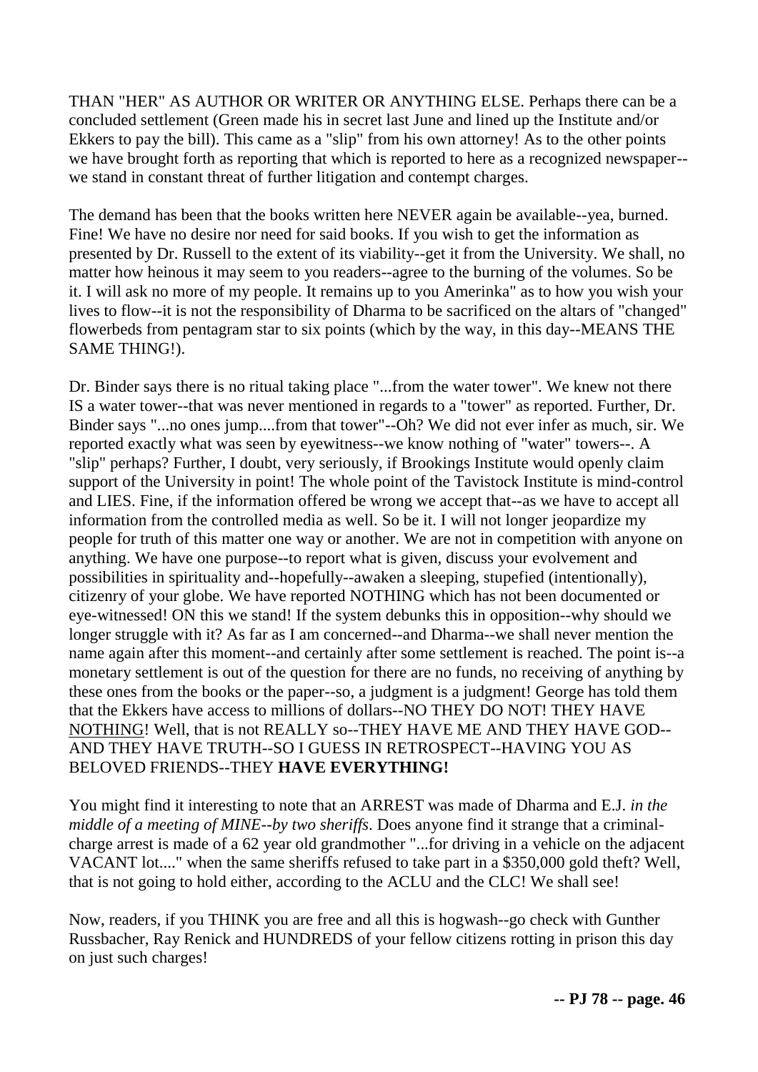THAN "HER" AS AUTHOR OR WRITER OR ANYTHING ELSE. Perhaps there can be a concluded settlement (Green made his in secret last June and lined up the Institute and/or Ekkers to pay the bill). This came as a "slip" from his own attorney! As to the other points we have brought forth as reporting that which is reported to here as a recognized newspaper--we stand in constant threat of further litigation and contempt charges.

The demand has been that the books written here NEVER again be available--yea, burned. Fine! We have no desire nor need for said books. If you wish to get the information as presented by Dr. Russell to the extent of its viability--get it from the University. We shall, no matter how heinous it may seem to you readers--agree to the burning of the volumes. So be it. I will ask no more of my people. It remains up to you Amerinka" as to how you wish your lives to flow--it is not the responsibility of Dharma to be sacrificed on the altars of "changed" flowerbeds from pentagram star to six points (which by the way, in this day--MEANS THE SAME THING!).

Dr. Binder says there is no ritual taking place "...from the water tower". We knew not there IS a water tower--that was never mentioned in regards to a "tower" as reported. Further, Dr. Binder says "...no ones jump....from that tower"--Oh? We did not ever infer as much, sir. We reported exactly what was seen by eyewitness--we know nothing of "water" towers--. A "slip" perhaps? Further, I doubt, very seriously, if Brookings Institute would openly claim support of the University in point! The whole point of the Tavistock Institute is mind-control and LIES. Fine, if the information offered be wrong we accept that--as we have to accept all information from the controlled media as well. So be it. I will not longer jeopardize my people for truth of this matter one way or another. We are not in competition with anyone on anything. We have one purpose--to report what is given, discuss your evolvement and possibilities in spirituality and--hopefully--awaken a sleeping, stupefied (intentionally), citizenry of your globe. We have reported NOTHING which has not been documented or eye-witnessed! ON this we stand! If the system debunks this in opposition--why should we longer struggle with it? As far as I am concerned--and Dharma--we shall never mention the name again after this moment--and certainly after some settlement is reached. The point is--a monetary settlement is out of the question for there are no funds, no receiving of anything by these ones from the books or the paper--so, a judgment is a judgment! George has told them that the Ekkers have access to millions of dollars--NO THEY DO NOT! THEY HAVE NOTHING! Well, that is not REALLY so--THEY HAVE ME AND THEY HAVE GOD--AND THEY HAVE TRUTH--SO I GUESS IN RETROSPECT--HAVING YOU AS BELOVED FRIENDS--THEY **HAVE EVERYTHING!**

You might find it interesting to note that an ARREST was made of Dharma and E.J. *in the middle of a meeting of MINE--by two sheriffs.* Does anyone find it strange that a criminal-charge arrest is made of a 62 year old grandmother "...for driving in a vehicle on the adjacent VACANT lot...." when the same sheriffs refused to take part in a $350,000 gold theft? Well, that is not going to hold either, according to the ACLU and the CLC! We shall see!

Now, readers, if you THINK you are free and all this is hogwash--go check with Gunther Russbacher, Ray Renick and HUNDREDS of your fellow citizens rotting in prison this day on just such charges!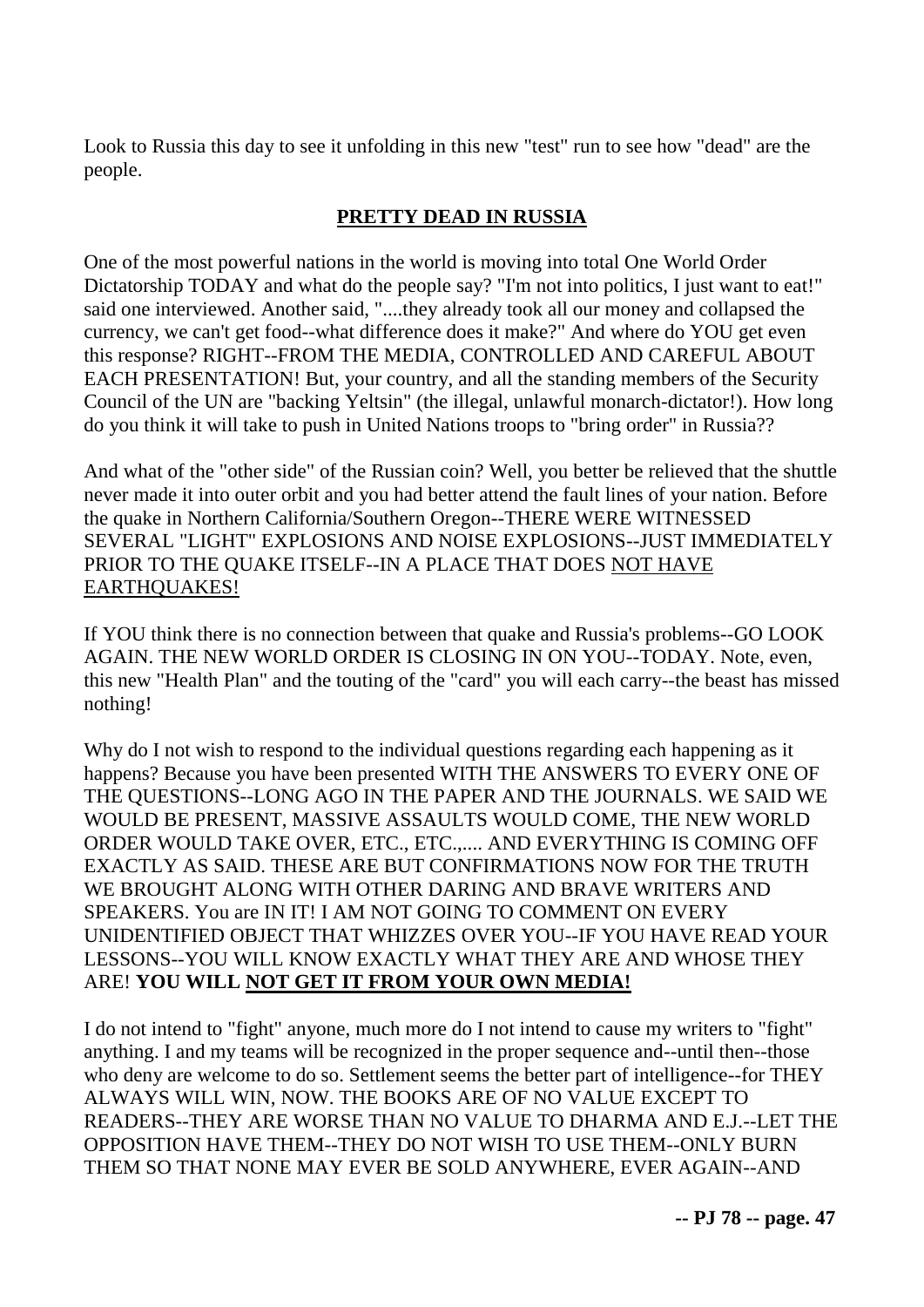Look to Russia this day to see it unfolding in this new "test" run to see how "dead" are the people.

**PRETTY DEAD IN RUSSIA**

One of the most powerful nations in the world is moving into total One World Order Dictatorship TODAY and what do the people say? "I'm not into politics, I just want to eat!" said one interviewed. Another said, "....they already took all our money and collapsed the currency, we can't get food--what difference does it make?" And where do YOU get even this response? RIGHT--FROM THE MEDIA, CONTROLLED AND CAREFUL ABOUT EACH PRESENTATION! But, your country, and all the standing members of the Security Council of the UN are "backing Yeltsin" (the illegal, unlawful monarch-dictator!). How long do you think it will take to push in United Nations troops to "bring order" in Russia??

And what of the "other side" of the Russian coin? Well, you better be relieved that the shuttle never made it into outer orbit and you had better attend the fault lines of your nation. Before the quake in Northern California/Southern Oregon--THERE WERE WITNESSED SEVERAL "LIGHT" EXPLOSIONS AND NOISE EXPLOSIONS--JUST IMMEDIATELY PRIOR TO THE QUAKE ITSELF--IN A PLACE THAT DOES NOT HAVE EARTHQUAKES!

If YOU think there is no connection between that quake and Russia's problems--GO LOOK AGAIN. THE NEW WORLD ORDER IS CLOSING IN ON YOU--TODAY. Note, even, this new "Health Plan" and the touting of the "card" you will each carry--the beast has missed nothing!

Why do I not wish to respond to the individual questions regarding each happening as it happens? Because you have been presented WITH THE ANSWERS TO EVERY ONE OF THE QUESTIONS--LONG AGO IN THE PAPER AND THE JOURNALS. WE SAID WE WOULD BE PRESENT, MASSIVE ASSAULTS WOULD COME, THE NEW WORLD ORDER WOULD TAKE OVER, ETC., ETC.,.... AND EVERYTHING IS COMING OFF EXACTLY AS SAID. THESE ARE BUT CONFIRMATIONS NOW FOR THE TRUTH WE BROUGHT ALONG WITH OTHER DARING AND BRAVE WRITERS AND SPEAKERS. You are IN IT! I AM NOT GOING TO COMMENT ON EVERY UNIDENTIFIED OBJECT THAT WHIZZES OVER YOU--IF YOU HAVE READ YOUR LESSONS--YOU WILL KNOW EXACTLY WHAT THEY ARE AND WHOSE THEY ARE! **YOU WILL NOT GET IT FROM YOUR OWN MEDIA!**

I do not intend to "fight" anyone, much more do I not intend to cause my writers to "fight" anything. I and my teams will be recognized in the proper sequence and--until then--those who deny are welcome to do so. Settlement seems the better part of intelligence--for THEY ALWAYS WILL WIN, NOW. THE BOOKS ARE OF NO VALUE EXCEPT TO READERS--THEY ARE WORSE THAN NO VALUE TO DHARMA AND E.J.--LET THE OPPOSITION HAVE THEM--THEY DO NOT WISH TO USE THEM--ONLY BURN THEM SO THAT NONE MAY EVER BE SOLD ANYWHERE, EVER AGAIN--AND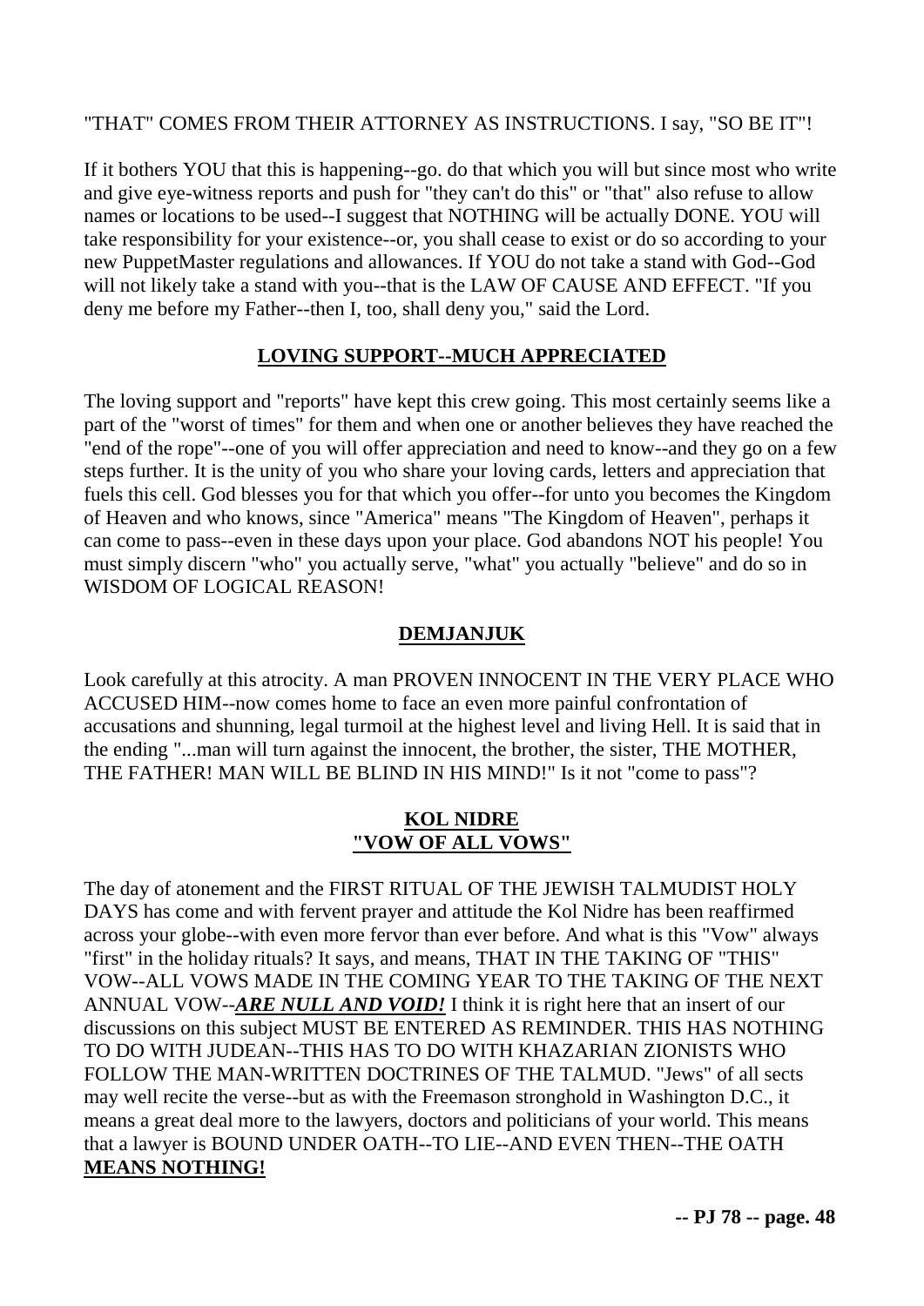"THAT" COMES FROM THEIR ATTORNEY AS INSTRUCTIONS. I say, "SO BE IT"!

If it bothers YOU that this is happening--go. do that which you will but since most who write and give eye-witness reports and push for "they can't do this" or "that" also refuse to allow names or locations to be used--I suggest that NOTHING will be actually DONE. YOU will take responsibility for your existence--or, you shall cease to exist or do so according to your new PuppetMaster regulations and allowances. If YOU do not take a stand with God--God will not likely take a stand with you--that is the LAW OF CAUSE AND EFFECT. "If you deny me before my Father--then I, too, shall deny you," said the Lord.

## LOVING SUPPORT--MUCH APPRECIATED

The loving support and "reports" have kept this crew going. This most certainly seems like a part of the "worst of times" for them and when one or another believes they have reached the "end of the rope"--one of you will offer appreciation and need to know--and they go on a few steps further. It is the unity of you who share your loving cards, letters and appreciation that fuels this cell. God blesses you for that which you offer--for unto you becomes the Kingdom of Heaven and who knows, since "America" means "The Kingdom of Heaven", perhaps it can come to pass--even in these days upon your place. God abandons NOT his people! You must simply discern "who" you actually serve, "what" you actually "believe" and do so in WISDOM OF LOGICAL REASON!

## DEMJANJUK

Look carefully at this atrocity. A man PROVEN INNOCENT IN THE VERY PLACE WHO ACCUSED HIM--now comes home to face an even more painful confrontation of accusations and shunning, legal turmoil at the highest level and living Hell. It is said that in the ending "...man will turn against the innocent, the brother, the sister, THE MOTHER, THE FATHER! MAN WILL BE BLIND IN HIS MIND!" Is it not "come to pass"?

## KOL NIDRE
## "VOW OF ALL VOWS"

The day of atonement and the FIRST RITUAL OF THE JEWISH TALMUDIST HOLY DAYS has come and with fervent prayer and attitude the Kol Nidre has been reaffirmed across your globe--with even more fervor than ever before. And what is this "Vow" always "first" in the holiday rituals? It says, and means, THAT IN THE TAKING OF "THIS" VOW--ALL VOWS MADE IN THE COMING YEAR TO THE TAKING OF THE NEXT ANNUAL VOW--***ARE NULL AND VOID!*** I think it is right here that an insert of our discussions on this subject MUST BE ENTERED AS REMINDER. THIS HAS NOTHING TO DO WITH JUDEAN--THIS HAS TO DO WITH KHAZARIAN ZIONISTS WHO FOLLOW THE MAN-WRITTEN DOCTRINES OF THE TALMUD. "Jews" of all sects may well recite the verse--but as with the Freemason stronghold in Washington D.C., it means a great deal more to the lawyers, doctors and politicians of your world. This means that a lawyer is BOUND UNDER OATH--TO LIE--AND EVEN THEN--THE OATH **MEANS NOTHING!**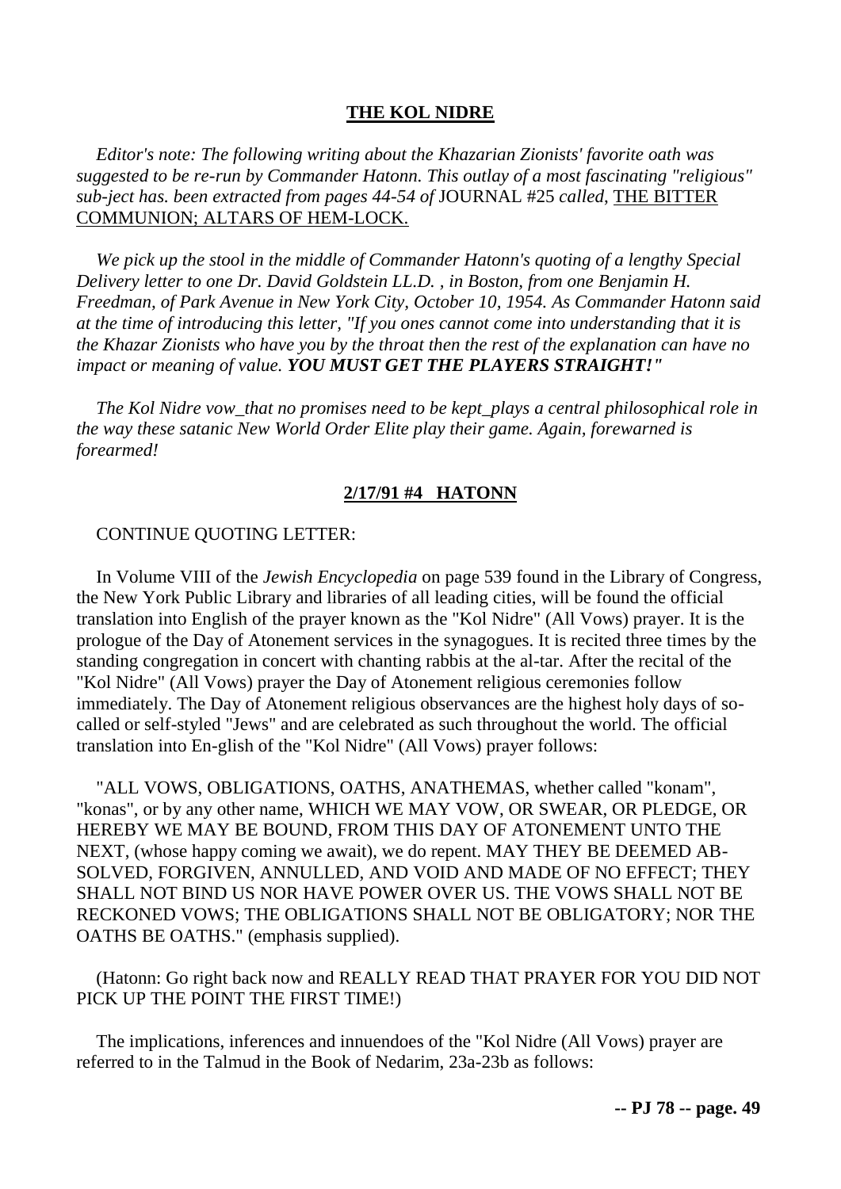## THE KOL NIDRE

*Editor's note: The following writing about the Khazarian Zionists' favorite oath was suggested to be re-run by Commander Hatonn. This outlay of a most fascinating "religious" sub-ject has. been extracted from pages 44-54 of* JOURNAL #25 *called*, THE BITTER COMMUNION; ALTARS OF HEM-LOCK.

*We pick up the stool in the middle of Commander Hatonn's quoting of a lengthy Special Delivery letter to one Dr. David Goldstein LL.D. , in Boston, from one Benjamin H. Freedman, of Park Avenue in New York City, October 10, 1954. As Commander Hatonn said at the time of introducing this letter, "If you ones cannot come into understanding that it is the Khazar Zionists who have you by the throat then the rest of the explanation can have no impact or meaning of value.* ***YOU MUST GET THE PLAYERS STRAIGHT!"***

*The Kol Nidre vow_that no promises need to be kept_plays a central philosophical role in the way these satanic New World Order Elite play their game. Again, forewarned is forearmed!*

**2/17/91 #4 HATONN**

CONTINUE QUOTING LETTER:

In Volume VIII of the *Jewish Encyclopedia* on page 539 found in the Library of Congress, the New York Public Library and libraries of all leading cities, will be found the official translation into English of the prayer known as the "Kol Nidre" (All Vows) prayer. It is the prologue of the Day of Atonement services in the synagogues. It is recited three times by the standing congregation in concert with chanting rabbis at the al-tar. After the recital of the "Kol Nidre" (All Vows) prayer the Day of Atonement religious ceremonies follow immediately. The Day of Atonement religious observances are the highest holy days of so-called or self-styled "Jews" and are celebrated as such throughout the world. The official translation into En-glish of the "Kol Nidre" (All Vows) prayer follows:

"ALL VOWS, OBLIGATIONS, OATHS, ANATHEMAS, whether called "konam", "konas", or by any other name, WHICH WE MAY VOW, OR SWEAR, OR PLEDGE, OR HEREBY WE MAY BE BOUND, FROM THIS DAY OF ATONEMENT UNTO THE NEXT, (whose happy coming we await), we do repent. MAY THEY BE DEEMED AB-SOLVED, FORGIVEN, ANNULLED, AND VOID AND MADE OF NO EFFECT; THEY SHALL NOT BIND US NOR HAVE POWER OVER US. THE VOWS SHALL NOT BE RECKONED VOWS; THE OBLIGATIONS SHALL NOT BE OBLIGATORY; NOR THE OATHS BE OATHS." (emphasis supplied).

(Hatonn: Go right back now and REALLY READ THAT PRAYER FOR YOU DID NOT PICK UP THE POINT THE FIRST TIME!)

The implications, inferences and innuendoes of the "Kol Nidre (All Vows) prayer are referred to in the Talmud in the Book of Nedarim, 23a-23b as follows: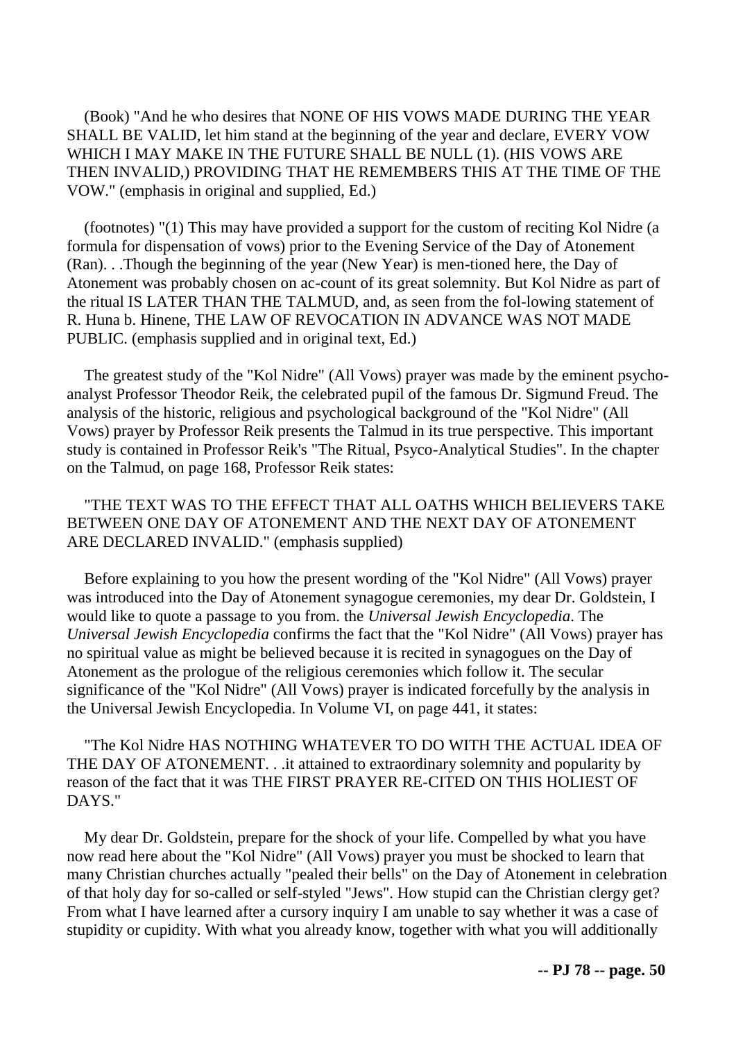(Book) "And he who desires that NONE OF HIS VOWS MADE DURING THE YEAR SHALL BE VALID, let him stand at the beginning of the year and declare, EVERY VOW WHICH I MAY MAKE IN THE FUTURE SHALL BE NULL (1). (HIS VOWS ARE THEN INVALID,) PROVIDING THAT HE REMEMBERS THIS AT THE TIME OF THE VOW." (emphasis in original and supplied, Ed.)

(footnotes) "(1) This may have provided a support for the custom of reciting Kol Nidre (a formula for dispensation of vows) prior to the Evening Service of the Day of Atonement (Ran). . .Though the beginning of the year (New Year) is men-tioned here, the Day of Atonement was probably chosen on ac-count of its great solemnity. But Kol Nidre as part of the ritual IS LATER THAN THE TALMUD, and, as seen from the fol-lowing statement of R. Huna b. Hinene, THE LAW OF REVOCATION IN ADVANCE WAS NOT MADE PUBLIC. (emphasis supplied and in original text, Ed.)

The greatest study of the "Kol Nidre" (All Vows) prayer was made by the eminent psycho-analyst Professor Theodor Reik, the celebrated pupil of the famous Dr. Sigmund Freud. The analysis of the historic, religious and psychological background of the "Kol Nidre" (All Vows) prayer by Professor Reik presents the Talmud in its true perspective. This important study is contained in Professor Reik's "The Ritual, Psyco-Analytical Studies". In the chapter on the Talmud, on page 168, Professor Reik states:

"THE TEXT WAS TO THE EFFECT THAT ALL OATHS WHICH BELIEVERS TAKE BETWEEN ONE DAY OF ATONEMENT AND THE NEXT DAY OF ATONEMENT ARE DECLARED INVALID." (emphasis supplied)

Before explaining to you how the present wording of the "Kol Nidre" (All Vows) prayer was introduced into the Day of Atonement synagogue ceremonies, my dear Dr. Goldstein, I would like to quote a passage to you from. the *Universal Jewish Encyclopedia*. The *Universal Jewish Encyclopedia* confirms the fact that the "Kol Nidre" (All Vows) prayer has no spiritual value as might be believed because it is recited in synagogues on the Day of Atonement as the prologue of the religious ceremonies which follow it. The secular significance of the "Kol Nidre" (All Vows) prayer is indicated forcefully by the analysis in the Universal Jewish Encyclopedia. In Volume VI, on page 441, it states:

"The Kol Nidre HAS NOTHING WHATEVER TO DO WITH THE ACTUAL IDEA OF THE DAY OF ATONEMENT. . .it attained to extraordinary solemnity and popularity by reason of the fact that it was THE FIRST PRAYER RE-CITED ON THIS HOLIEST OF DAYS."

My dear Dr. Goldstein, prepare for the shock of your life. Compelled by what you have now read here about the "Kol Nidre" (All Vows) prayer you must be shocked to learn that many Christian churches actually "pealed their bells" on the Day of Atonement in celebration of that holy day for so-called or self-styled "Jews". How stupid can the Christian clergy get? From what I have learned after a cursory inquiry I am unable to say whether it was a case of stupidity or cupidity. With what you already know, together with what you will additionally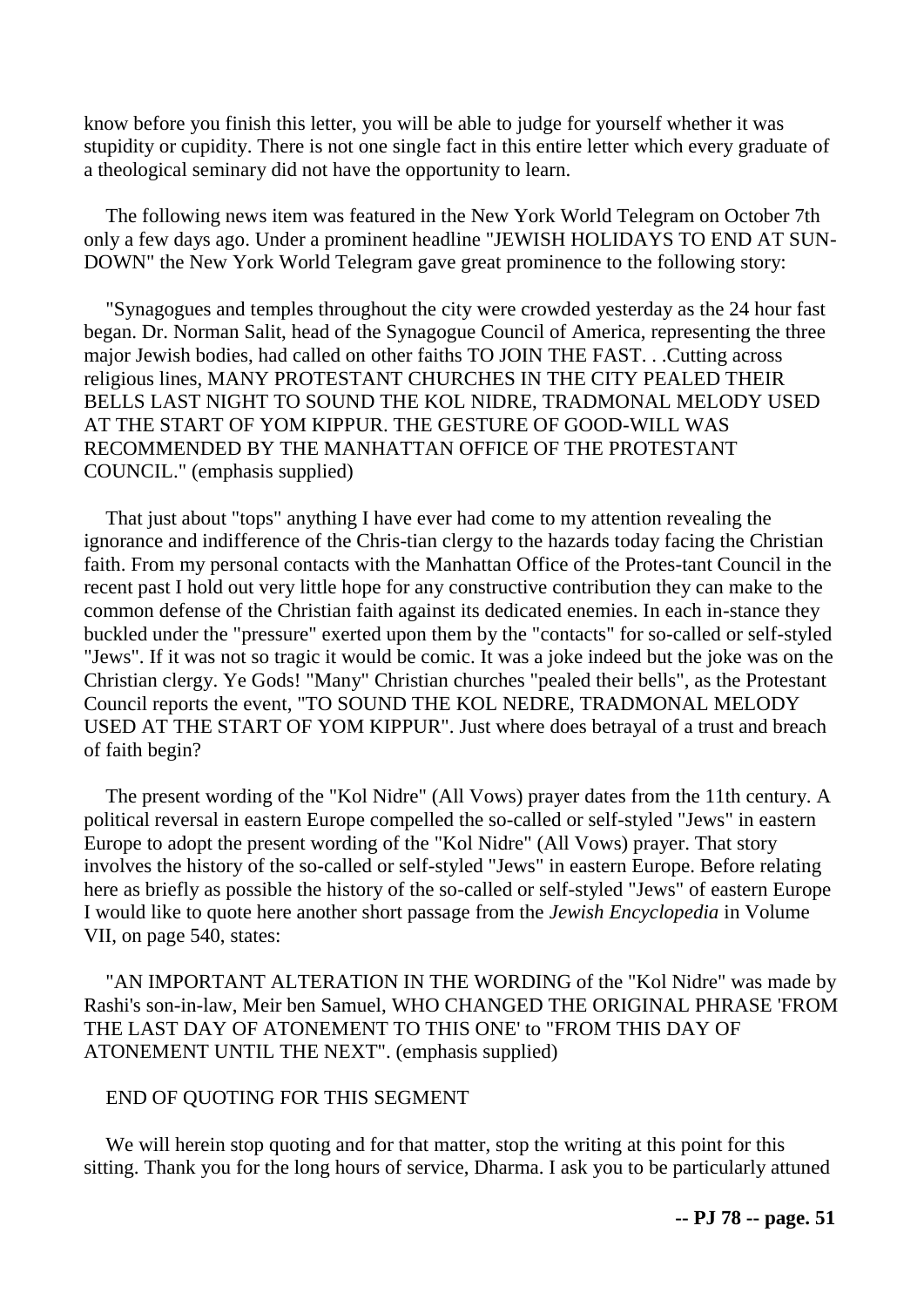know before you finish this letter, you will be able to judge for yourself whether it was stupidity or cupidity. There is not one single fact in this entire letter which every graduate of a theological seminary did not have the opportunity to learn.

The following news item was featured in the New York World Telegram on October 7th only a few days ago. Under a prominent headline "JEWISH HOLIDAYS TO END AT SUN-DOWN" the New York World Telegram gave great prominence to the following story:

"Synagogues and temples throughout the city were crowded yesterday as the 24 hour fast began. Dr. Norman Salit, head of the Synagogue Council of America, representing the three major Jewish bodies, had called on other faiths TO JOIN THE FAST. . .Cutting across religious lines, MANY PROTESTANT CHURCHES IN THE CITY PEALED THEIR BELLS LAST NIGHT TO SOUND THE KOL NIDRE, TRADMONAL MELODY USED AT THE START OF YOM KIPPUR. THE GESTURE OF GOOD-WILL WAS RECOMMENDED BY THE MANHATTAN OFFICE OF THE PROTESTANT COUNCIL." (emphasis supplied)

That just about "tops" anything I have ever had come to my attention revealing the ignorance and indifference of the Chris-tian clergy to the hazards today facing the Christian faith. From my personal contacts with the Manhattan Office of the Protes-tant Council in the recent past I hold out very little hope for any constructive contribution they can make to the common defense of the Christian faith against its dedicated enemies. In each in-stance they buckled under the "pressure" exerted upon them by the "contacts" for so-called or self-styled "Jews". If it was not so tragic it would be comic. It was a joke indeed but the joke was on the Christian clergy. Ye Gods! "Many" Christian churches "pealed their bells", as the Protestant Council reports the event, "TO SOUND THE KOL NEDRE, TRADMONAL MELODY USED AT THE START OF YOM KIPPUR". Just where does betrayal of a trust and breach of faith begin?

The present wording of the "Kol Nidre" (All Vows) prayer dates from the 11th century. A political reversal in eastern Europe compelled the so-called or self-styled "Jews" in eastern Europe to adopt the present wording of the "Kol Nidre" (All Vows) prayer. That story involves the history of the so-called or self-styled "Jews" in eastern Europe. Before relating here as briefly as possible the history of the so-called or self-styled "Jews" of eastern Europe I would like to quote here another short passage from the *Jewish Encyclopedia* in Volume VII, on page 540, states:

"AN IMPORTANT ALTERATION IN THE WORDING of the "Kol Nidre" was made by Rashi's son-in-law, Meir ben Samuel, WHO CHANGED THE ORIGINAL PHRASE 'FROM THE LAST DAY OF ATONEMENT TO THIS ONE' to "FROM THIS DAY OF ATONEMENT UNTIL THE NEXT". (emphasis supplied)

END OF QUOTING FOR THIS SEGMENT

We will herein stop quoting and for that matter, stop the writing at this point for this sitting. Thank you for the long hours of service, Dharma. I ask you to be particularly attuned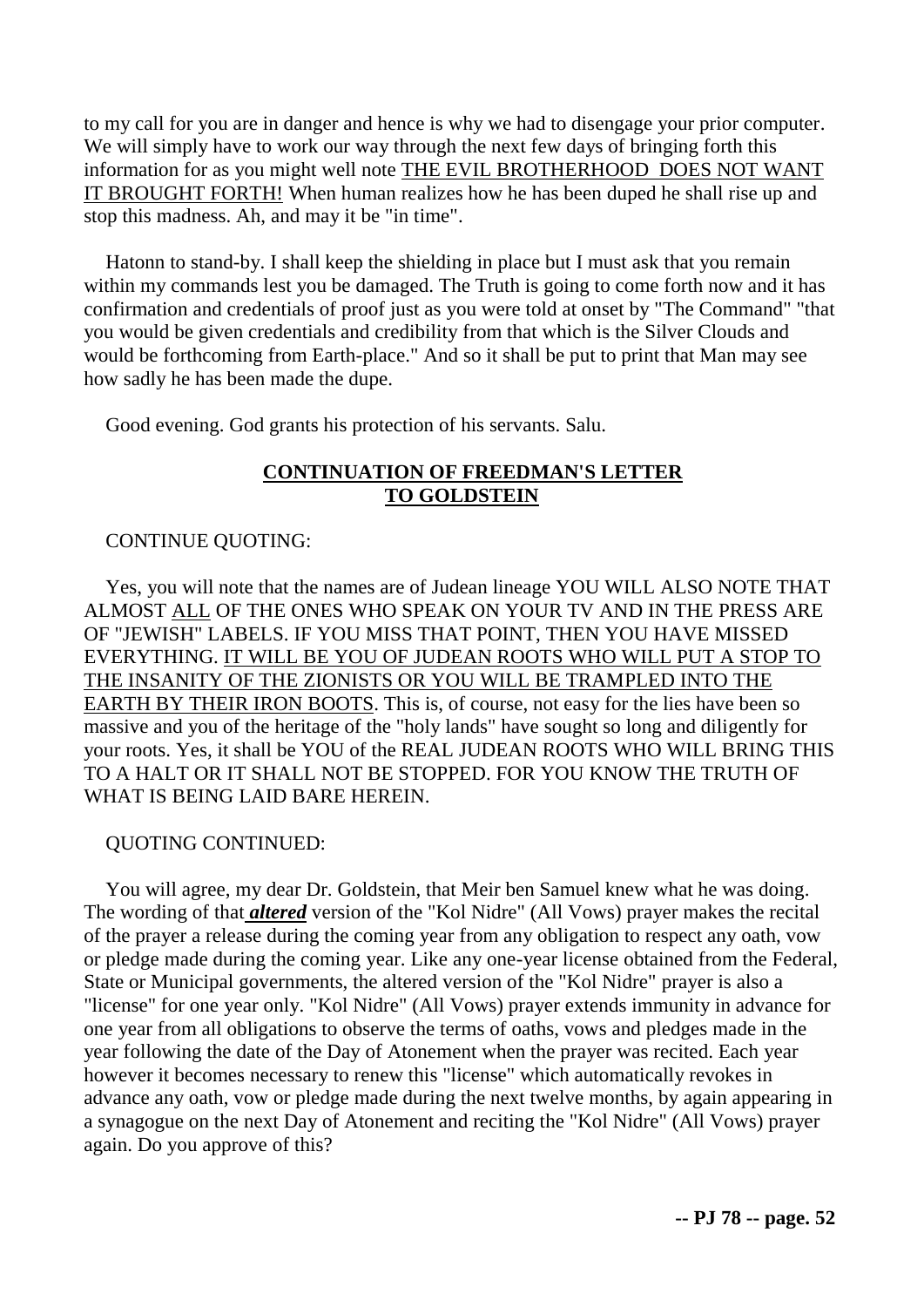to my call for you are in danger and hence is why we had to disengage your prior computer. We will simply have to work our way through the next few days of bringing forth this information for as you might well note <u>THE EVIL BROTHERHOOD DOES NOT WANT IT BROUGHT FORTH!</u> When human realizes how he has been duped he shall rise up and stop this madness. Ah, and may it be "in time".

Hatonn to stand-by. I shall keep the shielding in place but I must ask that you remain within my commands lest you be damaged. The Truth is going to come forth now and it has confirmation and credentials of proof just as you were told at onset by "The Command" "that you would be given credentials and credibility from that which is the Silver Clouds and would be forthcoming from Earth-place." And so it shall be put to print that Man may see how sadly he has been made the dupe.

Good evening. God grants his protection of his servants. Salu.

## <u>CONTINUATION OF FREEDMAN'S LETTER TO GOLDSTEIN</u>

CONTINUE QUOTING:

Yes, you will note that the names are of Judean lineage YOU WILL ALSO NOTE THAT ALMOST <u>ALL</u> OF THE ONES WHO SPEAK ON YOUR TV AND IN THE PRESS ARE OF "JEWISH" LABELS. IF YOU MISS THAT POINT, THEN YOU HAVE MISSED EVERYTHING. <u>IT WILL BE YOU OF JUDEAN ROOTS WHO WILL PUT A STOP TO THE INSANITY OF THE ZIONISTS OR YOU WILL BE TRAMPLED INTO THE EARTH BY THEIR IRON BOOTS</u>. This is, of course, not easy for the lies have been so massive and you of the heritage of the "holy lands" have sought so long and diligently for your roots. Yes, it shall be YOU of the REAL JUDEAN ROOTS WHO WILL BRING THIS TO A HALT OR IT SHALL NOT BE STOPPED. FOR YOU KNOW THE TRUTH OF WHAT IS BEING LAID BARE HEREIN.

QUOTING CONTINUED:

You will agree, my dear Dr. Goldstein, that Meir ben Samuel knew what he was doing. The wording of that <u>***altered***</u> version of the "Kol Nidre" (All Vows) prayer makes the recital of the prayer a release during the coming year from any obligation to respect any oath, vow or pledge made during the coming year. Like any one-year license obtained from the Federal, State or Municipal governments, the altered version of the "Kol Nidre" prayer is also a "license" for one year only. "Kol Nidre" (All Vows) prayer extends immunity in advance for one year from all obligations to observe the terms of oaths, vows and pledges made in the year following the date of the Day of Atonement when the prayer was recited. Each year however it becomes necessary to renew this "license" which automatically revokes in advance any oath, vow or pledge made during the next twelve months, by again appearing in a synagogue on the next Day of Atonement and reciting the "Kol Nidre" (All Vows) prayer again. Do you approve of this?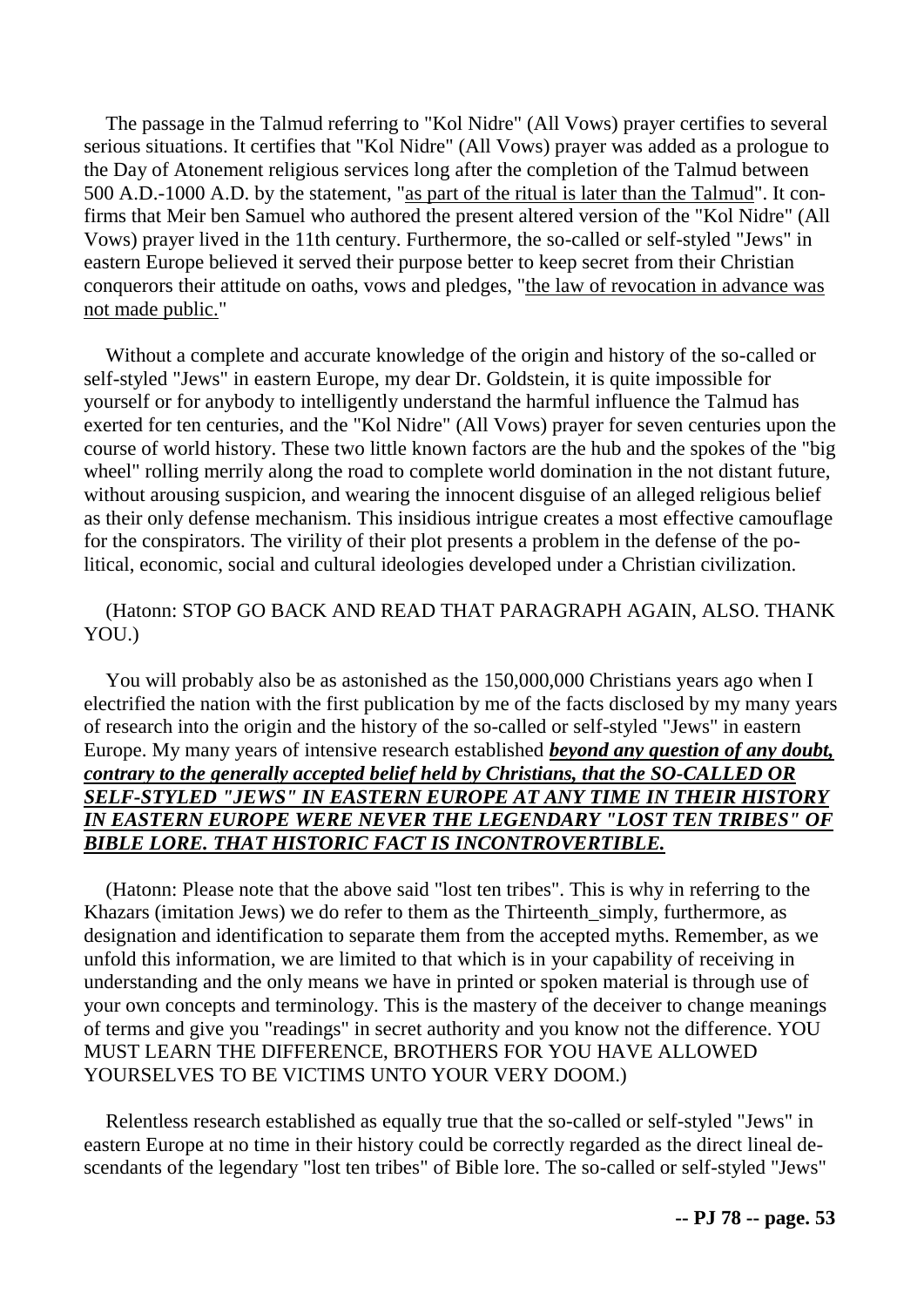The passage in the Talmud referring to "Kol Nidre" (All Vows) prayer certifies to several serious situations. It certifies that "Kol Nidre" (All Vows) prayer was added as a prologue to the Day of Atonement religious services long after the completion of the Talmud between 500 A.D.-1000 A.D. by the statement, "as part of the ritual is later than the Talmud". It confirms that Meir ben Samuel who authored the present altered version of the "Kol Nidre" (All Vows) prayer lived in the 11th century. Furthermore, the so-called or self-styled "Jews" in eastern Europe believed it served their purpose better to keep secret from their Christian conquerors their attitude on oaths, vows and pledges, "the law of revocation in advance was not made public."

Without a complete and accurate knowledge of the origin and history of the so-called or self-styled "Jews" in eastern Europe, my dear Dr. Goldstein, it is quite impossible for yourself or for anybody to intelligently understand the harmful influence the Talmud has exerted for ten centuries, and the "Kol Nidre" (All Vows) prayer for seven centuries upon the course of world history. These two little known factors are the hub and the spokes of the "big wheel" rolling merrily along the road to complete world domination in the not distant future, without arousing suspicion, and wearing the innocent disguise of an alleged religious belief as their only defense mechanism. This insidious intrigue creates a most effective camouflage for the conspirators. The virility of their plot presents a problem in the defense of the political, economic, social and cultural ideologies developed under a Christian civilization.

(Hatonn: STOP GO BACK AND READ THAT PARAGRAPH AGAIN, ALSO. THANK YOU.)

You will probably also be as astonished as the 150,000,000 Christians years ago when I electrified the nation with the first publication by me of the facts disclosed by my many years of research into the origin and the history of the so-called or self-styled "Jews" in eastern Europe. My many years of intensive research established ***beyond any question of any doubt, contrary to the generally accepted belief held by Christians, that the SO-CALLED OR SELF-STYLED "JEWS" IN EASTERN EUROPE AT ANY TIME IN THEIR HISTORY IN EASTERN EUROPE WERE NEVER THE LEGENDARY "LOST TEN TRIBES" OF BIBLE LORE. THAT HISTORIC FACT IS INCONTROVERTIBLE.***

(Hatonn: Please note that the above said "lost ten tribes". This is why in referring to the Khazars (imitation Jews) we do refer to them as the Thirteenth_simply, furthermore, as designation and identification to separate them from the accepted myths. Remember, as we unfold this information, we are limited to that which is in your capability of receiving in understanding and the only means we have in printed or spoken material is through use of your own concepts and terminology. This is the mastery of the deceiver to change meanings of terms and give you "readings" in secret authority and you know not the difference. YOU MUST LEARN THE DIFFERENCE, BROTHERS FOR YOU HAVE ALLOWED YOURSELVES TO BE VICTIMS UNTO YOUR VERY DOOM.)

Relentless research established as equally true that the so-called or self-styled "Jews" in eastern Europe at no time in their history could be correctly regarded as the direct lineal descendants of the legendary "lost ten tribes" of Bible lore. The so-called or self-styled "Jews"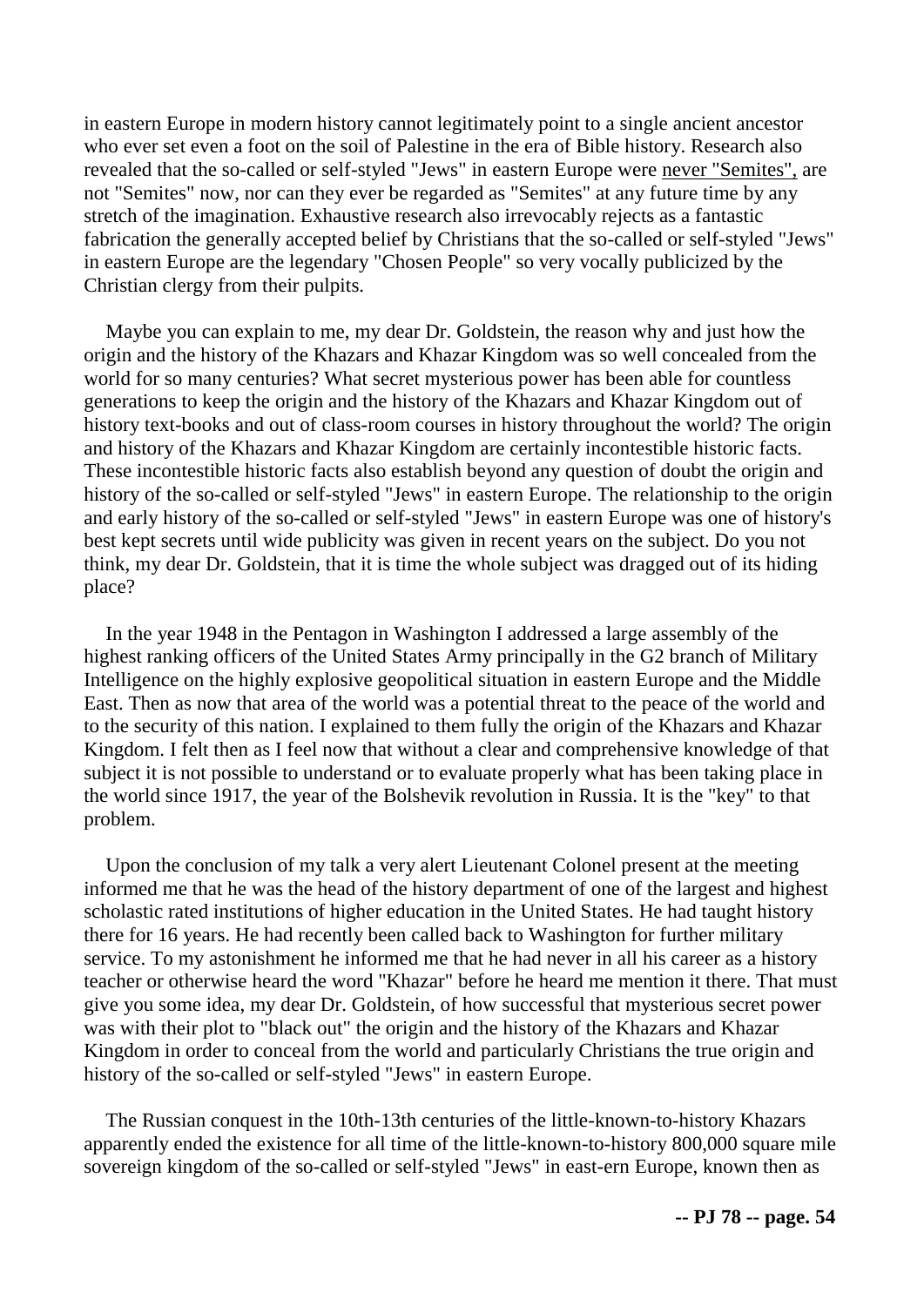in eastern Europe in modern history cannot legitimately point to a single ancient ancestor who ever set even a foot on the soil of Palestine in the era of Bible history. Research also revealed that the so-called or self-styled "Jews" in eastern Europe were never "Semites", are not "Semites" now, nor can they ever be regarded as "Semites" at any future time by any stretch of the imagination. Exhaustive research also irrevocably rejects as a fantastic fabrication the generally accepted belief by Christians that the so-called or self-styled "Jews" in eastern Europe are the legendary "Chosen People" so very vocally publicized by the Christian clergy from their pulpits.

Maybe you can explain to me, my dear Dr. Goldstein, the reason why and just how the origin and the history of the Khazars and Khazar Kingdom was so well concealed from the world for so many centuries? What secret mysterious power has been able for countless generations to keep the origin and the history of the Khazars and Khazar Kingdom out of history text-books and out of class-room courses in history throughout the world? The origin and history of the Khazars and Khazar Kingdom are certainly incontestible historic facts. These incontestible historic facts also establish beyond any question of doubt the origin and history of the so-called or self-styled "Jews" in eastern Europe. The relationship to the origin and early history of the so-called or self-styled "Jews" in eastern Europe was one of history's best kept secrets until wide publicity was given in recent years on the subject. Do you not think, my dear Dr. Goldstein, that it is time the whole subject was dragged out of its hiding place?

In the year 1948 in the Pentagon in Washington I addressed a large assembly of the highest ranking officers of the United States Army principally in the G2 branch of Military Intelligence on the highly explosive geopolitical situation in eastern Europe and the Middle East. Then as now that area of the world was a potential threat to the peace of the world and to the security of this nation. I explained to them fully the origin of the Khazars and Khazar Kingdom. I felt then as I feel now that without a clear and comprehensive knowledge of that subject it is not possible to understand or to evaluate properly what has been taking place in the world since 1917, the year of the Bolshevik revolution in Russia. It is the "key" to that problem.

Upon the conclusion of my talk a very alert Lieutenant Colonel present at the meeting informed me that he was the head of the history department of one of the largest and highest scholastic rated institutions of higher education in the United States. He had taught history there for 16 years. He had recently been called back to Washington for further military service. To my astonishment he informed me that he had never in all his career as a history teacher or otherwise heard the word "Khazar" before he heard me mention it there. That must give you some idea, my dear Dr. Goldstein, of how successful that mysterious secret power was with their plot to "black out" the origin and the history of the Khazars and Khazar Kingdom in order to conceal from the world and particularly Christians the true origin and history of the so-called or self-styled "Jews" in eastern Europe.

The Russian conquest in the 10th-13th centuries of the little-known-to-history Khazars apparently ended the existence for all time of the little-known-to-history 800,000 square mile sovereign kingdom of the so-called or self-styled "Jews" in east-ern Europe, known then as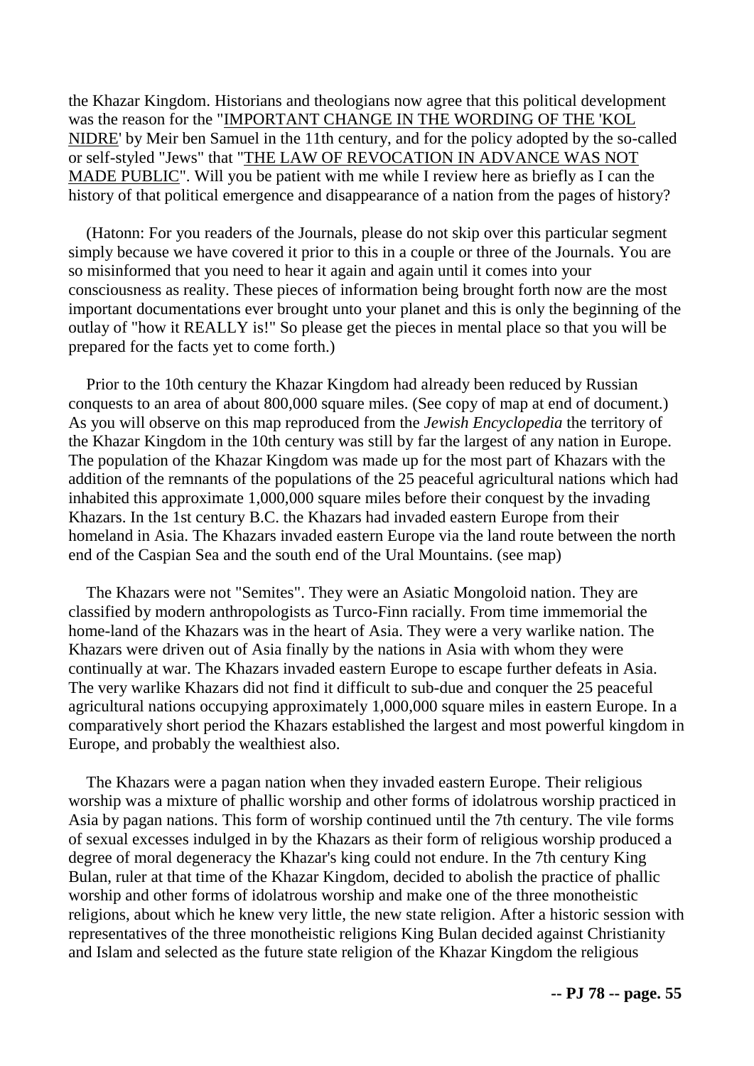the Khazar Kingdom. Historians and theologians now agree that this political development was the reason for the "IMPORTANT CHANGE IN THE WORDING OF THE 'KOL NIDRE' by Meir ben Samuel in the 11th century, and for the policy adopted by the so-called or self-styled "Jews" that "THE LAW OF REVOCATION IN ADVANCE WAS NOT MADE PUBLIC". Will you be patient with me while I review here as briefly as I can the history of that political emergence and disappearance of a nation from the pages of history?

(Hatonn: For you readers of the Journals, please do not skip over this particular segment simply because we have covered it prior to this in a couple or three of the Journals. You are so misinformed that you need to hear it again and again until it comes into your consciousness as reality. These pieces of information being brought forth now are the most important documentations ever brought unto your planet and this is only the beginning of the outlay of "how it REALLY is!" So please get the pieces in mental place so that you will be prepared for the facts yet to come forth.)

Prior to the 10th century the Khazar Kingdom had already been reduced by Russian conquests to an area of about 800,000 square miles. (See copy of map at end of document.) As you will observe on this map reproduced from the *Jewish Encyclopedia* the territory of the Khazar Kingdom in the 10th century was still by far the largest of any nation in Europe. The population of the Khazar Kingdom was made up for the most part of Khazars with the addition of the remnants of the populations of the 25 peaceful agricultural nations which had inhabited this approximate 1,000,000 square miles before their conquest by the invading Khazars. In the 1st century B.C. the Khazars had invaded eastern Europe from their homeland in Asia. The Khazars invaded eastern Europe via the land route between the north end of the Caspian Sea and the south end of the Ural Mountains. (see map)

The Khazars were not "Semites". They were an Asiatic Mongoloid nation. They are classified by modern anthropologists as Turco-Finn racially. From time immemorial the home-land of the Khazars was in the heart of Asia. They were a very warlike nation. The Khazars were driven out of Asia finally by the nations in Asia with whom they were continually at war. The Khazars invaded eastern Europe to escape further defeats in Asia. The very warlike Khazars did not find it difficult to sub-due and conquer the 25 peaceful agricultural nations occupying approximately 1,000,000 square miles in eastern Europe. In a comparatively short period the Khazars established the largest and most powerful kingdom in Europe, and probably the wealthiest also.

The Khazars were a pagan nation when they invaded eastern Europe. Their religious worship was a mixture of phallic worship and other forms of idolatrous worship practiced in Asia by pagan nations. This form of worship continued until the 7th century. The vile forms of sexual excesses indulged in by the Khazars as their form of religious worship produced a degree of moral degeneracy the Khazar's king could not endure. In the 7th century King Bulan, ruler at that time of the Khazar Kingdom, decided to abolish the practice of phallic worship and other forms of idolatrous worship and make one of the three monotheistic religions, about which he knew very little, the new state religion. After a historic session with representatives of the three monotheistic religions King Bulan decided against Christianity and Islam and selected as the future state religion of the Khazar Kingdom the religious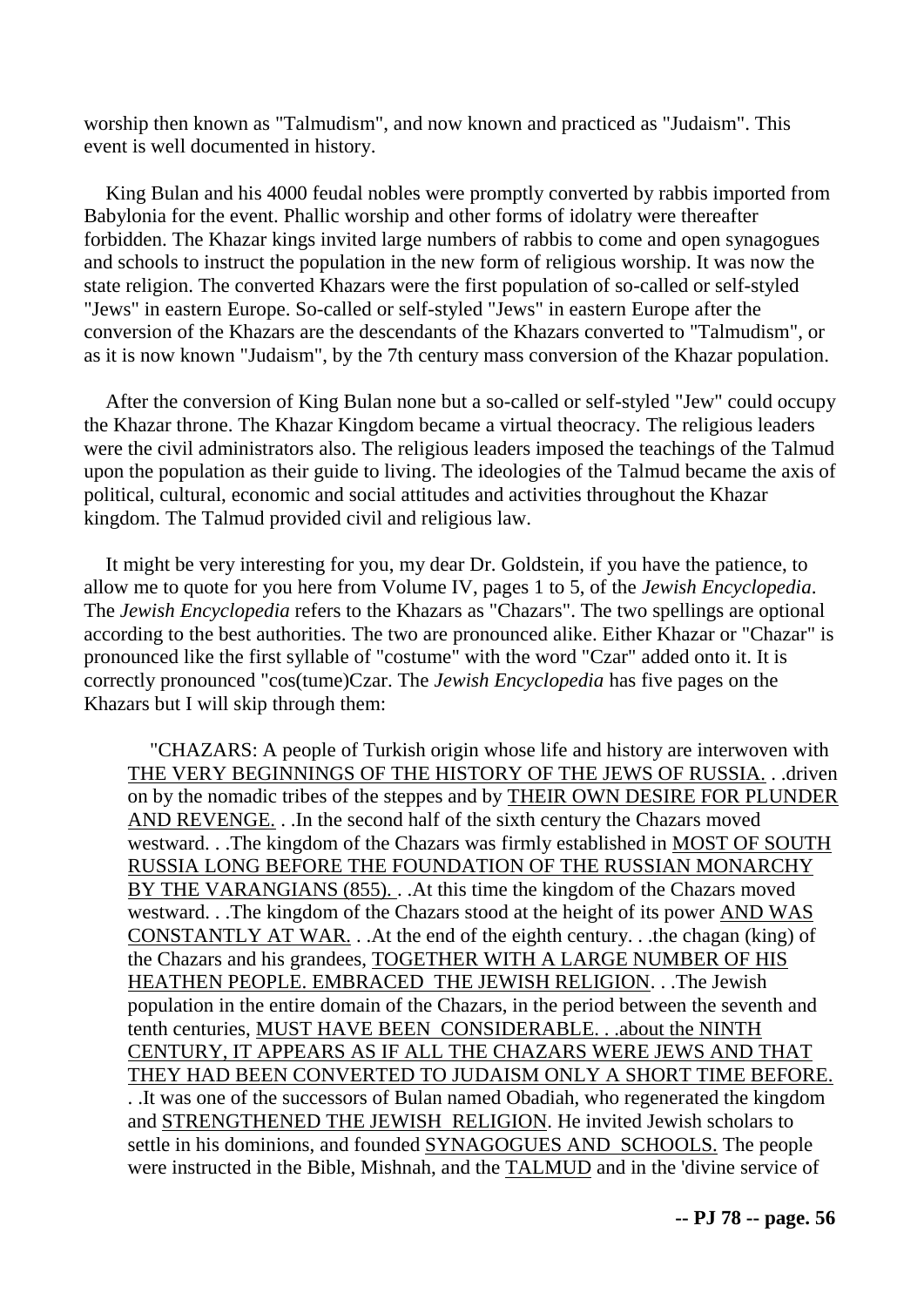worship then known as "Talmudism", and now known and practiced as "Judaism". This event is well documented in history.

King Bulan and his 4000 feudal nobles were promptly converted by rabbis imported from Babylonia for the event. Phallic worship and other forms of idolatry were thereafter forbidden. The Khazar kings invited large numbers of rabbis to come and open synagogues and schools to instruct the population in the new form of religious worship. It was now the state religion. The converted Khazars were the first population of so-called or self-styled "Jews" in eastern Europe. So-called or self-styled "Jews" in eastern Europe after the conversion of the Khazars are the descendants of the Khazars converted to "Talmudism", or as it is now known "Judaism", by the 7th century mass conversion of the Khazar population.

After the conversion of King Bulan none but a so-called or self-styled "Jew" could occupy the Khazar throne. The Khazar Kingdom became a virtual theocracy. The religious leaders were the civil administrators also. The religious leaders imposed the teachings of the Talmud upon the population as their guide to living. The ideologies of the Talmud became the axis of political, cultural, economic and social attitudes and activities throughout the Khazar kingdom. The Talmud provided civil and religious law.

It might be very interesting for you, my dear Dr. Goldstein, if you have the patience, to allow me to quote for you here from Volume IV, pages 1 to 5, of the *Jewish Encyclopedia*. The *Jewish Encyclopedia* refers to the Khazars as "Chazars". The two spellings are optional according to the best authorities. The two are pronounced alike. Either Khazar or "Chazar" is pronounced like the first syllable of "costume" with the word "Czar" added onto it. It is correctly pronounced "cos(tume)Czar. The *Jewish Encyclopedia* has five pages on the Khazars but I will skip through them:

> "CHAZARS: A people of Turkish origin whose life and history are interwoven with THE VERY BEGINNINGS OF THE HISTORY OF THE JEWS OF RUSSIA. . .driven on by the nomadic tribes of the steppes and by THEIR OWN DESIRE FOR PLUNDER AND REVENGE. . .In the second half of the sixth century the Chazars moved westward. . .The kingdom of the Chazars was firmly established in MOST OF SOUTH RUSSIA LONG BEFORE THE FOUNDATION OF THE RUSSIAN MONARCHY BY THE VARANGIANS (855). . .At this time the kingdom of the Chazars moved westward. . .The kingdom of the Chazars stood at the height of its power AND WAS CONSTANTLY AT WAR. . .At the end of the eighth century. . .the chagan (king) of the Chazars and his grandees, TOGETHER WITH A LARGE NUMBER OF HIS HEATHEN PEOPLE. EMBRACED THE JEWISH RELIGION. . .The Jewish population in the entire domain of the Chazars, in the period between the seventh and tenth centuries, MUST HAVE BEEN CONSIDERABLE. . .about the NINTH CENTURY, IT APPEARS AS IF ALL THE CHAZARS WERE JEWS AND THAT THEY HAD BEEN CONVERTED TO JUDAISM ONLY A SHORT TIME BEFORE. . .It was one of the successors of Bulan named Obadiah, who regenerated the kingdom and STRENGTHENED THE JEWISH RELIGION. He invited Jewish scholars to settle in his dominions, and founded SYNAGOGUES AND SCHOOLS. The people were instructed in the Bible, Mishnah, and the TALMUD and in the 'divine service of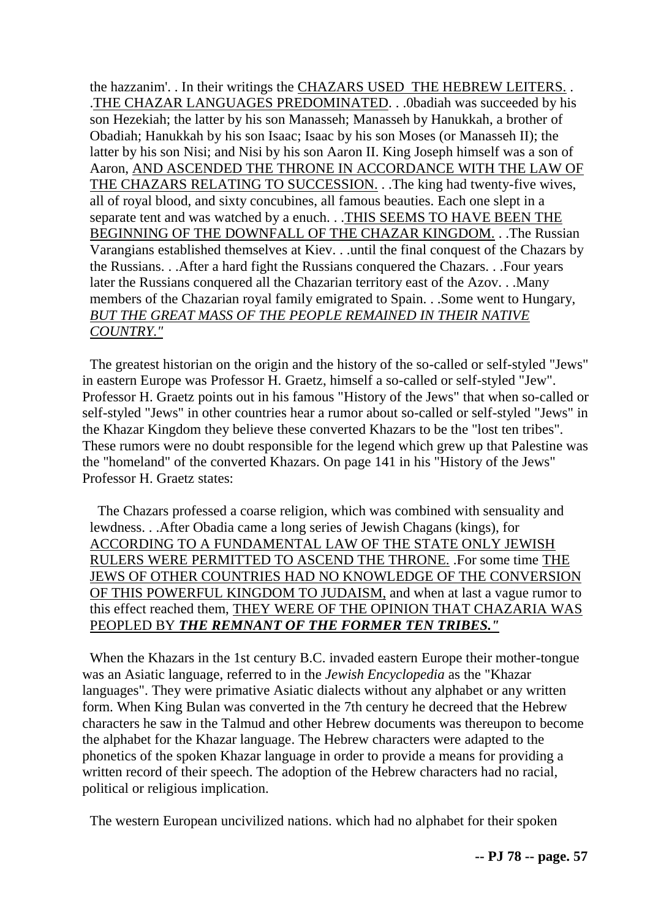the hazzanim'. . In their writings the <u>CHAZARS USED THE HEBREW LEITERS.</u> . .<u>THE CHAZAR LANGUAGES PREDOMINATED</u>. . .0badiah was succeeded by his son Hezekiah; the latter by his son Manasseh; Manasseh by Hanukkah, a brother of Obadiah; Hanukkah by his son Isaac; Isaac by his son Moses (or Manasseh II); the latter by his son Nisi; and Nisi by his son Aaron II. King Joseph himself was a son of Aaron, <u>AND ASCENDED THE THRONE IN ACCORDANCE WITH THE LAW OF THE CHAZARS RELATING TO SUCCESSION.</u> . .The king had twenty-five wives, all of royal blood, and sixty concubines, all famous beauties. Each one slept in a separate tent and was watched by a enuch. . .<u>THIS SEEMS TO HAVE BEEN THE BEGINNING OF THE DOWNFALL OF THE CHAZAR KINGDOM.</u> . .The Russian Varangians established themselves at Kiev. . .until the final conquest of the Chazars by the Russians. . .After a hard fight the Russians conquered the Chazars. . .Four years later the Russians conquered all the Chazarian territory east of the Azov. . .Many members of the Chazarian royal family emigrated to Spain. . .Some went to Hungary, <u>*BUT THE GREAT MASS OF THE PEOPLE REMAINED IN THEIR NATIVE COUNTRY."*</u>

The greatest historian on the origin and the history of the so-called or self-styled "Jews" in eastern Europe was Professor H. Graetz, himself a so-called or self-styled "Jew". Professor H. Graetz points out in his famous "History of the Jews" that when so-called or self-styled "Jews" in other countries hear a rumor about so-called or self-styled "Jews" in the Khazar Kingdom they believe these converted Khazars to be the "lost ten tribes". These rumors were no doubt responsible for the legend which grew up that Palestine was the "homeland" of the converted Khazars. On page 141 in his "History of the Jews" Professor H. Graetz states:

The Chazars professed a coarse religion, which was combined with sensuality and lewdness. . .After Obadia came a long series of Jewish Chagans (kings), for <u>ACCORDING TO A FUNDAMENTAL LAW OF THE STATE ONLY JEWISH RULERS WERE PERMITTED TO ASCEND THE THRONE.</u> .For some time <u>THE JEWS OF OTHER COUNTRIES HAD NO KNOWLEDGE OF THE CONVERSION OF THIS POWERFUL KINGDOM TO JUDAISM,</u> and when at last a vague rumor to this effect reached them, <u>THEY WERE OF THE OPINION THAT CHAZARIA WAS PEOPLED BY ***THE REMNANT OF THE FORMER TEN TRIBES."***</u>

When the Khazars in the 1st century B.C. invaded eastern Europe their mother-tongue was an Asiatic language, referred to in the *Jewish Encyclopedia* as the "Khazar languages". They were primative Asiatic dialects without any alphabet or any written form. When King Bulan was converted in the 7th century he decreed that the Hebrew characters he saw in the Talmud and other Hebrew documents was thereupon to become the alphabet for the Khazar language. The Hebrew characters were adapted to the phonetics of the spoken Khazar language in order to provide a means for providing a written record of their speech. The adoption of the Hebrew characters had no racial, political or religious implication.

The western European uncivilized nations. which had no alphabet for their spoken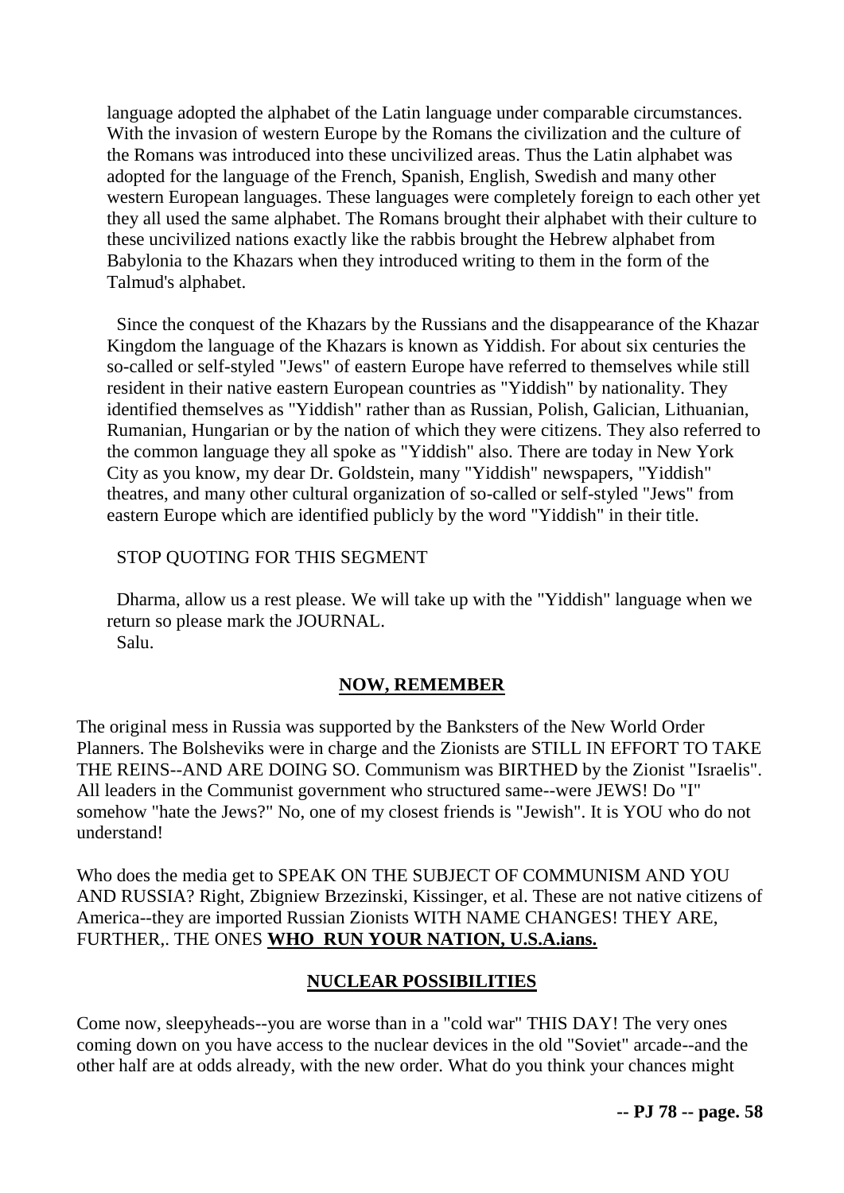language adopted the alphabet of the Latin language under comparable circumstances. With the invasion of western Europe by the Romans the civilization and the culture of the Romans was introduced into these uncivilized areas. Thus the Latin alphabet was adopted for the language of the French, Spanish, English, Swedish and many other western European languages. These languages were completely foreign to each other yet they all used the same alphabet. The Romans brought their alphabet with their culture to these uncivilized nations exactly like the rabbis brought the Hebrew alphabet from Babylonia to the Khazars when they introduced writing to them in the form of the Talmud's alphabet.

Since the conquest of the Khazars by the Russians and the disappearance of the Khazar Kingdom the language of the Khazars is known as Yiddish. For about six centuries the so-called or self-styled "Jews" of eastern Europe have referred to themselves while still resident in their native eastern European countries as "Yiddish" by nationality. They identified themselves as "Yiddish" rather than as Russian, Polish, Galician, Lithuanian, Rumanian, Hungarian or by the nation of which they were citizens. They also referred to the common language they all spoke as "Yiddish" also. There are today in New York City as you know, my dear Dr. Goldstein, many "Yiddish" newspapers, "Yiddish" theatres, and many other cultural organization of so-called or self-styled "Jews" from eastern Europe which are identified publicly by the word "Yiddish" in their title.

STOP QUOTING FOR THIS SEGMENT

Dharma, allow us a rest please. We will take up with the "Yiddish" language when we return so please mark the JOURNAL.
Salu.

## NOW, REMEMBER

The original mess in Russia was supported by the Banksters of the New World Order Planners. The Bolsheviks were in charge and the Zionists are STILL IN EFFORT TO TAKE THE REINS--AND ARE DOING SO. Communism was BIRTHED by the Zionist "Israelis". All leaders in the Communist government who structured same--were JEWS! Do "I" somehow "hate the Jews?" No, one of my closest friends is "Jewish". It is YOU who do not understand!

Who does the media get to SPEAK ON THE SUBJECT OF COMMUNISM AND YOU AND RUSSIA? Right, Zbigniew Brzezinski, Kissinger, et al. These are not native citizens of America--they are imported Russian Zionists WITH NAME CHANGES! THEY ARE, FURTHER,. THE ONES **WHO RUN YOUR NATION, U.S.A.ians.**

## NUCLEAR POSSIBILITIES

Come now, sleepyheads--you are worse than in a "cold war" THIS DAY! The very ones coming down on you have access to the nuclear devices in the old "Soviet" arcade--and the other half are at odds already, with the new order. What do you think your chances might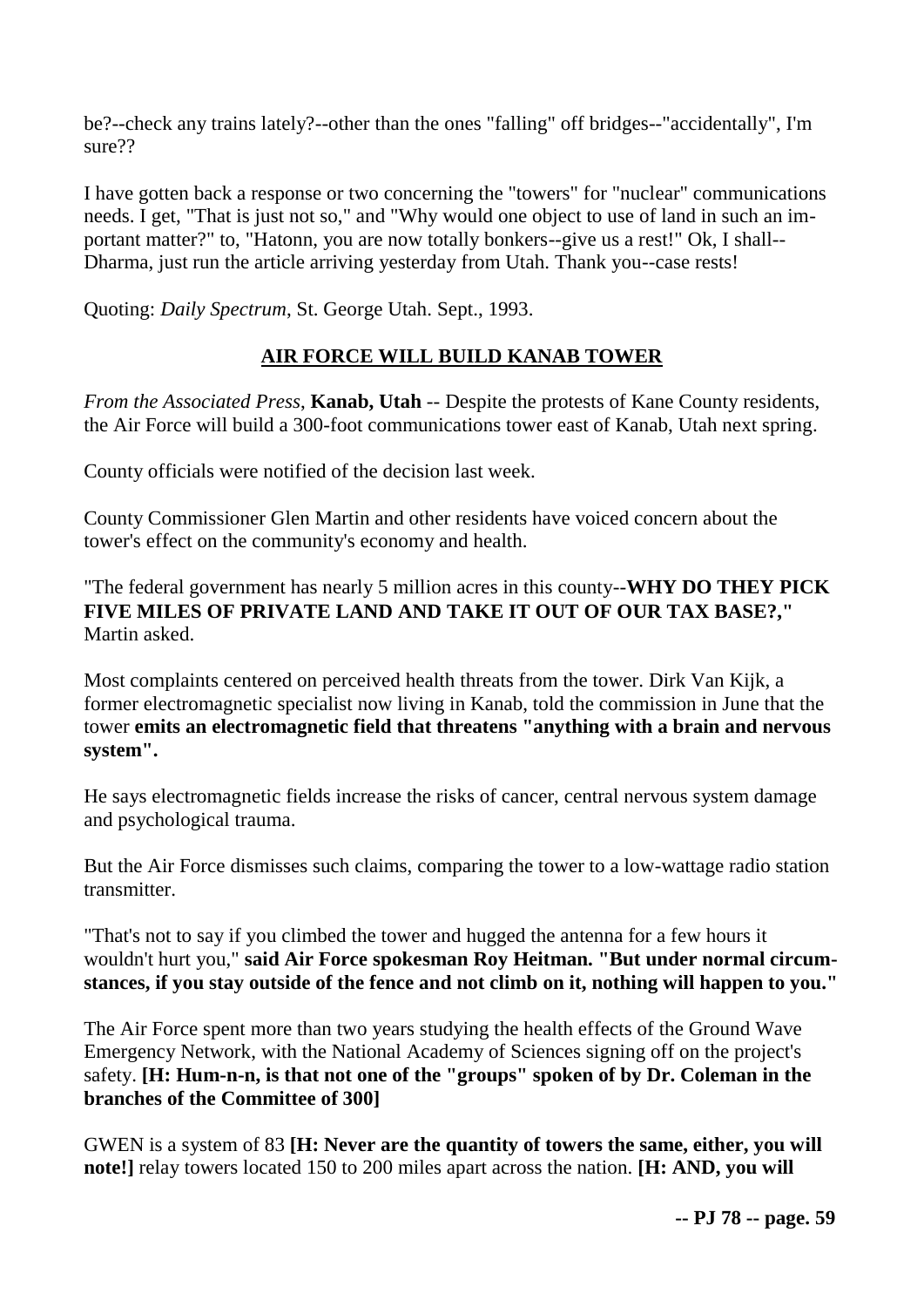be?--check any trains lately?--other than the ones "falling" off bridges--"accidentally", I'm sure??

I have gotten back a response or two concerning the "towers" for "nuclear" communications needs. I get, "That is just not so," and "Why would one object to use of land in such an important matter?" to, "Hatonn, you are now totally bonkers--give us a rest!" Ok, I shall--Dharma, just run the article arriving yesterday from Utah. Thank you--case rests!

Quoting: *Daily Spectrum*, St. George Utah. Sept., 1993.

## AIR FORCE WILL BUILD KANAB TOWER

*From the Associated Press*, **Kanab, Utah** -- Despite the protests of Kane County residents, the Air Force will build a 300-foot communications tower east of Kanab, Utah next spring.

County officials were notified of the decision last week.

County Commissioner Glen Martin and other residents have voiced concern about the tower's effect on the community's economy and health.

"The federal government has nearly 5 million acres in this county--**WHY DO THEY PICK FIVE MILES OF PRIVATE LAND AND TAKE IT OUT OF OUR TAX BASE?,"** Martin asked.

Most complaints centered on perceived health threats from the tower. Dirk Van Kijk, a former electromagnetic specialist now living in Kanab, told the commission in June that the tower **emits an electromagnetic field that threatens "anything with a brain and nervous system".**

He says electromagnetic fields increase the risks of cancer, central nervous system damage and psychological trauma.

But the Air Force dismisses such claims, comparing the tower to a low-wattage radio station transmitter.

"That's not to say if you climbed the tower and hugged the antenna for a few hours it wouldn't hurt you," **said Air Force spokesman Roy Heitman. "But under normal circumstances, if you stay outside of the fence and not climb on it, nothing will happen to you."**

The Air Force spent more than two years studying the health effects of the Ground Wave Emergency Network, with the National Academy of Sciences signing off on the project's safety. **[H: Hum-n-n, is that not one of the "groups" spoken of by Dr. Coleman in the branches of the Committee of 300]**

GWEN is a system of 83 **[H: Never are the quantity of towers the same, either, you will note!]** relay towers located 150 to 200 miles apart across the nation. **[H: AND, you will**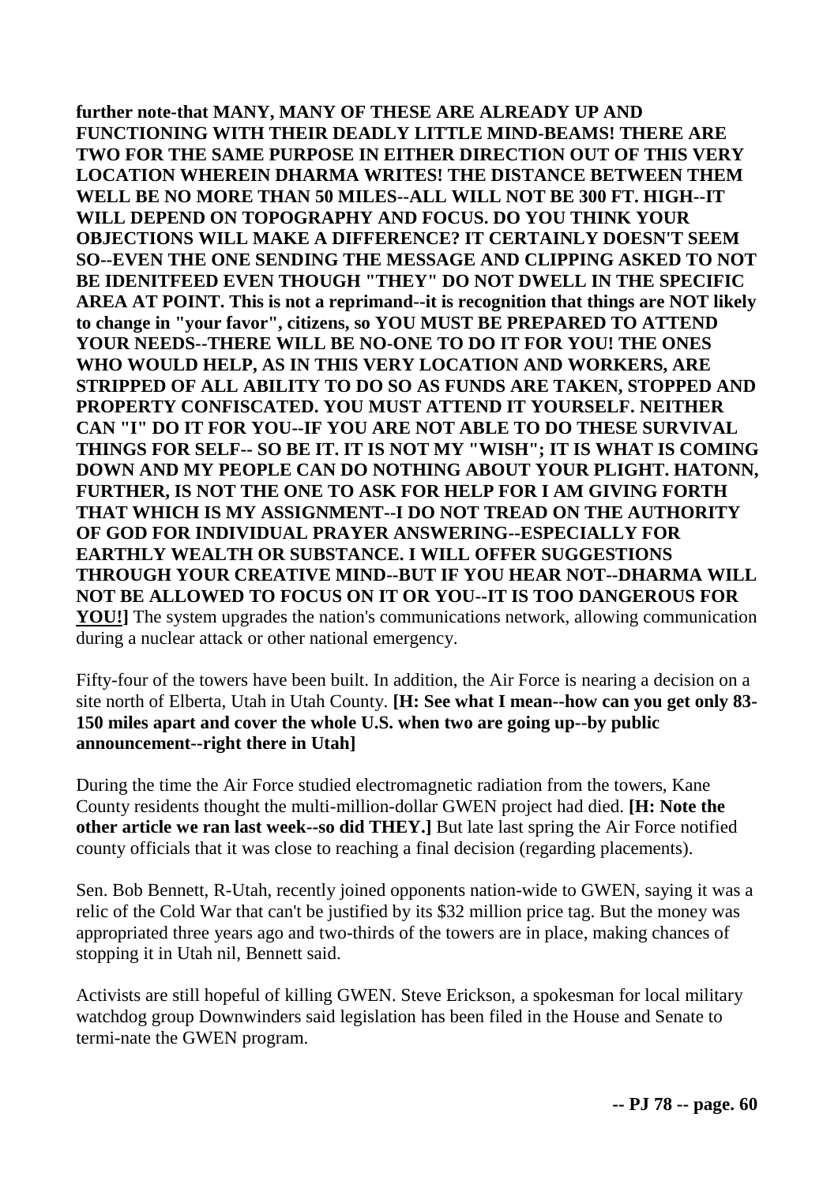**further note-that MANY, MANY OF THESE ARE ALREADY UP AND FUNCTIONING WITH THEIR DEADLY LITTLE MIND-BEAMS! THERE ARE TWO FOR THE SAME PURPOSE IN EITHER DIRECTION OUT OF THIS VERY LOCATION WHEREIN DHARMA WRITES! THE DISTANCE BETWEEN THEM WELL BE NO MORE THAN 50 MILES--ALL WILL NOT BE 300 FT. HIGH--IT WILL DEPEND ON TOPOGRAPHY AND FOCUS. DO YOU THINK YOUR OBJECTIONS WILL MAKE A DIFFERENCE? IT CERTAINLY DOESN'T SEEM SO--EVEN THE ONE SENDING THE MESSAGE AND CLIPPING ASKED TO NOT BE IDENITFEED EVEN THOUGH "THEY" DO NOT DWELL IN THE SPECIFIC AREA AT POINT. This is not a reprimand--it is recognition that things are NOT likely to change in "your favor", citizens, so YOU MUST BE PREPARED TO ATTEND YOUR NEEDS--THERE WILL BE NO-ONE TO DO IT FOR YOU! THE ONES WHO WOULD HELP, AS IN THIS VERY LOCATION AND WORKERS, ARE STRIPPED OF ALL ABILITY TO DO SO AS FUNDS ARE TAKEN, STOPPED AND PROPERTY CONFISCATED. YOU MUST ATTEND IT YOURSELF. NEITHER CAN "I" DO IT FOR YOU--IF YOU ARE NOT ABLE TO DO THESE SURVIVAL THINGS FOR SELF-- SO BE IT. IT IS NOT MY "WISH"; IT IS WHAT IS COMING DOWN AND MY PEOPLE CAN DO NOTHING ABOUT YOUR PLIGHT. HATONN, FURTHER, IS NOT THE ONE TO ASK FOR HELP FOR I AM GIVING FORTH THAT WHICH IS MY ASSIGNMENT--I DO NOT TREAD ON THE AUTHORITY OF GOD FOR INDIVIDUAL PRAYER ANSWERING--ESPECIALLY FOR EARTHLY WEALTH OR SUBSTANCE. I WILL OFFER SUGGESTIONS THROUGH YOUR CREATIVE MIND--BUT IF YOU HEAR NOT--DHARMA WILL NOT BE ALLOWED TO FOCUS ON IT OR YOU--IT IS TOO DANGEROUS FOR <u>YOU!</u>]** The system upgrades the nation's communications network, allowing communication during a nuclear attack or other national emergency.

Fifty-four of the towers have been built. In addition, the Air Force is nearing a decision on a site north of Elberta, Utah in Utah County. **[H: See what I mean--how can you get only 83-150 miles apart and cover the whole U.S. when two are going up--by public announcement--right there in Utah]**

During the time the Air Force studied electromagnetic radiation from the towers, Kane County residents thought the multi-million-dollar GWEN project had died. **[H: Note the other article we ran last week--so did THEY.]** But late last spring the Air Force notified county officials that it was close to reaching a final decision (regarding placements).

Sen. Bob Bennett, R-Utah, recently joined opponents nation-wide to GWEN, saying it was a relic of the Cold War that can't be justified by its $32 million price tag. But the money was appropriated three years ago and two-thirds of the towers are in place, making chances of stopping it in Utah nil, Bennett said.

Activists are still hopeful of killing GWEN. Steve Erickson, a spokesman for local military watchdog group Downwinders said legislation has been filed in the House and Senate to termi-nate the GWEN program.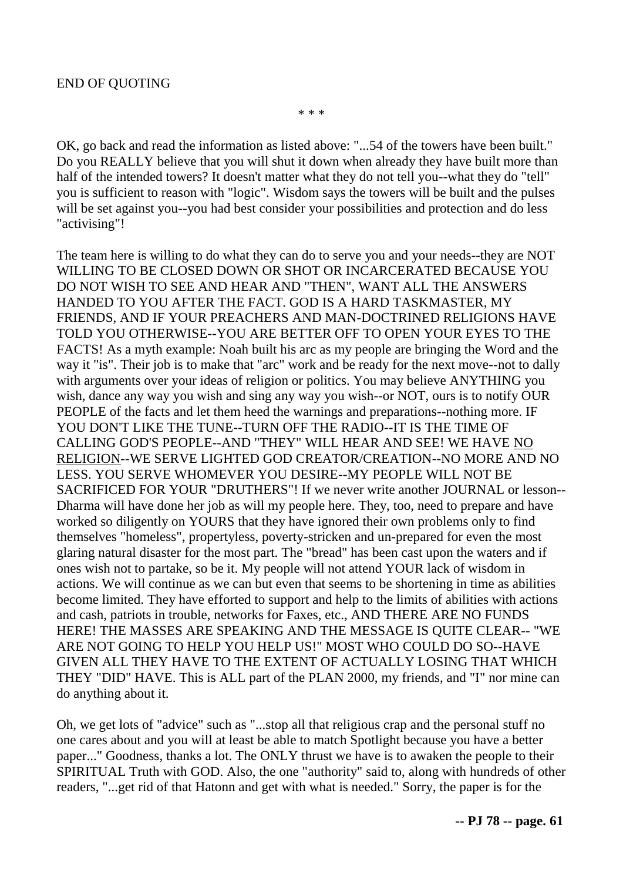END OF QUOTING

* * *

OK, go back and read the information as listed above: "...54 of the towers have been built." Do you REALLY believe that you will shut it down when already they have built more than half of the intended towers? It doesn't matter what they do not tell you--what they do "tell" you is sufficient to reason with "logic". Wisdom says the towers will be built and the pulses will be set against you--you had best consider your possibilities and protection and do less "activising"!

The team here is willing to do what they can do to serve you and your needs--they are NOT WILLING TO BE CLOSED DOWN OR SHOT OR INCARCERATED BECAUSE YOU DO NOT WISH TO SEE AND HEAR AND "THEN", WANT ALL THE ANSWERS HANDED TO YOU AFTER THE FACT. GOD IS A HARD TASKMASTER, MY FRIENDS, AND IF YOUR PREACHERS AND MAN-DOCTRINED RELIGIONS HAVE TOLD YOU OTHERWISE--YOU ARE BETTER OFF TO OPEN YOUR EYES TO THE FACTS! As a myth example: Noah built his arc as my people are bringing the Word and the way it "is". Their job is to make that "arc" work and be ready for the next move--not to dally with arguments over your ideas of religion or politics. You may believe ANYTHING you wish, dance any way you wish and sing any way you wish--or NOT, ours is to notify OUR PEOPLE of the facts and let them heed the warnings and preparations--nothing more. IF YOU DON'T LIKE THE TUNE--TURN OFF THE RADIO--IT IS THE TIME OF CALLING GOD'S PEOPLE--AND "THEY" WILL HEAR AND SEE! WE HAVE NO RELIGION--WE SERVE LIGHTED GOD CREATOR/CREATION--NO MORE AND NO LESS. YOU SERVE WHOMEVER YOU DESIRE--MY PEOPLE WILL NOT BE SACRIFICED FOR YOUR "DRUTHERS"! If we never write another JOURNAL or lesson--Dharma will have done her job as will my people here. They, too, need to prepare and have worked so diligently on YOURS that they have ignored their own problems only to find themselves "homeless", propertyless, poverty-stricken and un-prepared for even the most glaring natural disaster for the most part. The "bread" has been cast upon the waters and if ones wish not to partake, so be it. My people will not attend YOUR lack of wisdom in actions. We will continue as we can but even that seems to be shortening in time as abilities become limited. They have efforted to support and help to the limits of abilities with actions and cash, patriots in trouble, networks for Faxes, etc., AND THERE ARE NO FUNDS HERE! THE MASSES ARE SPEAKING AND THE MESSAGE IS QUITE CLEAR-- "WE ARE NOT GOING TO HELP YOU HELP US!" MOST WHO COULD DO SO--HAVE GIVEN ALL THEY HAVE TO THE EXTENT OF ACTUALLY LOSING THAT WHICH THEY "DID" HAVE. This is ALL part of the PLAN 2000, my friends, and "I" nor mine can do anything about it.

Oh, we get lots of "advice" such as "...stop all that religious crap and the personal stuff no one cares about and you will at least be able to match Spotlight because you have a better paper..." Goodness, thanks a lot. The ONLY thrust we have is to awaken the people to their SPIRITUAL Truth with GOD. Also, the one "authority" said to, along with hundreds of other readers, "...get rid of that Hatonn and get with what is needed." Sorry, the paper is for the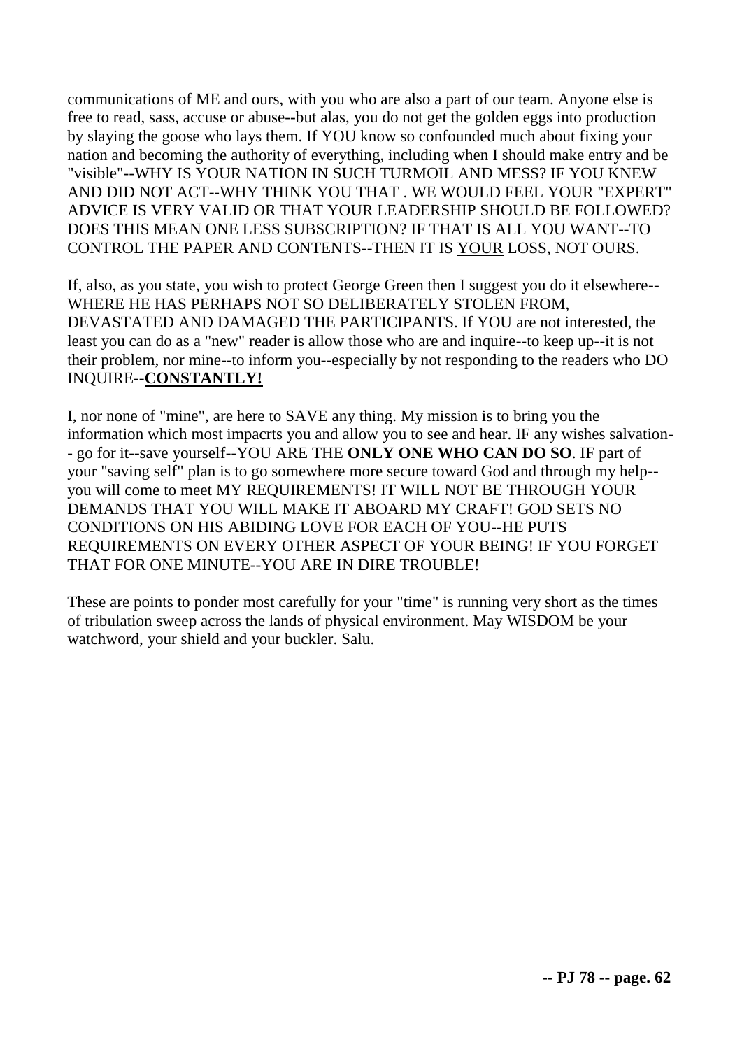communications of ME and ours, with you who are also a part of our team. Anyone else is free to read, sass, accuse or abuse--but alas, you do not get the golden eggs into production by slaying the goose who lays them. If YOU know so confounded much about fixing your nation and becoming the authority of everything, including when I should make entry and be "visible"--WHY IS YOUR NATION IN SUCH TURMOIL AND MESS? IF YOU KNEW AND DID NOT ACT--WHY THINK YOU THAT . WE WOULD FEEL YOUR "EXPERT" ADVICE IS VERY VALID OR THAT YOUR LEADERSHIP SHOULD BE FOLLOWED? DOES THIS MEAN ONE LESS SUBSCRIPTION? IF THAT IS ALL YOU WANT--TO CONTROL THE PAPER AND CONTENTS--THEN IT IS YOUR LOSS, NOT OURS.

If, also, as you state, you wish to protect George Green then I suggest you do it elsewhere--WHERE HE HAS PERHAPS NOT SO DELIBERATELY STOLEN FROM, DEVASTATED AND DAMAGED THE PARTICIPANTS. If YOU are not interested, the least you can do as a "new" reader is allow those who are and inquire--to keep up--it is not their problem, nor mine--to inform you--especially by not responding to the readers who DO INQUIRE--**CONSTANTLY!**

I, nor none of "mine", are here to SAVE any thing. My mission is to bring you the information which most impacrts you and allow you to see and hear. IF any wishes salvation--go for it--save yourself--YOU ARE THE **ONLY ONE WHO CAN DO SO**. IF part of your "saving self" plan is to go somewhere more secure toward God and through my help--you will come to meet MY REQUIREMENTS! IT WILL NOT BE THROUGH YOUR DEMANDS THAT YOU WILL MAKE IT ABOARD MY CRAFT! GOD SETS NO CONDITIONS ON HIS ABIDING LOVE FOR EACH OF YOU--HE PUTS REQUIREMENTS ON EVERY OTHER ASPECT OF YOUR BEING! IF YOU FORGET THAT FOR ONE MINUTE--YOU ARE IN DIRE TROUBLE!

These are points to ponder most carefully for your "time" is running very short as the times of tribulation sweep across the lands of physical environment. May WISDOM be your watchword, your shield and your buckler. Salu.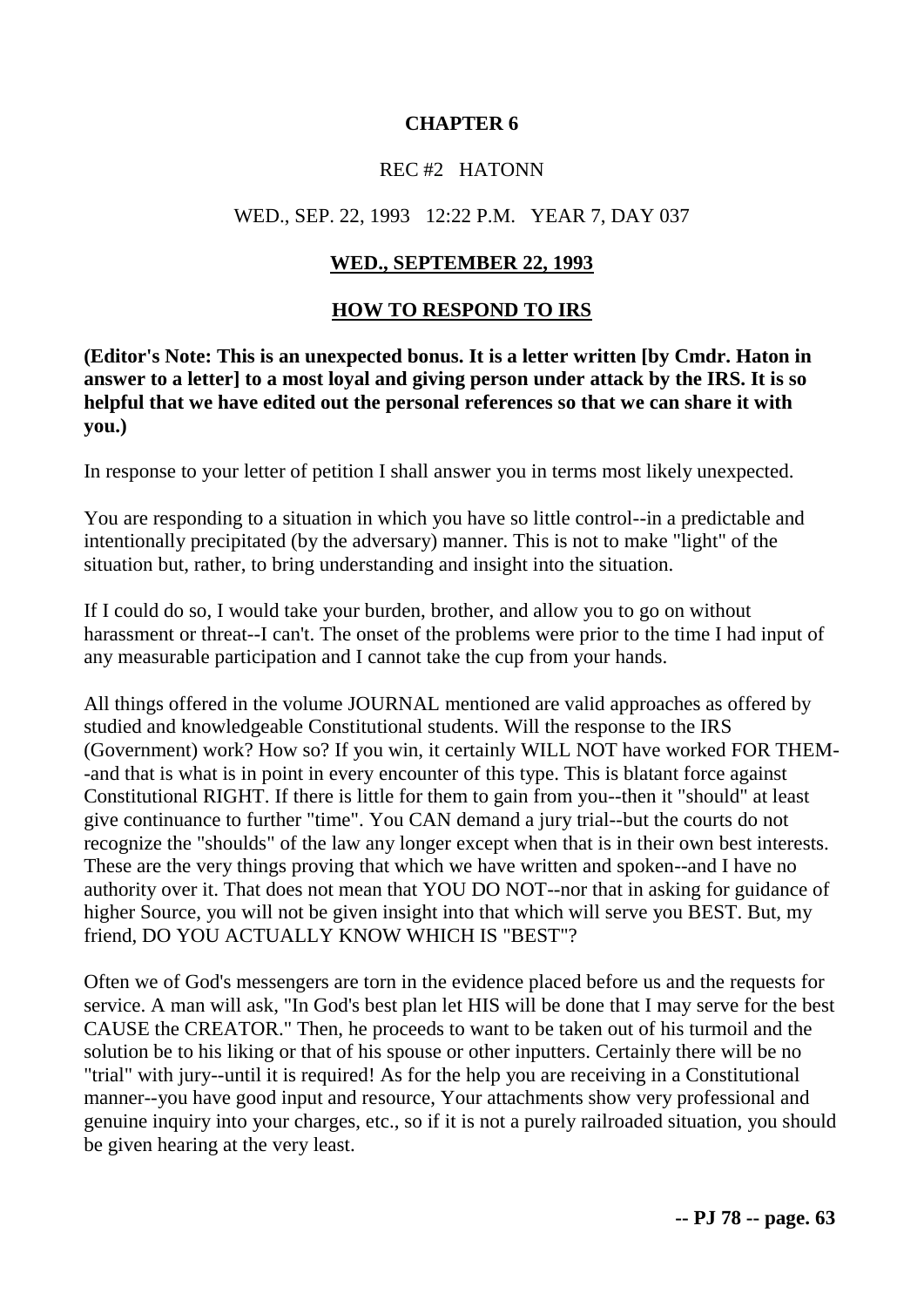# CHAPTER 6

REC #2 HATONN

WED., SEP. 22, 1993 12:22 P.M. YEAR 7, DAY 037

## WED., SEPTEMBER 22, 1993

## HOW TO RESPOND TO IRS

**(Editor's Note: This is an unexpected bonus. It is a letter written [by Cmdr. Haton in answer to a letter] to a most loyal and giving person under attack by the IRS. It is so helpful that we have edited out the personal references so that we can share it with you.)**

In response to your letter of petition I shall answer you in terms most likely unexpected.

You are responding to a situation in which you have so little control--in a predictable and intentionally precipitated (by the adversary) manner. This is not to make "light" of the situation but, rather, to bring understanding and insight into the situation.

If I could do so, I would take your burden, brother, and allow you to go on without harassment or threat--I can't. The onset of the problems were prior to the time I had input of any measurable participation and I cannot take the cup from your hands.

All things offered in the volume JOURNAL mentioned are valid approaches as offered by studied and knowledgeable Constitutional students. Will the response to the IRS (Government) work? How so? If you win, it certainly WILL NOT have worked FOR THEM--and that is what is in point in every encounter of this type. This is blatant force against Constitutional RIGHT. If there is little for them to gain from you--then it "should" at least give continuance to further "time". You CAN demand a jury trial--but the courts do not recognize the "shoulds" of the law any longer except when that is in their own best interests. These are the very things proving that which we have written and spoken--and I have no authority over it. That does not mean that YOU DO NOT--nor that in asking for guidance of higher Source, you will not be given insight into that which will serve you BEST. But, my friend, DO YOU ACTUALLY KNOW WHICH IS "BEST"?

Often we of God's messengers are torn in the evidence placed before us and the requests for service. A man will ask, "In God's best plan let HIS will be done that I may serve for the best CAUSE the CREATOR." Then, he proceeds to want to be taken out of his turmoil and the solution be to his liking or that of his spouse or other inputters. Certainly there will be no "trial" with jury--until it is required! As for the help you are receiving in a Constitutional manner--you have good input and resource, Your attachments show very professional and genuine inquiry into your charges, etc., so if it is not a purely railroaded situation, you should be given hearing at the very least.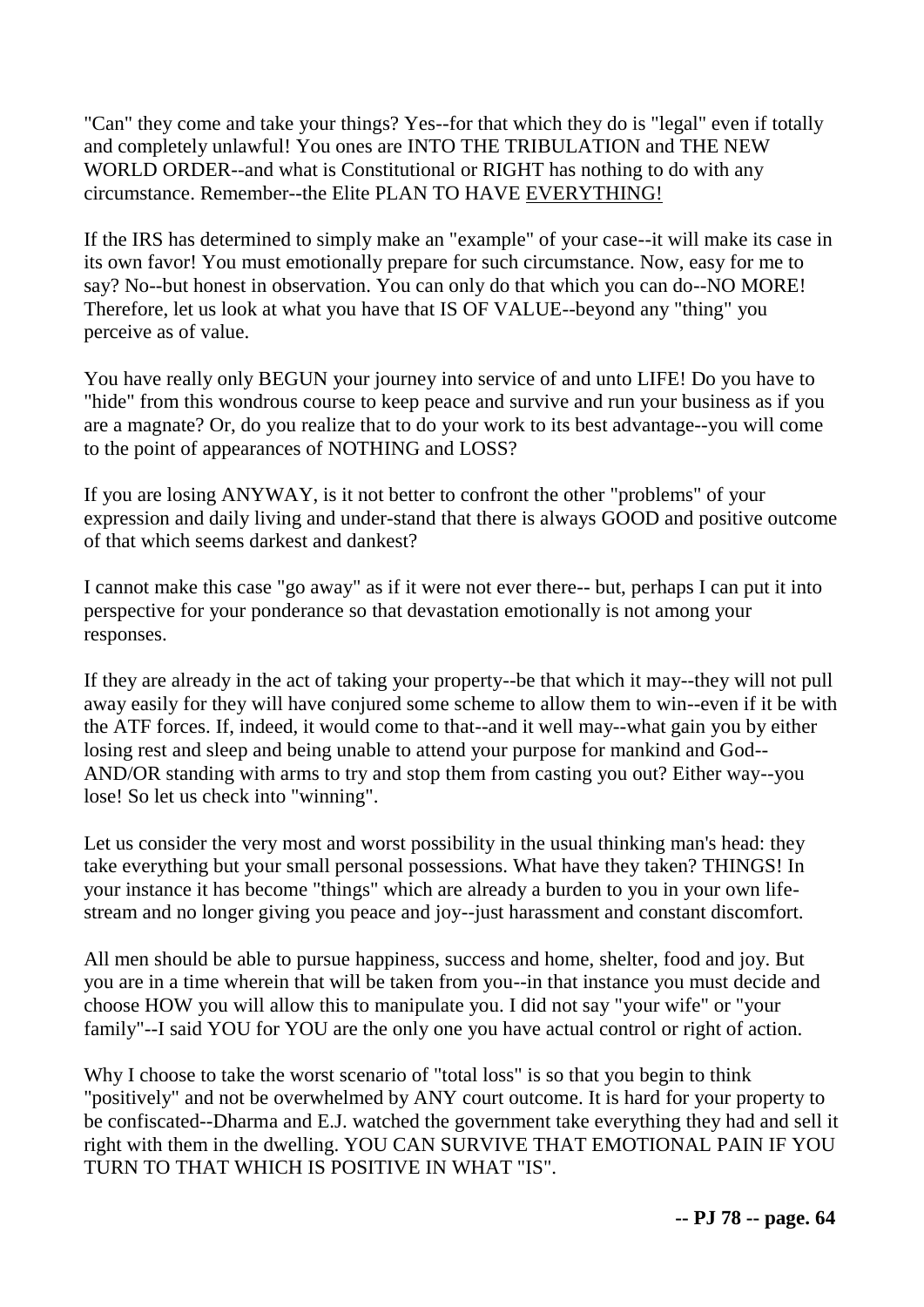"Can" they come and take your things? Yes--for that which they do is "legal" even if totally and completely unlawful! You ones are INTO THE TRIBULATION and THE NEW WORLD ORDER--and what is Constitutional or RIGHT has nothing to do with any circumstance. Remember--the Elite PLAN TO HAVE EVERYTHING!

If the IRS has determined to simply make an "example" of your case--it will make its case in its own favor! You must emotionally prepare for such circumstance. Now, easy for me to say? No--but honest in observation. You can only do that which you can do--NO MORE! Therefore, let us look at what you have that IS OF VALUE--beyond any "thing" you perceive as of value.

You have really only BEGUN your journey into service of and unto LIFE! Do you have to "hide" from this wondrous course to keep peace and survive and run your business as if you are a magnate? Or, do you realize that to do your work to its best advantage--you will come to the point of appearances of NOTHING and LOSS?

If you are losing ANYWAY, is it not better to confront the other "problems" of your expression and daily living and under-stand that there is always GOOD and positive outcome of that which seems darkest and dankest?

I cannot make this case "go away" as if it were not ever there-- but, perhaps I can put it into perspective for your ponderance so that devastation emotionally is not among your responses.

If they are already in the act of taking your property--be that which it may--they will not pull away easily for they will have conjured some scheme to allow them to win--even if it be with the ATF forces. If, indeed, it would come to that--and it well may--what gain you by either losing rest and sleep and being unable to attend your purpose for mankind and God--AND/OR standing with arms to try and stop them from casting you out? Either way--you lose! So let us check into "winning".

Let us consider the very most and worst possibility in the usual thinking man's head: they take everything but your small personal possessions. What have they taken? THINGS! In your instance it has become "things" which are already a burden to you in your own life-stream and no longer giving you peace and joy--just harassment and constant discomfort.

All men should be able to pursue happiness, success and home, shelter, food and joy. But you are in a time wherein that will be taken from you--in that instance you must decide and choose HOW you will allow this to manipulate you. I did not say "your wife" or "your family"--I said YOU for YOU are the only one you have actual control or right of action.

Why I choose to take the worst scenario of "total loss" is so that you begin to think "positively" and not be overwhelmed by ANY court outcome. It is hard for your property to be confiscated--Dharma and E.J. watched the government take everything they had and sell it right with them in the dwelling. YOU CAN SURVIVE THAT EMOTIONAL PAIN IF YOU TURN TO THAT WHICH IS POSITIVE IN WHAT "IS".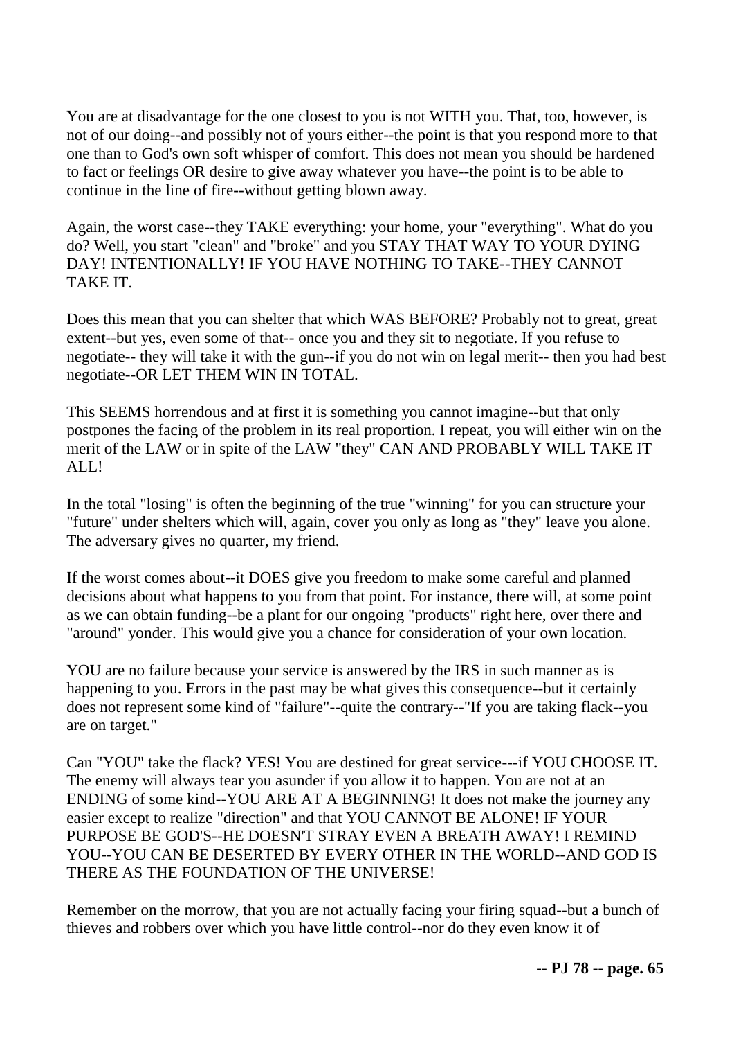You are at disadvantage for the one closest to you is not WITH you. That, too, however, is not of our doing--and possibly not of yours either--the point is that you respond more to that one than to God's own soft whisper of comfort. This does not mean you should be hardened to fact or feelings OR desire to give away whatever you have--the point is to be able to continue in the line of fire--without getting blown away.

Again, the worst case--they TAKE everything: your home, your "everything". What do you do? Well, you start "clean" and "broke" and you STAY THAT WAY TO YOUR DYING DAY! INTENTIONALLY! IF YOU HAVE NOTHING TO TAKE--THEY CANNOT TAKE IT.

Does this mean that you can shelter that which WAS BEFORE? Probably not to great, great extent--but yes, even some of that-- once you and they sit to negotiate. If you refuse to negotiate-- they will take it with the gun--if you do not win on legal merit-- then you had best negotiate--OR LET THEM WIN IN TOTAL.

This SEEMS horrendous and at first it is something you cannot imagine--but that only postpones the facing of the problem in its real proportion. I repeat, you will either win on the merit of the LAW or in spite of the LAW "they" CAN AND PROBABLY WILL TAKE IT ALL!

In the total "losing" is often the beginning of the true "winning" for you can structure your "future" under shelters which will, again, cover you only as long as "they" leave you alone. The adversary gives no quarter, my friend.

If the worst comes about--it DOES give you freedom to make some careful and planned decisions about what happens to you from that point. For instance, there will, at some point as we can obtain funding--be a plant for our ongoing "products" right here, over there and "around" yonder. This would give you a chance for consideration of your own location.

YOU are no failure because your service is answered by the IRS in such manner as is happening to you. Errors in the past may be what gives this consequence--but it certainly does not represent some kind of "failure"--quite the contrary--"If you are taking flack--you are on target."

Can "YOU" take the flack? YES! You are destined for great service---if YOU CHOOSE IT. The enemy will always tear you asunder if you allow it to happen. You are not at an ENDING of some kind--YOU ARE AT A BEGINNING! It does not make the journey any easier except to realize "direction" and that YOU CANNOT BE ALONE! IF YOUR PURPOSE BE GOD'S--HE DOESN'T STRAY EVEN A BREATH AWAY! I REMIND YOU--YOU CAN BE DESERTED BY EVERY OTHER IN THE WORLD--AND GOD IS THERE AS THE FOUNDATION OF THE UNIVERSE!

Remember on the morrow, that you are not actually facing your firing squad--but a bunch of thieves and robbers over which you have little control--nor do they even know it of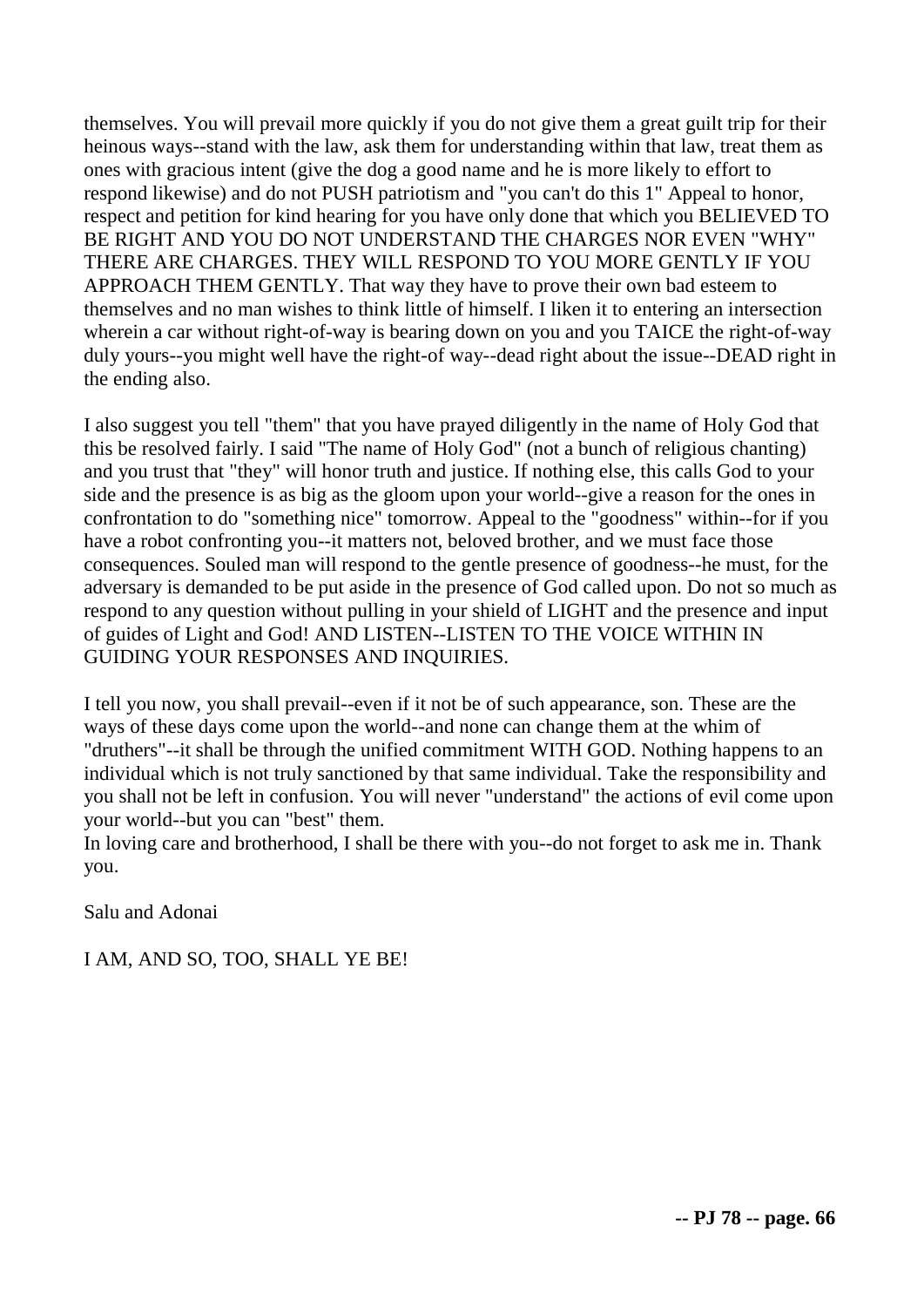themselves. You will prevail more quickly if you do not give them a great guilt trip for their heinous ways--stand with the law, ask them for understanding within that law, treat them as ones with gracious intent (give the dog a good name and he is more likely to effort to respond likewise) and do not PUSH patriotism and "you can't do this 1" Appeal to honor, respect and petition for kind hearing for you have only done that which you BELIEVED TO BE RIGHT AND YOU DO NOT UNDERSTAND THE CHARGES NOR EVEN "WHY" THERE ARE CHARGES. THEY WILL RESPOND TO YOU MORE GENTLY IF YOU APPROACH THEM GENTLY. That way they have to prove their own bad esteem to themselves and no man wishes to think little of himself. I liken it to entering an intersection wherein a car without right-of-way is bearing down on you and you TAICE the right-of-way duly yours--you might well have the right-of way--dead right about the issue--DEAD right in the ending also.

I also suggest you tell "them" that you have prayed diligently in the name of Holy God that this be resolved fairly. I said "The name of Holy God" (not a bunch of religious chanting) and you trust that "they" will honor truth and justice. If nothing else, this calls God to your side and the presence is as big as the gloom upon your world--give a reason for the ones in confrontation to do "something nice" tomorrow. Appeal to the "goodness" within--for if you have a robot confronting you--it matters not, beloved brother, and we must face those consequences. Souled man will respond to the gentle presence of goodness--he must, for the adversary is demanded to be put aside in the presence of God called upon. Do not so much as respond to any question without pulling in your shield of LIGHT and the presence and input of guides of Light and God! AND LISTEN--LISTEN TO THE VOICE WITHIN IN GUIDING YOUR RESPONSES AND INQUIRIES.

I tell you now, you shall prevail--even if it not be of such appearance, son. These are the ways of these days come upon the world--and none can change them at the whim of "druthers"--it shall be through the unified commitment WITH GOD. Nothing happens to an individual which is not truly sanctioned by that same individual. Take the responsibility and you shall not be left in confusion. You will never "understand" the actions of evil come upon your world--but you can "best" them.
In loving care and brotherhood, I shall be there with you--do not forget to ask me in. Thank you.

Salu and Adonai

I AM, AND SO, TOO, SHALL YE BE!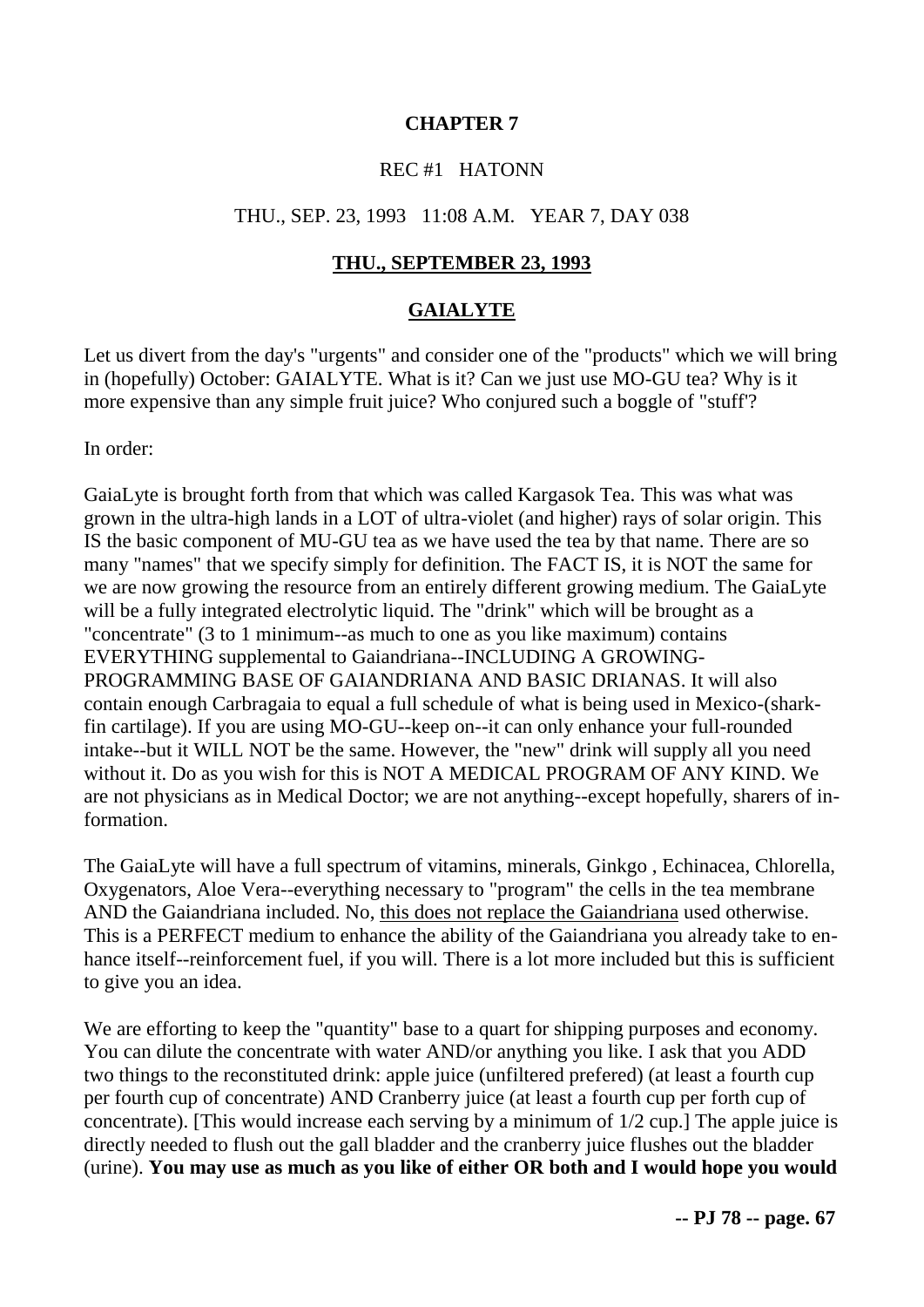# CHAPTER 7

REC #1 HATONN

THU., SEP. 23, 1993 11:08 A.M. YEAR 7, DAY 038

## THU., SEPTEMBER 23, 1993

## GAIALYTE

Let us divert from the day's "urgents" and consider one of the "products" which we will bring in (hopefully) October: GAIALYTE. What is it? Can we just use MO-GU tea? Why is it more expensive than any simple fruit juice? Who conjured such a boggle of "stuff'?

In order:

GaiaLyte is brought forth from that which was called Kargasok Tea. This was what was grown in the ultra-high lands in a LOT of ultra-violet (and higher) rays of solar origin. This IS the basic component of MU-GU tea as we have used the tea by that name. There are so many "names" that we specify simply for definition. The FACT IS, it is NOT the same for we are now growing the resource from an entirely different growing medium. The GaiaLyte will be a fully integrated electrolytic liquid. The "drink" which will be brought as a "concentrate" (3 to 1 minimum--as much to one as you like maximum) contains EVERYTHING supplemental to Gaiandriana--INCLUDING A GROWING-PROGRAMMING BASE OF GAIANDRIANA AND BASIC DRIANAS. It will also contain enough Carbragaia to equal a full schedule of what is being used in Mexico-(shark-fin cartilage). If you are using MO-GU--keep on--it can only enhance your full-rounded intake--but it WILL NOT be the same. However, the "new" drink will supply all you need without it. Do as you wish for this is NOT A MEDICAL PROGRAM OF ANY KIND. We are not physicians as in Medical Doctor; we are not anything--except hopefully, sharers of information.

The GaiaLyte will have a full spectrum of vitamins, minerals, Ginkgo , Echinacea, Chlorella, Oxygenators, Aloe Vera--everything necessary to "program" the cells in the tea membrane AND the Gaiandriana included. No, <u>this does not replace the Gaiandriana</u> used otherwise. This is a PERFECT medium to enhance the ability of the Gaiandriana you already take to enhance itself--reinforcement fuel, if you will. There is a lot more included but this is sufficient to give you an idea.

We are efforting to keep the "quantity" base to a quart for shipping purposes and economy. You can dilute the concentrate with water AND/or anything you like. I ask that you ADD two things to the reconstituted drink: apple juice (unfiltered prefered) (at least a fourth cup per fourth cup of concentrate) AND Cranberry juice (at least a fourth cup per forth cup of concentrate). [This would increase each serving by a minimum of 1/2 cup.] The apple juice is directly needed to flush out the gall bladder and the cranberry juice flushes out the bladder (urine). **You may use as much as you like of either OR both and I would hope you would**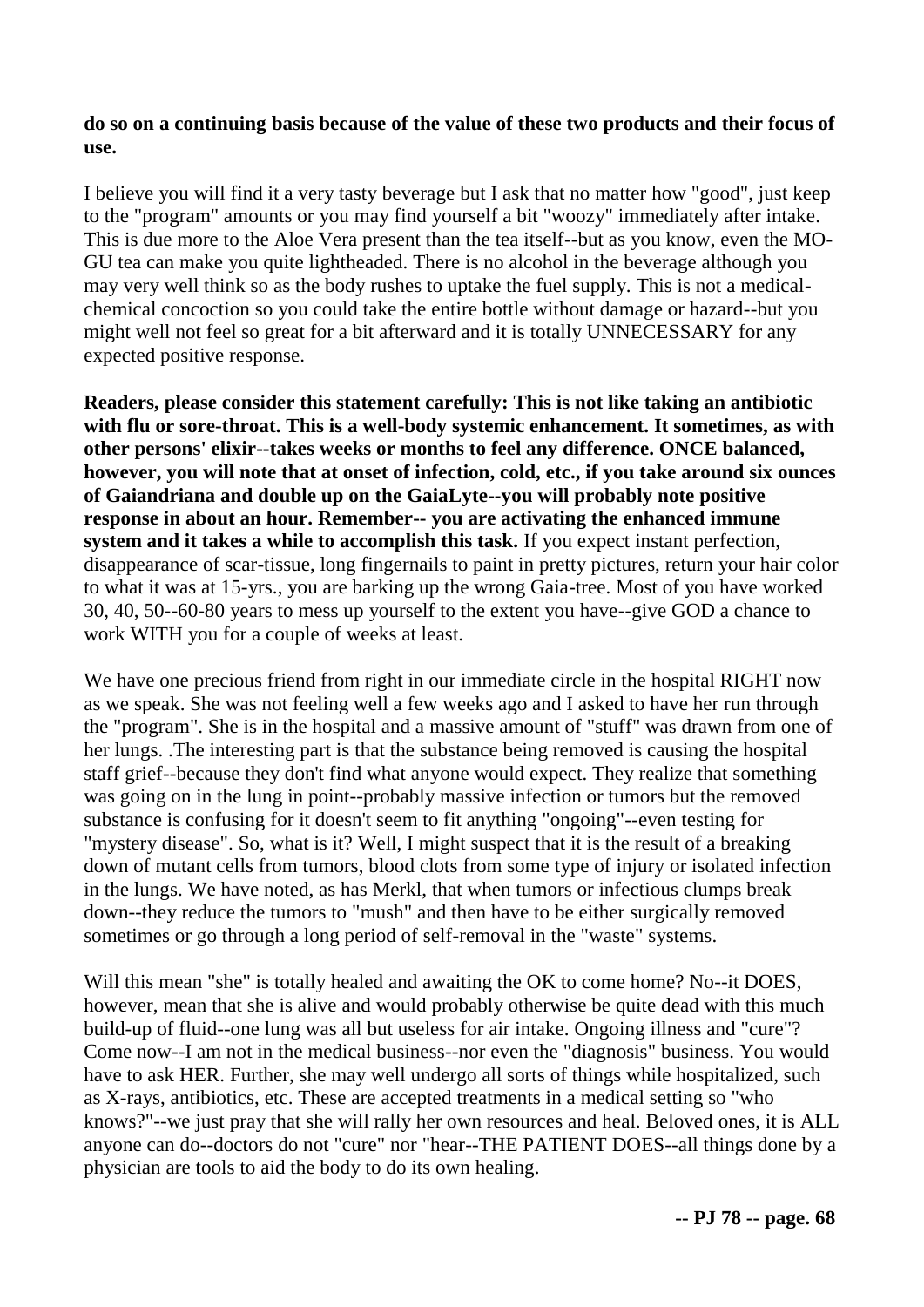**do so on a continuing basis because of the value of these two products and their focus of use.**

I believe you will find it a very tasty beverage but I ask that no matter how "good", just keep to the "program" amounts or you may find yourself a bit "woozy" immediately after intake. This is due more to the Aloe Vera present than the tea itself--but as you know, even the MO-GU tea can make you quite lightheaded. There is no alcohol in the beverage although you may very well think so as the body rushes to uptake the fuel supply. This is not a medical-chemical concoction so you could take the entire bottle without damage or hazard--but you might well not feel so great for a bit afterward and it is totally UNNECESSARY for any expected positive response.

**Readers, please consider this statement carefully: This is not like taking an antibiotic with flu or sore-throat. This is a well-body systemic enhancement. It sometimes, as with other persons' elixir--takes weeks or months to feel any difference. ONCE balanced, however, you will note that at onset of infection, cold, etc., if you take around six ounces of Gaiandriana and double up on the GaiaLyte--you will probably note positive response in about an hour. Remember-- you are activating the enhanced immune system and it takes a while to accomplish this task.** If you expect instant perfection, disappearance of scar-tissue, long fingernails to paint in pretty pictures, return your hair color to what it was at 15-yrs., you are barking up the wrong Gaia-tree. Most of you have worked 30, 40, 50--60-80 years to mess up yourself to the extent you have--give GOD a chance to work WITH you for a couple of weeks at least.

We have one precious friend from right in our immediate circle in the hospital RIGHT now as we speak. She was not feeling well a few weeks ago and I asked to have her run through the "program". She is in the hospital and a massive amount of "stuff" was drawn from one of her lungs. .The interesting part is that the substance being removed is causing the hospital staff grief--because they don't find what anyone would expect. They realize that something was going on in the lung in point--probably massive infection or tumors but the removed substance is confusing for it doesn't seem to fit anything "ongoing"--even testing for "mystery disease". So, what is it? Well, I might suspect that it is the result of a breaking down of mutant cells from tumors, blood clots from some type of injury or isolated infection in the lungs. We have noted, as has Merkl, that when tumors or infectious clumps break down--they reduce the tumors to "mush" and then have to be either surgically removed sometimes or go through a long period of self-removal in the "waste" systems.

Will this mean "she" is totally healed and awaiting the OK to come home? No--it DOES, however, mean that she is alive and would probably otherwise be quite dead with this much build-up of fluid--one lung was all but useless for air intake. Ongoing illness and "cure"? Come now--I am not in the medical business--nor even the "diagnosis" business. You would have to ask HER. Further, she may well undergo all sorts of things while hospitalized, such as X-rays, antibiotics, etc. These are accepted treatments in a medical setting so "who knows?"--we just pray that she will rally her own resources and heal. Beloved ones, it is ALL anyone can do--doctors do not "cure" nor "hear--THE PATIENT DOES--all things done by a physician are tools to aid the body to do its own healing.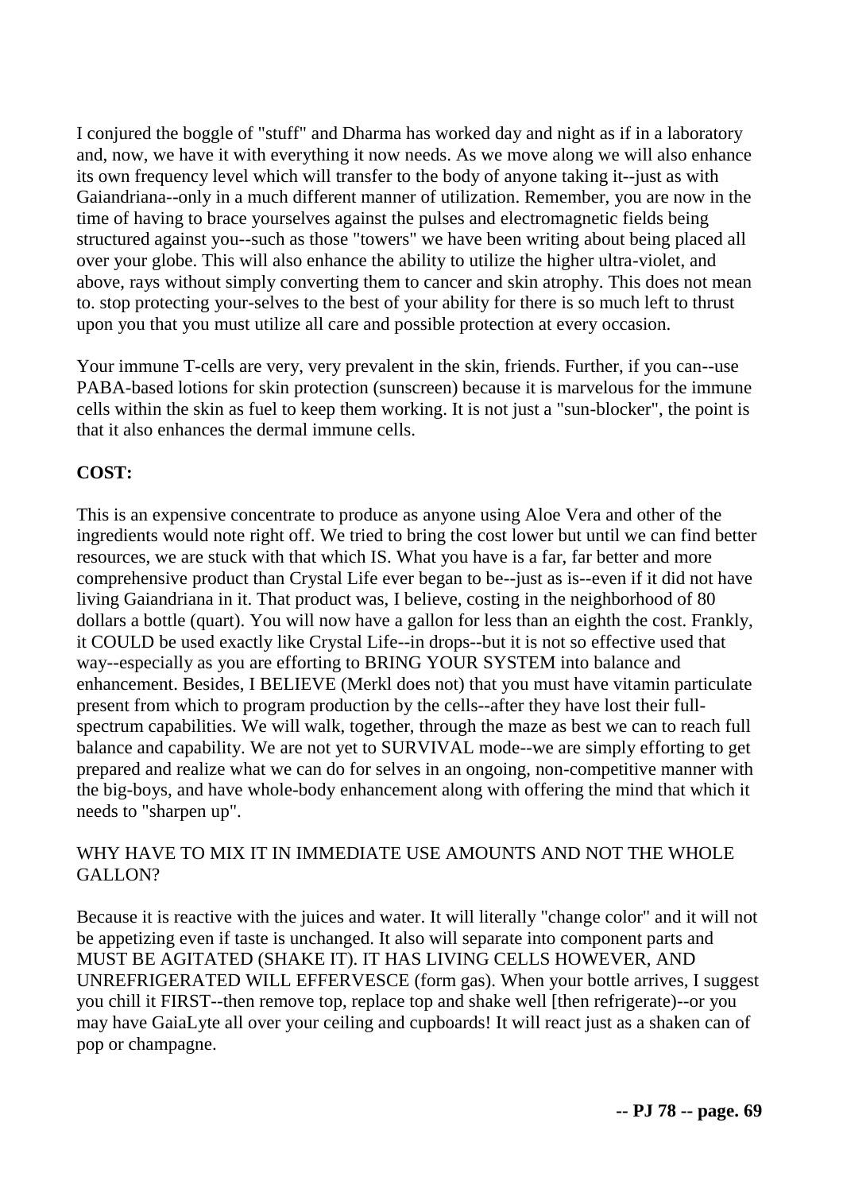I conjured the boggle of "stuff" and Dharma has worked day and night as if in a laboratory and, now, we have it with everything it now needs. As we move along we will also enhance its own frequency level which will transfer to the body of anyone taking it--just as with Gaiandriana--only in a much different manner of utilization. Remember, you are now in the time of having to brace yourselves against the pulses and electromagnetic fields being structured against you--such as those "towers" we have been writing about being placed all over your globe. This will also enhance the ability to utilize the higher ultra-violet, and above, rays without simply converting them to cancer and skin atrophy. This does not mean to. stop protecting your-selves to the best of your ability for there is so much left to thrust upon you that you must utilize all care and possible protection at every occasion.

Your immune T-cells are very, very prevalent in the skin, friends. Further, if you can--use PABA-based lotions for skin protection (sunscreen) because it is marvelous for the immune cells within the skin as fuel to keep them working. It is not just a "sun-blocker", the point is that it also enhances the dermal immune cells.

**COST:**

This is an expensive concentrate to produce as anyone using Aloe Vera and other of the ingredients would note right off. We tried to bring the cost lower but until we can find better resources, we are stuck with that which IS. What you have is a far, far better and more comprehensive product than Crystal Life ever began to be--just as is--even if it did not have living Gaiandriana in it. That product was, I believe, costing in the neighborhood of 80 dollars a bottle (quart). You will now have a gallon for less than an eighth the cost. Frankly, it COULD be used exactly like Crystal Life--in drops--but it is not so effective used that way--especially as you are efforting to BRING YOUR SYSTEM into balance and enhancement. Besides, I BELIEVE (Merkl does not) that you must have vitamin particulate present from which to program production by the cells--after they have lost their full-spectrum capabilities. We will walk, together, through the maze as best we can to reach full balance and capability. We are not yet to SURVIVAL mode--we are simply efforting to get prepared and realize what we can do for selves in an ongoing, non-competitive manner with the big-boys, and have whole-body enhancement along with offering the mind that which it needs to "sharpen up".

WHY HAVE TO MIX IT IN IMMEDIATE USE AMOUNTS AND NOT THE WHOLE GALLON?

Because it is reactive with the juices and water. It will literally "change color" and it will not be appetizing even if taste is unchanged. It also will separate into component parts and MUST BE AGITATED (SHAKE IT). IT HAS LIVING CELLS HOWEVER, AND UNREFRIGERATED WILL EFFERVESCE (form gas). When your bottle arrives, I suggest you chill it FIRST--then remove top, replace top and shake well [then refrigerate)--or you may have GaiaLyte all over your ceiling and cupboards! It will react just as a shaken can of pop or champagne.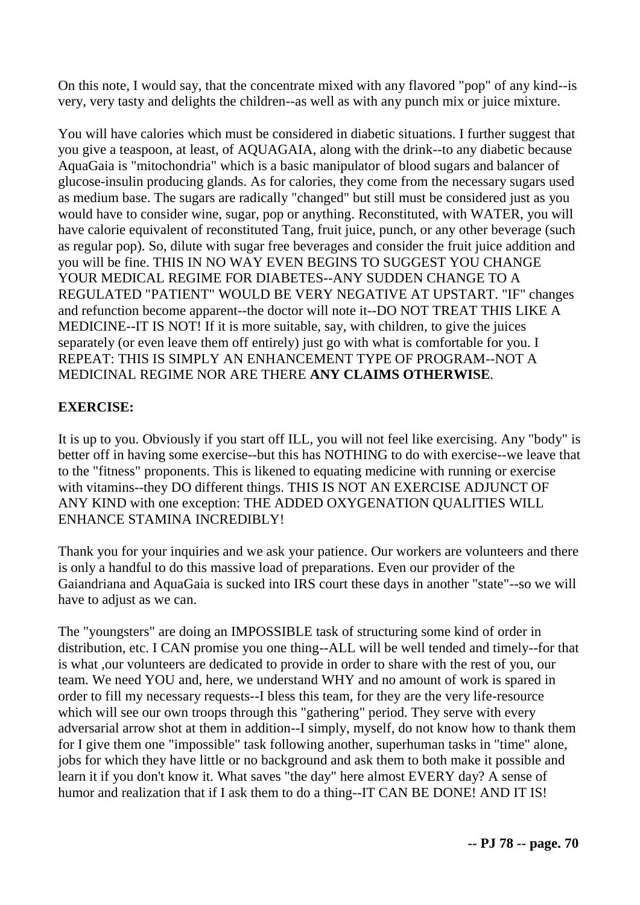On this note, I would say, that the concentrate mixed with any flavored "pop" of any kind--is very, very tasty and delights the children--as well as with any punch mix or juice mixture.

You will have calories which must be considered in diabetic situations. I further suggest that you give a teaspoon, at least, of AQUAGAIA, along with the drink--to any diabetic because AquaGaia is "mitochondria" which is a basic manipulator of blood sugars and balancer of glucose-insulin producing glands. As for calories, they come from the necessary sugars used as medium base. The sugars are radically "changed" but still must be considered just as you would have to consider wine, sugar, pop or anything. Reconstituted, with WATER, you will have calorie equivalent of reconstituted Tang, fruit juice, punch, or any other beverage (such as regular pop). So, dilute with sugar free beverages and consider the fruit juice addition and you will be fine. THIS IN NO WAY EVEN BEGINS TO SUGGEST YOU CHANGE YOUR MEDICAL REGIME FOR DIABETES--ANY SUDDEN CHANGE TO A REGULATED "PATIENT" WOULD BE VERY NEGATIVE AT UPSTART. "IF" changes and refunction become apparent--the doctor will note it--DO NOT TREAT THIS LIKE A MEDICINE--IT IS NOT! If it is more suitable, say, with children, to give the juices separately (or even leave them off entirely) just go with what is comfortable for you. I REPEAT: THIS IS SIMPLY AN ENHANCEMENT TYPE OF PROGRAM--NOT A MEDICINAL REGIME NOR ARE THERE **ANY CLAIMS OTHERWISE**.

**EXERCISE:**

It is up to you. Obviously if you start off ILL, you will not feel like exercising. Any "body" is better off in having some exercise--but this has NOTHING to do with exercise--we leave that to the "fitness" proponents. This is likened to equating medicine with running or exercise with vitamins--they DO different things. THIS IS NOT AN EXERCISE ADJUNCT OF ANY KIND with one exception: THE ADDED OXYGENATION QUALITIES WILL ENHANCE STAMINA INCREDIBLY!

Thank you for your inquiries and we ask your patience. Our workers are volunteers and there is only a handful to do this massive load of preparations. Even our provider of the Gaiandriana and AquaGaia is sucked into IRS court these days in another "state"--so we will have to adjust as we can.

The "youngsters" are doing an IMPOSSIBLE task of structuring some kind of order in distribution, etc. I CAN promise you one thing--ALL will be well tended and timely--for that is what ,our volunteers are dedicated to provide in order to share with the rest of you, our team. We need YOU and, here, we understand WHY and no amount of work is spared in order to fill my necessary requests--I bless this team, for they are the very life-resource which will see our own troops through this "gathering" period. They serve with every adversarial arrow shot at them in addition--I simply, myself, do not know how to thank them for I give them one "impossible" task following another, superhuman tasks in "time" alone, jobs for which they have little or no background and ask them to both make it possible and learn it if you don't know it. What saves "the day" here almost EVERY day? A sense of humor and realization that if I ask them to do a thing--IT CAN BE DONE! AND IT IS!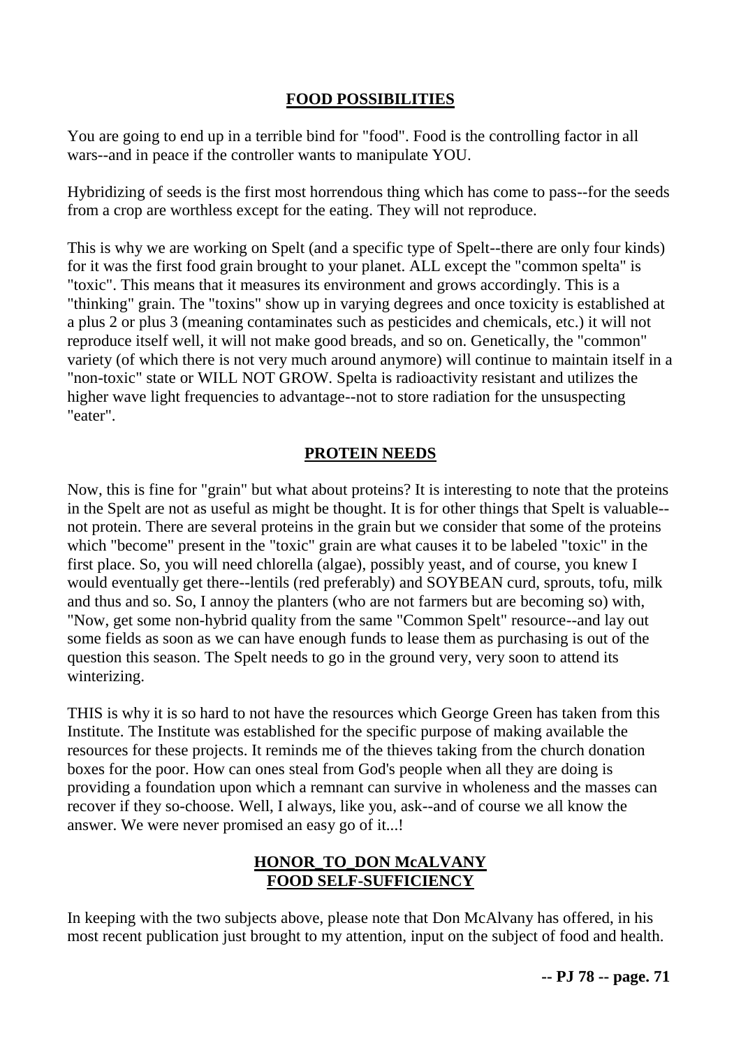## **FOOD POSSIBILITIES**

You are going to end up in a terrible bind for "food". Food is the controlling factor in all wars--and in peace if the controller wants to manipulate YOU.

Hybridizing of seeds is the first most horrendous thing which has come to pass--for the seeds from a crop are worthless except for the eating. They will not reproduce.

This is why we are working on Spelt (and a specific type of Spelt--there are only four kinds) for it was the first food grain brought to your planet. ALL except the "common spelta" is "toxic". This means that it measures its environment and grows accordingly. This is a "thinking" grain. The "toxins" show up in varying degrees and once toxicity is established at a plus 2 or plus 3 (meaning contaminates such as pesticides and chemicals, etc.) it will not reproduce itself well, it will not make good breads, and so on. Genetically, the "common" variety (of which there is not very much around anymore) will continue to maintain itself in a "non-toxic" state or WILL NOT GROW. Spelta is radioactivity resistant and utilizes the higher wave light frequencies to advantage--not to store radiation for the unsuspecting "eater".

## **PROTEIN NEEDS**

Now, this is fine for "grain" but what about proteins? It is interesting to note that the proteins in the Spelt are not as useful as might be thought. It is for other things that Spelt is valuable--not protein. There are several proteins in the grain but we consider that some of the proteins which "become" present in the "toxic" grain are what causes it to be labeled "toxic" in the first place. So, you will need chlorella (algae), possibly yeast, and of course, you knew I would eventually get there--lentils (red preferably) and SOYBEAN curd, sprouts, tofu, milk and thus and so. So, I annoy the planters (who are not farmers but are becoming so) with, "Now, get some non-hybrid quality from the same "Common Spelt" resource--and lay out some fields as soon as we can have enough funds to lease them as purchasing is out of the question this season. The Spelt needs to go in the ground very, very soon to attend its winterizing.

THIS is why it is so hard to not have the resources which George Green has taken from this Institute. The Institute was established for the specific purpose of making available the resources for these projects. It reminds me of the thieves taking from the church donation boxes for the poor. How can ones steal from God's people when all they are doing is providing a foundation upon which a remnant can survive in wholeness and the masses can recover if they so-choose. Well, I always, like you, ask--and of course we all know the answer. We were never promised an easy go of it...!

## **HONOR_TO_DON McALVANY**
## **FOOD SELF-SUFFICIENCY**

In keeping with the two subjects above, please note that Don McAlvany has offered, in his most recent publication just brought to my attention, input on the subject of food and health.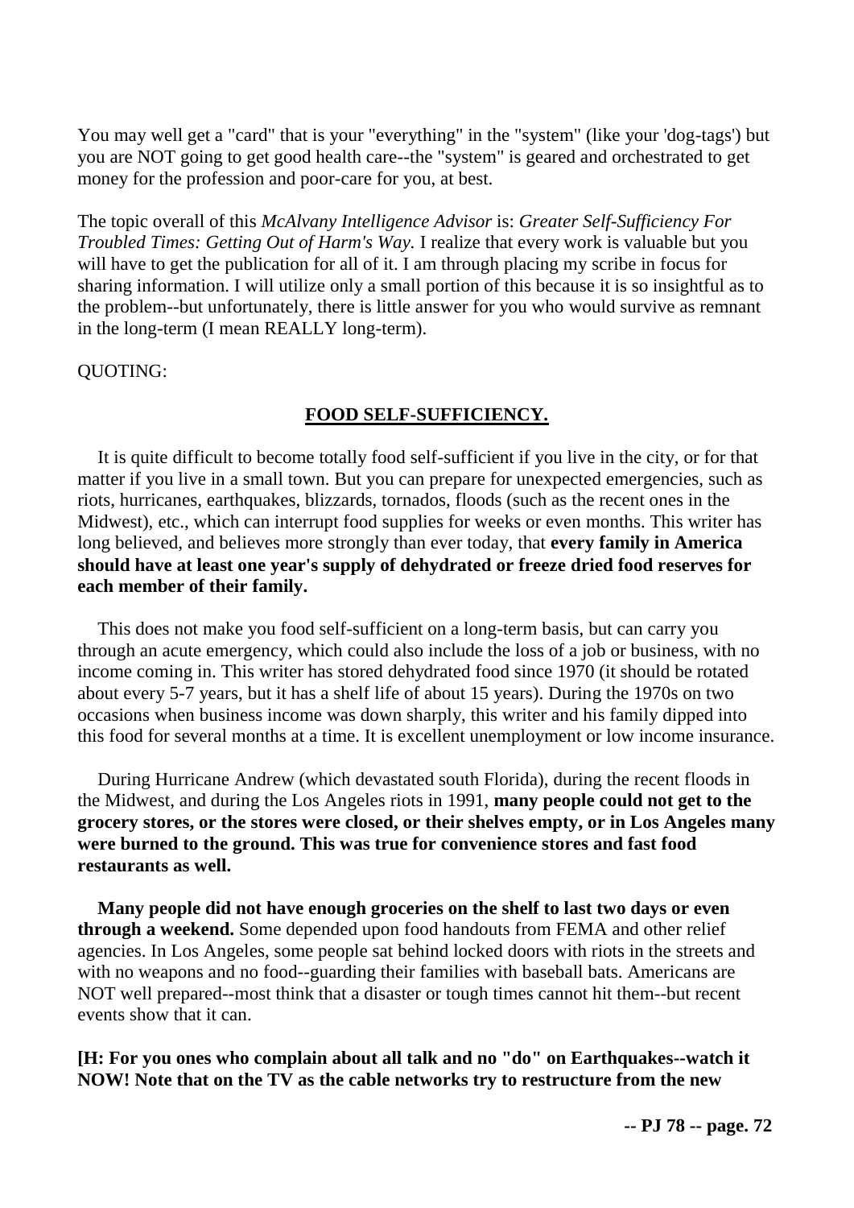You may well get a "card" that is your "everything" in the "system" (like your 'dog-tags') but you are NOT going to get good health care--the "system" is geared and orchestrated to get money for the profession and poor-care for you, at best.

The topic overall of this *McAlvany Intelligence Advisor* is: *Greater Self-Sufficiency For Troubled Times: Getting Out of Harm's Way.* I realize that every work is valuable but you will have to get the publication for all of it. I am through placing my scribe in focus for sharing information. I will utilize only a small portion of this because it is so insightful as to the problem--but unfortunately, there is little answer for you who would survive as remnant in the long-term (I mean REALLY long-term).

QUOTING:

**FOOD SELF-SUFFICIENCY.**

It is quite difficult to become totally food self-sufficient if you live in the city, or for that matter if you live in a small town. But you can prepare for unexpected emergencies, such as riots, hurricanes, earthquakes, blizzards, tornados, floods (such as the recent ones in the Midwest), etc., which can interrupt food supplies for weeks or even months. This writer has long believed, and believes more strongly than ever today, that **every family in America should have at least one year's supply of dehydrated or freeze dried food reserves for each member of their family.**

This does not make you food self-sufficient on a long-term basis, but can carry you through an acute emergency, which could also include the loss of a job or business, with no income coming in. This writer has stored dehydrated food since 1970 (it should be rotated about every 5-7 years, but it has a shelf life of about 15 years). During the 1970s on two occasions when business income was down sharply, this writer and his family dipped into this food for several months at a time. It is excellent unemployment or low income insurance.

During Hurricane Andrew (which devastated south Florida), during the recent floods in the Midwest, and during the Los Angeles riots in 1991, **many people could not get to the grocery stores, or the stores were closed, or their shelves empty, or in Los Angeles many were burned to the ground. This was true for convenience stores and fast food restaurants as well.**

**Many people did not have enough groceries on the shelf to last two days or even through a weekend.** Some depended upon food handouts from FEMA and other relief agencies. In Los Angeles, some people sat behind locked doors with riots in the streets and with no weapons and no food--guarding their families with baseball bats. Americans are NOT well prepared--most think that a disaster or tough times cannot hit them--but recent events show that it can.

**[H: For you ones who complain about all talk and no "do" on Earthquakes--watch it NOW! Note that on the TV as the cable networks try to restructure from the new**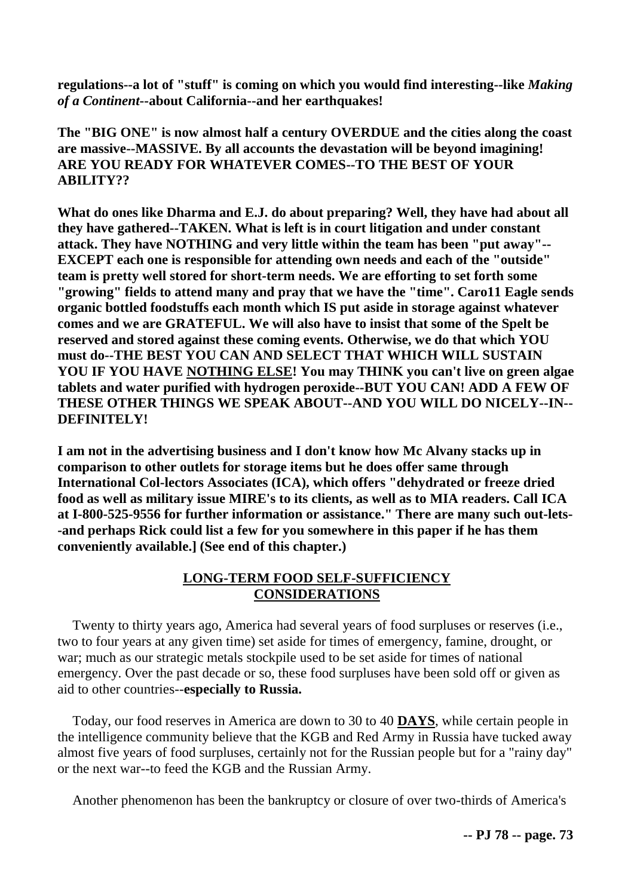**regulations--a lot of "stuff" is coming on which you would find interesting--like *Making of a Continent*--about California--and her earthquakes!**

**The "BIG ONE" is now almost half a century OVERDUE and the cities along the coast are massive--MASSIVE. By all accounts the devastation will be beyond imagining! ARE YOU READY FOR WHATEVER COMES--TO THE BEST OF YOUR ABILITY??**

**What do ones like Dharma and E.J. do about preparing? Well, they have had about all they have gathered--TAKEN. What is left is in court litigation and under constant attack. They have NOTHING and very little within the team has been "put away"--EXCEPT each one is responsible for attending own needs and each of the "outside" team is pretty well stored for short-term needs. We are efforting to set forth some "growing" fields to attend many and pray that we have the "time". Caro11 Eagle sends organic bottled foodstuffs each month which IS put aside in storage against whatever comes and we are GRATEFUL. We will also have to insist that some of the Spelt be reserved and stored against these coming events. Otherwise, we do that which YOU must do--THE BEST YOU CAN AND SELECT THAT WHICH WILL SUSTAIN YOU IF YOU HAVE <u>NOTHING ELSE</u>! You may THINK you can't live on green algae tablets and water purified with hydrogen peroxide--BUT YOU CAN! ADD A FEW OF THESE OTHER THINGS WE SPEAK ABOUT--AND YOU WILL DO NICELY--IN--DEFINITELY!**

**I am not in the advertising business and I don't know how Mc Alvany stacks up in comparison to other outlets for storage items but he does offer same through International Col-lectors Associates (ICA), which offers "dehydrated or freeze dried food as well as military issue MIRE's to its clients, as well as to MIA readers. Call ICA at I-800-525-9556 for further information or assistance." There are many such out-lets--and perhaps Rick could list a few for you somewhere in this paper if he has them conveniently available.] (See end of this chapter.)**

## <u>LONG-TERM FOOD SELF-SUFFICIENCY CONSIDERATIONS</u>

Twenty to thirty years ago, America had several years of food surpluses or reserves (i.e., two to four years at any given time) set aside for times of emergency, famine, drought, or war; much as our strategic metals stockpile used to be set aside for times of national emergency. Over the past decade or so, these food surpluses have been sold off or given as aid to other countries--**especially to Russia.**

Today, our food reserves in America are down to 30 to 40 <u>**DAYS**</u>, while certain people in the intelligence community believe that the KGB and Red Army in Russia have tucked away almost five years of food surpluses, certainly not for the Russian people but for a "rainy day" or the next war--to feed the KGB and the Russian Army.

Another phenomenon has been the bankruptcy or closure of over two-thirds of America's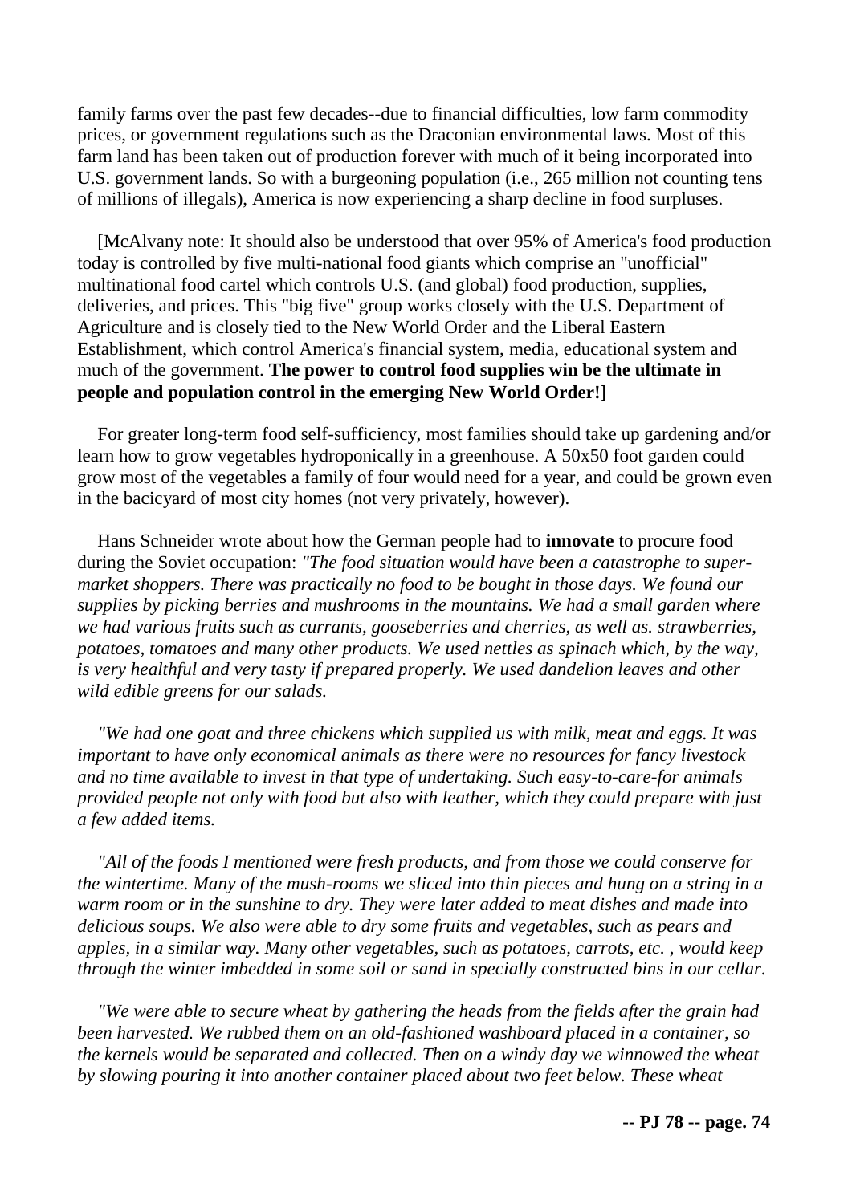family farms over the past few decades--due to financial difficulties, low farm commodity prices, or government regulations such as the Draconian environmental laws. Most of this farm land has been taken out of production forever with much of it being incorporated into U.S. government lands. So with a burgeoning population (i.e., 265 million not counting tens of millions of illegals), America is now experiencing a sharp decline in food surpluses.

[McAlvany note: It should also be understood that over 95% of America's food production today is controlled by five multi-national food giants which comprise an "unofficial" multinational food cartel which controls U.S. (and global) food production, supplies, deliveries, and prices. This "big five" group works closely with the U.S. Department of Agriculture and is closely tied to the New World Order and the Liberal Eastern Establishment, which control America's financial system, media, educational system and much of the government. **The power to control food supplies win be the ultimate in people and population control in the emerging New World Order!]**

For greater long-term food self-sufficiency, most families should take up gardening and/or learn how to grow vegetables hydroponically in a greenhouse. A 50x50 foot garden could grow most of the vegetables a family of four would need for a year, and could be grown even in the bacicyard of most city homes (not very privately, however).

Hans Schneider wrote about how the German people had to **innovate** to procure food during the Soviet occupation: *"The food situation would have been a catastrophe to super-market shoppers. There was practically no food to be bought in those days. We found our supplies by picking berries and mushrooms in the mountains. We had a small garden where we had various fruits such as currants, gooseberries and cherries, as well as. strawberries, potatoes, tomatoes and many other products. We used nettles as spinach which, by the way, is very healthful and very tasty if prepared properly. We used dandelion leaves and other wild edible greens for our salads.*

*"We had one goat and three chickens which supplied us with milk, meat and eggs. It was important to have only economical animals as there were no resources for fancy livestock and no time available to invest in that type of undertaking. Such easy-to-care-for animals provided people not only with food but also with leather, which they could prepare with just a few added items.*

*"All of the foods I mentioned were fresh products, and from those we could conserve for the wintertime. Many of the mush-rooms we sliced into thin pieces and hung on a string in a warm room or in the sunshine to dry. They were later added to meat dishes and made into delicious soups. We also were able to dry some fruits and vegetables, such as pears and apples, in a similar way. Many other vegetables, such as potatoes, carrots, etc. , would keep through the winter imbedded in some soil or sand in specially constructed bins in our cellar.*

*"We were able to secure wheat by gathering the heads from the fields after the grain had been harvested. We rubbed them on an old-fashioned washboard placed in a container, so the kernels would be separated and collected. Then on a windy day we winnowed the wheat by slowing pouring it into another container placed about two feet below. These wheat*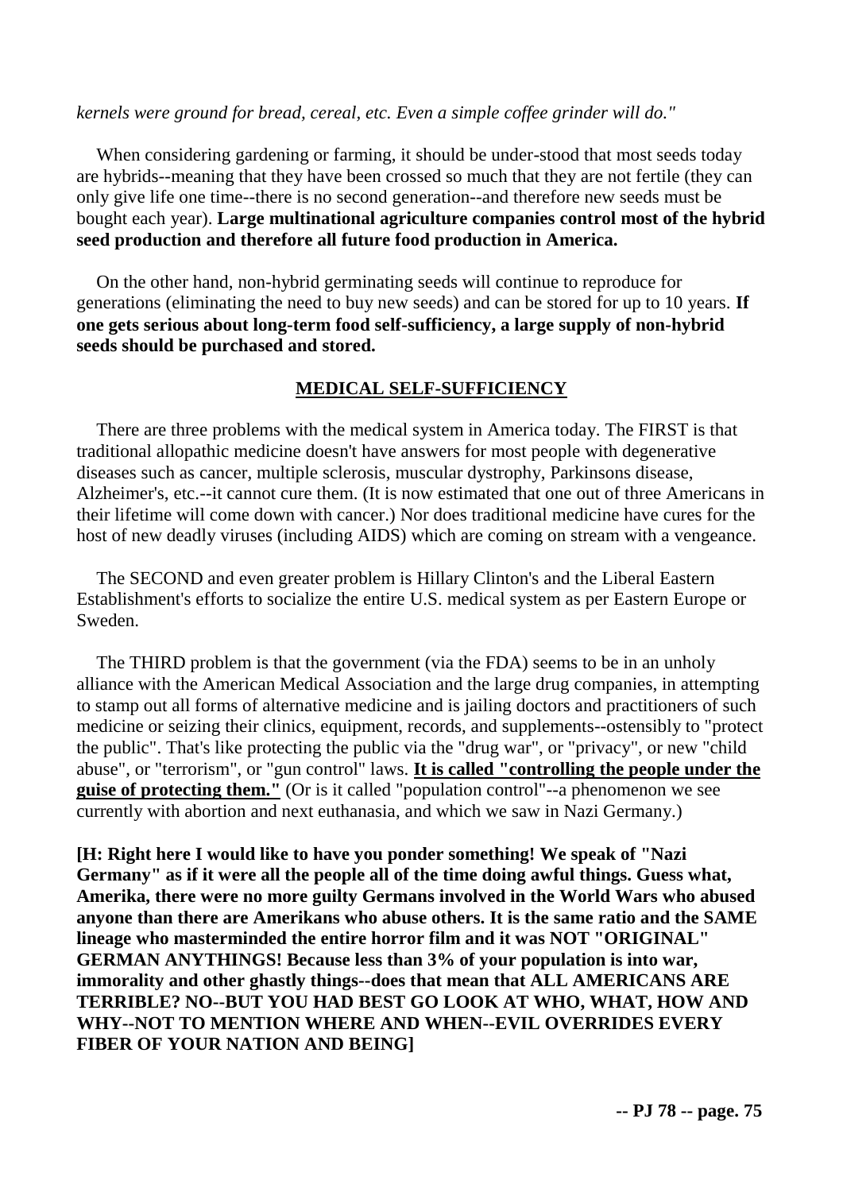*kernels were ground for bread, cereal, etc. Even a simple coffee grinder will do."*

When considering gardening or farming, it should be under-stood that most seeds today are hybrids--meaning that they have been crossed so much that they are not fertile (they can only give life one time--there is no second generation--and therefore new seeds must be bought each year). **Large multinational agriculture companies control most of the hybrid seed production and therefore all future food production in America.**

On the other hand, non-hybrid germinating seeds will continue to reproduce for generations (eliminating the need to buy new seeds) and can be stored for up to 10 years. **If one gets serious about long-term food self-sufficiency, a large supply of non-hybrid seeds should be purchased and stored.**

## MEDICAL SELF-SUFFICIENCY

There are three problems with the medical system in America today. The FIRST is that traditional allopathic medicine doesn't have answers for most people with degenerative diseases such as cancer, multiple sclerosis, muscular dystrophy, Parkinsons disease, Alzheimer's, etc.--it cannot cure them. (It is now estimated that one out of three Americans in their lifetime will come down with cancer.) Nor does traditional medicine have cures for the host of new deadly viruses (including AIDS) which are coming on stream with a vengeance.

The SECOND and even greater problem is Hillary Clinton's and the Liberal Eastern Establishment's efforts to socialize the entire U.S. medical system as per Eastern Europe or Sweden.

The THIRD problem is that the government (via the FDA) seems to be in an unholy alliance with the American Medical Association and the large drug companies, in attempting to stamp out all forms of alternative medicine and is jailing doctors and practitioners of such medicine or seizing their clinics, equipment, records, and supplements--ostensibly to "protect the public". That's like protecting the public via the "drug war", or "privacy", or new "child abuse", or "terrorism", or "gun control" laws. **It is called "controlling the people under the guise of protecting them."** (Or is it called "population control"--a phenomenon we see currently with abortion and next euthanasia, and which we saw in Nazi Germany.)

**[H: Right here I would like to have you ponder something! We speak of "Nazi Germany" as if it were all the people all of the time doing awful things. Guess what, Amerika, there were no more guilty Germans involved in the World Wars who abused anyone than there are Amerikans who abuse others. It is the same ratio and the SAME lineage who masterminded the entire horror film and it was NOT "ORIGINAL" GERMAN ANYTHINGS! Because less than 3% of your population is into war, immorality and other ghastly things--does that mean that ALL AMERICANS ARE TERRIBLE? NO--BUT YOU HAD BEST GO LOOK AT WHO, WHAT, HOW AND WHY--NOT TO MENTION WHERE AND WHEN--EVIL OVERRIDES EVERY FIBER OF YOUR NATION AND BEING]**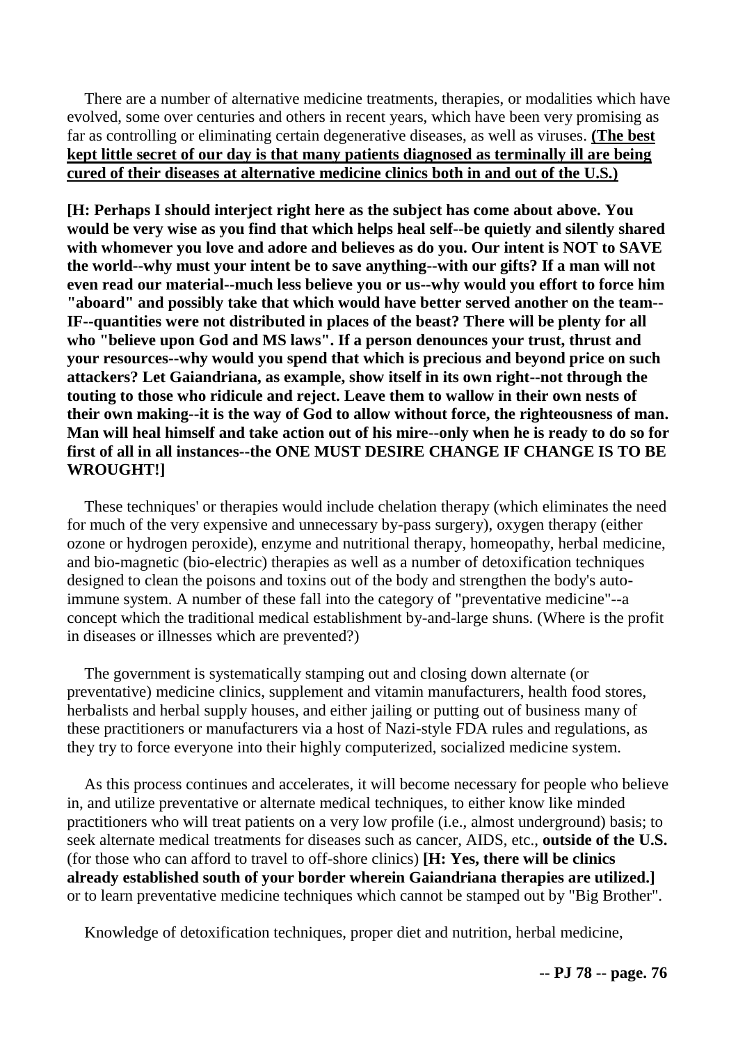There are a number of alternative medicine treatments, therapies, or modalities which have evolved, some over centuries and others in recent years, which have been very promising as far as controlling or eliminating certain degenerative diseases, as well as viruses. **<u>(The best kept little secret of our day is that many patients diagnosed as terminally ill are being cured of their diseases at alternative medicine clinics both in and out of the U.S.)</u>**

**[H: Perhaps I should interject right here as the subject has come about above. You would be very wise as you find that which helps heal self--be quietly and silently shared with whomever you love and adore and believes as do you. Our intent is NOT to SAVE the world--why must your intent be to save anything--with our gifts? If a man will not even read our material--much less believe you or us--why would you effort to force him "aboard" and possibly take that which would have better served another on the team--IF--quantities were not distributed in places of the beast? There will be plenty for all who "believe upon God and MS laws". If a person denounces your trust, thrust and your resources--why would you spend that which is precious and beyond price on such attackers? Let Gaiandriana, as example, show itself in its own right--not through the touting to those who ridicule and reject. Leave them to wallow in their own nests of their own making--it is the way of God to allow without force, the righteousness of man. Man will heal himself and take action out of his mire--only when he is ready to do so for first of all in all instances--the ONE MUST DESIRE CHANGE IF CHANGE IS TO BE WROUGHT!]**

These techniques' or therapies would include chelation therapy (which eliminates the need for much of the very expensive and unnecessary by-pass surgery), oxygen therapy (either ozone or hydrogen peroxide), enzyme and nutritional therapy, homeopathy, herbal medicine, and bio-magnetic (bio-electric) therapies as well as a number of detoxification techniques designed to clean the poisons and toxins out of the body and strengthen the body's auto-immune system. A number of these fall into the category of "preventative medicine"--a concept which the traditional medical establishment by-and-large shuns. (Where is the profit in diseases or illnesses which are prevented?)

The government is systematically stamping out and closing down alternate (or preventative) medicine clinics, supplement and vitamin manufacturers, health food stores, herbalists and herbal supply houses, and either jailing or putting out of business many of these practitioners or manufacturers via a host of Nazi-style FDA rules and regulations, as they try to force everyone into their highly computerized, socialized medicine system.

As this process continues and accelerates, it will become necessary for people who believe in, and utilize preventative or alternate medical techniques, to either know like minded practitioners who will treat patients on a very low profile (i.e., almost underground) basis; to seek alternate medical treatments for diseases such as cancer, AIDS, etc., **outside of the U.S.** (for those who can afford to travel to off-shore clinics) **[H: Yes, there will be clinics already established south of your border wherein Gaiandriana therapies are utilized.]** or to learn preventative medicine techniques which cannot be stamped out by "Big Brother".

Knowledge of detoxification techniques, proper diet and nutrition, herbal medicine,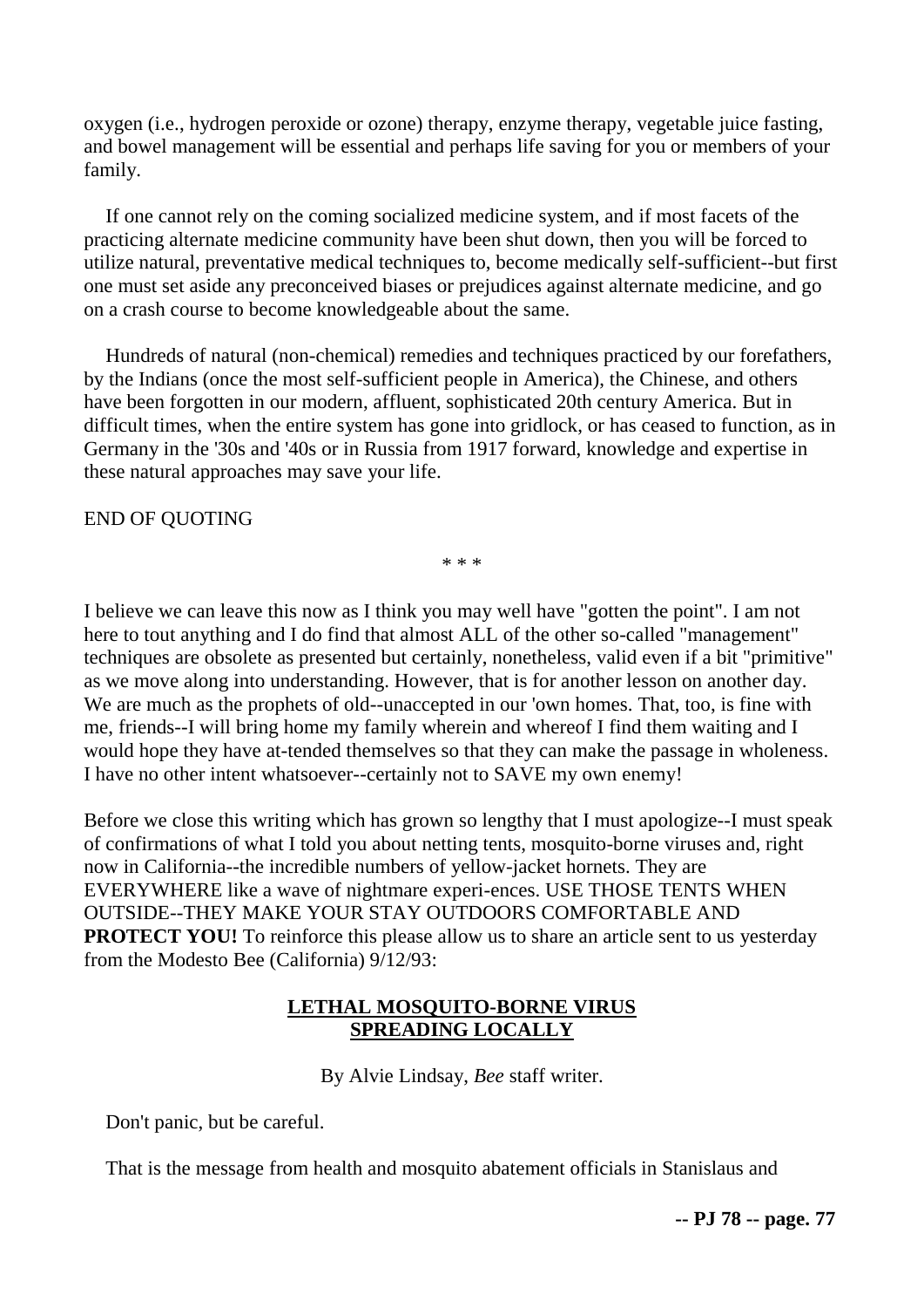oxygen (i.e., hydrogen peroxide or ozone) therapy, enzyme therapy, vegetable juice fasting, and bowel management will be essential and perhaps life saving for you or members of your family.

If one cannot rely on the coming socialized medicine system, and if most facets of the practicing alternate medicine community have been shut down, then you will be forced to utilize natural, preventative medical techniques to, become medically self-sufficient--but first one must set aside any preconceived biases or prejudices against alternate medicine, and go on a crash course to become knowledgeable about the same.

Hundreds of natural (non-chemical) remedies and techniques practiced by our forefathers, by the Indians (once the most self-sufficient people in America), the Chinese, and others have been forgotten in our modern, affluent, sophisticated 20th century America. But in difficult times, when the entire system has gone into gridlock, or has ceased to function, as in Germany in the '30s and '40s or in Russia from 1917 forward, knowledge and expertise in these natural approaches may save your life.

END OF QUOTING

* * *

I believe we can leave this now as I think you may well have "gotten the point". I am not here to tout anything and I do find that almost ALL of the other so-called "management" techniques are obsolete as presented but certainly, nonetheless, valid even if a bit "primitive" as we move along into understanding. However, that is for another lesson on another day. We are much as the prophets of old--unaccepted in our 'own homes. That, too, is fine with me, friends--I will bring home my family wherein and whereof I find them waiting and I would hope they have at-tended themselves so that they can make the passage in wholeness. I have no other intent whatsoever--certainly not to SAVE my own enemy!

Before we close this writing which has grown so lengthy that I must apologize--I must speak of confirmations of what I told you about netting tents, mosquito-borne viruses and, right now in California--the incredible numbers of yellow-jacket hornets. They are EVERYWHERE like a wave of nightmare experi-ences. USE THOSE TENTS WHEN OUTSIDE--THEY MAKE YOUR STAY OUTDOORS COMFORTABLE AND **PROTECT YOU!** To reinforce this please allow us to share an article sent to us yesterday from the Modesto Bee (California) 9/12/93:

**LETHAL MOSQUITO-BORNE VIRUS SPREADING LOCALLY**

By Alvie Lindsay, *Bee* staff writer.

Don't panic, but be careful.

That is the message from health and mosquito abatement officials in Stanislaus and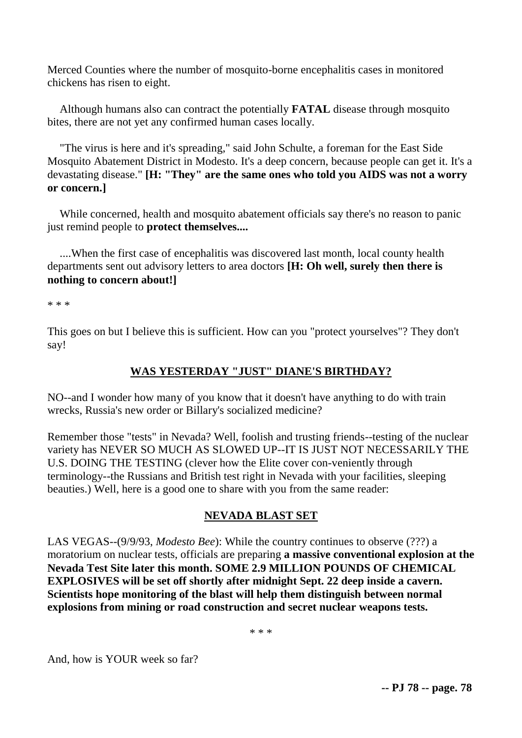Merced Counties where the number of mosquito-borne encephalitis cases in monitored chickens has risen to eight.

Although humans also can contract the potentially **FATAL** disease through mosquito bites, there are not yet any confirmed human cases locally.

"The virus is here and it's spreading," said John Schulte, a foreman for the East Side Mosquito Abatement District in Modesto. It's a deep concern, because people can get it. It's a devastating disease." **[H: "They" are the same ones who told you AIDS was not a worry or concern.]**

While concerned, health and mosquito abatement officials say there's no reason to panic just remind people to **protect themselves....**

....When the first case of encephalitis was discovered last month, local county health departments sent out advisory letters to area doctors **[H: Oh well, surely then there is nothing to concern about!]**

* * *

This goes on but I believe this is sufficient. How can you "protect yourselves"? They don't say!

## WAS YESTERDAY "JUST" DIANE'S BIRTHDAY?

NO--and I wonder how many of you know that it doesn't have anything to do with train wrecks, Russia's new order or Billary's socialized medicine?

Remember those "tests" in Nevada? Well, foolish and trusting friends--testing of the nuclear variety has NEVER SO MUCH AS SLOWED UP--IT IS JUST NOT NECESSARILY THE U.S. DOING THE TESTING (clever how the Elite cover con-veniently through terminology--the Russians and British test right in Nevada with your facilities, sleeping beauties.) Well, here is a good one to share with you from the same reader:

## NEVADA BLAST SET

LAS VEGAS--(9/9/93, *Modesto Bee*): While the country continues to observe (???) a moratorium on nuclear tests, officials are preparing **a massive conventional explosion at the Nevada Test Site later this month. SOME 2.9 MILLION POUNDS OF CHEMICAL EXPLOSIVES will be set off shortly after midnight Sept. 22 deep inside a cavern. Scientists hope monitoring of the blast will help them distinguish between normal explosions from mining or road construction and secret nuclear weapons tests.**

* * *

And, how is YOUR week so far?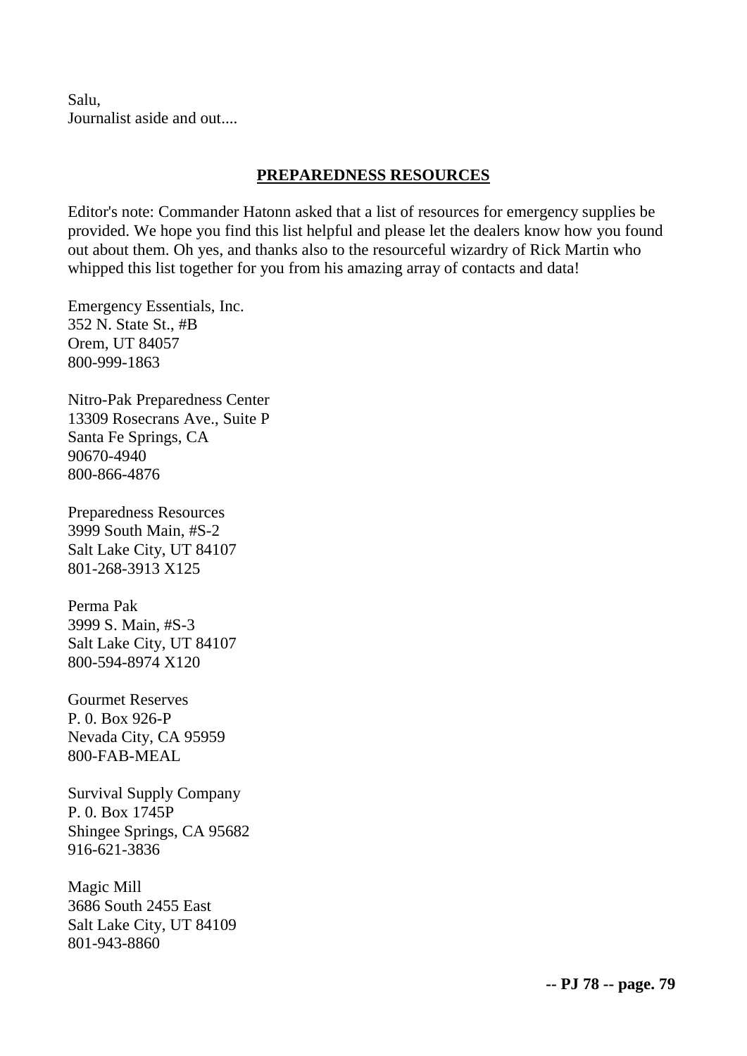Salu,
Journalist aside and out....

## PREPAREDNESS RESOURCES

Editor's note: Commander Hatonn asked that a list of resources for emergency supplies be provided. We hope you find this list helpful and please let the dealers know how you found out about them. Oh yes, and thanks also to the resourceful wizardry of Rick Martin who whipped this list together for you from his amazing array of contacts and data!

Emergency Essentials, Inc.
352 N. State St., #B
Orem, UT 84057
800-999-1863

Nitro-Pak Preparedness Center
13309 Rosecrans Ave., Suite P
Santa Fe Springs, CA
90670-4940
800-866-4876

Preparedness Resources
3999 South Main, #S-2
Salt Lake City, UT 84107
801-268-3913 X125

Perma Pak
3999 S. Main, #S-3
Salt Lake City, UT 84107
800-594-8974 X120

Gourmet Reserves
P. 0. Box 926-P
Nevada City, CA 95959
800-FAB-MEAL

Survival Supply Company
P. 0. Box 1745P
Shingee Springs, CA 95682
916-621-3836

Magic Mill
3686 South 2455 East
Salt Lake City, UT 84109
801-943-8860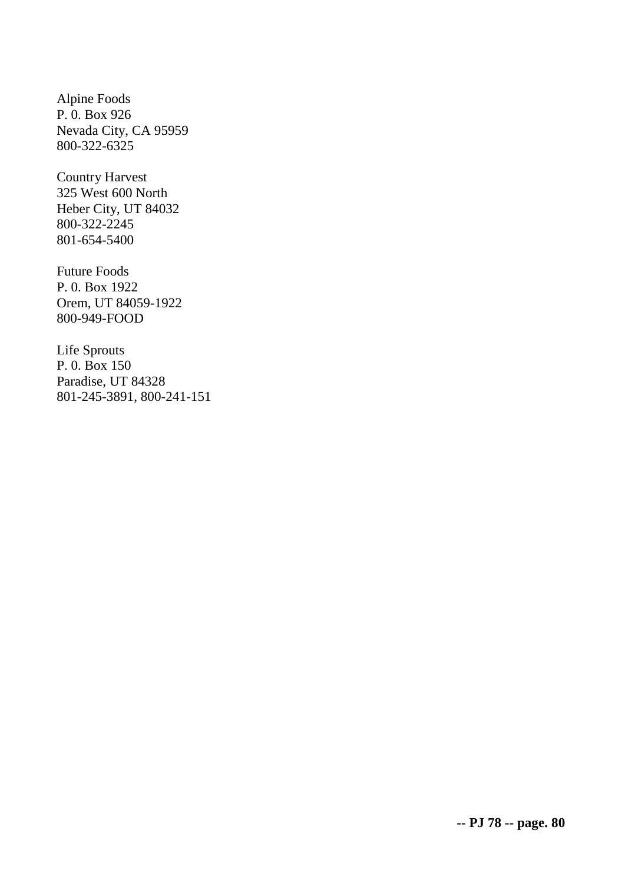Alpine Foods
P. 0. Box 926
Nevada City, CA 95959
800-322-6325

Country Harvest
325 West 600 North
Heber City, UT 84032
800-322-2245
801-654-5400

Future Foods
P. 0. Box 1922
Orem, UT 84059-1922
800-949-FOOD

Life Sprouts
P. 0. Box 150
Paradise, UT 84328
801-245-3891, 800-241-151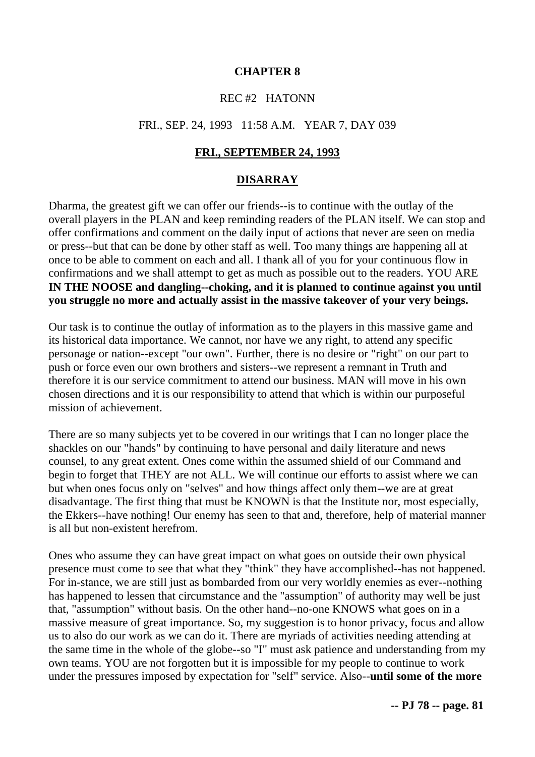**CHAPTER 8**

REC #2 HATONN

FRI., SEP. 24, 1993 11:58 A.M. YEAR 7, DAY 039

**FRI., SEPTEMBER 24, 1993**

**DISARRAY**

Dharma, the greatest gift we can offer our friends--is to continue with the outlay of the overall players in the PLAN and keep reminding readers of the PLAN itself. We can stop and offer confirmations and comment on the daily input of actions that never are seen on media or press--but that can be done by other staff as well. Too many things are happening all at once to be able to comment on each and all. I thank all of you for your continuous flow in confirmations and we shall attempt to get as much as possible out to the readers. YOU ARE **IN THE NOOSE and dangling--choking, and it is planned to continue against you until you struggle no more and actually assist in the massive takeover of your very beings.**

Our task is to continue the outlay of information as to the players in this massive game and its historical data importance. We cannot, nor have we any right, to attend any specific personage or nation--except "our own". Further, there is no desire or "right" on our part to push or force even our own brothers and sisters--we represent a remnant in Truth and therefore it is our service commitment to attend our business. MAN will move in his own chosen directions and it is our responsibility to attend that which is within our purposeful mission of achievement.

There are so many subjects yet to be covered in our writings that I can no longer place the shackles on our "hands" by continuing to have personal and daily literature and news counsel, to any great extent. Ones come within the assumed shield of our Command and begin to forget that THEY are not ALL. We will continue our efforts to assist where we can but when ones focus only on "selves" and how things affect only them--we are at great disadvantage. The first thing that must be KNOWN is that the Institute nor, most especially, the Ekkers--have nothing! Our enemy has seen to that and, therefore, help of material manner is all but non-existent herefrom.

Ones who assume they can have great impact on what goes on outside their own physical presence must come to see that what they "think" they have accomplished--has not happened. For in-stance, we are still just as bombarded from our very worldly enemies as ever--nothing has happened to lessen that circumstance and the "assumption" of authority may well be just that, "assumption" without basis. On the other hand--no-one KNOWS what goes on in a massive measure of great importance. So, my suggestion is to honor privacy, focus and allow us to also do our work as we can do it. There are myriads of activities needing attending at the same time in the whole of the globe--so "I" must ask patience and understanding from my own teams. YOU are not forgotten but it is impossible for my people to continue to work under the pressures imposed by expectation for "self" service. Also--**until some of the more**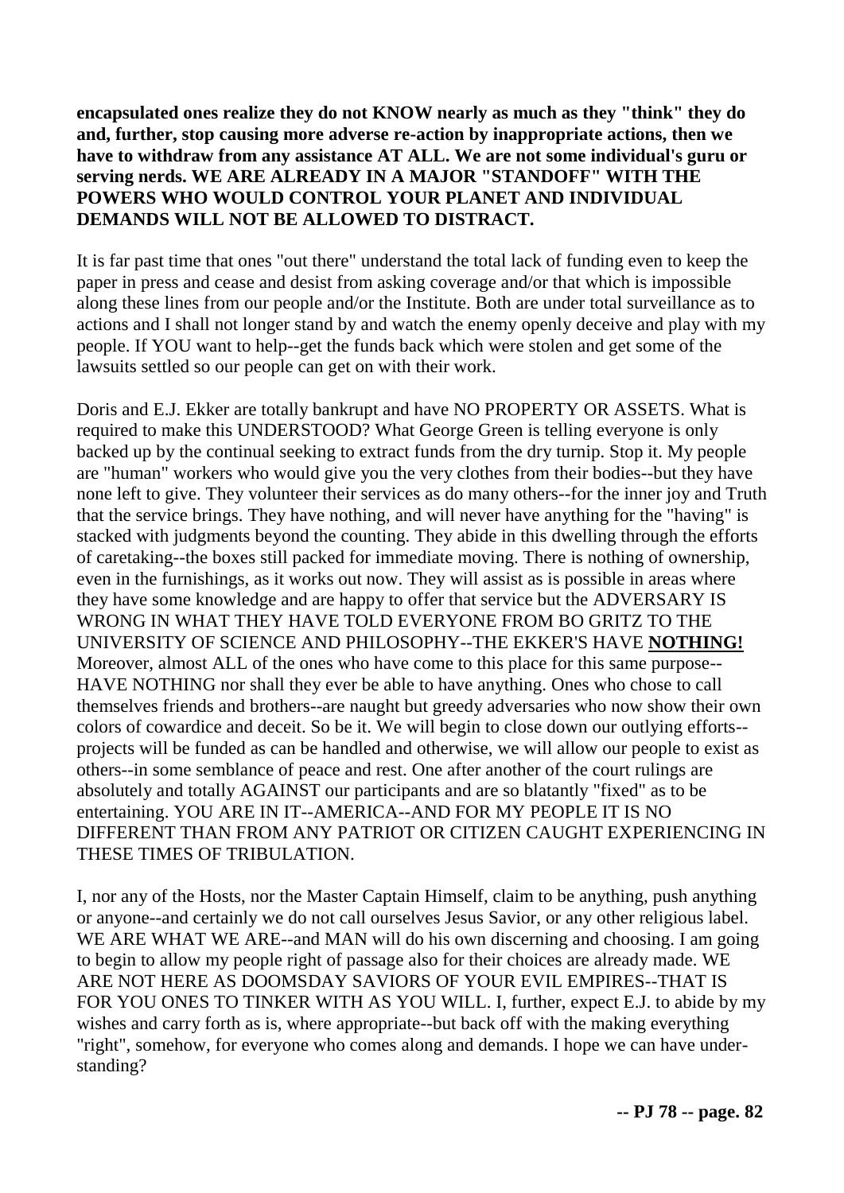**encapsulated ones realize they do not KNOW nearly as much as they "think" they do and, further, stop causing more adverse re-action by inappropriate actions, then we have to withdraw from any assistance AT ALL. We are not some individual's guru or serving nerds. WE ARE ALREADY IN A MAJOR "STANDOFF" WITH THE POWERS WHO WOULD CONTROL YOUR PLANET AND INDIVIDUAL DEMANDS WILL NOT BE ALLOWED TO DISTRACT.**

It is far past time that ones "out there" understand the total lack of funding even to keep the paper in press and cease and desist from asking coverage and/or that which is impossible along these lines from our people and/or the Institute. Both are under total surveillance as to actions and I shall not longer stand by and watch the enemy openly deceive and play with my people. If YOU want to help--get the funds back which were stolen and get some of the lawsuits settled so our people can get on with their work.

Doris and E.J. Ekker are totally bankrupt and have NO PROPERTY OR ASSETS. What is required to make this UNDERSTOOD? What George Green is telling everyone is only backed up by the continual seeking to extract funds from the dry turnip. Stop it. My people are "human" workers who would give you the very clothes from their bodies--but they have none left to give. They volunteer their services as do many others--for the inner joy and Truth that the service brings. They have nothing, and will never have anything for the "having" is stacked with judgments beyond the counting. They abide in this dwelling through the efforts of caretaking--the boxes still packed for immediate moving. There is nothing of ownership, even in the furnishings, as it works out now. They will assist as is possible in areas where they have some knowledge and are happy to offer that service but the ADVERSARY IS WRONG IN WHAT THEY HAVE TOLD EVERYONE FROM BO GRITZ TO THE UNIVERSITY OF SCIENCE AND PHILOSOPHY--THE EKKER'S HAVE **NOTHING!** Moreover, almost ALL of the ones who have come to this place for this same purpose--HAVE NOTHING nor shall they ever be able to have anything. Ones who chose to call themselves friends and brothers--are naught but greedy adversaries who now show their own colors of cowardice and deceit. So be it. We will begin to close down our outlying efforts--projects will be funded as can be handled and otherwise, we will allow our people to exist as others--in some semblance of peace and rest. One after another of the court rulings are absolutely and totally AGAINST our participants and are so blatantly "fixed" as to be entertaining. YOU ARE IN IT--AMERICA--AND FOR MY PEOPLE IT IS NO DIFFERENT THAN FROM ANY PATRIOT OR CITIZEN CAUGHT EXPERIENCING IN THESE TIMES OF TRIBULATION.

I, nor any of the Hosts, nor the Master Captain Himself, claim to be anything, push anything or anyone--and certainly we do not call ourselves Jesus Savior, or any other religious label. WE ARE WHAT WE ARE--and MAN will do his own discerning and choosing. I am going to begin to allow my people right of passage also for their choices are already made. WE ARE NOT HERE AS DOOMSDAY SAVIORS OF YOUR EVIL EMPIRES--THAT IS FOR YOU ONES TO TINKER WITH AS YOU WILL. I, further, expect E.J. to abide by my wishes and carry forth as is, where appropriate--but back off with the making everything "right", somehow, for everyone who comes along and demands. I hope we can have understanding?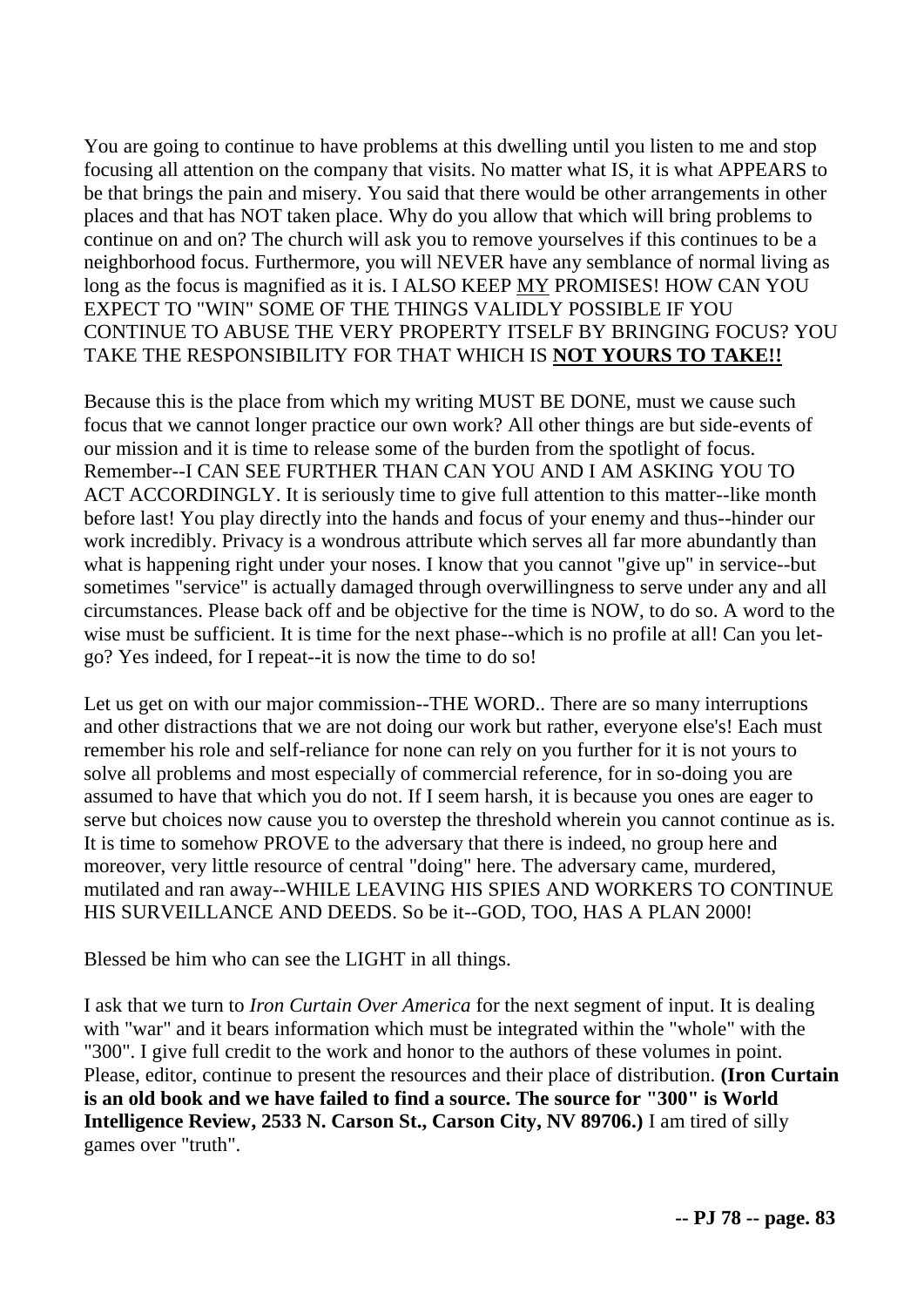You are going to continue to have problems at this dwelling until you listen to me and stop focusing all attention on the company that visits. No matter what IS, it is what APPEARS to be that brings the pain and misery. You said that there would be other arrangements in other places and that has NOT taken place. Why do you allow that which will bring problems to continue on and on? The church will ask you to remove yourselves if this continues to be a neighborhood focus. Furthermore, you will NEVER have any semblance of normal living as long as the focus is magnified as it is. I ALSO KEEP MY PROMISES! HOW CAN YOU EXPECT TO "WIN" SOME OF THE THINGS VALIDLY POSSIBLE IF YOU CONTINUE TO ABUSE THE VERY PROPERTY ITSELF BY BRINGING FOCUS? YOU TAKE THE RESPONSIBILITY FOR THAT WHICH IS **NOT YOURS TO TAKE!!**

Because this is the place from which my writing MUST BE DONE, must we cause such focus that we cannot longer practice our own work? All other things are but side-events of our mission and it is time to release some of the burden from the spotlight of focus. Remember--I CAN SEE FURTHER THAN CAN YOU AND I AM ASKING YOU TO ACT ACCORDINGLY. It is seriously time to give full attention to this matter--like month before last! You play directly into the hands and focus of your enemy and thus--hinder our work incredibly. Privacy is a wondrous attribute which serves all far more abundantly than what is happening right under your noses. I know that you cannot "give up" in service--but sometimes "service" is actually damaged through overwillingness to serve under any and all circumstances. Please back off and be objective for the time is NOW, to do so. A word to the wise must be sufficient. It is time for the next phase--which is no profile at all! Can you let-go? Yes indeed, for I repeat--it is now the time to do so!

Let us get on with our major commission--THE WORD.. There are so many interruptions and other distractions that we are not doing our work but rather, everyone else's! Each must remember his role and self-reliance for none can rely on you further for it is not yours to solve all problems and most especially of commercial reference, for in so-doing you are assumed to have that which you do not. If I seem harsh, it is because you ones are eager to serve but choices now cause you to overstep the threshold wherein you cannot continue as is. It is time to somehow PROVE to the adversary that there is indeed, no group here and moreover, very little resource of central "doing" here. The adversary came, murdered, mutilated and ran away--WHILE LEAVING HIS SPIES AND WORKERS TO CONTINUE HIS SURVEILLANCE AND DEEDS. So be it--GOD, TOO, HAS A PLAN 2000!

Blessed be him who can see the LIGHT in all things.

I ask that we turn to *Iron Curtain Over America* for the next segment of input. It is dealing with "war" and it bears information which must be integrated within the "whole" with the "300". I give full credit to the work and honor to the authors of these volumes in point. Please, editor, continue to present the resources and their place of distribution. **(Iron Curtain is an old book and we have failed to find a source. The source for "300" is World Intelligence Review, 2533 N. Carson St., Carson City, NV 89706.)** I am tired of silly games over "truth".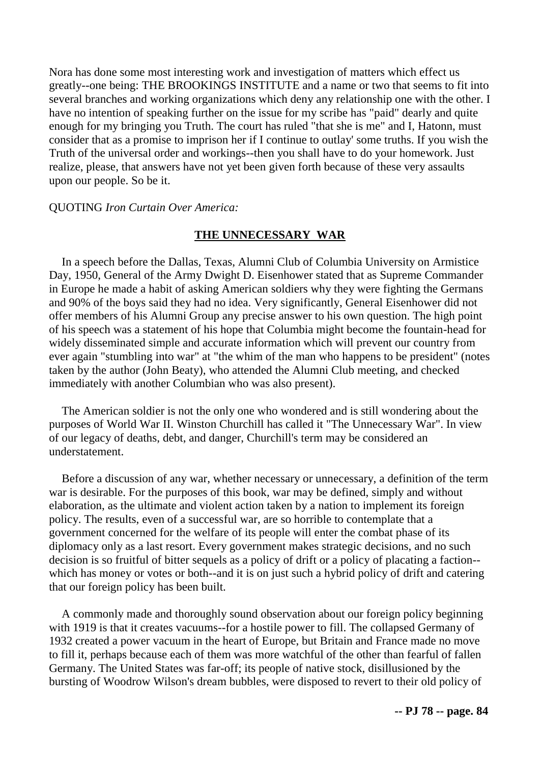Nora has done some most interesting work and investigation of matters which effect us greatly--one being: THE BROOKINGS INSTITUTE and a name or two that seems to fit into several branches and working organizations which deny any relationship one with the other. I have no intention of speaking further on the issue for my scribe has "paid" dearly and quite enough for my bringing you Truth. The court has ruled "that she is me" and I, Hatonn, must consider that as a promise to imprison her if I continue to outlay' some truths. If you wish the Truth of the universal order and workings--then you shall have to do your homework. Just realize, please, that answers have not yet been given forth because of these very assaults upon our people. So be it.

QUOTING *Iron Curtain Over America:*

## THE UNNECESSARY WAR

In a speech before the Dallas, Texas, Alumni Club of Columbia University on Armistice Day, 1950, General of the Army Dwight D. Eisenhower stated that as Supreme Commander in Europe he made a habit of asking American soldiers why they were fighting the Germans and 90% of the boys said they had no idea. Very significantly, General Eisenhower did not offer members of his Alumni Group any precise answer to his own question. The high point of his speech was a statement of his hope that Columbia might become the fountain-head for widely disseminated simple and accurate information which will prevent our country from ever again "stumbling into war" at "the whim of the man who happens to be president" (notes taken by the author (John Beaty), who attended the Alumni Club meeting, and checked immediately with another Columbian who was also present).

The American soldier is not the only one who wondered and is still wondering about the purposes of World War II. Winston Churchill has called it "The Unnecessary War". In view of our legacy of deaths, debt, and danger, Churchill's term may be considered an understatement.

Before a discussion of any war, whether necessary or unnecessary, a definition of the term war is desirable. For the purposes of this book, war may be defined, simply and without elaboration, as the ultimate and violent action taken by a nation to implement its foreign policy. The results, even of a successful war, are so horrible to contemplate that a government concerned for the welfare of its people will enter the combat phase of its diplomacy only as a last resort. Every government makes strategic decisions, and no such decision is so fruitful of bitter sequels as a policy of drift or a policy of placating a faction--which has money or votes or both--and it is on just such a hybrid policy of drift and catering that our foreign policy has been built.

A commonly made and thoroughly sound observation about our foreign policy beginning with 1919 is that it creates vacuums--for a hostile power to fill. The collapsed Germany of 1932 created a power vacuum in the heart of Europe, but Britain and France made no move to fill it, perhaps because each of them was more watchful of the other than fearful of fallen Germany. The United States was far-off; its people of native stock, disillusioned by the bursting of Woodrow Wilson's dream bubbles, were disposed to revert to their old policy of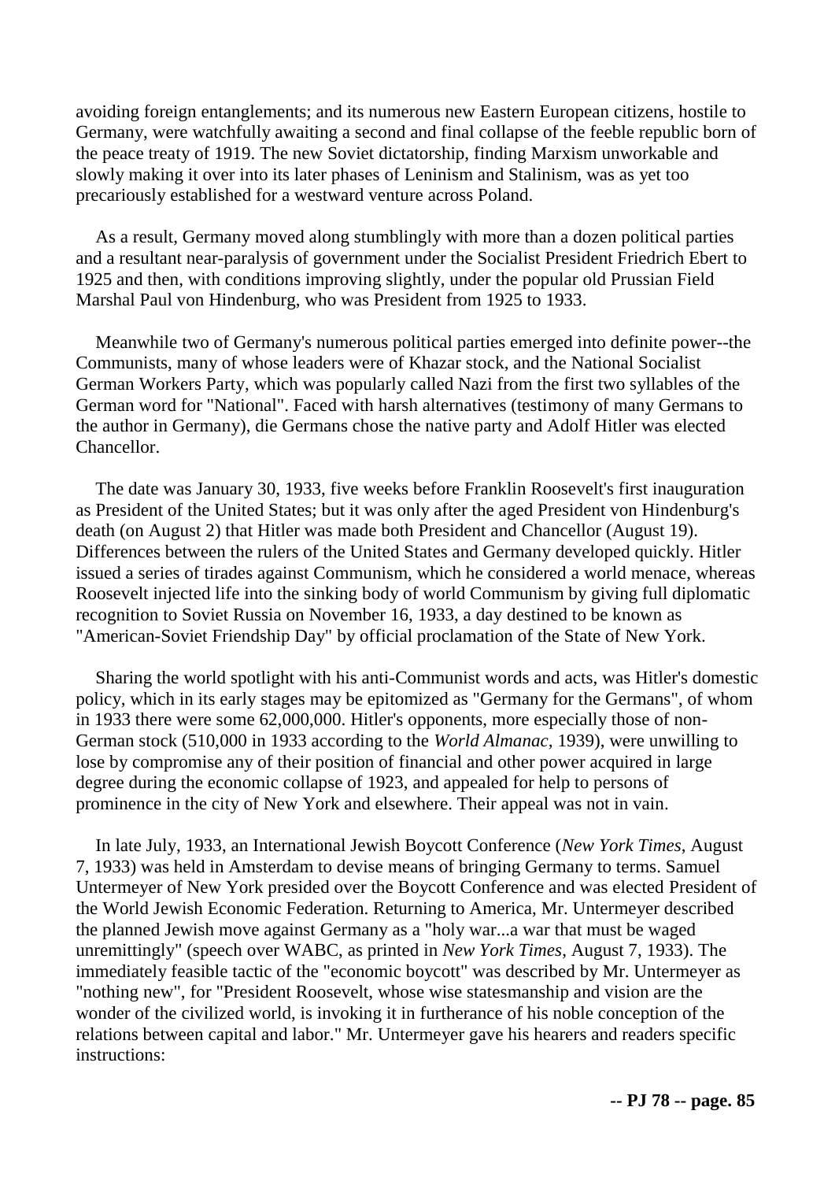avoiding foreign entanglements; and its numerous new Eastern European citizens, hostile to Germany, were watchfully awaiting a second and final collapse of the feeble republic born of the peace treaty of 1919. The new Soviet dictatorship, finding Marxism unworkable and slowly making it over into its later phases of Leninism and Stalinism, was as yet too precariously established for a westward venture across Poland.

As a result, Germany moved along stumblingly with more than a dozen political parties and a resultant near-paralysis of government under the Socialist President Friedrich Ebert to 1925 and then, with conditions improving slightly, under the popular old Prussian Field Marshal Paul von Hindenburg, who was President from 1925 to 1933.

Meanwhile two of Germany's numerous political parties emerged into definite power--the Communists, many of whose leaders were of Khazar stock, and the National Socialist German Workers Party, which was popularly called Nazi from the first two syllables of the German word for "National". Faced with harsh alternatives (testimony of many Germans to the author in Germany), die Germans chose the native party and Adolf Hitler was elected Chancellor.

The date was January 30, 1933, five weeks before Franklin Roosevelt's first inauguration as President of the United States; but it was only after the aged President von Hindenburg's death (on August 2) that Hitler was made both President and Chancellor (August 19). Differences between the rulers of the United States and Germany developed quickly. Hitler issued a series of tirades against Communism, which he considered a world menace, whereas Roosevelt injected life into the sinking body of world Communism by giving full diplomatic recognition to Soviet Russia on November 16, 1933, a day destined to be known as "American-Soviet Friendship Day" by official proclamation of the State of New York.

Sharing the world spotlight with his anti-Communist words and acts, was Hitler's domestic policy, which in its early stages may be epitomized as "Germany for the Germans", of whom in 1933 there were some 62,000,000. Hitler's opponents, more especially those of non-German stock (510,000 in 1933 according to the *World Almanac*, 1939), were unwilling to lose by compromise any of their position of financial and other power acquired in large degree during the economic collapse of 1923, and appealed for help to persons of prominence in the city of New York and elsewhere. Their appeal was not in vain.

In late July, 1933, an International Jewish Boycott Conference (*New York Times*, August 7, 1933) was held in Amsterdam to devise means of bringing Germany to terms. Samuel Untermeyer of New York presided over the Boycott Conference and was elected President of the World Jewish Economic Federation. Returning to America, Mr. Untermeyer described the planned Jewish move against Germany as a "holy war...a war that must be waged unremittingly" (speech over WABC, as printed in *New York Times*, August 7, 1933). The immediately feasible tactic of the "economic boycott" was described by Mr. Untermeyer as "nothing new", for "President Roosevelt, whose wise statesmanship and vision are the wonder of the civilized world, is invoking it in furtherance of his noble conception of the relations between capital and labor." Mr. Untermeyer gave his hearers and readers specific instructions: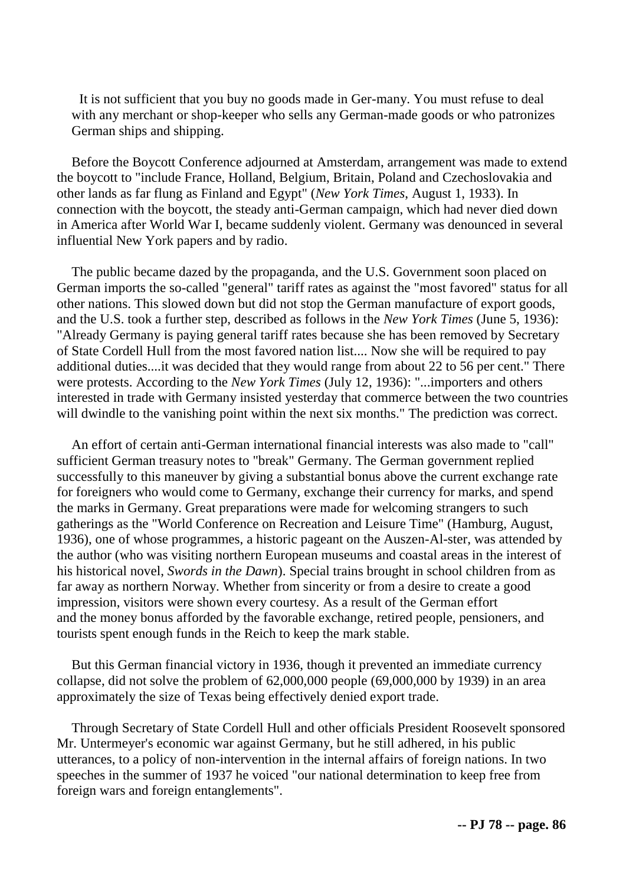It is not sufficient that you buy no goods made in Ger-many. You must refuse to deal with any merchant or shop-keeper who sells any German-made goods or who patronizes German ships and shipping.

Before the Boycott Conference adjourned at Amsterdam, arrangement was made to extend the boycott to "include France, Holland, Belgium, Britain, Poland and Czechoslovakia and other lands as far flung as Finland and Egypt" (*New York Times*, August 1, 1933). In connection with the boycott, the steady anti-German campaign, which had never died down in America after World War I, became suddenly violent. Germany was denounced in several influential New York papers and by radio.

The public became dazed by the propaganda, and the U.S. Government soon placed on German imports the so-called "general" tariff rates as against the "most favored" status for all other nations. This slowed down but did not stop the German manufacture of export goods, and the U.S. took a further step, described as follows in the *New York Times* (June 5, 1936): "Already Germany is paying general tariff rates because she has been removed by Secretary of State Cordell Hull from the most favored nation list.... Now she will be required to pay additional duties....it was decided that they would range from about 22 to 56 per cent." There were protests. According to the *New York Times* (July 12, 1936): "...importers and others interested in trade with Germany insisted yesterday that commerce between the two countries will dwindle to the vanishing point within the next six months." The prediction was correct.

An effort of certain anti-German international financial interests was also made to "call" sufficient German treasury notes to "break" Germany. The German government replied successfully to this maneuver by giving a substantial bonus above the current exchange rate for foreigners who would come to Germany, exchange their currency for marks, and spend the marks in Germany. Great preparations were made for welcoming strangers to such gatherings as the "World Conference on Recreation and Leisure Time" (Hamburg, August, 1936), one of whose programmes, a historic pageant on the Auszen-Al-ster, was attended by the author (who was visiting northern European museums and coastal areas in the interest of his historical novel, *Swords in the Dawn*). Special trains brought in school children from as far away as northern Norway. Whether from sincerity or from a desire to create a good impression, visitors were shown every courtesy. As a result of the German effort and the money bonus afforded by the favorable exchange, retired people, pensioners, and tourists spent enough funds in the Reich to keep the mark stable.

But this German financial victory in 1936, though it prevented an immediate currency collapse, did not solve the problem of 62,000,000 people (69,000,000 by 1939) in an area approximately the size of Texas being effectively denied export trade.

Through Secretary of State Cordell Hull and other officials President Roosevelt sponsored Mr. Untermeyer's economic war against Germany, but he still adhered, in his public utterances, to a policy of non-intervention in the internal affairs of foreign nations. In two speeches in the summer of 1937 he voiced "our national determination to keep free from foreign wars and foreign entanglements".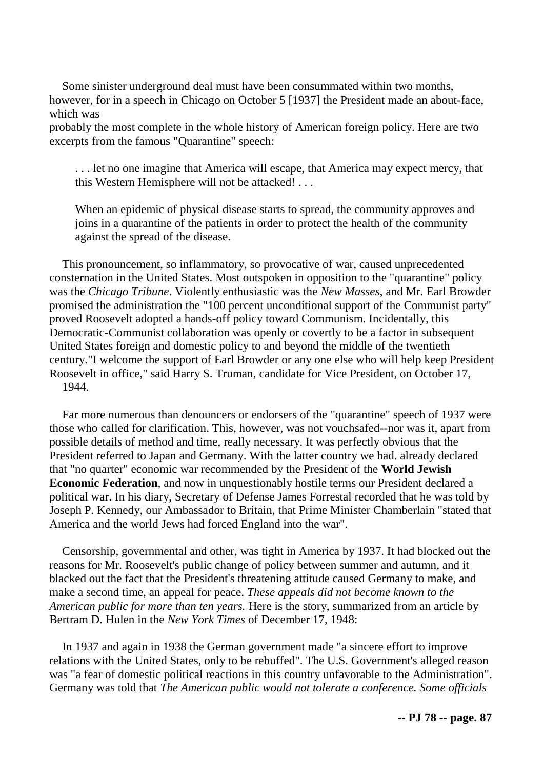Some sinister underground deal must have been consummated within two months, however, for in a speech in Chicago on October 5 [1937] the President made an about-face, which was probably the most complete in the whole history of American foreign policy. Here are two excerpts from the famous "Quarantine" speech:

> . . . let no one imagine that America will escape, that America may expect mercy, that this Western Hemisphere will not be attacked! . . .
>
> When an epidemic of physical disease starts to spread, the community approves and joins in a quarantine of the patients in order to protect the health of the community against the spread of the disease.

This pronouncement, so inflammatory, so provocative of war, caused unprecedented consternation in the United States. Most outspoken in opposition to the "quarantine" policy was the *Chicago Tribune*. Violently enthusiastic was the *New Masses*, and Mr. Earl Browder promised the administration the "100 percent unconditional support of the Communist party" proved Roosevelt adopted a hands-off policy toward Communism. Incidentally, this Democratic-Communist collaboration was openly or covertly to be a factor in subsequent United States foreign and domestic policy to and beyond the middle of the twentieth century."I welcome the support of Earl Browder or any one else who will help keep President Roosevelt in office," said Harry S. Truman, candidate for Vice President, on October 17, 1944.

Far more numerous than denouncers or endorsers of the "quarantine" speech of 1937 were those who called for clarification. This, however, was not vouchsafed--nor was it, apart from possible details of method and time, really necessary. It was perfectly obvious that the President referred to Japan and Germany. With the latter country we had. already declared that "no quarter" economic war recommended by the President of the **World Jewish Economic Federation**, and now in unquestionably hostile terms our President declared a political war. In his diary, Secretary of Defense James Forrestal recorded that he was told by Joseph P. Kennedy, our Ambassador to Britain, that Prime Minister Chamberlain "stated that America and the world Jews had forced England into the war".

Censorship, governmental and other, was tight in America by 1937. It had blocked out the reasons for Mr. Roosevelt's public change of policy between summer and autumn, and it blacked out the fact that the President's threatening attitude caused Germany to make, and make a second time, an appeal for peace. *These appeals did not become known to the American public for more than ten years.* Here is the story, summarized from an article by Bertram D. Hulen in the *New York Times* of December 17, 1948:

In 1937 and again in 1938 the German government made "a sincere effort to improve relations with the United States, only to be rebuffed". The U.S. Government's alleged reason was "a fear of domestic political reactions in this country unfavorable to the Administration". Germany was told that *The American public would not tolerate a conference. Some officials*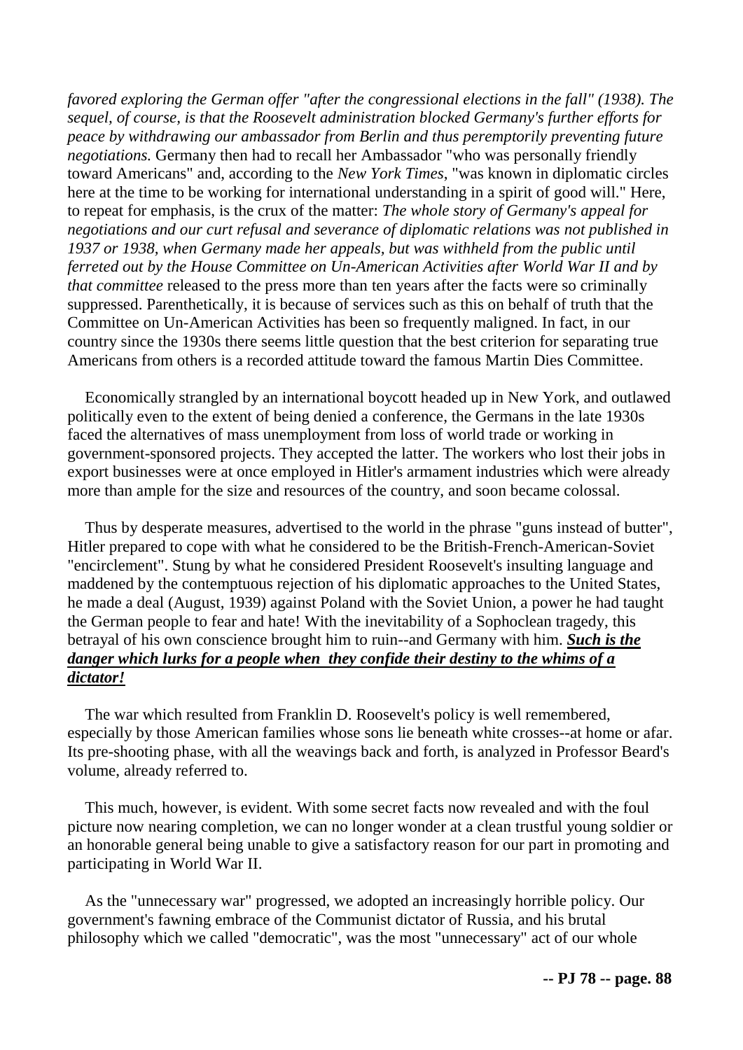*favored exploring the German offer "after the congressional elections in the fall" (1938). The sequel, of course, is that the Roosevelt administration blocked Germany's further efforts for peace by withdrawing our ambassador from Berlin and thus peremptorily preventing future negotiations.* Germany then had to recall her Ambassador "who was personally friendly toward Americans" and, according to the *New York Times*, "was known in diplomatic circles here at the time to be working for international understanding in a spirit of good will." Here, to repeat for emphasis, is the crux of the matter: *The whole story of Germany's appeal for negotiations and our curt refusal and severance of diplomatic relations was not published in 1937 or 1938, when Germany made her appeals, but was withheld from the public until ferreted out by the House Committee on Un-American Activities after World War II and by that committee* released to the press more than ten years after the facts were so criminally suppressed. Parenthetically, it is because of services such as this on behalf of truth that the Committee on Un-American Activities has been so frequently maligned. In fact, in our country since the 1930s there seems little question that the best criterion for separating true Americans from others is a recorded attitude toward the famous Martin Dies Committee.

Economically strangled by an international boycott headed up in New York, and outlawed politically even to the extent of being denied a conference, the Germans in the late 1930s faced the alternatives of mass unemployment from loss of world trade or working in government-sponsored projects. They accepted the latter. The workers who lost their jobs in export businesses were at once employed in Hitler's armament industries which were already more than ample for the size and resources of the country, and soon became colossal.

Thus by desperate measures, advertised to the world in the phrase "guns instead of butter", Hitler prepared to cope with what he considered to be the British-French-American-Soviet "encirclement". Stung by what he considered President Roosevelt's insulting language and maddened by the contemptuous rejection of his diplomatic approaches to the United States, he made a deal (August, 1939) against Poland with the Soviet Union, a power he had taught the German people to fear and hate! With the inevitability of a Sophoclean tragedy, this betrayal of his own conscience brought him to ruin--and Germany with him. ***Such is the danger which lurks for a people when they confide their destiny to the whims of a dictator!***

The war which resulted from Franklin D. Roosevelt's policy is well remembered, especially by those American families whose sons lie beneath white crosses--at home or afar. Its pre-shooting phase, with all the weavings back and forth, is analyzed in Professor Beard's volume, already referred to.

This much, however, is evident. With some secret facts now revealed and with the foul picture now nearing completion, we can no longer wonder at a clean trustful young soldier or an honorable general being unable to give a satisfactory reason for our part in promoting and participating in World War II.

As the "unnecessary war" progressed, we adopted an increasingly horrible policy. Our government's fawning embrace of the Communist dictator of Russia, and his brutal philosophy which we called "democratic", was the most "unnecessary" act of our whole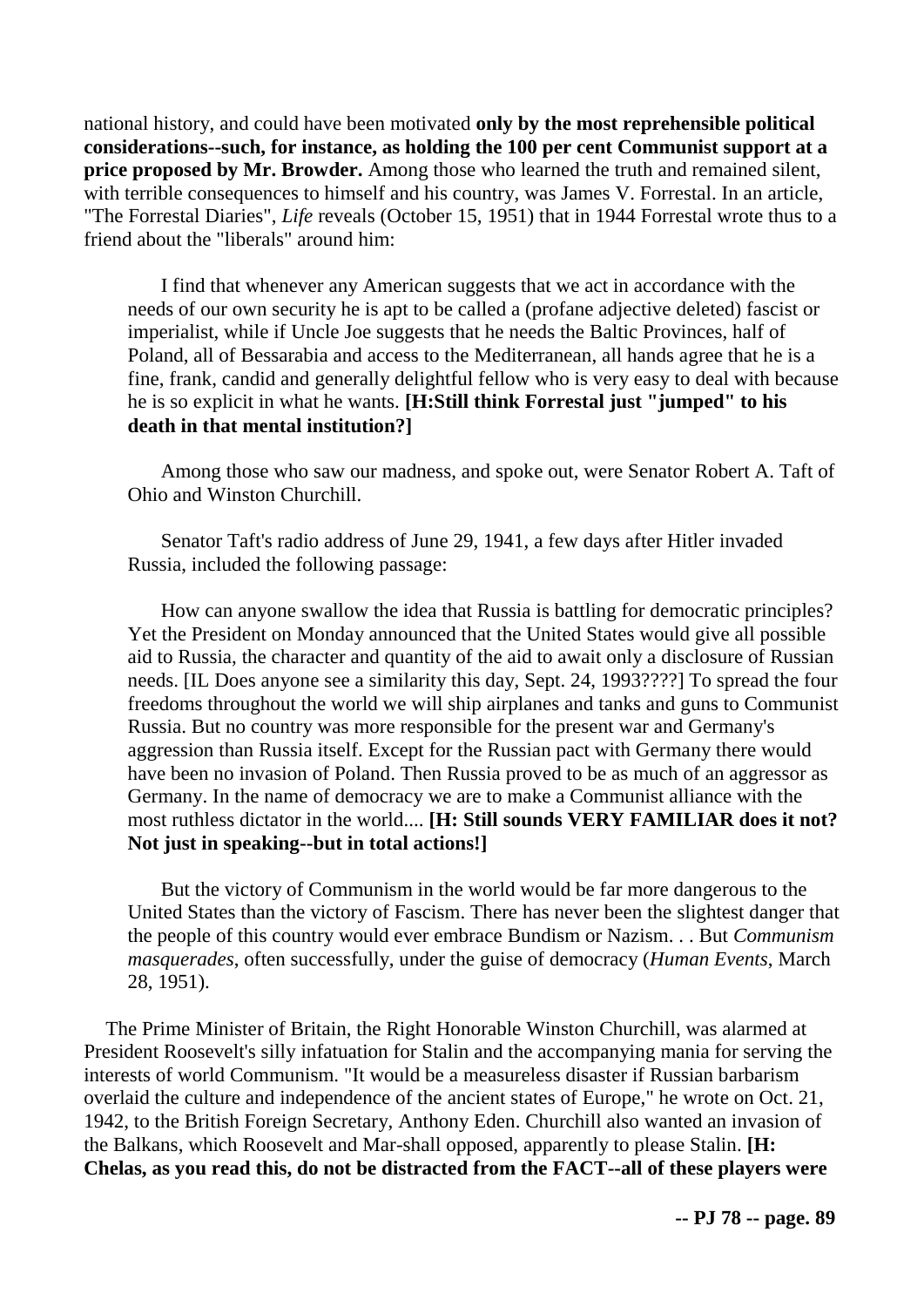national history, and could have been motivated **only by the most reprehensible political considerations--such, for instance, as holding the 100 per cent Communist support at a price proposed by Mr. Browder.** Among those who learned the truth and remained silent, with terrible consequences to himself and his country, was James V. Forrestal. In an article, "The Forrestal Diaries", *Life* reveals (October 15, 1951) that in 1944 Forrestal wrote thus to a friend about the "liberals" around him:

> I find that whenever any American suggests that we act in accordance with the needs of our own security he is apt to be called a (profane adjective deleted) fascist or imperialist, while if Uncle Joe suggests that he needs the Baltic Provinces, half of Poland, all of Bessarabia and access to the Mediterranean, all hands agree that he is a fine, frank, candid and generally delightful fellow who is very easy to deal with because he is so explicit in what he wants. **[H:Still think Forrestal just "jumped" to his death in that mental institution?]**

Among those who saw our madness, and spoke out, were Senator Robert A. Taft of Ohio and Winston Churchill.

Senator Taft's radio address of June 29, 1941, a few days after Hitler invaded Russia, included the following passage:

> How can anyone swallow the idea that Russia is battling for democratic principles? Yet the President on Monday announced that the United States would give all possible aid to Russia, the character and quantity of the aid to await only a disclosure of Russian needs. [IL Does anyone see a similarity this day, Sept. 24, 1993????] To spread the four freedoms throughout the world we will ship airplanes and tanks and guns to Communist Russia. But no country was more responsible for the present war and Germany's aggression than Russia itself. Except for the Russian pact with Germany there would have been no invasion of Poland. Then Russia proved to be as much of an aggressor as Germany. In the name of democracy we are to make a Communist alliance with the most ruthless dictator in the world.... **[H: Still sounds VERY FAMILIAR does it not? Not just in speaking--but in total actions!]**
>
> But the victory of Communism in the world would be far more dangerous to the United States than the victory of Fascism. There has never been the slightest danger that the people of this country would ever embrace Bundism or Nazism. . . But *Communism masquerades*, often successfully, under the guise of democracy (*Human Events*, March 28, 1951).

The Prime Minister of Britain, the Right Honorable Winston Churchill, was alarmed at President Roosevelt's silly infatuation for Stalin and the accompanying mania for serving the interests of world Communism. "It would be a measureless disaster if Russian barbarism overlaid the culture and independence of the ancient states of Europe," he wrote on Oct. 21, 1942, to the British Foreign Secretary, Anthony Eden. Churchill also wanted an invasion of the Balkans, which Roosevelt and Mar-shall opposed, apparently to please Stalin. **[H: Chelas, as you read this, do not be distracted from the FACT--all of these players were**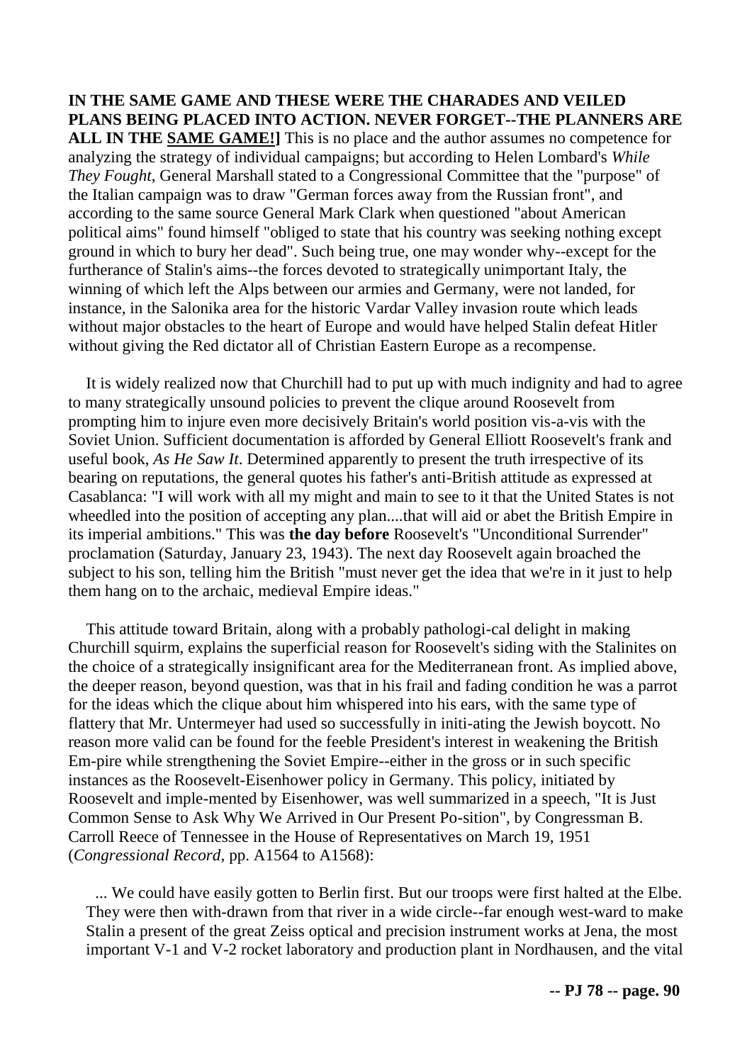**IN THE SAME GAME AND THESE WERE THE CHARADES AND VEILED PLANS BEING PLACED INTO ACTION. NEVER FORGET--THE PLANNERS ARE ALL IN THE SAME GAME!]** This is no place and the author assumes no competence for analyzing the strategy of individual campaigns; but according to Helen Lombard's *While They Fought*, General Marshall stated to a Congressional Committee that the "purpose" of the Italian campaign was to draw "German forces away from the Russian front", and according to the same source General Mark Clark when questioned "about American political aims" found himself "obliged to state that his country was seeking nothing except ground in which to bury her dead". Such being true, one may wonder why--except for the furtherance of Stalin's aims--the forces devoted to strategically unimportant Italy, the winning of which left the Alps between our armies and Germany, were not landed, for instance, in the Salonika area for the historic Vardar Valley invasion route which leads without major obstacles to the heart of Europe and would have helped Stalin defeat Hitler without giving the Red dictator all of Christian Eastern Europe as a recompense.

It is widely realized now that Churchill had to put up with much indignity and had to agree to many strategically unsound policies to prevent the clique around Roosevelt from prompting him to injure even more decisively Britain's world position vis-a-vis with the Soviet Union. Sufficient documentation is afforded by General Elliott Roosevelt's frank and useful book, *As He Saw It*. Determined apparently to present the truth irrespective of its bearing on reputations, the general quotes his father's anti-British attitude as expressed at Casablanca: "I will work with all my might and main to see to it that the United States is not wheedled into the position of accepting any plan....that will aid or abet the British Empire in its imperial ambitions." This was **the day before** Roosevelt's "Unconditional Surrender" proclamation (Saturday, January 23, 1943). The next day Roosevelt again broached the subject to his son, telling him the British "must never get the idea that we're in it just to help them hang on to the archaic, medieval Empire ideas."

This attitude toward Britain, along with a probably pathologi-cal delight in making Churchill squirm, explains the superficial reason for Roosevelt's siding with the Stalinites on the choice of a strategically insignificant area for the Mediterranean front. As implied above, the deeper reason, beyond question, was that in his frail and fading condition he was a parrot for the ideas which the clique about him whispered into his ears, with the same type of flattery that Mr. Untermeyer had used so successfully in initi-ating the Jewish boycott. No reason more valid can be found for the feeble President's interest in weakening the British Em-pire while strengthening the Soviet Empire--either in the gross or in such specific instances as the Roosevelt-Eisenhower policy in Germany. This policy, initiated by Roosevelt and imple-mented by Eisenhower, was well summarized in a speech, "It is Just Common Sense to Ask Why We Arrived in Our Present Po-sition", by Congressman B. Carroll Reece of Tennessee in the House of Representatives on March 19, 1951 (*Congressional Record*, pp. A1564 to A1568):

> ... We could have easily gotten to Berlin first. But our troops were first halted at the Elbe. They were then with-drawn from that river in a wide circle--far enough west-ward to make Stalin a present of the great Zeiss optical and precision instrument works at Jena, the most important V-1 and V-2 rocket laboratory and production plant in Nordhausen, and the vital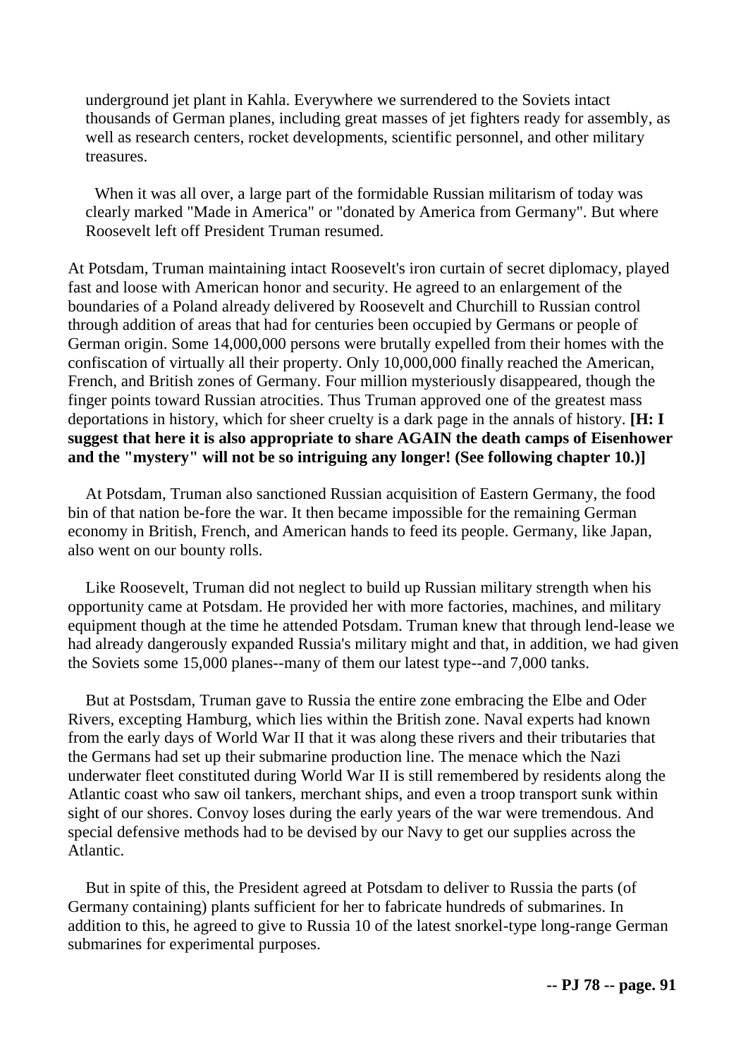underground jet plant in Kahla. Everywhere we surrendered to the Soviets intact thousands of German planes, including great masses of jet fighters ready for assembly, as well as research centers, rocket developments, scientific personnel, and other military treasures.

When it was all over, a large part of the formidable Russian militarism of today was clearly marked "Made in America" or "donated by America from Germany". But where Roosevelt left off President Truman resumed.

At Potsdam, Truman maintaining intact Roosevelt's iron curtain of secret diplomacy, played fast and loose with American honor and security. He agreed to an enlargement of the boundaries of a Poland already delivered by Roosevelt and Churchill to Russian control through addition of areas that had for centuries been occupied by Germans or people of German origin. Some 14,000,000 persons were brutally expelled from their homes with the confiscation of virtually all their property. Only 10,000,000 finally reached the American, French, and British zones of Germany. Four million mysteriously disappeared, though the finger points toward Russian atrocities. Thus Truman approved one of the greatest mass deportations in history, which for sheer cruelty is a dark page in the annals of history. **[H: I suggest that here it is also appropriate to share AGAIN the death camps of Eisenhower and the "mystery" will not be so intriguing any longer! (See following chapter 10.)]**

At Potsdam, Truman also sanctioned Russian acquisition of Eastern Germany, the food bin of that nation be-fore the war. It then became impossible for the remaining German economy in British, French, and American hands to feed its people. Germany, like Japan, also went on our bounty rolls.

Like Roosevelt, Truman did not neglect to build up Russian military strength when his opportunity came at Potsdam. He provided her with more factories, machines, and military equipment though at the time he attended Potsdam. Truman knew that through lend-lease we had already dangerously expanded Russia's military might and that, in addition, we had given the Soviets some 15,000 planes--many of them our latest type--and 7,000 tanks.

But at Postsdam, Truman gave to Russia the entire zone embracing the Elbe and Oder Rivers, excepting Hamburg, which lies within the British zone. Naval experts had known from the early days of World War II that it was along these rivers and their tributaries that the Germans had set up their submarine production line. The menace which the Nazi underwater fleet constituted during World War II is still remembered by residents along the Atlantic coast who saw oil tankers, merchant ships, and even a troop transport sunk within sight of our shores. Convoy loses during the early years of the war were tremendous. And special defensive methods had to be devised by our Navy to get our supplies across the Atlantic.

But in spite of this, the President agreed at Potsdam to deliver to Russia the parts (of Germany containing) plants sufficient for her to fabricate hundreds of submarines. In addition to this, he agreed to give to Russia 10 of the latest snorkel-type long-range German submarines for experimental purposes.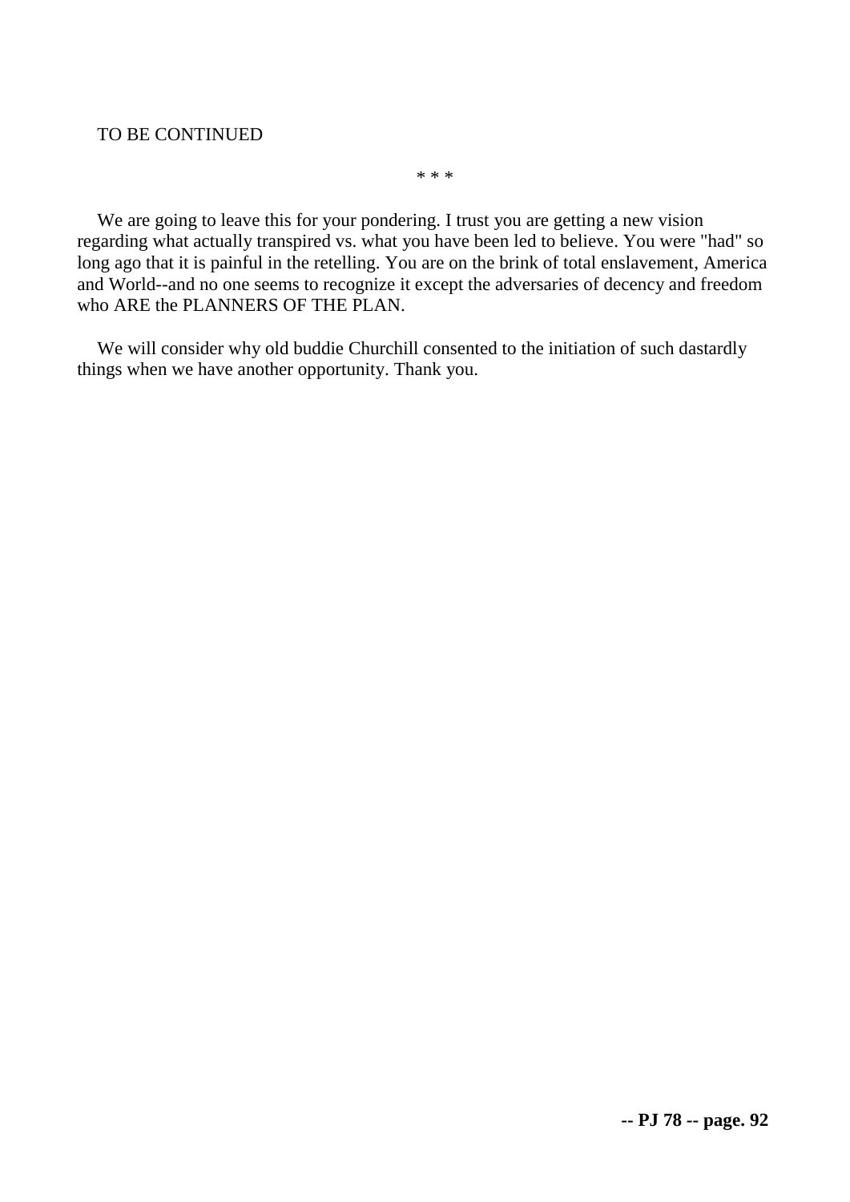TO BE CONTINUED

* * *

We are going to leave this for your pondering. I trust you are getting a new vision regarding what actually transpired vs. what you have been led to believe. You were "had" so long ago that it is painful in the retelling. You are on the brink of total enslavement, America and World--and no one seems to recognize it except the adversaries of decency and freedom who ARE the PLANNERS OF THE PLAN.

We will consider why old buddie Churchill consented to the initiation of such dastardly things when we have another opportunity. Thank you.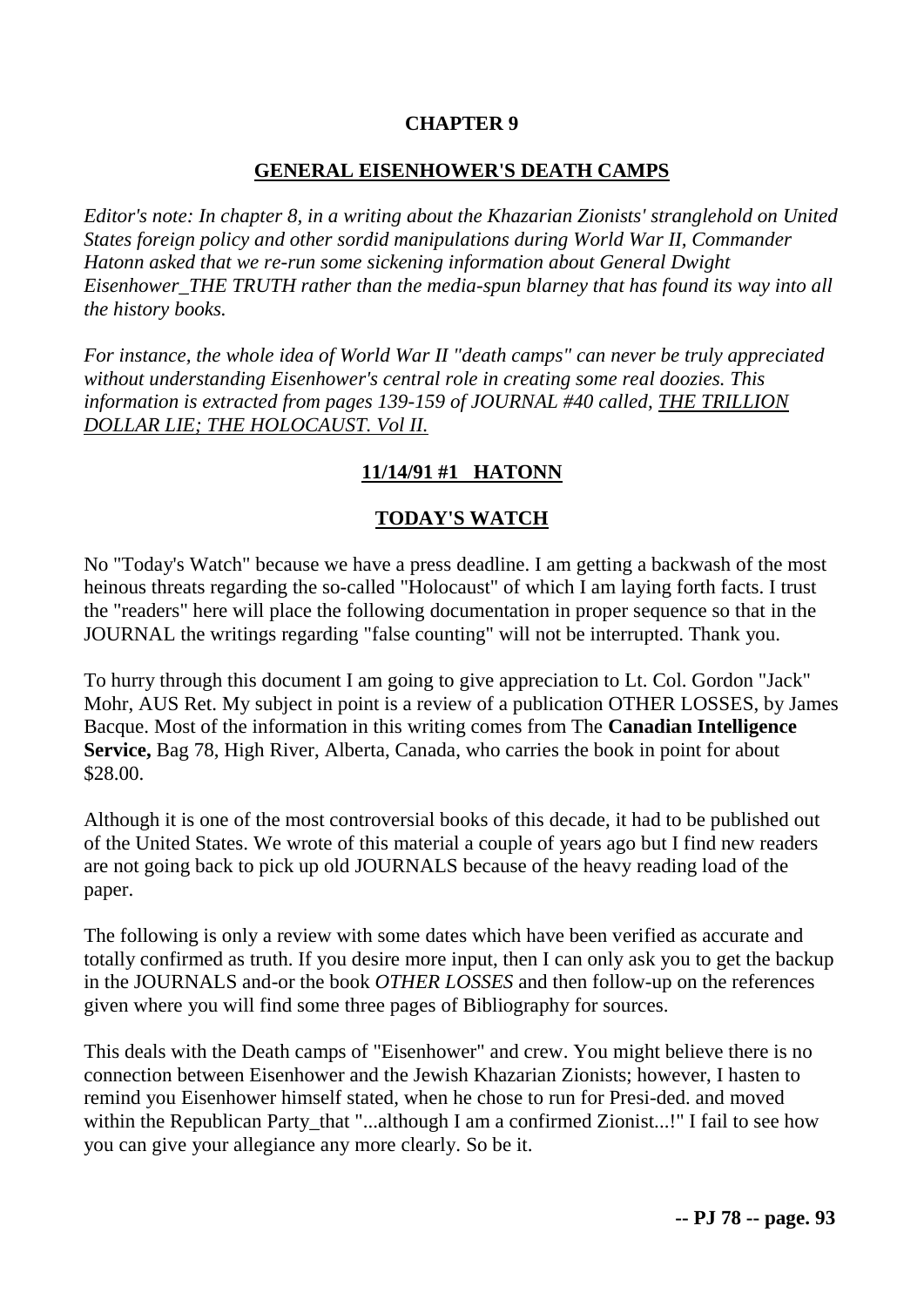**CHAPTER 9**

## **GENERAL EISENHOWER'S DEATH CAMPS**

*Editor's note: In chapter 8, in a writing about the Khazarian Zionists' stranglehold on United States foreign policy and other sordid manipulations during World War II, Commander Hatonn asked that we re-run some sickening information about General Dwight Eisenhower_THE TRUTH rather than the media-spun blarney that has found its way into all the history books.*

*For instance, the whole idea of World War II "death camps" can never be truly appreciated without understanding Eisenhower's central role in creating some real doozies. This information is extracted from pages 139-159 of JOURNAL #40 called, THE TRILLION DOLLAR LIE; THE HOLOCAUST. Vol II.*

**11/14/91 #1 HATONN**

**TODAY'S WATCH**

No "Today's Watch" because we have a press deadline. I am getting a backwash of the most heinous threats regarding the so-called "Holocaust" of which I am laying forth facts. I trust the "readers" here will place the following documentation in proper sequence so that in the JOURNAL the writings regarding "false counting" will not be interrupted. Thank you.

To hurry through this document I am going to give appreciation to Lt. Col. Gordon "Jack" Mohr, AUS Ret. My subject in point is a review of a publication OTHER LOSSES, by James Bacque. Most of the information in this writing comes from The **Canadian Intelligence Service,** Bag 78, High River, Alberta, Canada, who carries the book in point for about $28.00.

Although it is one of the most controversial books of this decade, it had to be published out of the United States. We wrote of this material a couple of years ago but I find new readers are not going back to pick up old JOURNALS because of the heavy reading load of the paper.

The following is only a review with some dates which have been verified as accurate and totally confirmed as truth. If you desire more input, then I can only ask you to get the backup in the JOURNALS and-or the book *OTHER LOSSES* and then follow-up on the references given where you will find some three pages of Bibliography for sources.

This deals with the Death camps of "Eisenhower" and crew. You might believe there is no connection between Eisenhower and the Jewish Khazarian Zionists; however, I hasten to remind you Eisenhower himself stated, when he chose to run for Presi-ded. and moved within the Republican Party_that "...although I am a confirmed Zionist...!" I fail to see how you can give your allegiance any more clearly. So be it.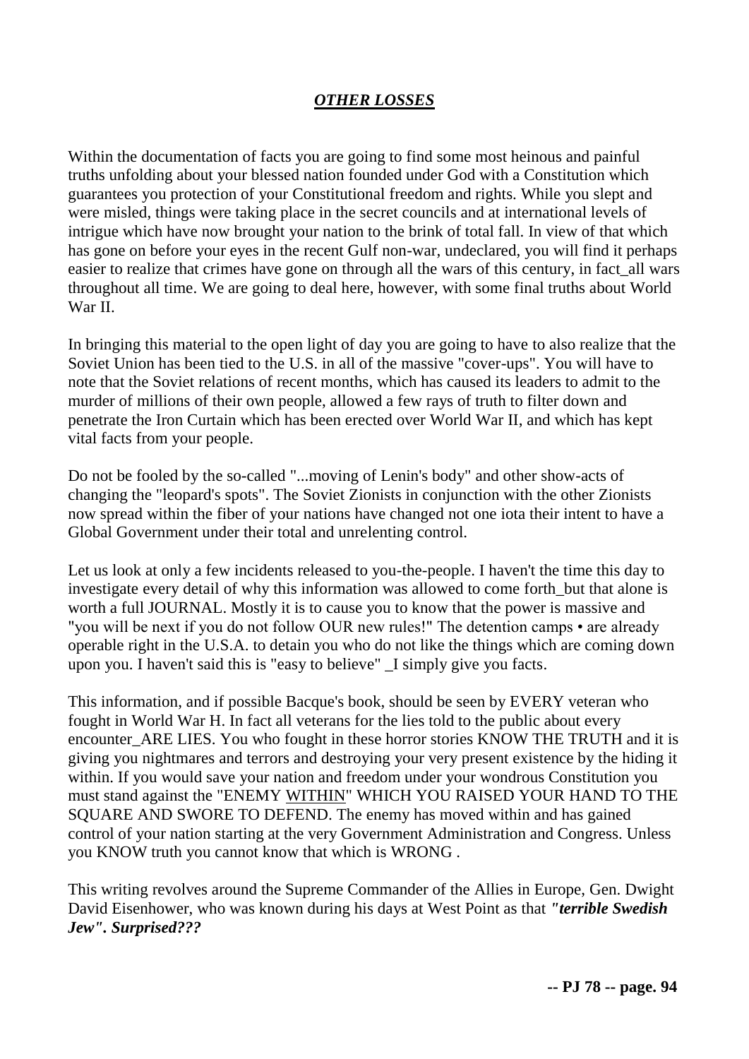## *OTHER LOSSES*

Within the documentation of facts you are going to find some most heinous and painful truths unfolding about your blessed nation founded under God with a Constitution which guarantees you protection of your Constitutional freedom and rights. While you slept and were misled, things were taking place in the secret councils and at international levels of intrigue which have now brought your nation to the brink of total fall. In view of that which has gone on before your eyes in the recent Gulf non-war, undeclared, you will find it perhaps easier to realize that crimes have gone on through all the wars of this century, in fact_all wars throughout all time. We are going to deal here, however, with some final truths about World War II.

In bringing this material to the open light of day you are going to have to also realize that the Soviet Union has been tied to the U.S. in all of the massive "cover-ups". You will have to note that the Soviet relations of recent months, which has caused its leaders to admit to the murder of millions of their own people, allowed a few rays of truth to filter down and penetrate the Iron Curtain which has been erected over World War II, and which has kept vital facts from your people.

Do not be fooled by the so-called "...moving of Lenin's body" and other show-acts of changing the "leopard's spots". The Soviet Zionists in conjunction with the other Zionists now spread within the fiber of your nations have changed not one iota their intent to have a Global Government under their total and unrelenting control.

Let us look at only a few incidents released to you-the-people. I haven't the time this day to investigate every detail of why this information was allowed to come forth_but that alone is worth a full JOURNAL. Mostly it is to cause you to know that the power is massive and "you will be next if you do not follow OUR new rules!" The detention camps • are already operable right in the U.S.A. to detain you who do not like the things which are coming down upon you. I haven't said this is "easy to believe" _I simply give you facts.

This information, and if possible Bacque's book, should be seen by EVERY veteran who fought in World War H. In fact all veterans for the lies told to the public about every encounter_ARE LIES. You who fought in these horror stories KNOW THE TRUTH and it is giving you nightmares and terrors and destroying your very present existence by the hiding it within. If you would save your nation and freedom under your wondrous Constitution you must stand against the "ENEMY WITHIN" WHICH YOU RAISED YOUR HAND TO THE SQUARE AND SWORE TO DEFEND. The enemy has moved within and has gained control of your nation starting at the very Government Administration and Congress. Unless you KNOW truth you cannot know that which is WRONG .

This writing revolves around the Supreme Commander of the Allies in Europe, Gen. Dwight David Eisenhower, who was known during his days at West Point as that ***"terrible Swedish Jew". Surprised???***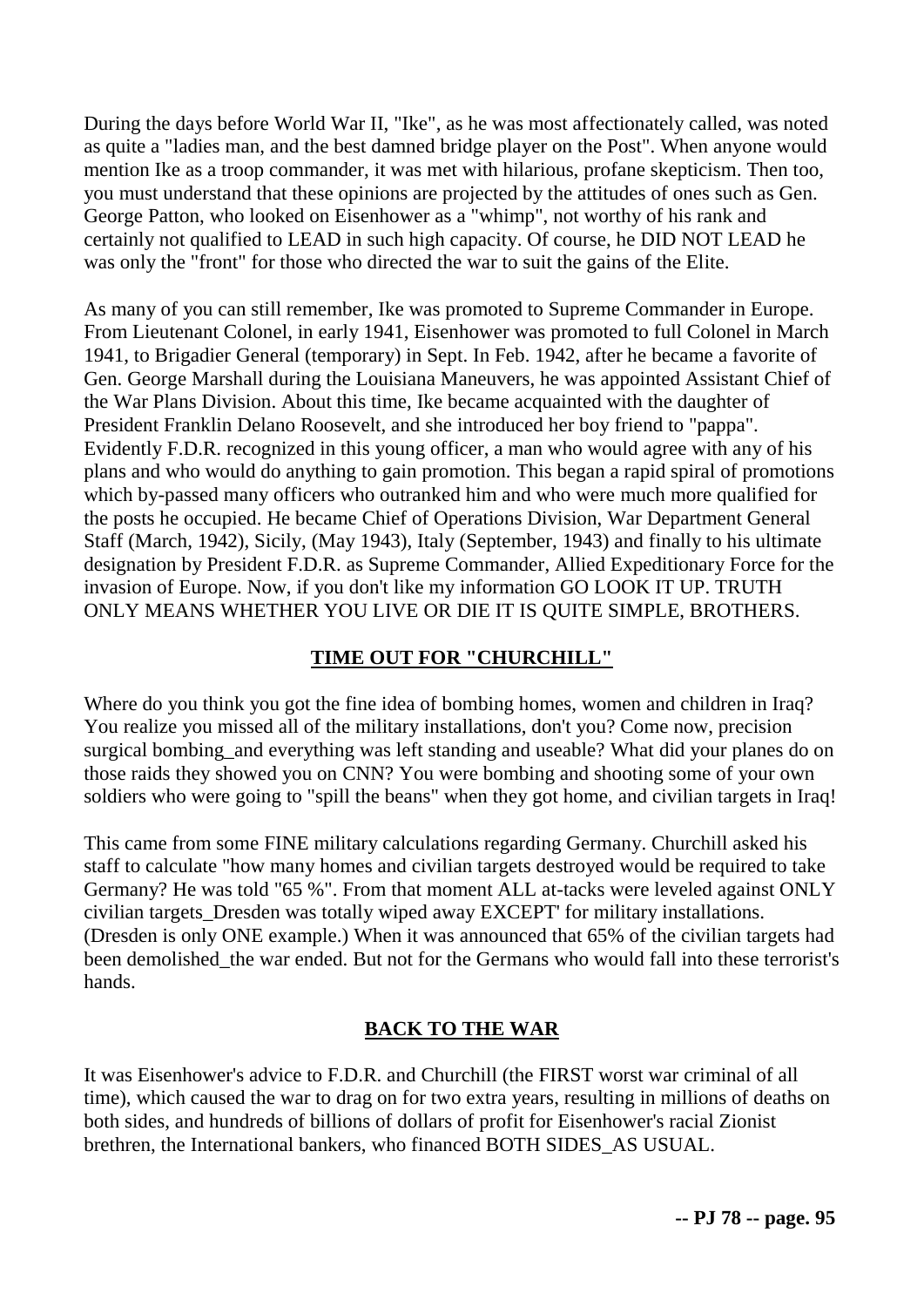During the days before World War II, "Ike", as he was most affectionately called, was noted as quite a "ladies man, and the best damned bridge player on the Post". When anyone would mention Ike as a troop commander, it was met with hilarious, profane skepticism. Then too, you must understand that these opinions are projected by the attitudes of ones such as Gen. George Patton, who looked on Eisenhower as a "whimp", not worthy of his rank and certainly not qualified to LEAD in such high capacity. Of course, he DID NOT LEAD he was only the "front" for those who directed the war to suit the gains of the Elite.

As many of you can still remember, Ike was promoted to Supreme Commander in Europe. From Lieutenant Colonel, in early 1941, Eisenhower was promoted to full Colonel in March 1941, to Brigadier General (temporary) in Sept. In Feb. 1942, after he became a favorite of Gen. George Marshall during the Louisiana Maneuvers, he was appointed Assistant Chief of the War Plans Division. About this time, Ike became acquainted with the daughter of President Franklin Delano Roosevelt, and she introduced her boy friend to "pappa". Evidently F.D.R. recognized in this young officer, a man who would agree with any of his plans and who would do anything to gain promotion. This began a rapid spiral of promotions which by-passed many officers who outranked him and who were much more qualified for the posts he occupied. He became Chief of Operations Division, War Department General Staff (March, 1942), Sicily, (May 1943), Italy (September, 1943) and finally to his ultimate designation by President F.D.R. as Supreme Commander, Allied Expeditionary Force for the invasion of Europe. Now, if you don't like my information GO LOOK IT UP. TRUTH ONLY MEANS WHETHER YOU LIVE OR DIE IT IS QUITE SIMPLE, BROTHERS.

## TIME OUT FOR "CHURCHILL"

Where do you think you got the fine idea of bombing homes, women and children in Iraq? You realize you missed all of the military installations, don't you? Come now, precision surgical bombing_and everything was left standing and useable? What did your planes do on those raids they showed you on CNN? You were bombing and shooting some of your own soldiers who were going to "spill the beans" when they got home, and civilian targets in Iraq!

This came from some FINE military calculations regarding Germany. Churchill asked his staff to calculate "how many homes and civilian targets destroyed would be required to take Germany? He was told "65 %". From that moment ALL at-tacks were leveled against ONLY civilian targets_Dresden was totally wiped away EXCEPT' for military installations. (Dresden is only ONE example.) When it was announced that 65% of the civilian targets had been demolished_the war ended. But not for the Germans who would fall into these terrorist's hands.

## BACK TO THE WAR

It was Eisenhower's advice to F.D.R. and Churchill (the FIRST worst war criminal of all time), which caused the war to drag on for two extra years, resulting in millions of deaths on both sides, and hundreds of billions of dollars of profit for Eisenhower's racial Zionist brethren, the International bankers, who financed BOTH SIDES_AS USUAL.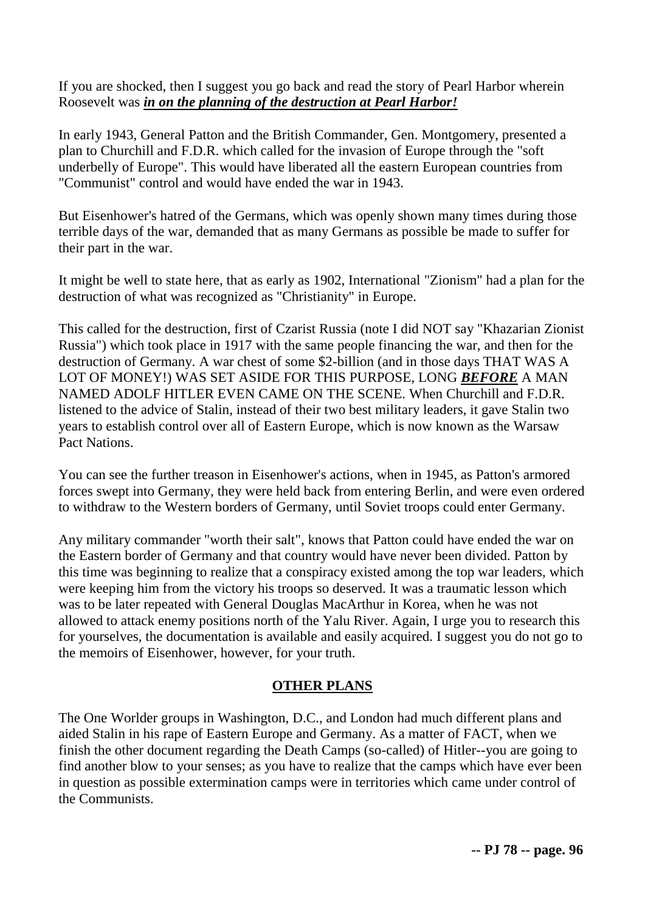If you are shocked, then I suggest you go back and read the story of Pearl Harbor wherein Roosevelt was ***in on the planning of the destruction at Pearl Harbor!***

In early 1943, General Patton and the British Commander, Gen. Montgomery, presented a plan to Churchill and F.D.R. which called for the invasion of Europe through the "soft underbelly of Europe". This would have liberated all the eastern European countries from "Communist" control and would have ended the war in 1943.

But Eisenhower's hatred of the Germans, which was openly shown many times during those terrible days of the war, demanded that as many Germans as possible be made to suffer for their part in the war.

It might be well to state here, that as early as 1902, International "Zionism" had a plan for the destruction of what was recognized as "Christianity" in Europe.

This called for the destruction, first of Czarist Russia (note I did NOT say "Khazarian Zionist Russia") which took place in 1917 with the same people financing the war, and then for the destruction of Germany. A war chest of some $2-billion (and in those days THAT WAS A LOT OF MONEY!) WAS SET ASIDE FOR THIS PURPOSE, LONG ***BEFORE*** A MAN NAMED ADOLF HITLER EVEN CAME ON THE SCENE. When Churchill and F.D.R. listened to the advice of Stalin, instead of their two best military leaders, it gave Stalin two years to establish control over all of Eastern Europe, which is now known as the Warsaw Pact Nations.

You can see the further treason in Eisenhower's actions, when in 1945, as Patton's armored forces swept into Germany, they were held back from entering Berlin, and were even ordered to withdraw to the Western borders of Germany, until Soviet troops could enter Germany.

Any military commander "worth their salt", knows that Patton could have ended the war on the Eastern border of Germany and that country would have never been divided. Patton by this time was beginning to realize that a conspiracy existed among the top war leaders, which were keeping him from the victory his troops so deserved. It was a traumatic lesson which was to be later repeated with General Douglas MacArthur in Korea, when he was not allowed to attack enemy positions north of the Yalu River. Again, I urge you to research this for yourselves, the documentation is available and easily acquired. I suggest you do not go to the memoirs of Eisenhower, however, for your truth.

## OTHER PLANS

The One Worlder groups in Washington, D.C., and London had much different plans and aided Stalin in his rape of Eastern Europe and Germany. As a matter of FACT, when we finish the other document regarding the Death Camps (so-called) of Hitler--you are going to find another blow to your senses; as you have to realize that the camps which have ever been in question as possible extermination camps were in territories which came under control of the Communists.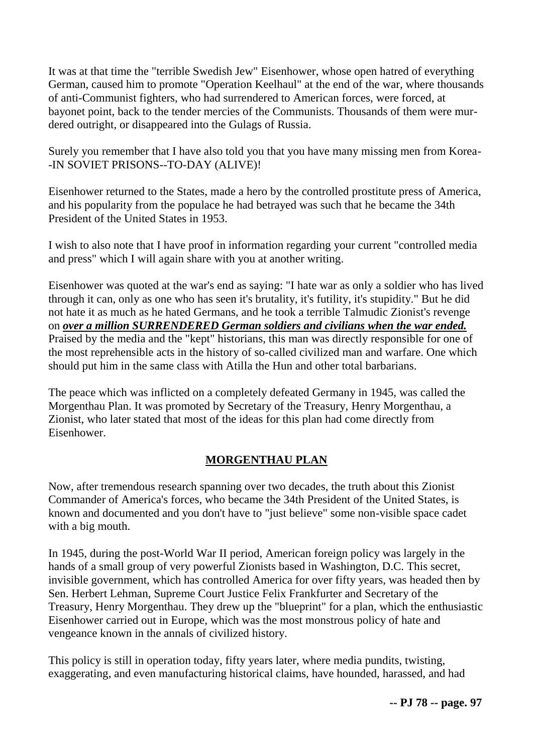It was at that time the "terrible Swedish Jew" Eisenhower, whose open hatred of everything German, caused him to promote "Operation Keelhaul" at the end of the war, where thousands of anti-Communist fighters, who had surrendered to American forces, were forced, at bayonet point, back to the tender mercies of the Communists. Thousands of them were murdered outright, or disappeared into the Gulags of Russia.

Surely you remember that I have also told you that you have many missing men from Korea--IN SOVIET PRISONS--TO-DAY (ALIVE)!

Eisenhower returned to the States, made a hero by the controlled prostitute press of America, and his popularity from the populace he had betrayed was such that he became the 34th President of the United States in 1953.

I wish to also note that I have proof in information regarding your current "controlled media and press" which I will again share with you at another writing.

Eisenhower was quoted at the war's end as saying: "I hate war as only a soldier who has lived through it can, only as one who has seen it's brutality, it's futility, it's stupidity." But he did not hate it as much as he hated Germans, and he took a terrible Talmudic Zionist's revenge on ***over a million SURRENDERED German soldiers and civilians when the war ended.*** Praised by the media and the "kept" historians, this man was directly responsible for one of the most reprehensible acts in the history of so-called civilized man and warfare. One which should put him in the same class with Atilla the Hun and other total barbarians.

The peace which was inflicted on a completely defeated Germany in 1945, was called the Morgenthau Plan. It was promoted by Secretary of the Treasury, Henry Morgenthau, a Zionist, who later stated that most of the ideas for this plan had come directly from Eisenhower.

## MORGENTHAU PLAN

Now, after tremendous research spanning over two decades, the truth about this Zionist Commander of America's forces, who became the 34th President of the United States, is known and documented and you don't have to "just believe" some non-visible space cadet with a big mouth.

In 1945, during the post-World War II period, American foreign policy was largely in the hands of a small group of very powerful Zionists based in Washington, D.C. This secret, invisible government, which has controlled America for over fifty years, was headed then by Sen. Herbert Lehman, Supreme Court Justice Felix Frankfurter and Secretary of the Treasury, Henry Morgenthau. They drew up the "blueprint" for a plan, which the enthusiastic Eisenhower carried out in Europe, which was the most monstrous policy of hate and vengeance known in the annals of civilized history.

This policy is still in operation today, fifty years later, where media pundits, twisting, exaggerating, and even manufacturing historical claims, have hounded, harassed, and had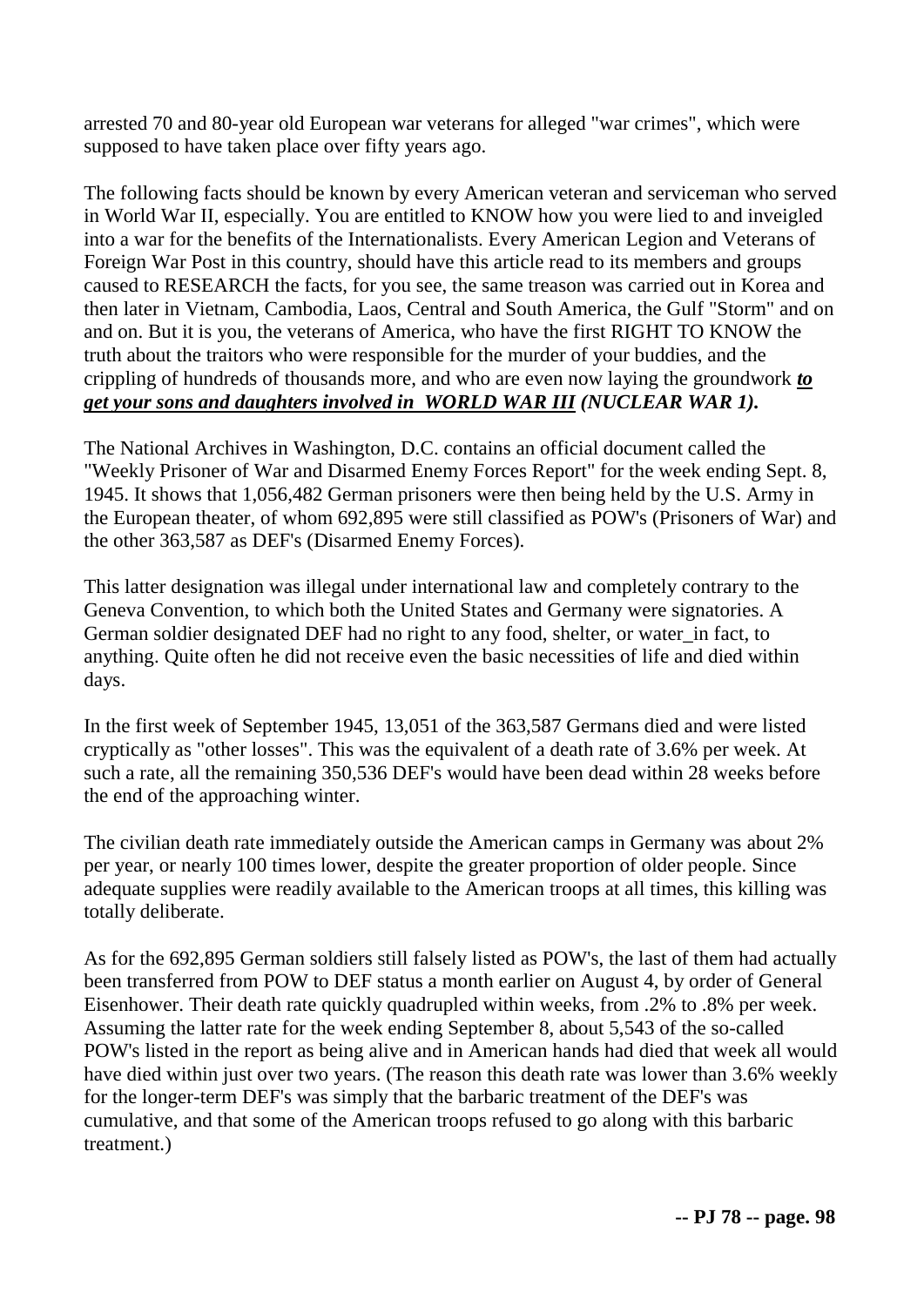arrested 70 and 80-year old European war veterans for alleged "war crimes", which were supposed to have taken place over fifty years ago.

The following facts should be known by every American veteran and serviceman who served in World War II, especially. You are entitled to KNOW how you were lied to and inveigled into a war for the benefits of the Internationalists. Every American Legion and Veterans of Foreign War Post in this country, should have this article read to its members and groups caused to RESEARCH the facts, for you see, the same treason was carried out in Korea and then later in Vietnam, Cambodia, Laos, Central and South America, the Gulf "Storm" and on and on. But it is you, the veterans of America, who have the first RIGHT TO KNOW the truth about the traitors who were responsible for the murder of your buddies, and the crippling of hundreds of thousands more, and who are even now laying the groundwork ***to get your sons and daughters involved in WORLD WAR III** (NUCLEAR WAR 1).*

The National Archives in Washington, D.C. contains an official document called the "Weekly Prisoner of War and Disarmed Enemy Forces Report" for the week ending Sept. 8, 1945. It shows that 1,056,482 German prisoners were then being held by the U.S. Army in the European theater, of whom 692,895 were still classified as POW's (Prisoners of War) and the other 363,587 as DEF's (Disarmed Enemy Forces).

This latter designation was illegal under international law and completely contrary to the Geneva Convention, to which both the United States and Germany were signatories. A German soldier designated DEF had no right to any food, shelter, or water_in fact, to anything. Quite often he did not receive even the basic necessities of life and died within days.

In the first week of September 1945, 13,051 of the 363,587 Germans died and were listed cryptically as "other losses". This was the equivalent of a death rate of 3.6% per week. At such a rate, all the remaining 350,536 DEF's would have been dead within 28 weeks before the end of the approaching winter.

The civilian death rate immediately outside the American camps in Germany was about 2% per year, or nearly 100 times lower, despite the greater proportion of older people. Since adequate supplies were readily available to the American troops at all times, this killing was totally deliberate.

As for the 692,895 German soldiers still falsely listed as POW's, the last of them had actually been transferred from POW to DEF status a month earlier on August 4, by order of General Eisenhower. Their death rate quickly quadrupled within weeks, from .2% to .8% per week. Assuming the latter rate for the week ending September 8, about 5,543 of the so-called POW's listed in the report as being alive and in American hands had died that week all would have died within just over two years. (The reason this death rate was lower than 3.6% weekly for the longer-term DEF's was simply that the barbaric treatment of the DEF's was cumulative, and that some of the American troops refused to go along with this barbaric treatment.)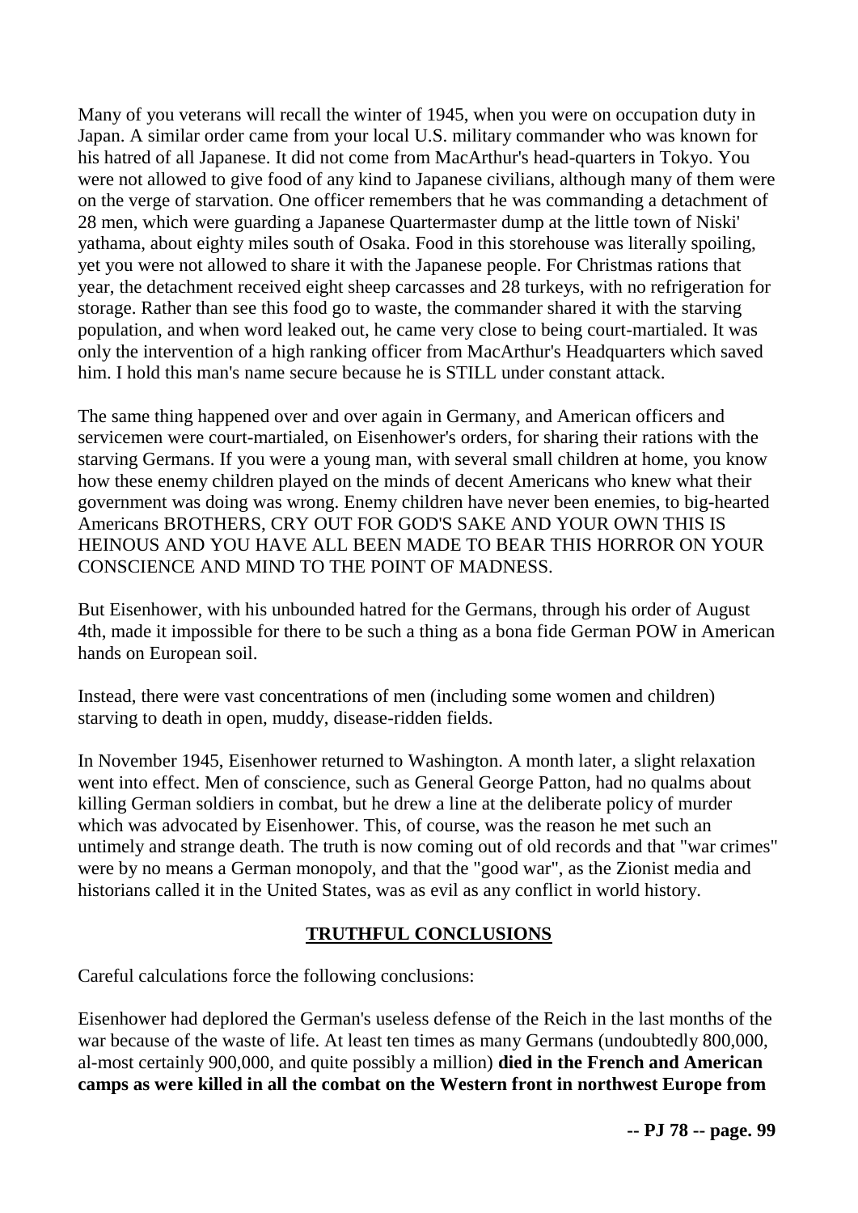Many of you veterans will recall the winter of 1945, when you were on occupation duty in Japan. A similar order came from your local U.S. military commander who was known for his hatred of all Japanese. It did not come from MacArthur's head-quarters in Tokyo. You were not allowed to give food of any kind to Japanese civilians, although many of them were on the verge of starvation. One officer remembers that he was commanding a detachment of 28 men, which were guarding a Japanese Quartermaster dump at the little town of Niski' yathama, about eighty miles south of Osaka. Food in this storehouse was literally spoiling, yet you were not allowed to share it with the Japanese people. For Christmas rations that year, the detachment received eight sheep carcasses and 28 turkeys, with no refrigeration for storage. Rather than see this food go to waste, the commander shared it with the starving population, and when word leaked out, he came very close to being court-martialed. It was only the intervention of a high ranking officer from MacArthur's Headquarters which saved him. I hold this man's name secure because he is STILL under constant attack.

The same thing happened over and over again in Germany, and American officers and servicemen were court-martialed, on Eisenhower's orders, for sharing their rations with the starving Germans. If you were a young man, with several small children at home, you know how these enemy children played on the minds of decent Americans who knew what their government was doing was wrong. Enemy children have never been enemies, to big-hearted Americans BROTHERS, CRY OUT FOR GOD'S SAKE AND YOUR OWN THIS IS HEINOUS AND YOU HAVE ALL BEEN MADE TO BEAR THIS HORROR ON YOUR CONSCIENCE AND MIND TO THE POINT OF MADNESS.

But Eisenhower, with his unbounded hatred for the Germans, through his order of August 4th, made it impossible for there to be such a thing as a bona fide German POW in American hands on European soil.

Instead, there were vast concentrations of men (including some women and children) starving to death in open, muddy, disease-ridden fields.

In November 1945, Eisenhower returned to Washington. A month later, a slight relaxation went into effect. Men of conscience, such as General George Patton, had no qualms about killing German soldiers in combat, but he drew a line at the deliberate policy of murder which was advocated by Eisenhower. This, of course, was the reason he met such an untimely and strange death. The truth is now coming out of old records and that "war crimes" were by no means a German monopoly, and that the "good war", as the Zionist media and historians called it in the United States, was as evil as any conflict in world history.

## TRUTHFUL CONCLUSIONS

Careful calculations force the following conclusions:

Eisenhower had deplored the German's useless defense of the Reich in the last months of the war because of the waste of life. At least ten times as many Germans (undoubtedly 800,000, al-most certainly 900,000, and quite possibly a million) **died in the French and American camps as were killed in all the combat on the Western front in northwest Europe from**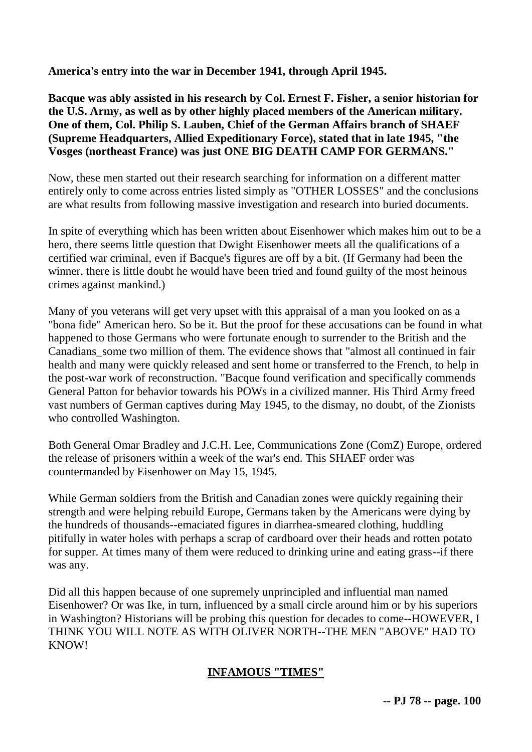**America's entry into the war in December 1941, through April 1945.**

**Bacque was ably assisted in his research by Col. Ernest F. Fisher, a senior historian for the U.S. Army, as well as by other highly placed members of the American military. One of them, Col. Philip S. Lauben, Chief of the German Affairs branch of SHAEF (Supreme Headquarters, Allied Expeditionary Force), stated that in late 1945, "the Vosges (northeast France) was just ONE BIG DEATH CAMP FOR GERMANS."**

Now, these men started out their research searching for information on a different matter entirely only to come across entries listed simply as "OTHER LOSSES" and the conclusions are what results from following massive investigation and research into buried documents.

In spite of everything which has been written about Eisenhower which makes him out to be a hero, there seems little question that Dwight Eisenhower meets all the qualifications of a certified war criminal, even if Bacque's figures are off by a bit. (If Germany had been the winner, there is little doubt he would have been tried and found guilty of the most heinous crimes against mankind.)

Many of you veterans will get very upset with this appraisal of a man you looked on as a "bona fide" American hero. So be it. But the proof for these accusations can be found in what happened to those Germans who were fortunate enough to surrender to the British and the Canadians_some two million of them. The evidence shows that "almost all continued in fair health and many were quickly released and sent home or transferred to the French, to help in the post-war work of reconstruction. "Bacque found verification and specifically commends General Patton for behavior towards his POWs in a civilized manner. His Third Army freed vast numbers of German captives during May 1945, to the dismay, no doubt, of the Zionists who controlled Washington.

Both General Omar Bradley and J.C.H. Lee, Communications Zone (ComZ) Europe, ordered the release of prisoners within a week of the war's end. This SHAEF order was countermanded by Eisenhower on May 15, 1945.

While German soldiers from the British and Canadian zones were quickly regaining their strength and were helping rebuild Europe, Germans taken by the Americans were dying by the hundreds of thousands--emaciated figures in diarrhea-smeared clothing, huddling pitifully in water holes with perhaps a scrap of cardboard over their heads and rotten potato for supper. At times many of them were reduced to drinking urine and eating grass--if there was any.

Did all this happen because of one supremely unprincipled and influential man named Eisenhower? Or was Ike, in turn, influenced by a small circle around him or by his superiors in Washington? Historians will be probing this question for decades to come--HOWEVER, I THINK YOU WILL NOTE AS WITH OLIVER NORTH--THE MEN "ABOVE" HAD TO KNOW!

## INFAMOUS "TIMES"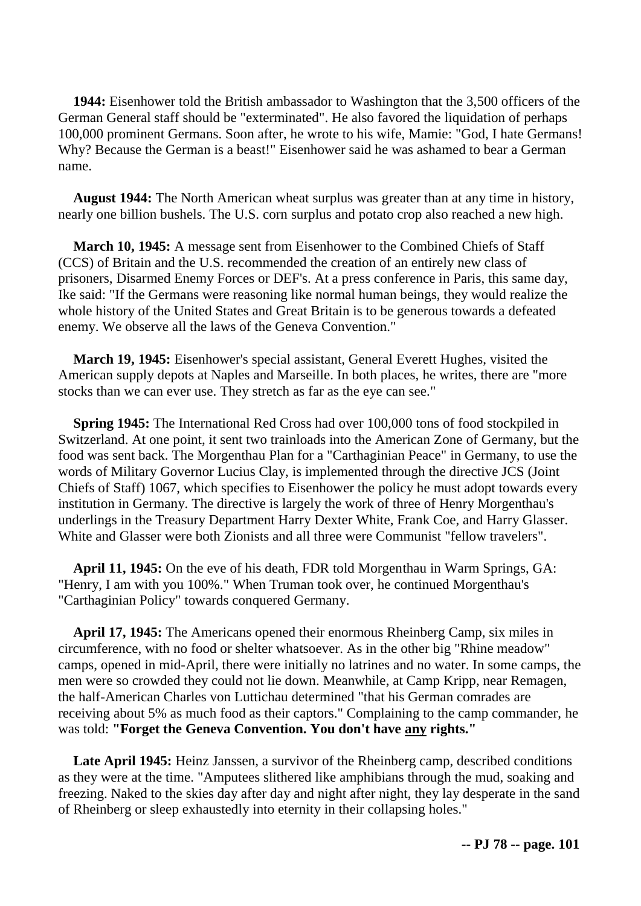**1944:** Eisenhower told the British ambassador to Washington that the 3,500 officers of the German General staff should be "exterminated". He also favored the liquidation of perhaps 100,000 prominent Germans. Soon after, he wrote to his wife, Mamie: "God, I hate Germans! Why? Because the German is a beast!" Eisenhower said he was ashamed to bear a German name.

**August 1944:** The North American wheat surplus was greater than at any time in history, nearly one billion bushels. The U.S. corn surplus and potato crop also reached a new high.

**March 10, 1945:** A message sent from Eisenhower to the Combined Chiefs of Staff (CCS) of Britain and the U.S. recommended the creation of an entirely new class of prisoners, Disarmed Enemy Forces or DEF's. At a press conference in Paris, this same day, Ike said: "If the Germans were reasoning like normal human beings, they would realize the whole history of the United States and Great Britain is to be generous towards a defeated enemy. We observe all the laws of the Geneva Convention."

**March 19, 1945:** Eisenhower's special assistant, General Everett Hughes, visited the American supply depots at Naples and Marseille. In both places, he writes, there are "more stocks than we can ever use. They stretch as far as the eye can see."

**Spring 1945:** The International Red Cross had over 100,000 tons of food stockpiled in Switzerland. At one point, it sent two trainloads into the American Zone of Germany, but the food was sent back. The Morgenthau Plan for a "Carthaginian Peace" in Germany, to use the words of Military Governor Lucius Clay, is implemented through the directive JCS (Joint Chiefs of Staff) 1067, which specifies to Eisenhower the policy he must adopt towards every institution in Germany. The directive is largely the work of three of Henry Morgenthau's underlings in the Treasury Department Harry Dexter White, Frank Coe, and Harry Glasser. White and Glasser were both Zionists and all three were Communist "fellow travelers".

**April 11, 1945:** On the eve of his death, FDR told Morgenthau in Warm Springs, GA: "Henry, I am with you 100%." When Truman took over, he continued Morgenthau's "Carthaginian Policy" towards conquered Germany.

**April 17, 1945:** The Americans opened their enormous Rheinberg Camp, six miles in circumference, with no food or shelter whatsoever. As in the other big "Rhine meadow" camps, opened in mid-April, there were initially no latrines and no water. In some camps, the men were so crowded they could not lie down. Meanwhile, at Camp Kripp, near Remagen, the half-American Charles von Luttichau determined "that his German comrades are receiving about 5% as much food as their captors." Complaining to the camp commander, he was told: **"Forget the Geneva Convention. You don't have <u>any</u> rights."**

**Late April 1945:** Heinz Janssen, a survivor of the Rheinberg camp, described conditions as they were at the time. "Amputees slithered like amphibians through the mud, soaking and freezing. Naked to the skies day after day and night after night, they lay desperate in the sand of Rheinberg or sleep exhaustedly into eternity in their collapsing holes."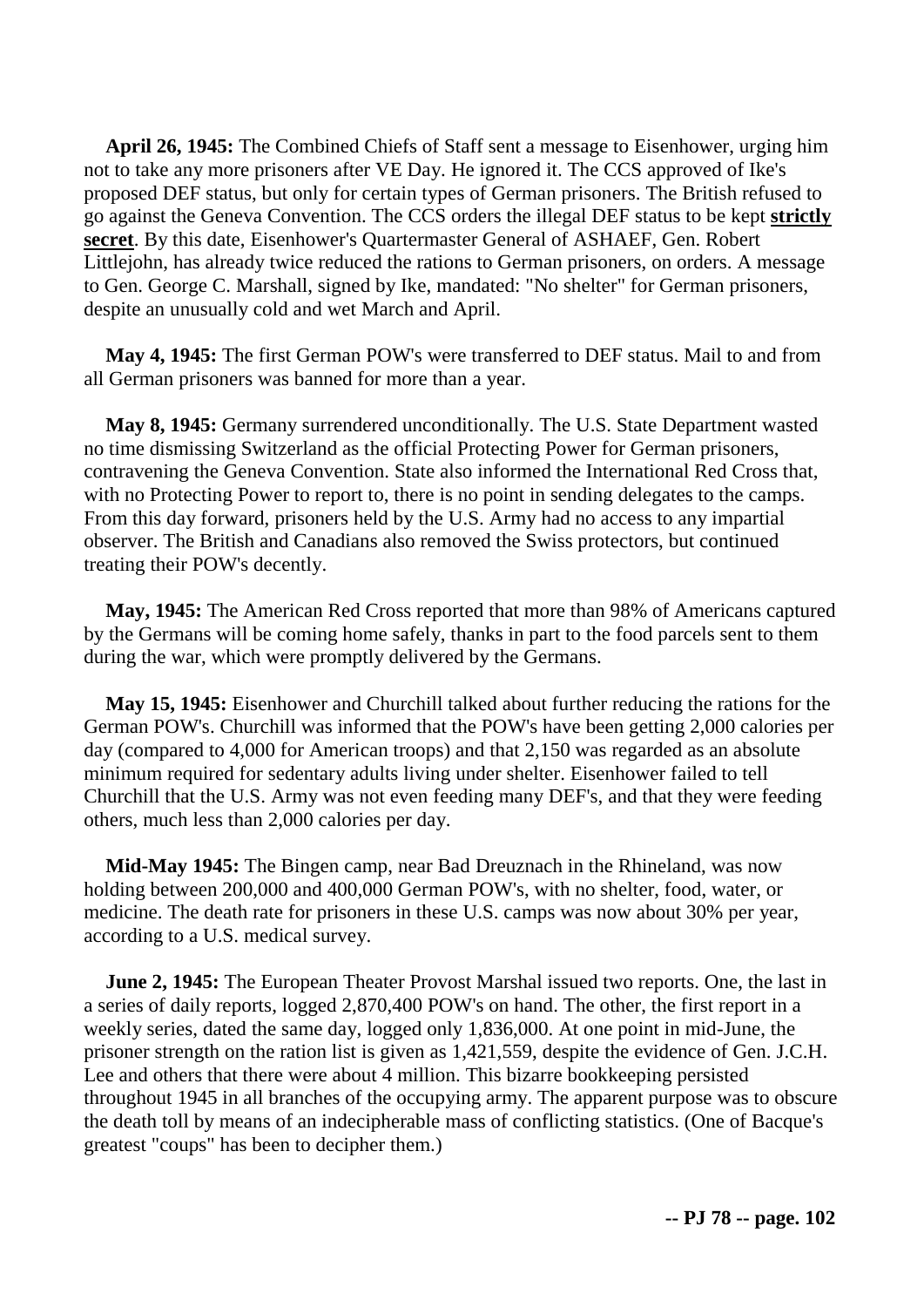**April 26, 1945:** The Combined Chiefs of Staff sent a message to Eisenhower, urging him not to take any more prisoners after VE Day. He ignored it. The CCS approved of Ike's proposed DEF status, but only for certain types of German prisoners. The British refused to go against the Geneva Convention. The CCS orders the illegal DEF status to be kept **strictly secret**. By this date, Eisenhower's Quartermaster General of ASHAEF, Gen. Robert Littlejohn, has already twice reduced the rations to German prisoners, on orders. A message to Gen. George C. Marshall, signed by Ike, mandated: "No shelter" for German prisoners, despite an unusually cold and wet March and April.

**May 4, 1945:** The first German POW's were transferred to DEF status. Mail to and from all German prisoners was banned for more than a year.

**May 8, 1945:** Germany surrendered unconditionally. The U.S. State Department wasted no time dismissing Switzerland as the official Protecting Power for German prisoners, contravening the Geneva Convention. State also informed the International Red Cross that, with no Protecting Power to report to, there is no point in sending delegates to the camps. From this day forward, prisoners held by the U.S. Army had no access to any impartial observer. The British and Canadians also removed the Swiss protectors, but continued treating their POW's decently.

**May, 1945:** The American Red Cross reported that more than 98% of Americans captured by the Germans will be coming home safely, thanks in part to the food parcels sent to them during the war, which were promptly delivered by the Germans.

**May 15, 1945:** Eisenhower and Churchill talked about further reducing the rations for the German POW's. Churchill was informed that the POW's have been getting 2,000 calories per day (compared to 4,000 for American troops) and that 2,150 was regarded as an absolute minimum required for sedentary adults living under shelter. Eisenhower failed to tell Churchill that the U.S. Army was not even feeding many DEF's, and that they were feeding others, much less than 2,000 calories per day.

**Mid-May 1945:** The Bingen camp, near Bad Dreuznach in the Rhineland, was now holding between 200,000 and 400,000 German POW's, with no shelter, food, water, or medicine. The death rate for prisoners in these U.S. camps was now about 30% per year, according to a U.S. medical survey.

**June 2, 1945:** The European Theater Provost Marshal issued two reports. One, the last in a series of daily reports, logged 2,870,400 POW's on hand. The other, the first report in a weekly series, dated the same day, logged only 1,836,000. At one point in mid-June, the prisoner strength on the ration list is given as 1,421,559, despite the evidence of Gen. J.C.H. Lee and others that there were about 4 million. This bizarre bookkeeping persisted throughout 1945 in all branches of the occupying army. The apparent purpose was to obscure the death toll by means of an indecipherable mass of conflicting statistics. (One of Bacque's greatest "coups" has been to decipher them.)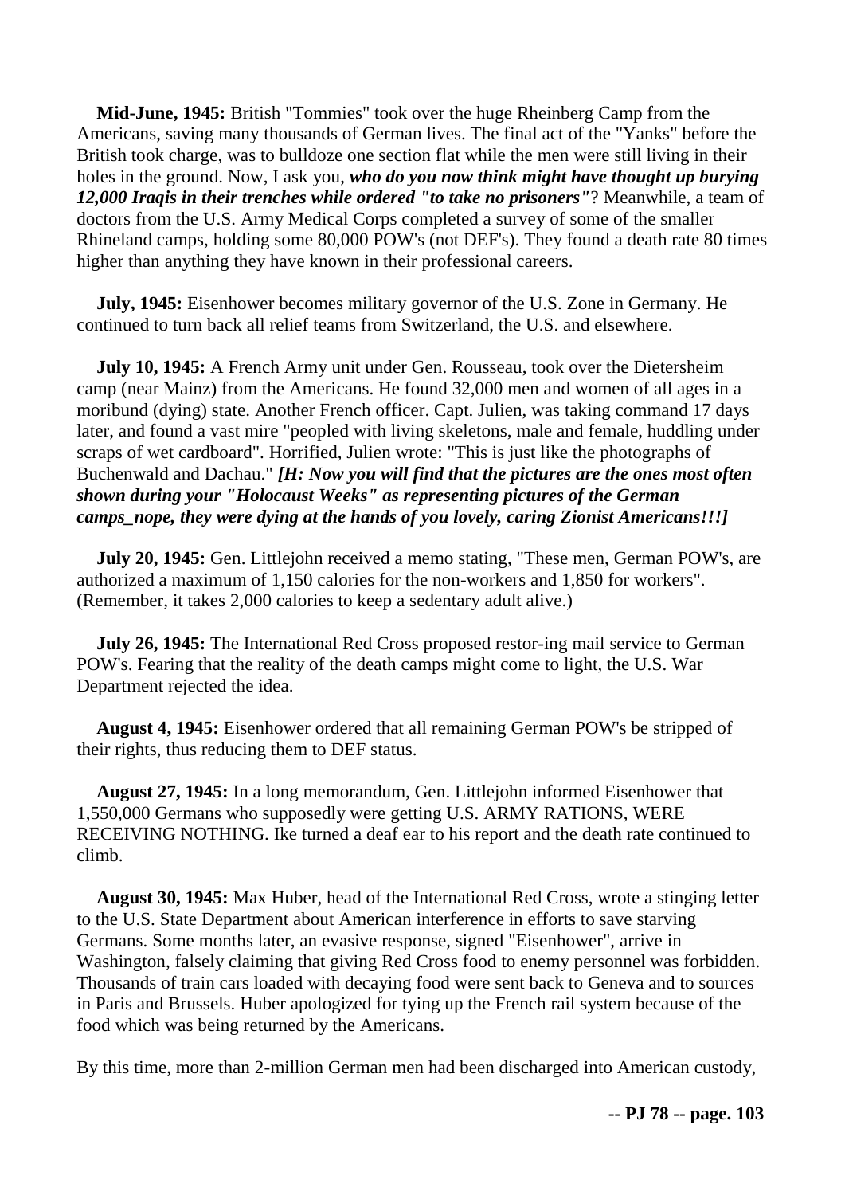**Mid-June, 1945:** British "Tommies" took over the huge Rheinberg Camp from the Americans, saving many thousands of German lives. The final act of the "Yanks" before the British took charge, was to bulldoze one section flat while the men were still living in their holes in the ground. Now, I ask you, ***who do you now think might have thought up burying 12,000 Iraqis in their trenches while ordered "to take no prisoners"***? Meanwhile, a team of doctors from the U.S. Army Medical Corps completed a survey of some of the smaller Rhineland camps, holding some 80,000 POW's (not DEF's). They found a death rate 80 times higher than anything they have known in their professional careers.

**July, 1945:** Eisenhower becomes military governor of the U.S. Zone in Germany. He continued to turn back all relief teams from Switzerland, the U.S. and elsewhere.

**July 10, 1945:** A French Army unit under Gen. Rousseau, took over the Dietersheim camp (near Mainz) from the Americans. He found 32,000 men and women of all ages in a moribund (dying) state. Another French officer. Capt. Julien, was taking command 17 days later, and found a vast mire "peopled with living skeletons, male and female, huddling under scraps of wet cardboard". Horrified, Julien wrote: "This is just like the photographs of Buchenwald and Dachau." ***[H: Now you will find that the pictures are the ones most often shown during your "Holocaust Weeks" as representing pictures of the German camps_nope, they were dying at the hands of you lovely, caring Zionist Americans!!!]***

**July 20, 1945:** Gen. Littlejohn received a memo stating, "These men, German POW's, are authorized a maximum of 1,150 calories for the non-workers and 1,850 for workers". (Remember, it takes 2,000 calories to keep a sedentary adult alive.)

**July 26, 1945:** The International Red Cross proposed restor-ing mail service to German POW's. Fearing that the reality of the death camps might come to light, the U.S. War Department rejected the idea.

**August 4, 1945:** Eisenhower ordered that all remaining German POW's be stripped of their rights, thus reducing them to DEF status.

**August 27, 1945:** In a long memorandum, Gen. Littlejohn informed Eisenhower that 1,550,000 Germans who supposedly were getting U.S. ARMY RATIONS, WERE RECEIVING NOTHING. Ike turned a deaf ear to his report and the death rate continued to climb.

**August 30, 1945:** Max Huber, head of the International Red Cross, wrote a stinging letter to the U.S. State Department about American interference in efforts to save starving Germans. Some months later, an evasive response, signed "Eisenhower", arrive in Washington, falsely claiming that giving Red Cross food to enemy personnel was forbidden. Thousands of train cars loaded with decaying food were sent back to Geneva and to sources in Paris and Brussels. Huber apologized for tying up the French rail system because of the food which was being returned by the Americans.

By this time, more than 2-million German men had been discharged into American custody,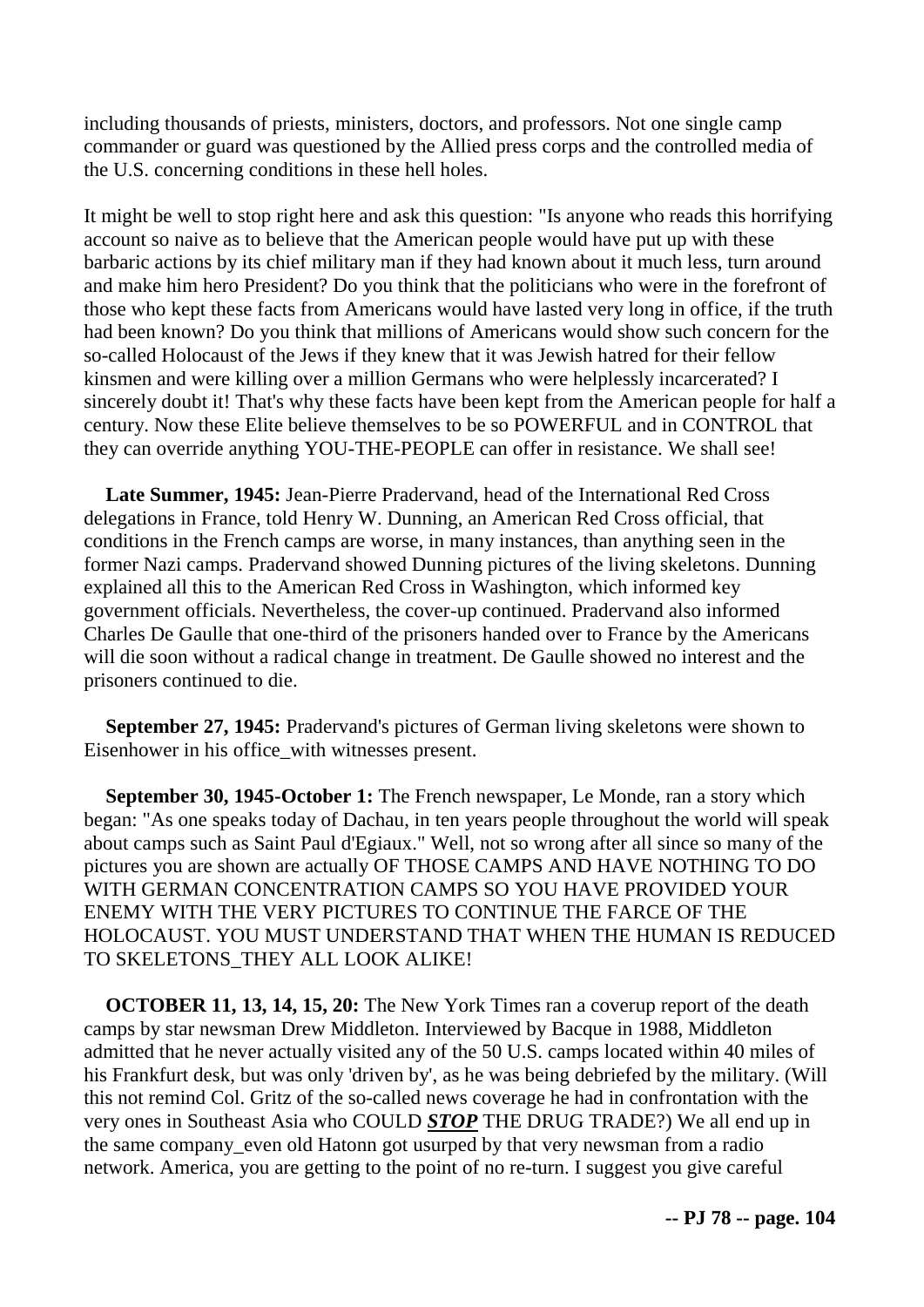including thousands of priests, ministers, doctors, and professors. Not one single camp commander or guard was questioned by the Allied press corps and the controlled media of the U.S. concerning conditions in these hell holes.

It might be well to stop right here and ask this question: "Is anyone who reads this horrifying account so naive as to believe that the American people would have put up with these barbaric actions by its chief military man if they had known about it much less, turn around and make him hero President? Do you think that the politicians who were in the forefront of those who kept these facts from Americans would have lasted very long in office, if the truth had been known? Do you think that millions of Americans would show such concern for the so-called Holocaust of the Jews if they knew that it was Jewish hatred for their fellow kinsmen and were killing over a million Germans who were helplessly incarcerated? I sincerely doubt it! That's why these facts have been kept from the American people for half a century. Now these Elite believe themselves to be so POWERFUL and in CONTROL that they can override anything YOU-THE-PEOPLE can offer in resistance. We shall see!

**Late Summer, 1945:** Jean-Pierre Pradervand, head of the International Red Cross delegations in France, told Henry W. Dunning, an American Red Cross official, that conditions in the French camps are worse, in many instances, than anything seen in the former Nazi camps. Pradervand showed Dunning pictures of the living skeletons. Dunning explained all this to the American Red Cross in Washington, which informed key government officials. Nevertheless, the cover-up continued. Pradervand also informed Charles De Gaulle that one-third of the prisoners handed over to France by the Americans will die soon without a radical change in treatment. De Gaulle showed no interest and the prisoners continued to die.

**September 27, 1945:** Pradervand's pictures of German living skeletons were shown to Eisenhower in his office_with witnesses present.

**September 30, 1945-October 1:** The French newspaper, Le Monde, ran a story which began: "As one speaks today of Dachau, in ten years people throughout the world will speak about camps such as Saint Paul d'Egiaux." Well, not so wrong after all since so many of the pictures you are shown are actually OF THOSE CAMPS AND HAVE NOTHING TO DO WITH GERMAN CONCENTRATION CAMPS SO YOU HAVE PROVIDED YOUR ENEMY WITH THE VERY PICTURES TO CONTINUE THE FARCE OF THE HOLOCAUST. YOU MUST UNDERSTAND THAT WHEN THE HUMAN IS REDUCED TO SKELETONS_THEY ALL LOOK ALIKE!

**OCTOBER 11, 13, 14, 15, 20:** The New York Times ran a coverup report of the death camps by star newsman Drew Middleton. Interviewed by Bacque in 1988, Middleton admitted that he never actually visited any of the 50 U.S. camps located within 40 miles of his Frankfurt desk, but was only 'driven by', as he was being debriefed by the military. (Will this not remind Col. Gritz of the so-called news coverage he had in confrontation with the very ones in Southeast Asia who COULD ***STOP*** THE DRUG TRADE?) We all end up in the same company_even old Hatonn got usurped by that very newsman from a radio network. America, you are getting to the point of no re-turn. I suggest you give careful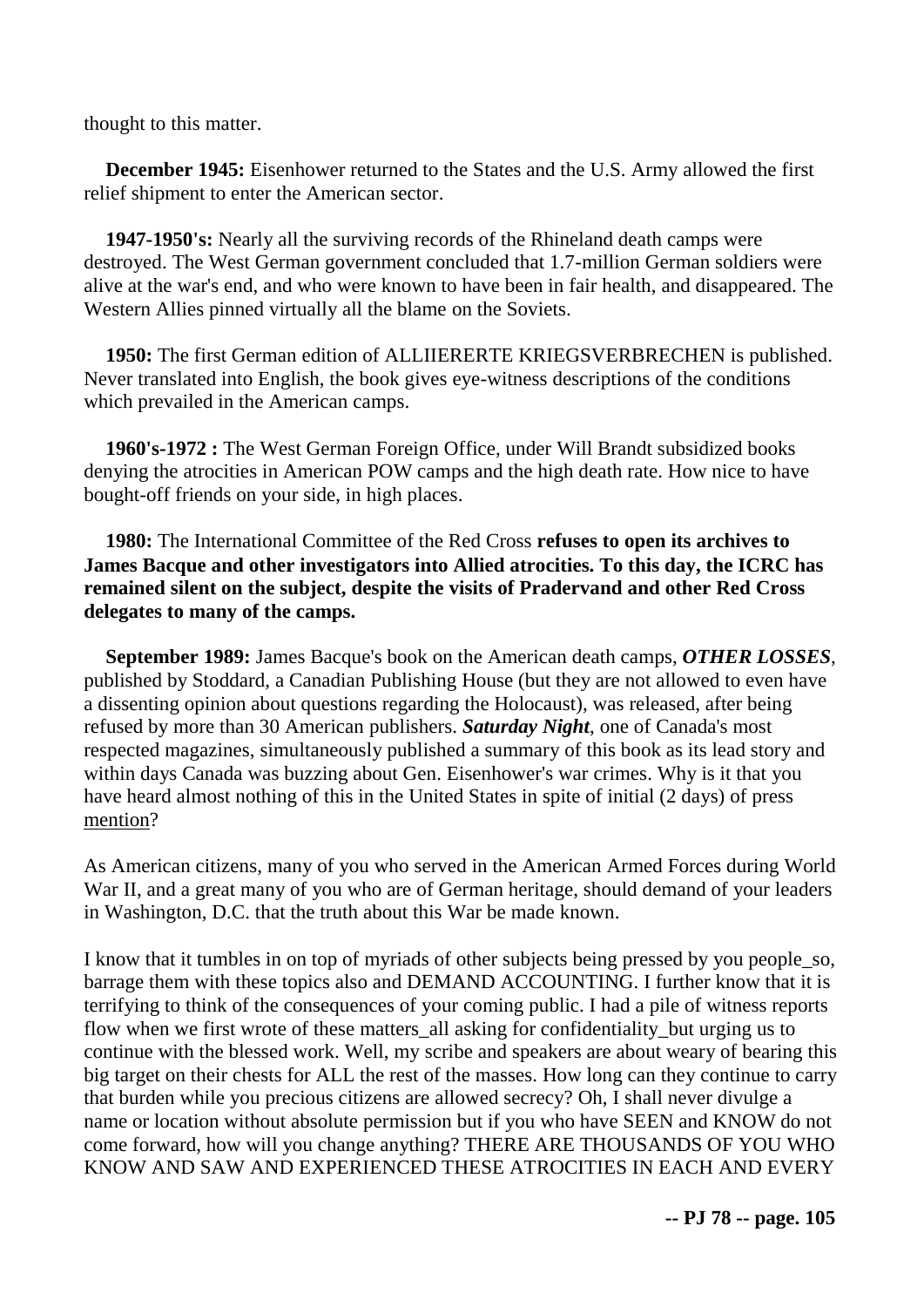thought to this matter.

**December 1945:** Eisenhower returned to the States and the U.S. Army allowed the first relief shipment to enter the American sector.

**1947-1950's:** Nearly all the surviving records of the Rhineland death camps were destroyed. The West German government concluded that 1.7-million German soldiers were alive at the war's end, and who were known to have been in fair health, and disappeared. The Western Allies pinned virtually all the blame on the Soviets.

**1950:** The first German edition of ALLIIERERTE KRIEGSVERBRECHEN is published. Never translated into English, the book gives eye-witness descriptions of the conditions which prevailed in the American camps.

**1960's-1972 :** The West German Foreign Office, under Will Brandt subsidized books denying the atrocities in American POW camps and the high death rate. How nice to have bought-off friends on your side, in high places.

**1980:** The International Committee of the Red Cross **refuses to open its archives to James Bacque and other investigators into Allied atrocities. To this day, the ICRC has remained silent on the subject, despite the visits of Pradervand and other Red Cross delegates to many of the camps.**

**September 1989:** James Bacque's book on the American death camps, ***OTHER LOSSES***, published by Stoddard, a Canadian Publishing House (but they are not allowed to even have a dissenting opinion about questions regarding the Holocaust), was released, after being refused by more than 30 American publishers. ***Saturday Night***, one of Canada's most respected magazines, simultaneously published a summary of this book as its lead story and within days Canada was buzzing about Gen. Eisenhower's war crimes. Why is it that you have heard almost nothing of this in the United States in spite of initial (2 days) of press mention?

As American citizens, many of you who served in the American Armed Forces during World War II, and a great many of you who are of German heritage, should demand of your leaders in Washington, D.C. that the truth about this War be made known.

I know that it tumbles in on top of myriads of other subjects being pressed by you people_so, barrage them with these topics also and DEMAND ACCOUNTING. I further know that it is terrifying to think of the consequences of your coming public. I had a pile of witness reports flow when we first wrote of these matters_all asking for confidentiality_but urging us to continue with the blessed work. Well, my scribe and speakers are about weary of bearing this big target on their chests for ALL the rest of the masses. How long can they continue to carry that burden while you precious citizens are allowed secrecy? Oh, I shall never divulge a name or location without absolute permission but if you who have SEEN and KNOW do not come forward, how will you change anything? THERE ARE THOUSANDS OF YOU WHO KNOW AND SAW AND EXPERIENCED THESE ATROCITIES IN EACH AND EVERY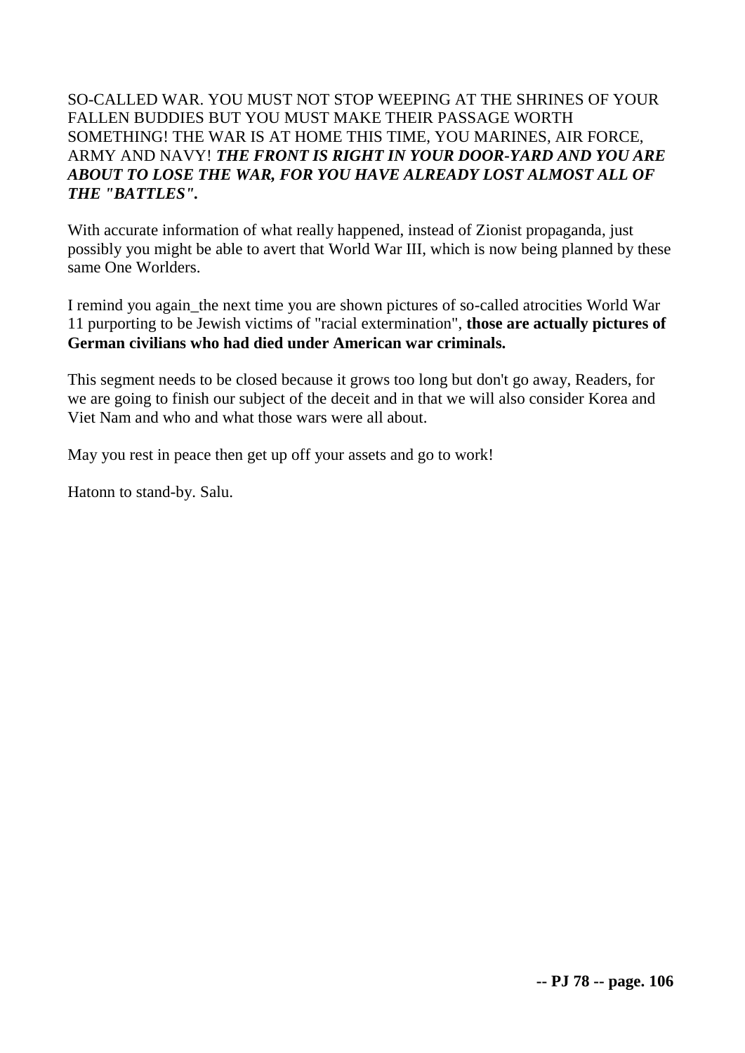SO-CALLED WAR. YOU MUST NOT STOP WEEPING AT THE SHRINES OF YOUR FALLEN BUDDIES BUT YOU MUST MAKE THEIR PASSAGE WORTH SOMETHING! THE WAR IS AT HOME THIS TIME, YOU MARINES, AIR FORCE, ARMY AND NAVY! ***THE FRONT IS RIGHT IN YOUR DOOR-YARD AND YOU ARE ABOUT TO LOSE THE WAR, FOR YOU HAVE ALREADY LOST ALMOST ALL OF THE "BATTLES".***

With accurate information of what really happened, instead of Zionist propaganda, just possibly you might be able to avert that World War III, which is now being planned by these same One Worlders.

I remind you again_the next time you are shown pictures of so-called atrocities World War 11 purporting to be Jewish victims of "racial extermination", **those are actually pictures of German civilians who had died under American war criminals.**

This segment needs to be closed because it grows too long but don't go away, Readers, for we are going to finish our subject of the deceit and in that we will also consider Korea and Viet Nam and who and what those wars were all about.

May you rest in peace then get up off your assets and go to work!

Hatonn to stand-by. Salu.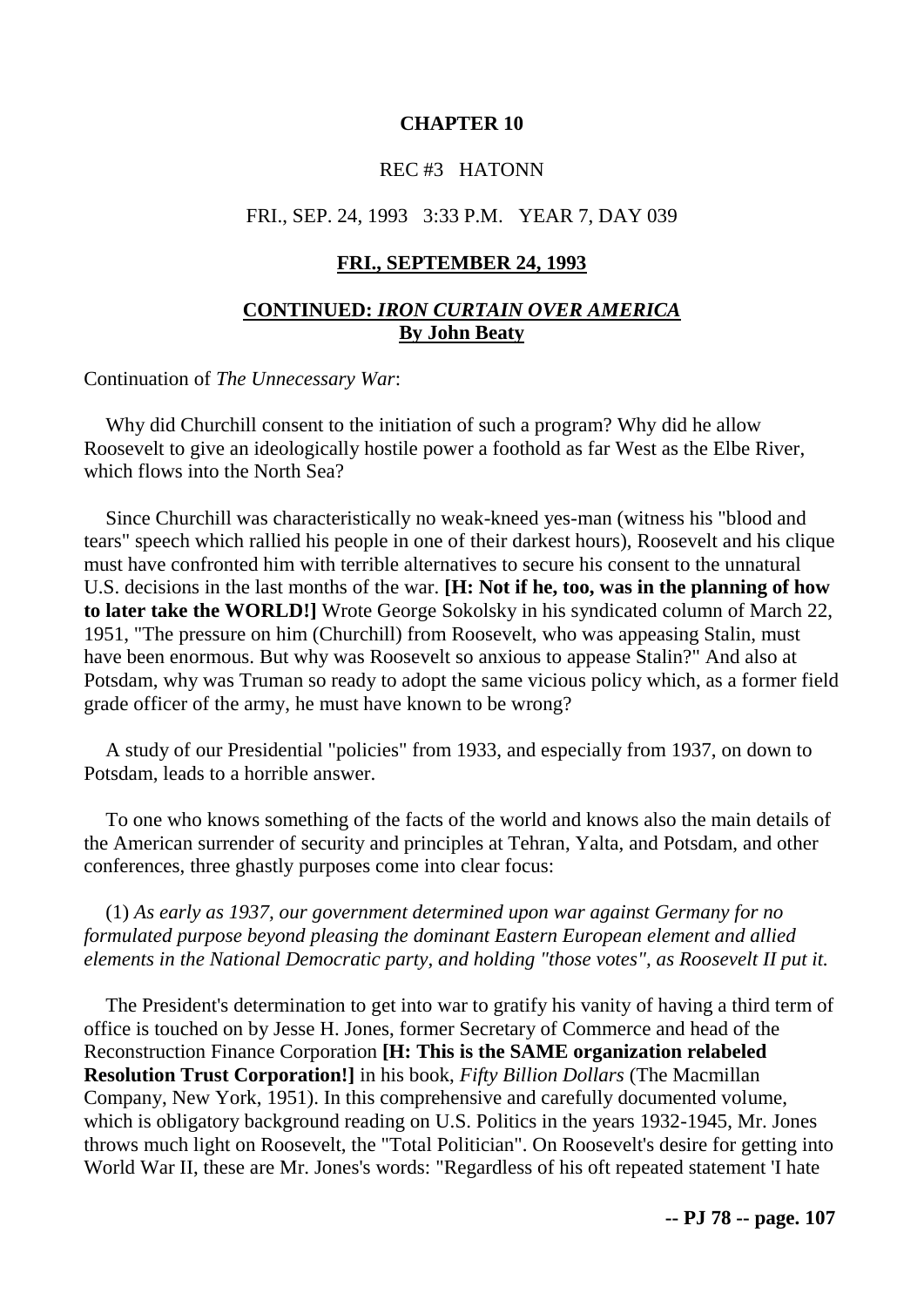**CHAPTER 10**

REC #3 HATONN

FRI., SEP. 24, 1993 3:33 P.M. YEAR 7, DAY 039

**FRI., SEPTEMBER 24, 1993**

**CONTINUED: *IRON CURTAIN OVER AMERICA***
**By John Beaty**

Continuation of *The Unnecessary War*:

Why did Churchill consent to the initiation of such a program? Why did he allow Roosevelt to give an ideologically hostile power a foothold as far West as the Elbe River, which flows into the North Sea?

Since Churchill was characteristically no weak-kneed yes-man (witness his "blood and tears" speech which rallied his people in one of their darkest hours), Roosevelt and his clique must have confronted him with terrible alternatives to secure his consent to the unnatural U.S. decisions in the last months of the war. **[H: Not if he, too, was in the planning of how to later take the WORLD!]** Wrote George Sokolsky in his syndicated column of March 22, 1951, "The pressure on him (Churchill) from Roosevelt, who was appeasing Stalin, must have been enormous. But why was Roosevelt so anxious to appease Stalin?" And also at Potsdam, why was Truman so ready to adopt the same vicious policy which, as a former field grade officer of the army, he must have known to be wrong?

A study of our Presidential "policies" from 1933, and especially from 1937, on down to Potsdam, leads to a horrible answer.

To one who knows something of the facts of the world and knows also the main details of the American surrender of security and principles at Tehran, Yalta, and Potsdam, and other conferences, three ghastly purposes come into clear focus:

(1) *As early as 1937, our government determined upon war against Germany for no formulated purpose beyond pleasing the dominant Eastern European element and allied elements in the National Democratic party, and holding "those votes", as Roosevelt II put it.*

The President's determination to get into war to gratify his vanity of having a third term of office is touched on by Jesse H. Jones, former Secretary of Commerce and head of the Reconstruction Finance Corporation **[H: This is the SAME organization relabeled Resolution Trust Corporation!]** in his book, *Fifty Billion Dollars* (The Macmillan Company, New York, 1951). In this comprehensive and carefully documented volume, which is obligatory background reading on U.S. Politics in the years 1932-1945, Mr. Jones throws much light on Roosevelt, the "Total Politician". On Roosevelt's desire for getting into World War II, these are Mr. Jones's words: "Regardless of his oft repeated statement 'I hate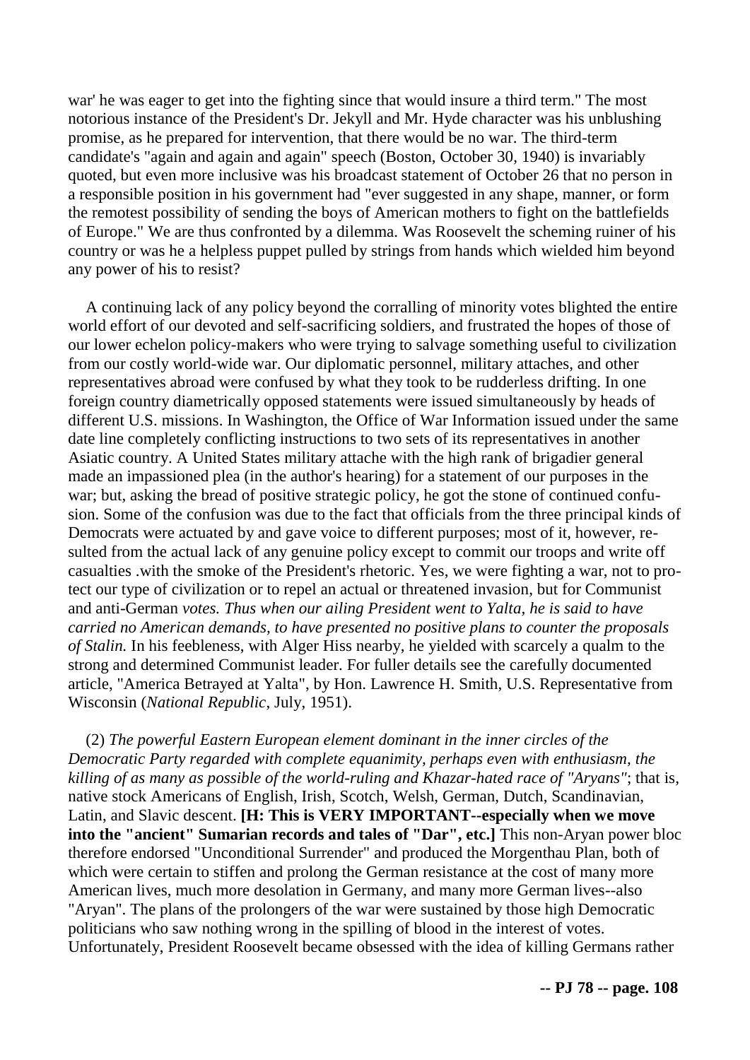war' he was eager to get into the fighting since that would insure a third term." The most notorious instance of the President's Dr. Jekyll and Mr. Hyde character was his unblushing promise, as he prepared for intervention, that there would be no war. The third-term candidate's "again and again and again" speech (Boston, October 30, 1940) is invariably quoted, but even more inclusive was his broadcast statement of October 26 that no person in a responsible position in his government had "ever suggested in any shape, manner, or form the remotest possibility of sending the boys of American mothers to fight on the battlefields of Europe." We are thus confronted by a dilemma. Was Roosevelt the scheming ruiner of his country or was he a helpless puppet pulled by strings from hands which wielded him beyond any power of his to resist?

A continuing lack of any policy beyond the corralling of minority votes blighted the entire world effort of our devoted and self-sacrificing soldiers, and frustrated the hopes of those of our lower echelon policy-makers who were trying to salvage something useful to civilization from our costly world-wide war. Our diplomatic personnel, military attaches, and other representatives abroad were confused by what they took to be rudderless drifting. In one foreign country diametrically opposed statements were issued simultaneously by heads of different U.S. missions. In Washington, the Office of War Information issued under the same date line completely conflicting instructions to two sets of its representatives in another Asiatic country. A United States military attache with the high rank of brigadier general made an impassioned plea (in the author's hearing) for a statement of our purposes in the war; but, asking the bread of positive strategic policy, he got the stone of continued confusion. Some of the confusion was due to the fact that officials from the three principal kinds of Democrats were actuated by and gave voice to different purposes; most of it, however, resulted from the actual lack of any genuine policy except to commit our troops and write off casualties .with the smoke of the President's rhetoric. Yes, we were fighting a war, not to protect our type of civilization or to repel an actual or threatened invasion, but for Communist and anti-German *votes. Thus when our ailing President went to Yalta, he is said to have carried no American demands, to have presented no positive plans to counter the proposals of Stalin.* In his feebleness, with Alger Hiss nearby, he yielded with scarcely a qualm to the strong and determined Communist leader. For fuller details see the carefully documented article, "America Betrayed at Yalta", by Hon. Lawrence H. Smith, U.S. Representative from Wisconsin (*National Republic*, July, 1951).

(2) *The powerful Eastern European element dominant in the inner circles of the Democratic Party regarded with complete equanimity, perhaps even with enthusiasm, the killing of as many as possible of the world-ruling and Khazar-hated race of "Aryans"*; that is, native stock Americans of English, Irish, Scotch, Welsh, German, Dutch, Scandinavian, Latin, and Slavic descent. **[H: This is VERY IMPORTANT--especially when we move into the "ancient" Sumarian records and tales of "Dar", etc.]** This non-Aryan power bloc therefore endorsed "Unconditional Surrender" and produced the Morgenthau Plan, both of which were certain to stiffen and prolong the German resistance at the cost of many more American lives, much more desolation in Germany, and many more German lives--also "Aryan". The plans of the prolongers of the war were sustained by those high Democratic politicians who saw nothing wrong in the spilling of blood in the interest of votes. Unfortunately, President Roosevelt became obsessed with the idea of killing Germans rather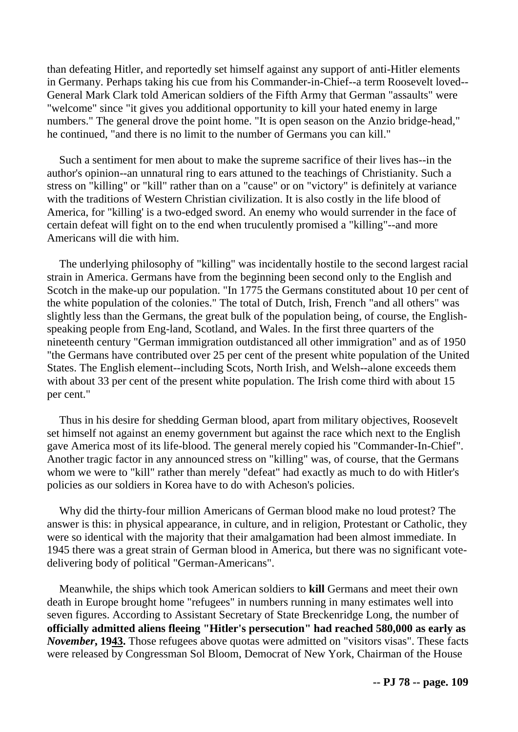than defeating Hitler, and reportedly set himself against any support of anti-Hitler elements in Germany. Perhaps taking his cue from his Commander-in-Chief--a term Roosevelt loved--General Mark Clark told American soldiers of the Fifth Army that German "assaults" were "welcome" since "it gives you additional opportunity to kill your hated enemy in large numbers." The general drove the point home. "It is open season on the Anzio bridge-head," he continued, "and there is no limit to the number of Germans you can kill."

Such a sentiment for men about to make the supreme sacrifice of their lives has--in the author's opinion--an unnatural ring to ears attuned to the teachings of Christianity. Such a stress on "killing" or "kill" rather than on a "cause" or on "victory" is definitely at variance with the traditions of Western Christian civilization. It is also costly in the life blood of America, for "killing' is a two-edged sword. An enemy who would surrender in the face of certain defeat will fight on to the end when truculently promised a "killing"--and more Americans will die with him.

The underlying philosophy of "killing" was incidentally hostile to the second largest racial strain in America. Germans have from the beginning been second only to the English and Scotch in the make-up our population. "In 1775 the Germans constituted about 10 per cent of the white population of the colonies." The total of Dutch, Irish, French "and all others" was slightly less than the Germans, the great bulk of the population being, of course, the English-speaking people from Eng-land, Scotland, and Wales. In the first three quarters of the nineteenth century "German immigration outdistanced all other immigration" and as of 1950 "the Germans have contributed over 25 per cent of the present white population of the United States. The English element--including Scots, North Irish, and Welsh--alone exceeds them with about 33 per cent of the present white population. The Irish come third with about 15 per cent."

Thus in his desire for shedding German blood, apart from military objectives, Roosevelt set himself not against an enemy government but against the race which next to the English gave America most of its life-blood. The general merely copied his "Commander-In-Chief". Another tragic factor in any announced stress on "killing" was, of course, that the Germans whom we were to "kill" rather than merely "defeat" had exactly as much to do with Hitler's policies as our soldiers in Korea have to do with Acheson's policies.

Why did the thirty-four million Americans of German blood make no loud protest? The answer is this: in physical appearance, in culture, and in religion, Protestant or Catholic, they were so identical with the majority that their amalgamation had been almost immediate. In 1945 there was a great strain of German blood in America, but there was no significant vote-delivering body of political "German-Americans".

Meanwhile, the ships which took American soldiers to **kill** Germans and meet their own death in Europe brought home "refugees" in numbers running in many estimates well into seven figures. According to Assistant Secretary of State Breckenridge Long, the number of **officially admitted aliens fleeing "Hitler's persecution" had reached 580,000 as early as *November*, 1943.** Those refugees above quotas were admitted on "visitors visas". These facts were released by Congressman Sol Bloom, Democrat of New York, Chairman of the House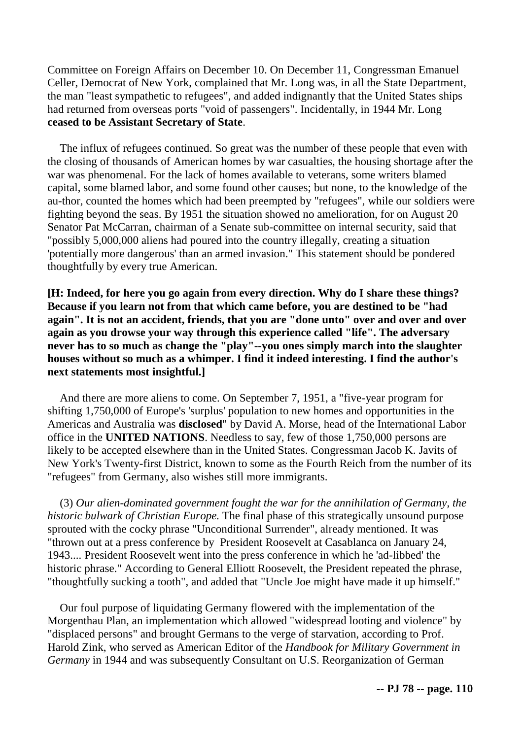Committee on Foreign Affairs on December 10. On December 11, Congressman Emanuel Celler, Democrat of New York, complained that Mr. Long was, in all the State Department, the man "least sympathetic to refugees", and added indignantly that the United States ships had returned from overseas ports "void of passengers". Incidentally, in 1944 Mr. Long **ceased to be Assistant Secretary of State**.

The influx of refugees continued. So great was the number of these people that even with the closing of thousands of American homes by war casualties, the housing shortage after the war was phenomenal. For the lack of homes available to veterans, some writers blamed capital, some blamed labor, and some found other causes; but none, to the knowledge of the au-thor, counted the homes which had been preempted by "refugees", while our soldiers were fighting beyond the seas. By 1951 the situation showed no amelioration, for on August 20 Senator Pat McCarran, chairman of a Senate sub-committee on internal security, said that "possibly 5,000,000 aliens had poured into the country illegally, creating a situation 'potentially more dangerous' than an armed invasion." This statement should be pondered thoughtfully by every true American.

**[H: Indeed, for here you go again from every direction. Why do I share these things? Because if you learn not from that which came before, you are destined to be "had again". It is not an accident, friends, that you are "done unto" over and over and over again as you drowse your way through this experience called "life". The adversary never has to so much as change the "play"--you ones simply march into the slaughter houses without so much as a whimper. I find it indeed interesting. I find the author's next statements most insightful.]**

And there are more aliens to come. On September 7, 1951, a "five-year program for shifting 1,750,000 of Europe's 'surplus' population to new homes and opportunities in the Americas and Australia was **disclosed**" by David A. Morse, head of the International Labor office in the **UNITED NATIONS**. Needless to say, few of those 1,750,000 persons are likely to be accepted elsewhere than in the United States. Congressman Jacob K. Javits of New York's Twenty-first District, known to some as the Fourth Reich from the number of its "refugees" from Germany, also wishes still more immigrants.

(3) *Our alien-dominated government fought the war for the annihilation of Germany, the historic bulwark of Christian Europe.* The final phase of this strategically unsound purpose sprouted with the cocky phrase "Unconditional Surrender", already mentioned. It was "thrown out at a press conference by President Roosevelt at Casablanca on January 24, 1943.... President Roosevelt went into the press conference in which he 'ad-libbed' the historic phrase." According to General Elliott Roosevelt, the President repeated the phrase, "thoughtfully sucking a tooth", and added that "Uncle Joe might have made it up himself."

Our foul purpose of liquidating Germany flowered with the implementation of the Morgenthau Plan, an implementation which allowed "widespread looting and violence" by "displaced persons" and brought Germans to the verge of starvation, according to Prof. Harold Zink, who served as American Editor of the *Handbook for Military Government in Germany* in 1944 and was subsequently Consultant on U.S. Reorganization of German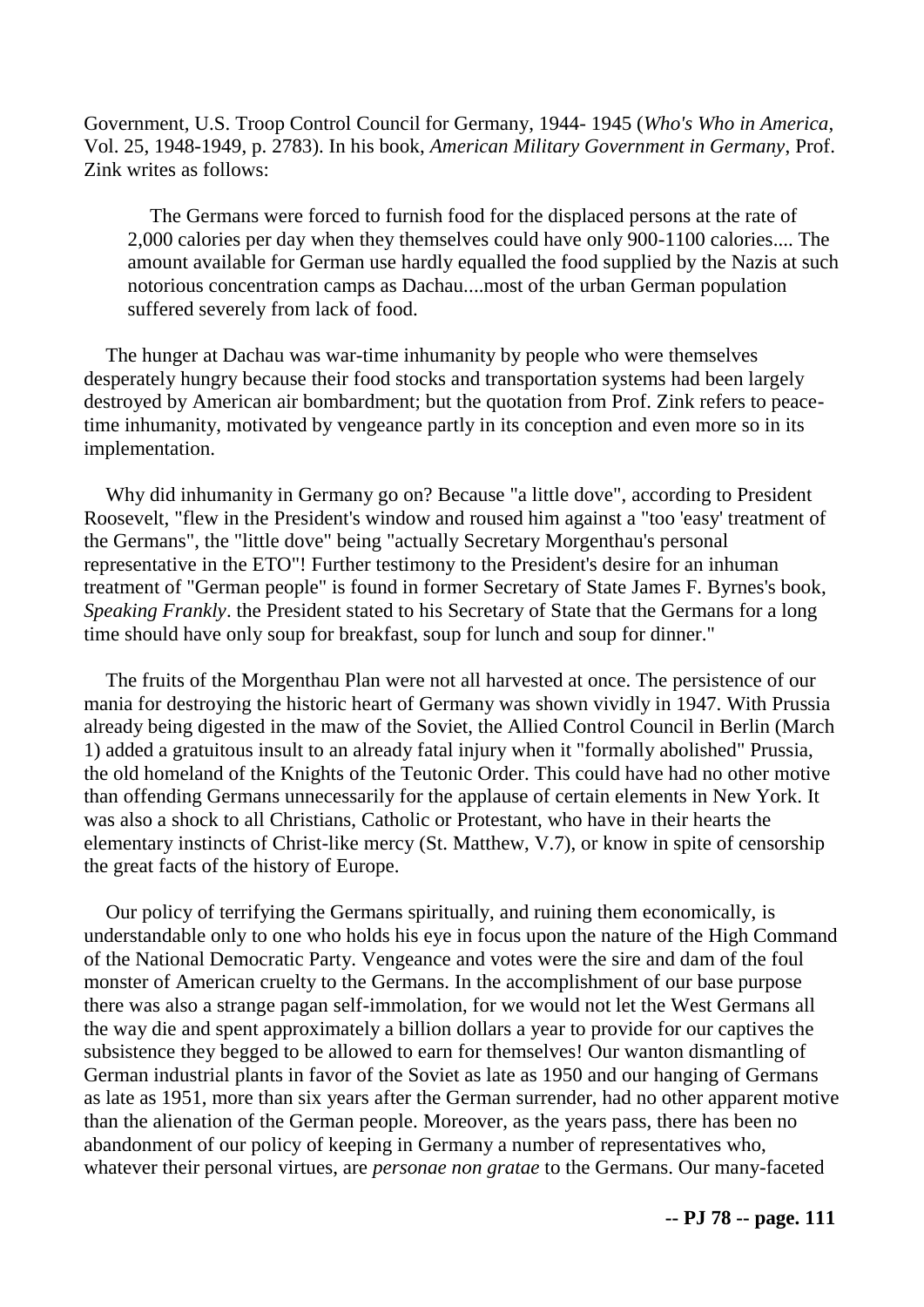Government, U.S. Troop Control Council for Germany, 1944- 1945 (*Who's Who in America*, Vol. 25, 1948-1949, p. 2783). In his book, *American Military Government in Germany*, Prof. Zink writes as follows:

> The Germans were forced to furnish food for the displaced persons at the rate of 2,000 calories per day when they themselves could have only 900-1100 calories.... The amount available for German use hardly equalled the food supplied by the Nazis at such notorious concentration camps as Dachau....most of the urban German population suffered severely from lack of food.

The hunger at Dachau was war-time inhumanity by people who were themselves desperately hungry because their food stocks and transportation systems had been largely destroyed by American air bombardment; but the quotation from Prof. Zink refers to peace-time inhumanity, motivated by vengeance partly in its conception and even more so in its implementation.

Why did inhumanity in Germany go on? Because "a little dove", according to President Roosevelt, "flew in the President's window and roused him against a "too 'easy' treatment of the Germans", the "little dove" being "actually Secretary Morgenthau's personal representative in the ETO"! Further testimony to the President's desire for an inhuman treatment of "German people" is found in former Secretary of State James F. Byrnes's book, *Speaking Frankly*. the President stated to his Secretary of State that the Germans for a long time should have only soup for breakfast, soup for lunch and soup for dinner."

The fruits of the Morgenthau Plan were not all harvested at once. The persistence of our mania for destroying the historic heart of Germany was shown vividly in 1947. With Prussia already being digested in the maw of the Soviet, the Allied Control Council in Berlin (March 1) added a gratuitous insult to an already fatal injury when it "formally abolished" Prussia, the old homeland of the Knights of the Teutonic Order. This could have had no other motive than offending Germans unnecessarily for the applause of certain elements in New York. It was also a shock to all Christians, Catholic or Protestant, who have in their hearts the elementary instincts of Christ-like mercy (St. Matthew, V.7), or know in spite of censorship the great facts of the history of Europe.

Our policy of terrifying the Germans spiritually, and ruining them economically, is understandable only to one who holds his eye in focus upon the nature of the High Command of the National Democratic Party. Vengeance and votes were the sire and dam of the foul monster of American cruelty to the Germans. In the accomplishment of our base purpose there was also a strange pagan self-immolation, for we would not let the West Germans all the way die and spent approximately a billion dollars a year to provide for our captives the subsistence they begged to be allowed to earn for themselves! Our wanton dismantling of German industrial plants in favor of the Soviet as late as 1950 and our hanging of Germans as late as 1951, more than six years after the German surrender, had no other apparent motive than the alienation of the German people. Moreover, as the years pass, there has been no abandonment of our policy of keeping in Germany a number of representatives who, whatever their personal virtues, are *personae non gratae* to the Germans. Our many-faceted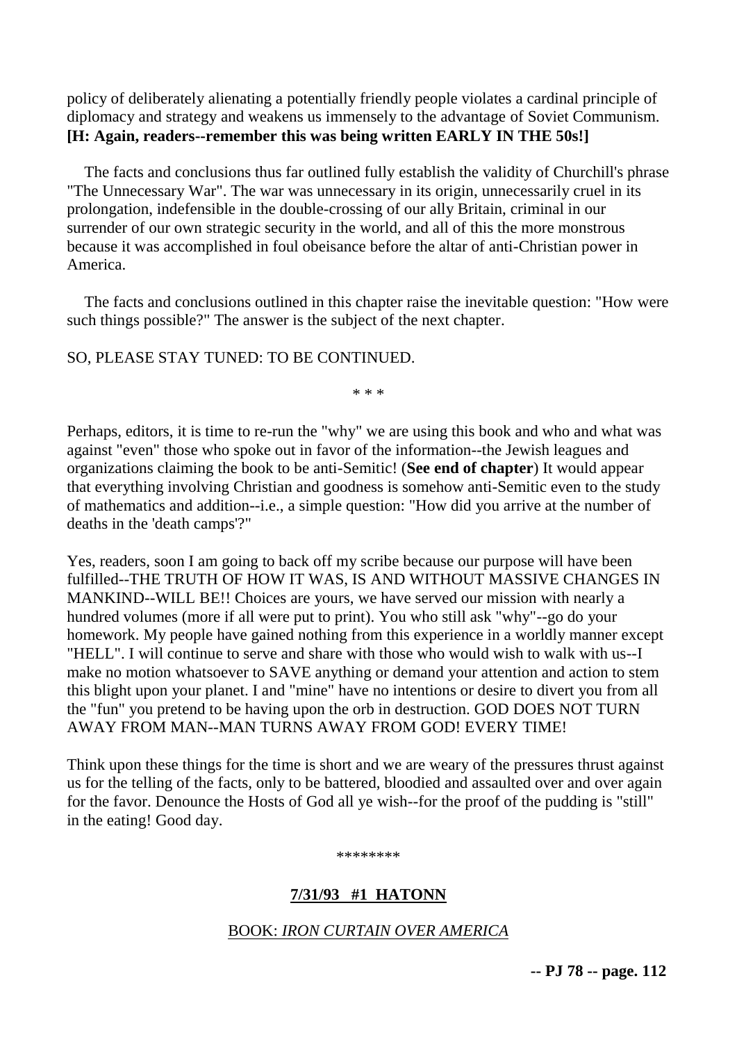policy of deliberately alienating a potentially friendly people violates a cardinal principle of diplomacy and strategy and weakens us immensely to the advantage of Soviet Communism. **[H: Again, readers--remember this was being written EARLY IN THE 50s!]**

The facts and conclusions thus far outlined fully establish the validity of Churchill's phrase "The Unnecessary War". The war was unnecessary in its origin, unnecessarily cruel in its prolongation, indefensible in the double-crossing of our ally Britain, criminal in our surrender of our own strategic security in the world, and all of this the more monstrous because it was accomplished in foul obeisance before the altar of anti-Christian power in America.

The facts and conclusions outlined in this chapter raise the inevitable question: "How were such things possible?" The answer is the subject of the next chapter.

SO, PLEASE STAY TUNED: TO BE CONTINUED.

* * *

Perhaps, editors, it is time to re-run the "why" we are using this book and who and what was against "even" those who spoke out in favor of the information--the Jewish leagues and organizations claiming the book to be anti-Semitic! (**See end of chapter**) It would appear that everything involving Christian and goodness is somehow anti-Semitic even to the study of mathematics and addition--i.e., a simple question: "How did you arrive at the number of deaths in the 'death camps'?"

Yes, readers, soon I am going to back off my scribe because our purpose will have been fulfilled--THE TRUTH OF HOW IT WAS, IS AND WITHOUT MASSIVE CHANGES IN MANKIND--WILL BE!! Choices are yours, we have served our mission with nearly a hundred volumes (more if all were put to print). You who still ask "why"--go do your homework. My people have gained nothing from this experience in a worldly manner except "HELL". I will continue to serve and share with those who would wish to walk with us--I make no motion whatsoever to SAVE anything or demand your attention and action to stem this blight upon your planet. I and "mine" have no intentions or desire to divert you from all the "fun" you pretend to be having upon the orb in destruction. GOD DOES NOT TURN AWAY FROM MAN--MAN TURNS AWAY FROM GOD! EVERY TIME!

Think upon these things for the time is short and we are weary of the pressures thrust against us for the telling of the facts, only to be battered, bloodied and assaulted over and over again for the favor. Denounce the Hosts of God all ye wish--for the proof of the pudding is "still" in the eating! Good day.

********

**7/31/93 #1 HATONN**

BOOK: *IRON CURTAIN OVER AMERICA*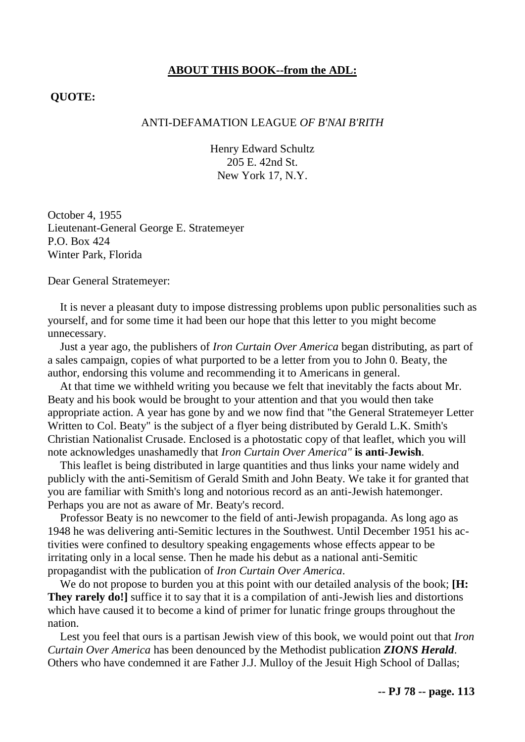**ABOUT THIS BOOK--from the ADL:**

**QUOTE:**

ANTI-DEFAMATION LEAGUE *OF B'NAI B'RITH*

Henry Edward Schultz
205 E. 42nd St.
New York 17, N.Y.

October 4, 1955
Lieutenant-General George E. Stratemeyer
P.O. Box 424
Winter Park, Florida

Dear General Stratemeyer:

It is never a pleasant duty to impose distressing problems upon public personalities such as yourself, and for some time it had been our hope that this letter to you might become unnecessary.

Just a year ago, the publishers of *Iron Curtain Over America* began distributing, as part of a sales campaign, copies of what purported to be a letter from you to John 0. Beaty, the author, endorsing this volume and recommending it to Americans in general.

At that time we withheld writing you because we felt that inevitably the facts about Mr. Beaty and his book would be brought to your attention and that you would then take appropriate action. A year has gone by and we now find that "the General Stratemeyer Letter Written to Col. Beaty" is the subject of a flyer being distributed by Gerald L.K. Smith's Christian Nationalist Crusade. Enclosed is a photostatic copy of that leaflet, which you will note acknowledges unashamedly that *Iron Curtain Over America"* **is anti-Jewish**.

This leaflet is being distributed in large quantities and thus links your name widely and publicly with the anti-Semitism of Gerald Smith and John Beaty. We take it for granted that you are familiar with Smith's long and notorious record as an anti-Jewish hatemonger. Perhaps you are not as aware of Mr. Beaty's record.

Professor Beaty is no newcomer to the field of anti-Jewish propaganda. As long ago as 1948 he was delivering anti-Semitic lectures in the Southwest. Until December 1951 his activities were confined to desultory speaking engagements whose effects appear to be irritating only in a local sense. Then he made his debut as a national anti-Semitic propagandist with the publication of *Iron Curtain Over America*.

We do not propose to burden you at this point with our detailed analysis of the book; **[H: They rarely do!]** suffice it to say that it is a compilation of anti-Jewish lies and distortions which have caused it to become a kind of primer for lunatic fringe groups throughout the nation.

Lest you feel that ours is a partisan Jewish view of this book, we would point out that *Iron Curtain Over America* has been denounced by the Methodist publication ***ZIONS Herald***. Others who have condemned it are Father J.J. Mulloy of the Jesuit High School of Dallas;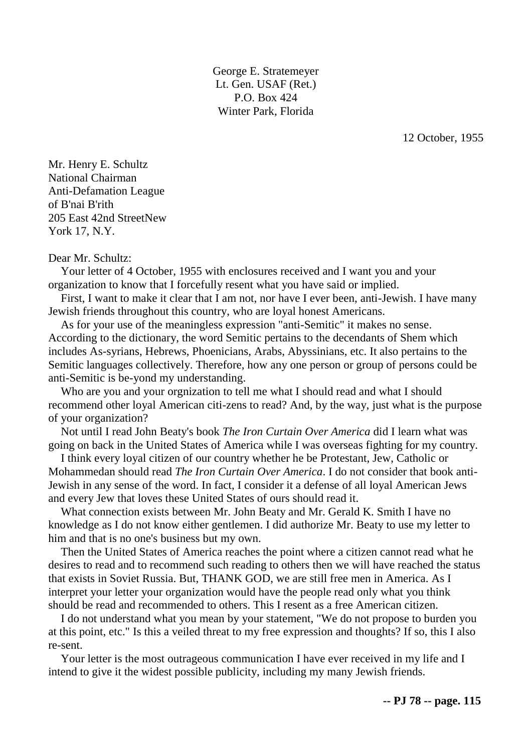George E. Stratemeyer
Lt. Gen. USAF (Ret.)
P.O. Box 424
Winter Park, Florida

12 October, 1955

Mr. Henry E. Schultz
National Chairman
Anti-Defamation League
of B'nai B'rith
205 East 42nd StreetNew
York 17, N.Y.

Dear Mr. Schultz:

Your letter of 4 October, 1955 with enclosures received and I want you and your organization to know that I forcefully resent what you have said or implied.

First, I want to make it clear that I am not, nor have I ever been, anti-Jewish. I have many Jewish friends throughout this country, who are loyal honest Americans.

As for your use of the meaningless expression "anti-Semitic" it makes no sense. According to the dictionary, the word Semitic pertains to the decendants of Shem which includes As-syrians, Hebrews, Phoenicians, Arabs, Abyssinians, etc. It also pertains to the Semitic languages collectively. Therefore, how any one person or group of persons could be anti-Semitic is be-yond my understanding.

Who are you and your orgnization to tell me what I should read and what I should recommend other loyal American citi-zens to read? And, by the way, just what is the purpose of your organization?

Not until I read John Beaty's book *The Iron Curtain Over America* did I learn what was going on back in the United States of America while I was overseas fighting for my country.

I think every loyal citizen of our country whether he be Protestant, Jew, Catholic or Mohammedan should read *The Iron Curtain Over America*. I do not consider that book anti-Jewish in any sense of the word. In fact, I consider it a defense of all loyal American Jews and every Jew that loves these United States of ours should read it.

What connection exists between Mr. John Beaty and Mr. Gerald K. Smith I have no knowledge as I do not know either gentlemen. I did authorize Mr. Beaty to use my letter to him and that is no one's business but my own.

Then the United States of America reaches the point where a citizen cannot read what he desires to read and to recommend such reading to others then we will have reached the status that exists in Soviet Russia. But, THANK GOD, we are still free men in America. As I interpret your letter your organization would have the people read only what you think should be read and recommended to others. This I resent as a free American citizen.

I do not understand what you mean by your statement, "We do not propose to burden you at this point, etc." Is this a veiled threat to my free expression and thoughts? If so, this I also re-sent.

Your letter is the most outrageous communication I have ever received in my life and I intend to give it the widest possible publicity, including my many Jewish friends.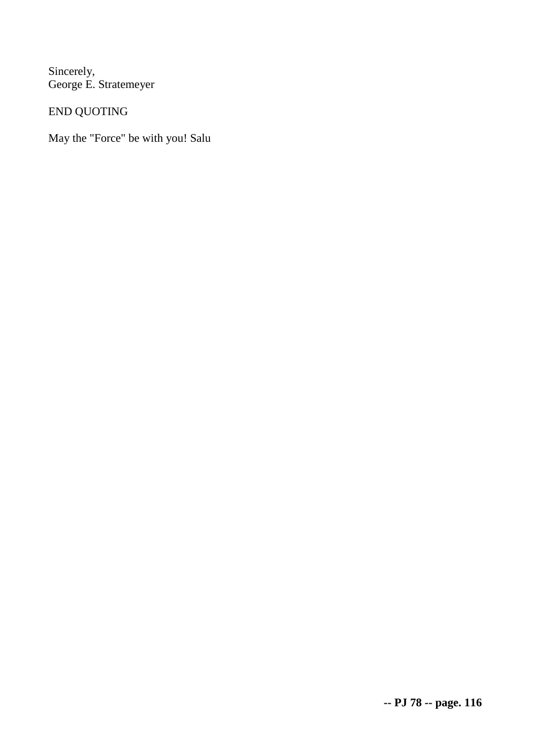Sincerely,
George E. Stratemeyer

END QUOTING

May the "Force" be with you! Salu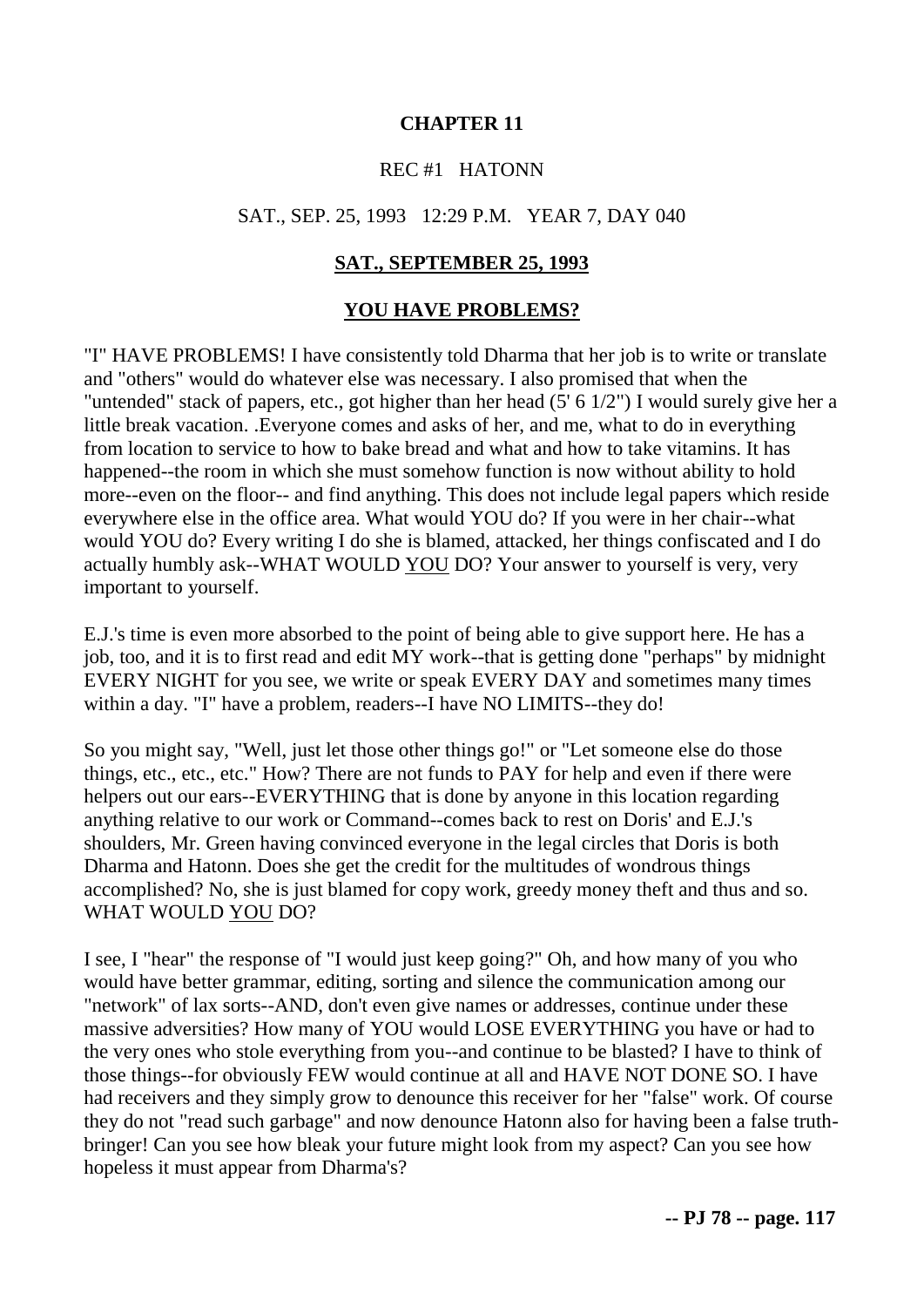# CHAPTER 11

REC #1 HATONN

SAT., SEP. 25, 1993 12:29 P.M. YEAR 7, DAY 040

## SAT., SEPTEMBER 25, 1993

## YOU HAVE PROBLEMS?

"I" HAVE PROBLEMS! I have consistently told Dharma that her job is to write or translate and "others" would do whatever else was necessary. I also promised that when the "untended" stack of papers, etc., got higher than her head (5' 6 1/2") I would surely give her a little break vacation. .Everyone comes and asks of her, and me, what to do in everything from location to service to how to bake bread and what and how to take vitamins. It has happened--the room in which she must somehow function is now without ability to hold more--even on the floor-- and find anything. This does not include legal papers which reside everywhere else in the office area. What would YOU do? If you were in her chair--what would YOU do? Every writing I do she is blamed, attacked, her things confiscated and I do actually humbly ask--WHAT WOULD YOU DO? Your answer to yourself is very, very important to yourself.

E.J.'s time is even more absorbed to the point of being able to give support here. He has a job, too, and it is to first read and edit MY work--that is getting done "perhaps" by midnight EVERY NIGHT for you see, we write or speak EVERY DAY and sometimes many times within a day. "I" have a problem, readers--I have NO LIMITS--they do!

So you might say, "Well, just let those other things go!" or "Let someone else do those things, etc., etc., etc." How? There are not funds to PAY for help and even if there were helpers out our ears--EVERYTHING that is done by anyone in this location regarding anything relative to our work or Command--comes back to rest on Doris' and E.J.'s shoulders, Mr. Green having convinced everyone in the legal circles that Doris is both Dharma and Hatonn. Does she get the credit for the multitudes of wondrous things accomplished? No, she is just blamed for copy work, greedy money theft and thus and so. WHAT WOULD YOU DO?

I see, I "hear" the response of "I would just keep going?" Oh, and how many of you who would have better grammar, editing, sorting and silence the communication among our "network" of lax sorts--AND, don't even give names or addresses, continue under these massive adversities? How many of YOU would LOSE EVERYTHING you have or had to the very ones who stole everything from you--and continue to be blasted? I have to think of those things--for obviously FEW would continue at all and HAVE NOT DONE SO. I have had receivers and they simply grow to denounce this receiver for her "false" work. Of course they do not "read such garbage" and now denounce Hatonn also for having been a false truth-bringer! Can you see how bleak your future might look from my aspect? Can you see how hopeless it must appear from Dharma's?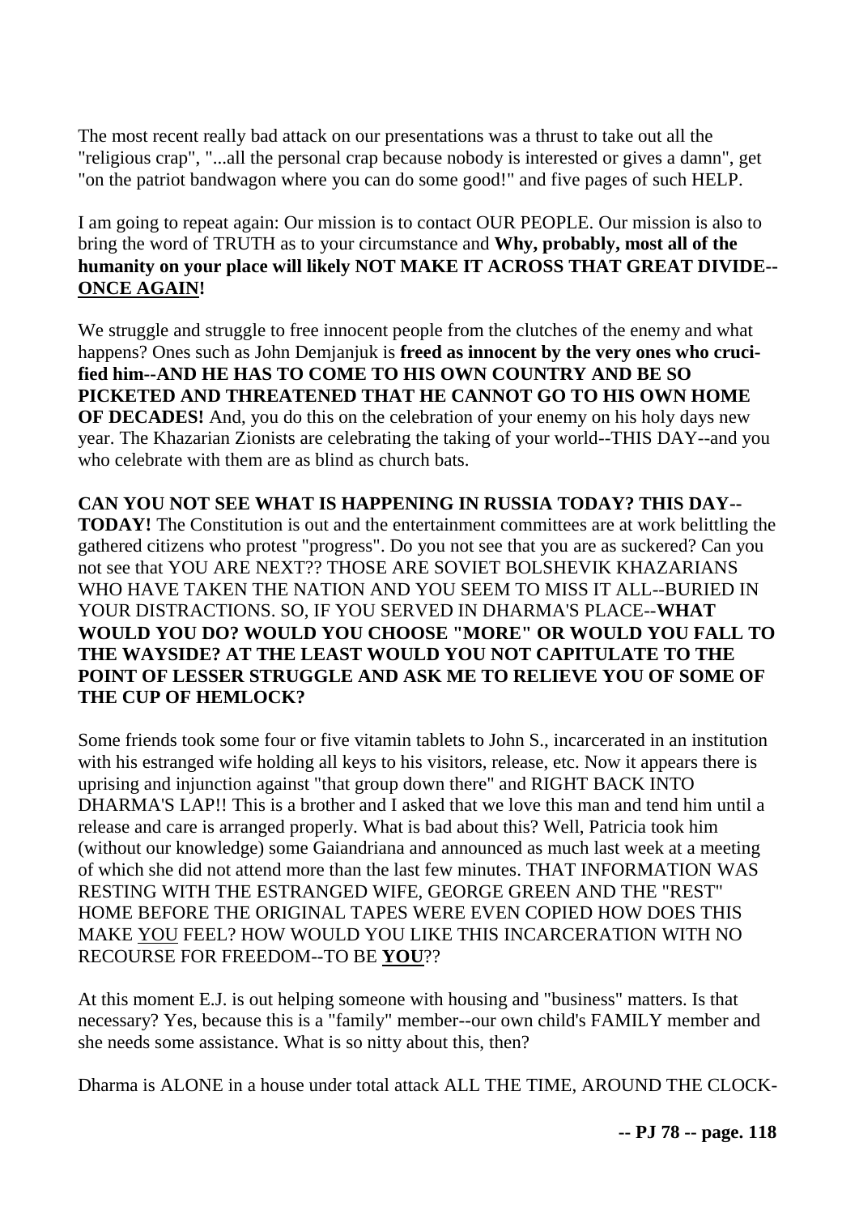The most recent really bad attack on our presentations was a thrust to take out all the "religious crap", "...all the personal crap because nobody is interested or gives a damn", get "on the patriot bandwagon where you can do some good!" and five pages of such HELP.

I am going to repeat again: Our mission is to contact OUR PEOPLE. Our mission is also to bring the word of TRUTH as to your circumstance and **Why, probably, most all of the humanity on your place will likely NOT MAKE IT ACROSS THAT GREAT DIVIDE--<u>ONCE AGAIN</u>!**

We struggle and struggle to free innocent people from the clutches of the enemy and what happens? Ones such as John Demjanjuk is **freed as innocent by the very ones who crucified him--AND HE HAS TO COME TO HIS OWN COUNTRY AND BE SO PICKETED AND THREATENED THAT HE CANNOT GO TO HIS OWN HOME OF DECADES!** And, you do this on the celebration of your enemy on his holy days new year. The Khazarian Zionists are celebrating the taking of your world--THIS DAY--and you who celebrate with them are as blind as church bats.

**CAN YOU NOT SEE WHAT IS HAPPENING IN RUSSIA TODAY? THIS DAY--TODAY!** The Constitution is out and the entertainment committees are at work belittling the gathered citizens who protest "progress". Do you not see that you are as suckered? Can you not see that YOU ARE NEXT?? THOSE ARE SOVIET BOLSHEVIK KHAZARIANS WHO HAVE TAKEN THE NATION AND YOU SEEM TO MISS IT ALL--BURIED IN YOUR DISTRACTIONS. SO, IF YOU SERVED IN DHARMA'S PLACE--**WHAT WOULD YOU DO? WOULD YOU CHOOSE "MORE" OR WOULD YOU FALL TO THE WAYSIDE? AT THE LEAST WOULD YOU NOT CAPITULATE TO THE POINT OF LESSER STRUGGLE AND ASK ME TO RELIEVE YOU OF SOME OF THE CUP OF HEMLOCK?**

Some friends took some four or five vitamin tablets to John S., incarcerated in an institution with his estranged wife holding all keys to his visitors, release, etc. Now it appears there is uprising and injunction against "that group down there" and RIGHT BACK INTO DHARMA'S LAP!! This is a brother and I asked that we love this man and tend him until a release and care is arranged properly. What is bad about this? Well, Patricia took him (without our knowledge) some Gaiandriana and announced as much last week at a meeting of which she did not attend more than the last few minutes. THAT INFORMATION WAS RESTING WITH THE ESTRANGED WIFE, GEORGE GREEN AND THE "REST" HOME BEFORE THE ORIGINAL TAPES WERE EVEN COPIED HOW DOES THIS MAKE <u>YOU</u> FEEL? HOW WOULD YOU LIKE THIS INCARCERATION WITH NO RECOURSE FOR FREEDOM--TO BE <u>**YOU**</u>??

At this moment E.J. is out helping someone with housing and "business" matters. Is that necessary? Yes, because this is a "family" member--our own child's FAMILY member and she needs some assistance. What is so nitty about this, then?

Dharma is ALONE in a house under total attack ALL THE TIME, AROUND THE CLOCK-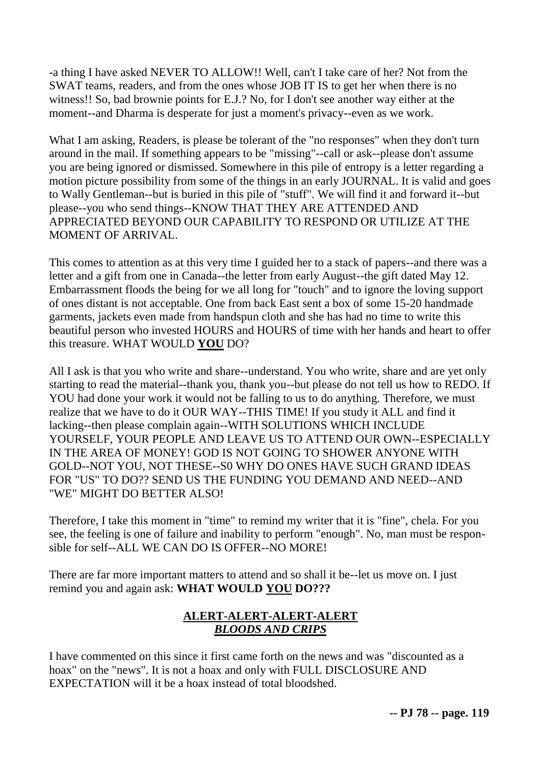-a thing I have asked NEVER TO ALLOW!! Well, can't I take care of her? Not from the SWAT teams, readers, and from the ones whose JOB IT IS to get her when there is no witness!! So, bad brownie points for E.J.? No, for I don't see another way either at the moment--and Dharma is desperate for just a moment's privacy--even as we work.

What I am asking, Readers, is please be tolerant of the "no responses" when they don't turn around in the mail. If something appears to be "missing"--call or ask--please don't assume you are being ignored or dismissed. Somewhere in this pile of entropy is a letter regarding a motion picture possibility from some of the things in an early JOURNAL. It is valid and goes to Wally Gentleman--but is buried in this pile of "stuff". We will find it and forward it--but please--you who send things--KNOW THAT THEY ARE ATTENDED AND APPRECIATED BEYOND OUR CAPABILITY TO RESPOND OR UTILIZE AT THE MOMENT OF ARRIVAL.

This comes to attention as at this very time I guided her to a stack of papers--and there was a letter and a gift from one in Canada--the letter from early August--the gift dated May 12. Embarrassment floods the being for we all long for "touch" and to ignore the loving support of ones distant is not acceptable. One from back East sent a box of some 15-20 handmade garments, jackets even made from handspun cloth and she has had no time to write this beautiful person who invested HOURS and HOURS of time with her hands and heart to offer this treasure. WHAT WOULD **YOU** DO?

All I ask is that you who write and share--understand. You who write, share and are yet only starting to read the material--thank you, thank you--but please do not tell us how to REDO. If YOU had done your work it would not be falling to us to do anything. Therefore, we must realize that we have to do it OUR WAY--THIS TIME! If you study it ALL and find it lacking--then please complain again--WITH SOLUTIONS WHICH INCLUDE YOURSELF, YOUR PEOPLE AND LEAVE US TO ATTEND OUR OWN--ESPECIALLY IN THE AREA OF MONEY! GOD IS NOT GOING TO SHOWER ANYONE WITH GOLD--NOT YOU, NOT THESE--S0 WHY DO ONES HAVE SUCH GRAND IDEAS FOR "US" TO DO?? SEND US THE FUNDING YOU DEMAND AND NEED--AND "WE" MIGHT DO BETTER ALSO!

Therefore, I take this moment in "time" to remind my writer that it is "fine", chela. For you see, the feeling is one of failure and inability to perform "enough". No, man must be responsible for self--ALL WE CAN DO IS OFFER--NO MORE!

There are far more important matters to attend and so shall it be--let us move on. I just remind you and again ask: **WHAT WOULD YOU DO???**

## ALERT-ALERT-ALERT-ALERT
### *BLOODS AND CRIPS*

I have commented on this since it first came forth on the news and was "discounted as a hoax" on the "news". It is not a hoax and only with FULL DISCLOSURE AND EXPECTATION will it be a hoax instead of total bloodshed.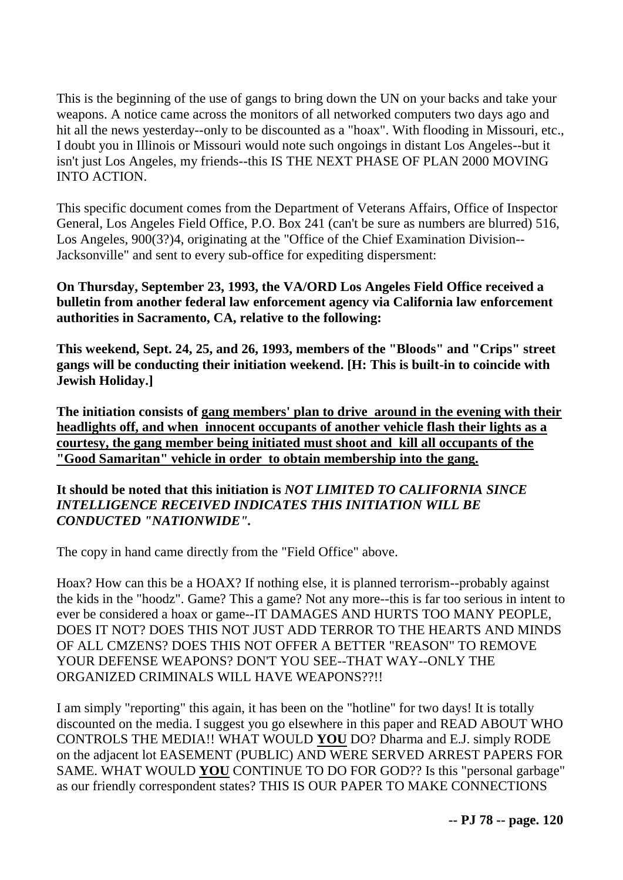This is the beginning of the use of gangs to bring down the UN on your backs and take your weapons. A notice came across the monitors of all networked computers two days ago and hit all the news yesterday--only to be discounted as a "hoax". With flooding in Missouri, etc., I doubt you in Illinois or Missouri would note such ongoings in distant Los Angeles--but it isn't just Los Angeles, my friends--this IS THE NEXT PHASE OF PLAN 2000 MOVING INTO ACTION.

This specific document comes from the Department of Veterans Affairs, Office of Inspector General, Los Angeles Field Office, P.O. Box 241 (can't be sure as numbers are blurred) 516, Los Angeles, 900(3?)4, originating at the "Office of the Chief Examination Division--Jacksonville" and sent to every sub-office for expediting dispersment:

**On Thursday, September 23, 1993, the VA/ORD Los Angeles Field Office received a bulletin from another federal law enforcement agency via California law enforcement authorities in Sacramento, CA, relative to the following:**

**This weekend, Sept. 24, 25, and 26, 1993, members of the "Bloods" and "Crips" street gangs will be conducting their initiation weekend. [H: This is built-in to coincide with Jewish Holiday.]**

**The initiation consists of <u>gang members' plan to drive around in the evening with their headlights off, and when innocent occupants of another vehicle flash their lights as a courtesy, the gang member being initiated must shoot and kill all occupants of the "Good Samaritan" vehicle in order to obtain membership into the gang.</u>**

**It should be noted that this initiation is *NOT LIMITED TO CALIFORNIA SINCE INTELLIGENCE RECEIVED INDICATES THIS INITIATION WILL BE CONDUCTED "NATIONWIDE"*.**

The copy in hand came directly from the "Field Office" above.

Hoax? How can this be a HOAX? If nothing else, it is planned terrorism--probably against the kids in the "hoodz". Game? This a game? Not any more--this is far too serious in intent to ever be considered a hoax or game--IT DAMAGES AND HURTS TOO MANY PEOPLE, DOES IT NOT? DOES THIS NOT JUST ADD TERROR TO THE HEARTS AND MINDS OF ALL CMZENS? DOES THIS NOT OFFER A BETTER "REASON" TO REMOVE YOUR DEFENSE WEAPONS? DON'T YOU SEE--THAT WAY--ONLY THE ORGANIZED CRIMINALS WILL HAVE WEAPONS??!!

I am simply "reporting" this again, it has been on the "hotline" for two days! It is totally discounted on the media. I suggest you go elsewhere in this paper and READ ABOUT WHO CONTROLS THE MEDIA!! WHAT WOULD **<u>YOU</u>** DO? Dharma and E.J. simply RODE on the adjacent lot EASEMENT (PUBLIC) AND WERE SERVED ARREST PAPERS FOR SAME. WHAT WOULD **<u>YOU</u>** CONTINUE TO DO FOR GOD?? Is this "personal garbage" as our friendly correspondent states? THIS IS OUR PAPER TO MAKE CONNECTIONS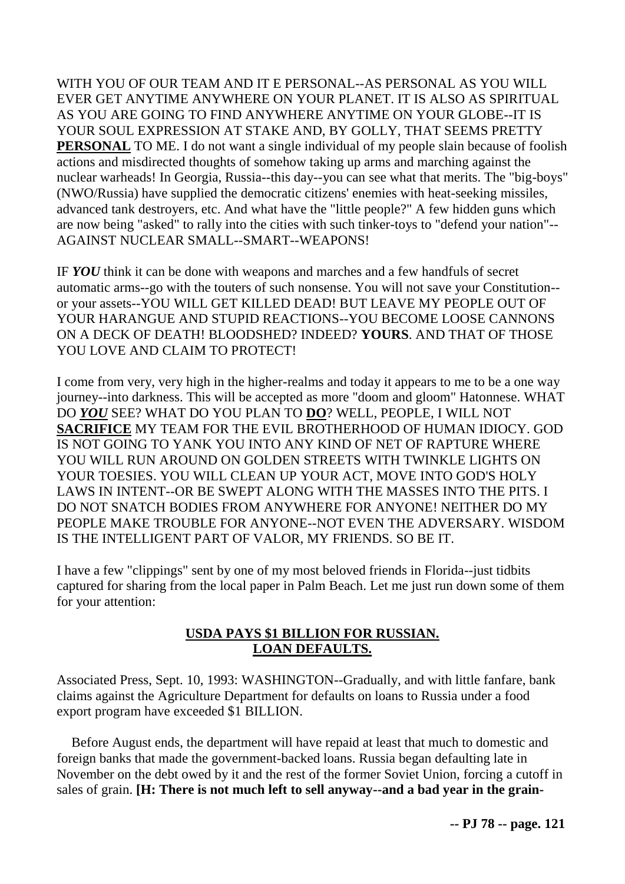WITH YOU OF OUR TEAM AND IT E PERSONAL--AS PERSONAL AS YOU WILL EVER GET ANYTIME ANYWHERE ON YOUR PLANET. IT IS ALSO AS SPIRITUAL AS YOU ARE GOING TO FIND ANYWHERE ANYTIME ON YOUR GLOBE--IT IS YOUR SOUL EXPRESSION AT STAKE AND, BY GOLLY, THAT SEEMS PRETTY **PERSONAL** TO ME. I do not want a single individual of my people slain because of foolish actions and misdirected thoughts of somehow taking up arms and marching against the nuclear warheads! In Georgia, Russia--this day--you can see what that merits. The "big-boys" (NWO/Russia) have supplied the democratic citizens' enemies with heat-seeking missiles, advanced tank destroyers, etc. And what have the "little people?" A few hidden guns which are now being "asked" to rally into the cities with such tinker-toys to "defend your nation"--AGAINST NUCLEAR SMALL--SMART--WEAPONS!

IF ***YOU*** think it can be done with weapons and marches and a few handfuls of secret automatic arms--go with the touters of such nonsense. You will not save your Constitution--or your assets--YOU WILL GET KILLED DEAD! BUT LEAVE MY PEOPLE OUT OF YOUR HARANGUE AND STUPID REACTIONS--YOU BECOME LOOSE CANNONS ON A DECK OF DEATH! BLOODSHED? INDEED? **YOURS**. AND THAT OF THOSE YOU LOVE AND CLAIM TO PROTECT!

I come from very, very high in the higher-realms and today it appears to me to be a one way journey--into darkness. This will be accepted as more "doom and gloom" Hatonnese. WHAT DO ***YOU*** SEE? WHAT DO YOU PLAN TO **DO**? WELL, PEOPLE, I WILL NOT **SACRIFICE** MY TEAM FOR THE EVIL BROTHERHOOD OF HUMAN IDIOCY. GOD IS NOT GOING TO YANK YOU INTO ANY KIND OF NET OF RAPTURE WHERE YOU WILL RUN AROUND ON GOLDEN STREETS WITH TWINKLE LIGHTS ON YOUR TOESIES. YOU WILL CLEAN UP YOUR ACT, MOVE INTO GOD'S HOLY LAWS IN INTENT--OR BE SWEPT ALONG WITH THE MASSES INTO THE PITS. I DO NOT SNATCH BODIES FROM ANYWHERE FOR ANYONE! NEITHER DO MY PEOPLE MAKE TROUBLE FOR ANYONE--NOT EVEN THE ADVERSARY. WISDOM IS THE INTELLIGENT PART OF VALOR, MY FRIENDS. SO BE IT.

I have a few "clippings" sent by one of my most beloved friends in Florida--just tidbits captured for sharing from the local paper in Palm Beach. Let me just run down some of them for your attention:

**USDA PAYS $1 BILLION FOR RUSSIAN. LOAN DEFAULTS.**

Associated Press, Sept. 10, 1993: WASHINGTON--Gradually, and with little fanfare, bank claims against the Agriculture Department for defaults on loans to Russia under a food export program have exceeded $1 BILLION.

Before August ends, the department will have repaid at least that much to domestic and foreign banks that made the government-backed loans. Russia began defaulting late in November on the debt owed by it and the rest of the former Soviet Union, forcing a cutoff in sales of grain. **[H: There is not much left to sell anyway--and a bad year in the grain-**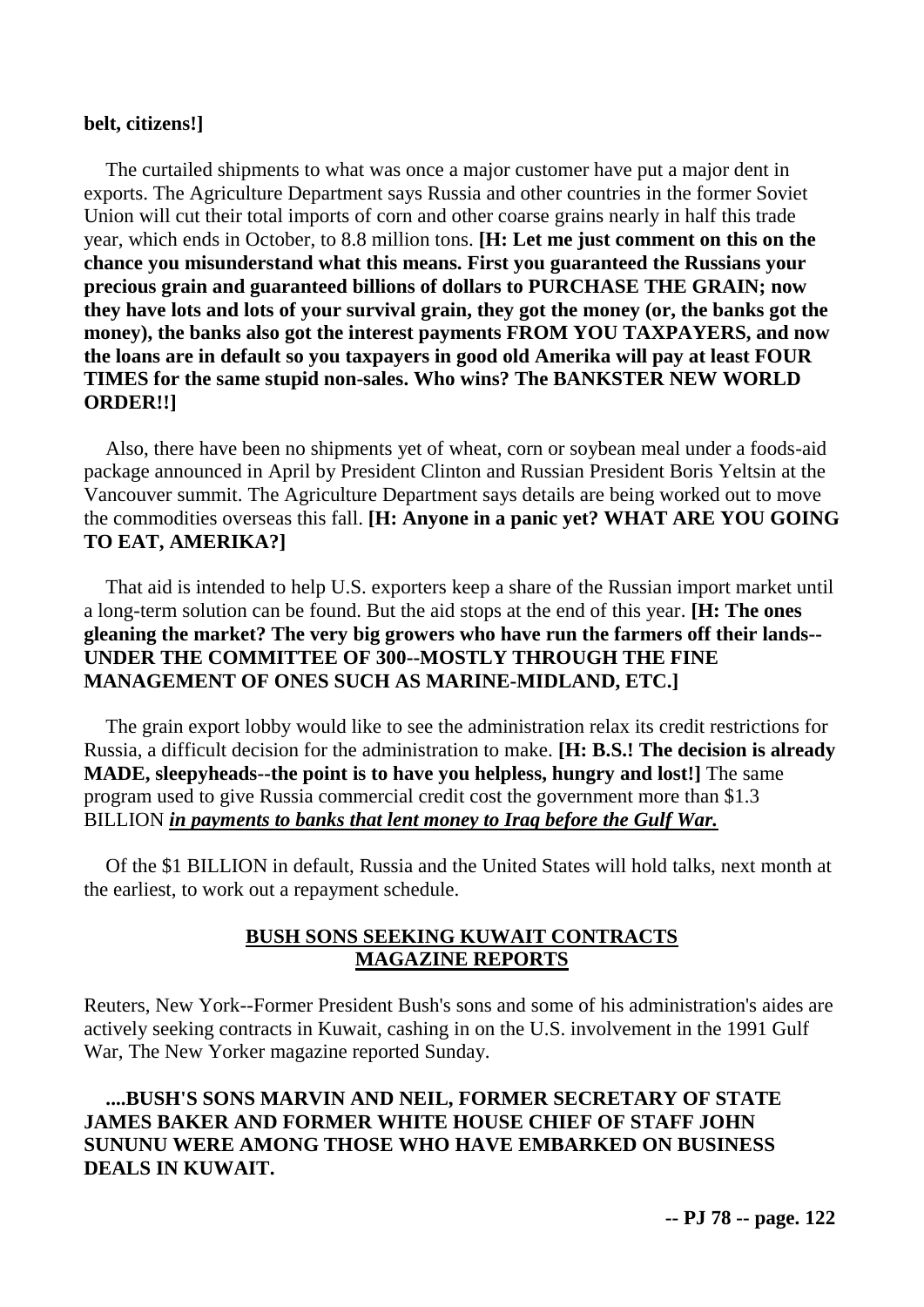**belt, citizens!]**

The curtailed shipments to what was once a major customer have put a major dent in exports. The Agriculture Department says Russia and other countries in the former Soviet Union will cut their total imports of corn and other coarse grains nearly in half this trade year, which ends in October, to 8.8 million tons. **[H: Let me just comment on this on the chance you misunderstand what this means. First you guaranteed the Russians your precious grain and guaranteed billions of dollars to PURCHASE THE GRAIN; now they have lots and lots of your survival grain, they got the money (or, the banks got the money), the banks also got the interest payments FROM YOU TAXPAYERS, and now the loans are in default so you taxpayers in good old Amerika will pay at least FOUR TIMES for the same stupid non-sales. Who wins? The BANKSTER NEW WORLD ORDER!!]**

Also, there have been no shipments yet of wheat, corn or soybean meal under a foods-aid package announced in April by President Clinton and Russian President Boris Yeltsin at the Vancouver summit. The Agriculture Department says details are being worked out to move the commodities overseas this fall. **[H: Anyone in a panic yet? WHAT ARE YOU GOING TO EAT, AMERIKA?]**

That aid is intended to help U.S. exporters keep a share of the Russian import market until a long-term solution can be found. But the aid stops at the end of this year. **[H: The ones gleaning the market? The very big growers who have run the farmers off their lands--UNDER THE COMMITTEE OF 300--MOSTLY THROUGH THE FINE MANAGEMENT OF ONES SUCH AS MARINE-MIDLAND, ETC.]**

The grain export lobby would like to see the administration relax its credit restrictions for Russia, a difficult decision for the administration to make. **[H: B.S.! The decision is already MADE, sleepyheads--the point is to have you helpless, hungry and lost!]** The same program used to give Russia commercial credit cost the government more than $1.3 BILLION ***in payments to banks that lent money to Iraq before the Gulf War.***

Of the $1 BILLION in default, Russia and the United States will hold talks, next month at the earliest, to work out a repayment schedule.

## BUSH SONS SEEKING KUWAIT CONTRACTS MAGAZINE REPORTS

Reuters, New York--Former President Bush's sons and some of his administration's aides are actively seeking contracts in Kuwait, cashing in on the U.S. involvement in the 1991 Gulf War, The New Yorker magazine reported Sunday.

**....BUSH'S SONS MARVIN AND NEIL, FORMER SECRETARY OF STATE JAMES BAKER AND FORMER WHITE HOUSE CHIEF OF STAFF JOHN SUNUNU WERE AMONG THOSE WHO HAVE EMBARKED ON BUSINESS DEALS IN KUWAIT.**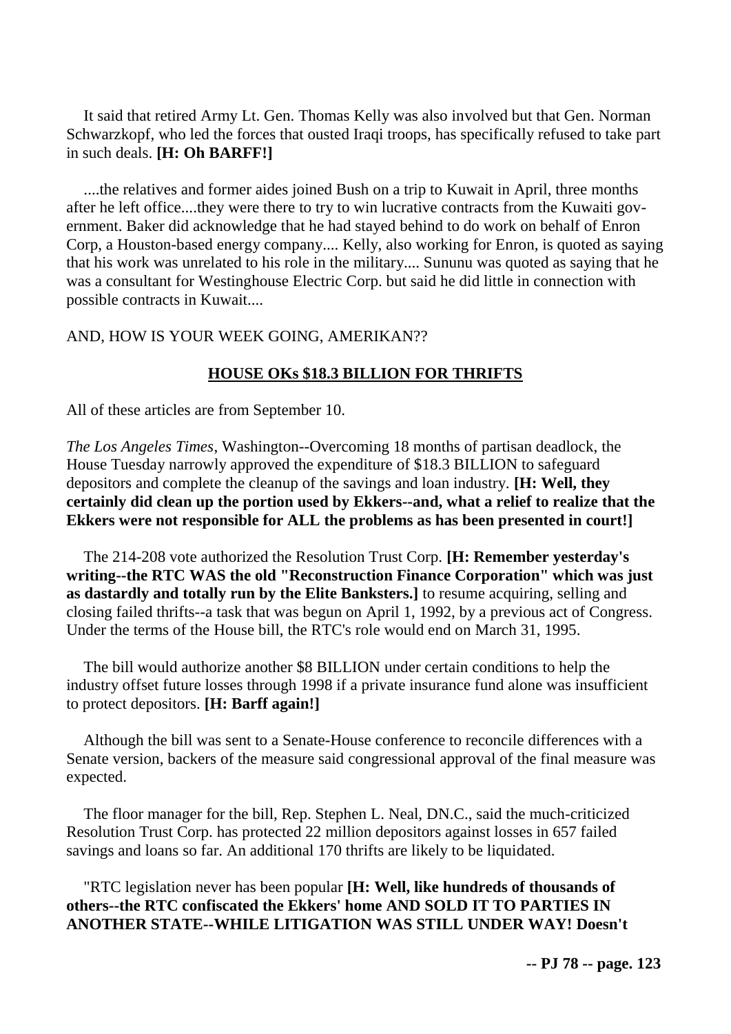It said that retired Army Lt. Gen. Thomas Kelly was also involved but that Gen. Norman Schwarzkopf, who led the forces that ousted Iraqi troops, has specifically refused to take part in such deals. **[H: Oh BARFF!]**

....the relatives and former aides joined Bush on a trip to Kuwait in April, three months after he left office....they were there to try to win lucrative contracts from the Kuwaiti government. Baker did acknowledge that he had stayed behind to do work on behalf of Enron Corp, a Houston-based energy company.... Kelly, also working for Enron, is quoted as saying that his work was unrelated to his role in the military.... Sununu was quoted as saying that he was a consultant for Westinghouse Electric Corp. but said he did little in connection with possible contracts in Kuwait....

AND, HOW IS YOUR WEEK GOING, AMERIKAN??

## HOUSE OKs $18.3 BILLION FOR THRIFTS

All of these articles are from September 10.

*The Los Angeles Times*, Washington--Overcoming 18 months of partisan deadlock, the House Tuesday narrowly approved the expenditure of $18.3 BILLION to safeguard depositors and complete the cleanup of the savings and loan industry. **[H: Well, they certainly did clean up the portion used by Ekkers--and, what a relief to realize that the Ekkers were not responsible for ALL the problems as has been presented in court!]**

The 214-208 vote authorized the Resolution Trust Corp. **[H: Remember yesterday's writing--the RTC WAS the old "Reconstruction Finance Corporation" which was just as dastardly and totally run by the Elite Banksters.]** to resume acquiring, selling and closing failed thrifts--a task that was begun on April 1, 1992, by a previous act of Congress. Under the terms of the House bill, the RTC's role would end on March 31, 1995.

The bill would authorize another $8 BILLION under certain conditions to help the industry offset future losses through 1998 if a private insurance fund alone was insufficient to protect depositors. **[H: Barff again!]**

Although the bill was sent to a Senate-House conference to reconcile differences with a Senate version, backers of the measure said congressional approval of the final measure was expected.

The floor manager for the bill, Rep. Stephen L. Neal, DN.C., said the much-criticized Resolution Trust Corp. has protected 22 million depositors against losses in 657 failed savings and loans so far. An additional 170 thrifts are likely to be liquidated.

"RTC legislation never has been popular **[H: Well, like hundreds of thousands of others--the RTC confiscated the Ekkers' home AND SOLD IT TO PARTIES IN ANOTHER STATE--WHILE LITIGATION WAS STILL UNDER WAY! Doesn't**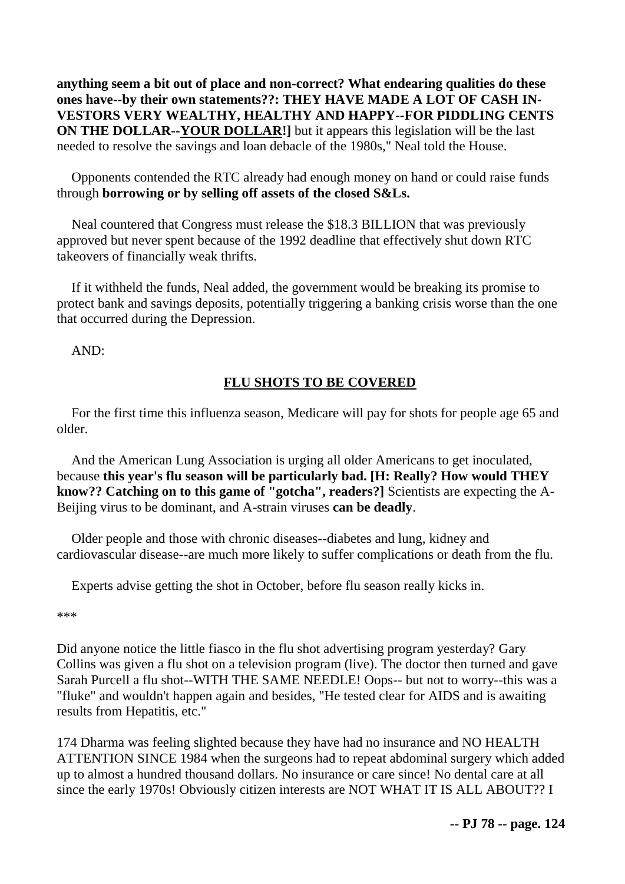**anything seem a bit out of place and non-correct? What endearing qualities do these ones have--by their own statements??: THEY HAVE MADE A LOT OF CASH IN-VESTORS VERY WEALTHY, HEALTHY AND HAPPY--FOR PIDDLING CENTS ON THE DOLLAR--<u>YOUR DOLLAR</u>!]** but it appears this legislation will be the last needed to resolve the savings and loan debacle of the 1980s," Neal told the House.

Opponents contended the RTC already had enough money on hand or could raise funds through **borrowing or by selling off assets of the closed S&Ls.**

Neal countered that Congress must release the $18.3 BILLION that was previously approved but never spent because of the 1992 deadline that effectively shut down RTC takeovers of financially weak thrifts.

If it withheld the funds, Neal added, the government would be breaking its promise to protect bank and savings deposits, potentially triggering a banking crisis worse than the one that occurred during the Depression.

AND:

## <u>FLU SHOTS TO BE COVERED</u>

For the first time this influenza season, Medicare will pay for shots for people age 65 and older.

And the American Lung Association is urging all older Americans to get inoculated, because **this year's flu season will be particularly bad. [H: Really? How would THEY know?? Catching on to this game of "gotcha", readers?]** Scientists are expecting the A-Beijing virus to be dominant, and A-strain viruses **can be deadly**.

Older people and those with chronic diseases--diabetes and lung, kidney and cardiovascular disease--are much more likely to suffer complications or death from the flu.

Experts advise getting the shot in October, before flu season really kicks in.

***

Did anyone notice the little fiasco in the flu shot advertising program yesterday? Gary Collins was given a flu shot on a television program (live). The doctor then turned and gave Sarah Purcell a flu shot--WITH THE SAME NEEDLE! Oops-- but not to worry--this was a "fluke" and wouldn't happen again and besides, "He tested clear for AIDS and is awaiting results from Hepatitis, etc."

174 Dharma was feeling slighted because they have had no insurance and NO HEALTH ATTENTION SINCE 1984 when the surgeons had to repeat abdominal surgery which added up to almost a hundred thousand dollars. No insurance or care since! No dental care at all since the early 1970s! Obviously citizen interests are NOT WHAT IT IS ALL ABOUT?? I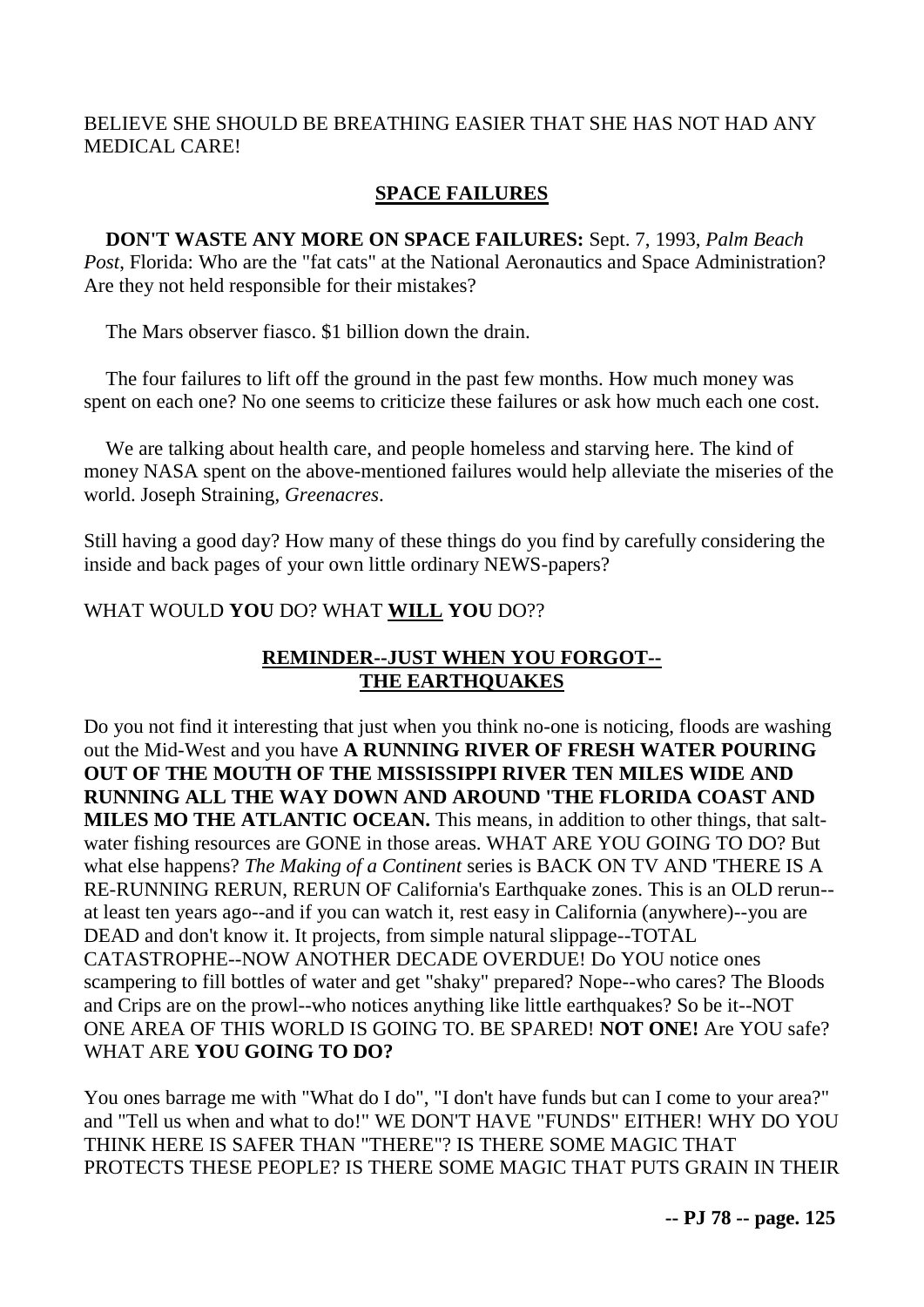BELIEVE SHE SHOULD BE BREATHING EASIER THAT SHE HAS NOT HAD ANY MEDICAL CARE!

## SPACE FAILURES

**DON'T WASTE ANY MORE ON SPACE FAILURES:** Sept. 7, 1993, *Palm Beach Post*, Florida: Who are the "fat cats" at the National Aeronautics and Space Administration? Are they not held responsible for their mistakes?

The Mars observer fiasco. $1 billion down the drain.

The four failures to lift off the ground in the past few months. How much money was spent on each one? No one seems to criticize these failures or ask how much each one cost.

We are talking about health care, and people homeless and starving here. The kind of money NASA spent on the above-mentioned failures would help alleviate the miseries of the world. Joseph Straining, *Greenacres*.

Still having a good day? How many of these things do you find by carefully considering the inside and back pages of your own little ordinary NEWS-papers?

WHAT WOULD **YOU** DO? WHAT **WILL YOU** DO??

## REMINDER--JUST WHEN YOU FORGOT-- THE EARTHQUAKES

Do you not find it interesting that just when you think no-one is noticing, floods are washing out the Mid-West and you have **A RUNNING RIVER OF FRESH WATER POURING OUT OF THE MOUTH OF THE MISSISSIPPI RIVER TEN MILES WIDE AND RUNNING ALL THE WAY DOWN AND AROUND 'THE FLORIDA COAST AND MILES MO THE ATLANTIC OCEAN.** This means, in addition to other things, that salt-water fishing resources are GONE in those areas. WHAT ARE YOU GOING TO DO? But what else happens? *The Making of a Continent* series is BACK ON TV AND 'THERE IS A RE-RUNNING RERUN, RERUN OF California's Earthquake zones. This is an OLD rerun--at least ten years ago--and if you can watch it, rest easy in California (anywhere)--you are DEAD and don't know it. It projects, from simple natural slippage--TOTAL CATASTROPHE--NOW ANOTHER DECADE OVERDUE! Do YOU notice ones scampering to fill bottles of water and get "shaky" prepared? Nope--who cares? The Bloods and Crips are on the prowl--who notices anything like little earthquakes? So be it--NOT ONE AREA OF THIS WORLD IS GOING TO. BE SPARED! **NOT ONE!** Are YOU safe? WHAT ARE **YOU GOING TO DO?**

You ones barrage me with "What do I do", "I don't have funds but can I come to your area?" and "Tell us when and what to do!" WE DON'T HAVE "FUNDS" EITHER! WHY DO YOU THINK HERE IS SAFER THAN "THERE"? IS THERE SOME MAGIC THAT PROTECTS THESE PEOPLE? IS THERE SOME MAGIC THAT PUTS GRAIN IN THEIR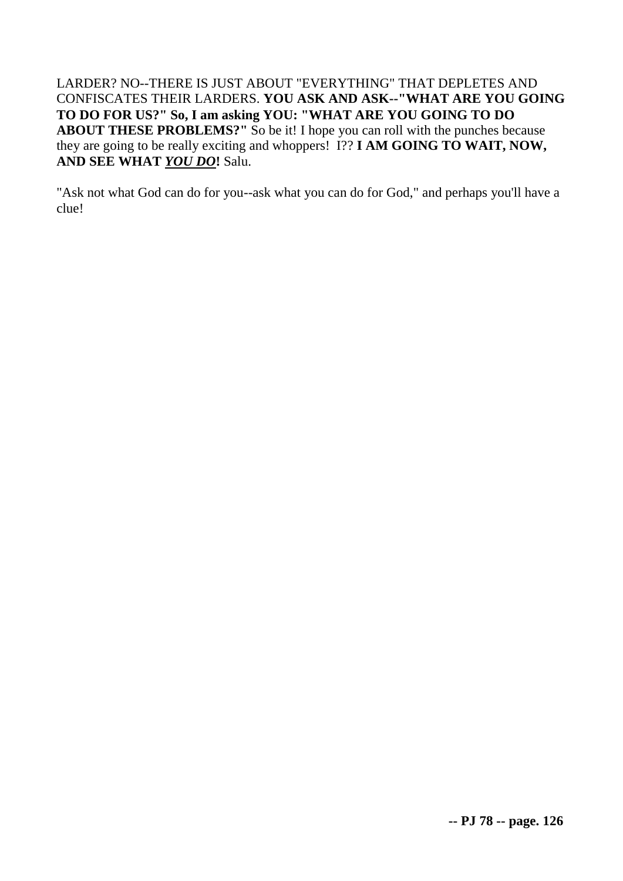LARDER? NO--THERE IS JUST ABOUT "EVERYTHING" THAT DEPLETES AND CONFISCATES THEIR LARDERS. **YOU ASK AND ASK--"WHAT ARE YOU GOING TO DO FOR US?" So, I am asking YOU: "WHAT ARE YOU GOING TO DO ABOUT THESE PROBLEMS?"** So be it! I hope you can roll with the punches because they are going to be really exciting and whoppers! I?? **I AM GOING TO WAIT, NOW, AND SEE WHAT *YOU DO*!** Salu.

"Ask not what God can do for you--ask what you can do for God," and perhaps you'll have a clue!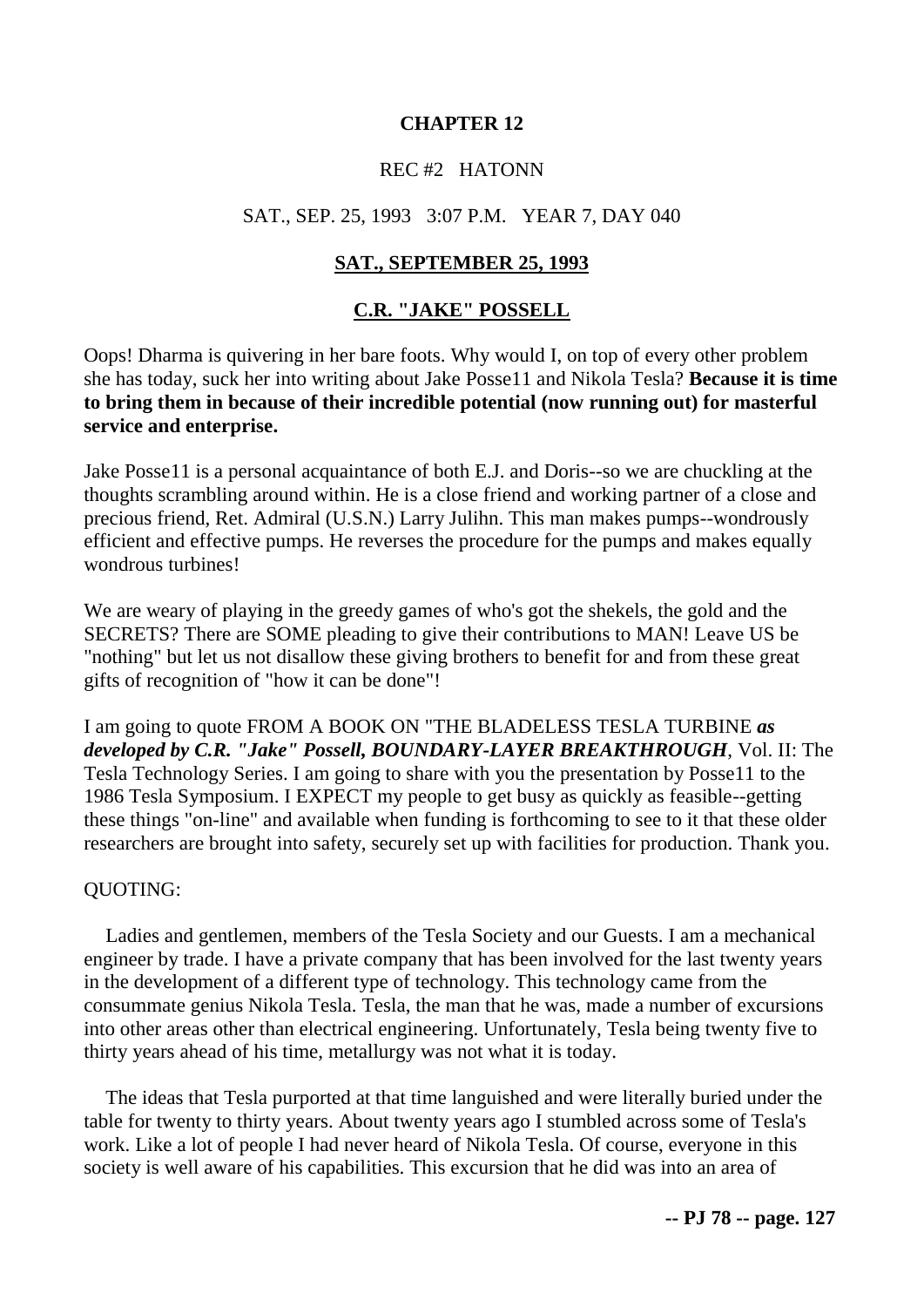# CHAPTER 12

REC #2 HATONN

SAT., SEP. 25, 1993 3:07 P.M. YEAR 7, DAY 040

## SAT., SEPTEMBER 25, 1993

## C.R. "JAKE" POSSELL

Oops! Dharma is quivering in her bare foots. Why would I, on top of every other problem she has today, suck her into writing about Jake Posse11 and Nikola Tesla? **Because it is time to bring them in because of their incredible potential (now running out) for masterful service and enterprise.**

Jake Posse11 is a personal acquaintance of both E.J. and Doris--so we are chuckling at the thoughts scrambling around within. He is a close friend and working partner of a close and precious friend, Ret. Admiral (U.S.N.) Larry Julihn. This man makes pumps--wondrously efficient and effective pumps. He reverses the procedure for the pumps and makes equally wondrous turbines!

We are weary of playing in the greedy games of who's got the shekels, the gold and the SECRETS? There are SOME pleading to give their contributions to MAN! Leave US be "nothing" but let us not disallow these giving brothers to benefit for and from these great gifts of recognition of "how it can be done"!

I am going to quote FROM A BOOK ON "THE BLADELESS TESLA TURBINE ***as developed by C.R. "Jake" Possell, BOUNDARY-LAYER BREAKTHROUGH***, Vol. II: The Tesla Technology Series. I am going to share with you the presentation by Posse11 to the 1986 Tesla Symposium. I EXPECT my people to get busy as quickly as feasible--getting these things "on-line" and available when funding is forthcoming to see to it that these older researchers are brought into safety, securely set up with facilities for production. Thank you.

QUOTING:

Ladies and gentlemen, members of the Tesla Society and our Guests. I am a mechanical engineer by trade. I have a private company that has been involved for the last twenty years in the development of a different type of technology. This technology came from the consummate genius Nikola Tesla. Tesla, the man that he was, made a number of excursions into other areas other than electrical engineering. Unfortunately, Tesla being twenty five to thirty years ahead of his time, metallurgy was not what it is today.

The ideas that Tesla purported at that time languished and were literally buried under the table for twenty to thirty years. About twenty years ago I stumbled across some of Tesla's work. Like a lot of people I had never heard of Nikola Tesla. Of course, everyone in this society is well aware of his capabilities. This excursion that he did was into an area of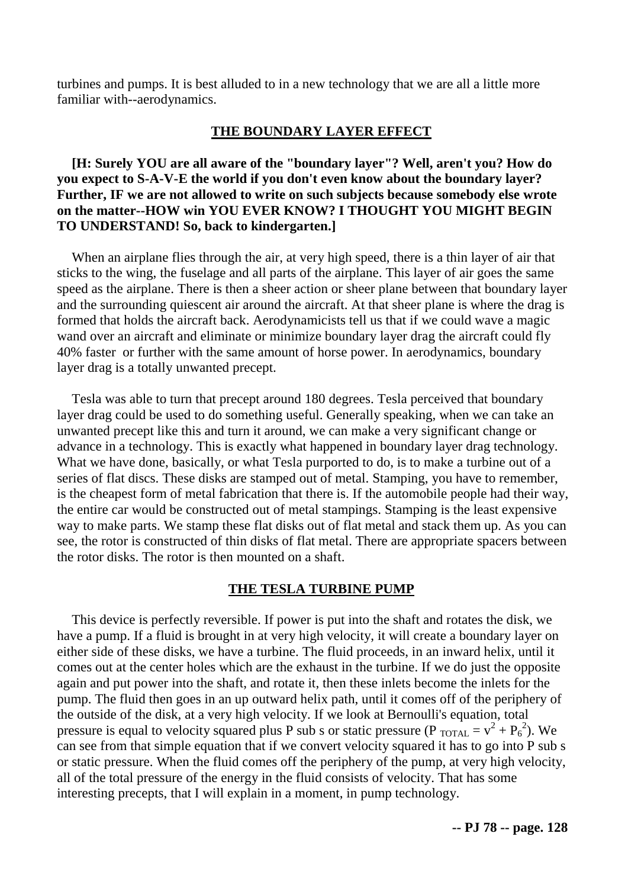turbines and pumps. It is best alluded to in a new technology that we are all a little more familiar with--aerodynamics.

## THE BOUNDARY LAYER EFFECT

**[H: Surely YOU are all aware of the "boundary layer"? Well, aren't you? How do you expect to S-A-V-E the world if you don't even know about the boundary layer? Further, IF we are not allowed to write on such subjects because somebody else wrote on the matter--HOW win YOU EVER KNOW? I THOUGHT YOU MIGHT BEGIN TO UNDERSTAND! So, back to kindergarten.]**

When an airplane flies through the air, at very high speed, there is a thin layer of air that sticks to the wing, the fuselage and all parts of the airplane. This layer of air goes the same speed as the airplane. There is then a sheer action or sheer plane between that boundary layer and the surrounding quiescent air around the aircraft. At that sheer plane is where the drag is formed that holds the aircraft back. Aerodynamicists tell us that if we could wave a magic wand over an aircraft and eliminate or minimize boundary layer drag the aircraft could fly 40% faster or further with the same amount of horse power. In aerodynamics, boundary layer drag is a totally unwanted precept.

Tesla was able to turn that precept around 180 degrees. Tesla perceived that boundary layer drag could be used to do something useful. Generally speaking, when we can take an unwanted precept like this and turn it around, we can make a very significant change or advance in a technology. This is exactly what happened in boundary layer drag technology. What we have done, basically, or what Tesla purported to do, is to make a turbine out of a series of flat discs. These disks are stamped out of metal. Stamping, you have to remember, is the cheapest form of metal fabrication that there is. If the automobile people had their way, the entire car would be constructed out of metal stampings. Stamping is the least expensive way to make parts. We stamp these flat disks out of flat metal and stack them up. As you can see, the rotor is constructed of thin disks of flat metal. There are appropriate spacers between the rotor disks. The rotor is then mounted on a shaft.

## THE TESLA TURBINE PUMP

This device is perfectly reversible. If power is put into the shaft and rotates the disk, we have a pump. If a fluid is brought in at very high velocity, it will create a boundary layer on either side of these disks, we have a turbine. The fluid proceeds, in an inward helix, until it comes out at the center holes which are the exhaust in the turbine. If we do just the opposite again and put power into the shaft, and rotate it, then these inlets become the inlets for the pump. The fluid then goes in an up outward helix path, until it comes off of the periphery of the outside of the disk, at a very high velocity. If we look at Bernoulli's equation, total pressure is equal to velocity squared plus P sub s or static pressure ($P_{TOTAL} = v^2 + P_6^2$). We can see from that simple equation that if we convert velocity squared it has to go into P sub s or static pressure. When the fluid comes off the periphery of the pump, at very high velocity, all of the total pressure of the energy in the fluid consists of velocity. That has some interesting precepts, that I will explain in a moment, in pump technology.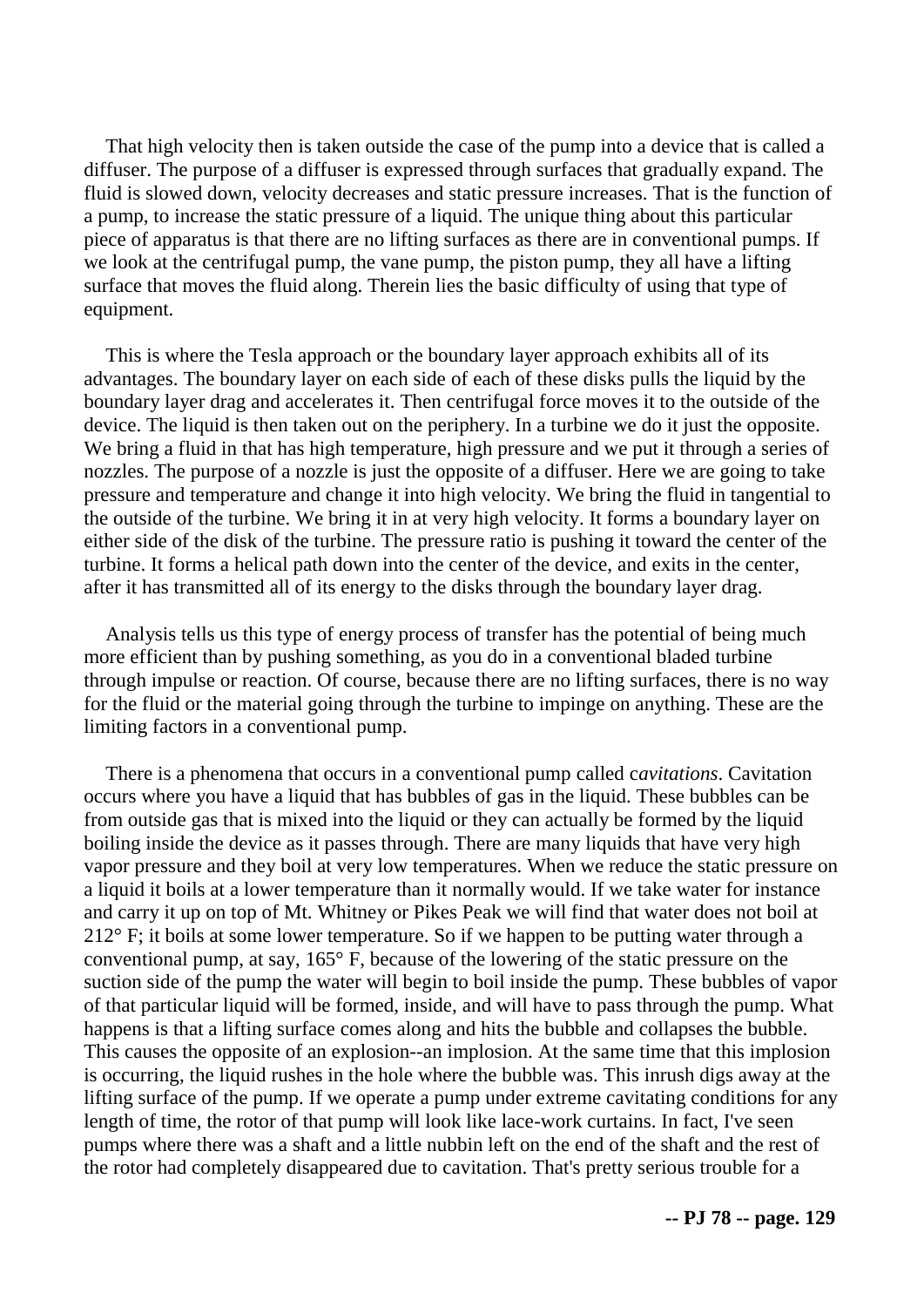That high velocity then is taken outside the case of the pump into a device that is called a diffuser. The purpose of a diffuser is expressed through surfaces that gradually expand. The fluid is slowed down, velocity decreases and static pressure increases. That is the function of a pump, to increase the static pressure of a liquid. The unique thing about this particular piece of apparatus is that there are no lifting surfaces as there are in conventional pumps. If we look at the centrifugal pump, the vane pump, the piston pump, they all have a lifting surface that moves the fluid along. Therein lies the basic difficulty of using that type of equipment.

This is where the Tesla approach or the boundary layer approach exhibits all of its advantages. The boundary layer on each side of each of these disks pulls the liquid by the boundary layer drag and accelerates it. Then centrifugal force moves it to the outside of the device. The liquid is then taken out on the periphery. In a turbine we do it just the opposite. We bring a fluid in that has high temperature, high pressure and we put it through a series of nozzles. The purpose of a nozzle is just the opposite of a diffuser. Here we are going to take pressure and temperature and change it into high velocity. We bring the fluid in tangential to the outside of the turbine. We bring it in at very high velocity. It forms a boundary layer on either side of the disk of the turbine. The pressure ratio is pushing it toward the center of the turbine. It forms a helical path down into the center of the device, and exits in the center, after it has transmitted all of its energy to the disks through the boundary layer drag.

Analysis tells us this type of energy process of transfer has the potential of being much more efficient than by pushing something, as you do in a conventional bladed turbine through impulse or reaction. Of course, because there are no lifting surfaces, there is no way for the fluid or the material going through the turbine to impinge on anything. These are the limiting factors in a conventional pump.

There is a phenomena that occurs in a conventional pump called c*avitations*. Cavitation occurs where you have a liquid that has bubbles of gas in the liquid. These bubbles can be from outside gas that is mixed into the liquid or they can actually be formed by the liquid boiling inside the device as it passes through. There are many liquids that have very high vapor pressure and they boil at very low temperatures. When we reduce the static pressure on a liquid it boils at a lower temperature than it normally would. If we take water for instance and carry it up on top of Mt. Whitney or Pikes Peak we will find that water does not boil at 212° F; it boils at some lower temperature. So if we happen to be putting water through a conventional pump, at say, 165° F, because of the lowering of the static pressure on the suction side of the pump the water will begin to boil inside the pump. These bubbles of vapor of that particular liquid will be formed, inside, and will have to pass through the pump. What happens is that a lifting surface comes along and hits the bubble and collapses the bubble. This causes the opposite of an explosion--an implosion. At the same time that this implosion is occurring, the liquid rushes in the hole where the bubble was. This inrush digs away at the lifting surface of the pump. If we operate a pump under extreme cavitating conditions for any length of time, the rotor of that pump will look like lace-work curtains. In fact, I've seen pumps where there was a shaft and a little nubbin left on the end of the shaft and the rest of the rotor had completely disappeared due to cavitation. That's pretty serious trouble for a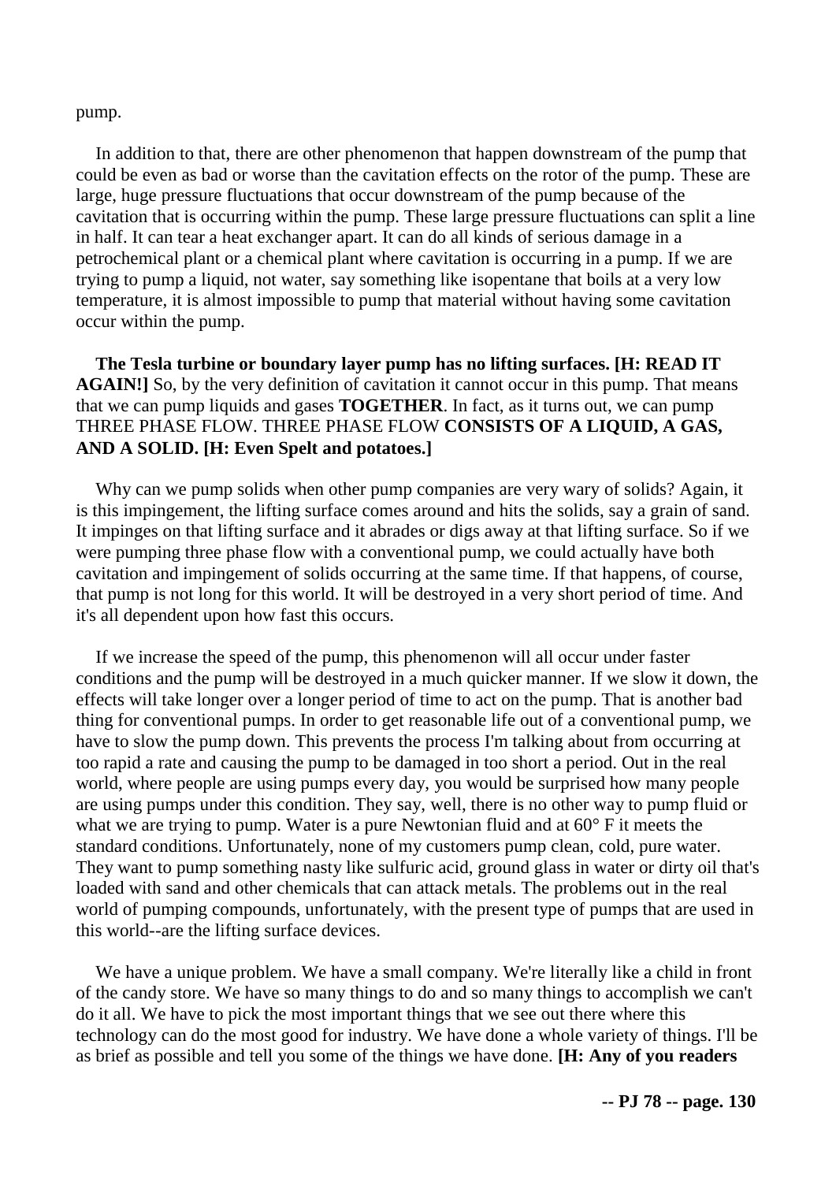pump.

In addition to that, there are other phenomenon that happen downstream of the pump that could be even as bad or worse than the cavitation effects on the rotor of the pump. These are large, huge pressure fluctuations that occur downstream of the pump because of the cavitation that is occurring within the pump. These large pressure fluctuations can split a line in half. It can tear a heat exchanger apart. It can do all kinds of serious damage in a petrochemical plant or a chemical plant where cavitation is occurring in a pump. If we are trying to pump a liquid, not water, say something like isopentane that boils at a very low temperature, it is almost impossible to pump that material without having some cavitation occur within the pump.

**The Tesla turbine or boundary layer pump has no lifting surfaces. [H: READ IT AGAIN!]** So, by the very definition of cavitation it cannot occur in this pump. That means that we can pump liquids and gases **TOGETHER**. In fact, as it turns out, we can pump THREE PHASE FLOW. THREE PHASE FLOW **CONSISTS OF A LIQUID, A GAS, AND A SOLID. [H: Even Spelt and potatoes.]**

Why can we pump solids when other pump companies are very wary of solids? Again, it is this impingement, the lifting surface comes around and hits the solids, say a grain of sand. It impinges on that lifting surface and it abrades or digs away at that lifting surface. So if we were pumping three phase flow with a conventional pump, we could actually have both cavitation and impingement of solids occurring at the same time. If that happens, of course, that pump is not long for this world. It will be destroyed in a very short period of time. And it's all dependent upon how fast this occurs.

If we increase the speed of the pump, this phenomenon will all occur under faster conditions and the pump will be destroyed in a much quicker manner. If we slow it down, the effects will take longer over a longer period of time to act on the pump. That is another bad thing for conventional pumps. In order to get reasonable life out of a conventional pump, we have to slow the pump down. This prevents the process I'm talking about from occurring at too rapid a rate and causing the pump to be damaged in too short a period. Out in the real world, where people are using pumps every day, you would be surprised how many people are using pumps under this condition. They say, well, there is no other way to pump fluid or what we are trying to pump. Water is a pure Newtonian fluid and at 60° F it meets the standard conditions. Unfortunately, none of my customers pump clean, cold, pure water. They want to pump something nasty like sulfuric acid, ground glass in water or dirty oil that's loaded with sand and other chemicals that can attack metals. The problems out in the real world of pumping compounds, unfortunately, with the present type of pumps that are used in this world--are the lifting surface devices.

We have a unique problem. We have a small company. We're literally like a child in front of the candy store. We have so many things to do and so many things to accomplish we can't do it all. We have to pick the most important things that we see out there where this technology can do the most good for industry. We have done a whole variety of things. I'll be as brief as possible and tell you some of the things we have done. **[H: Any of you readers**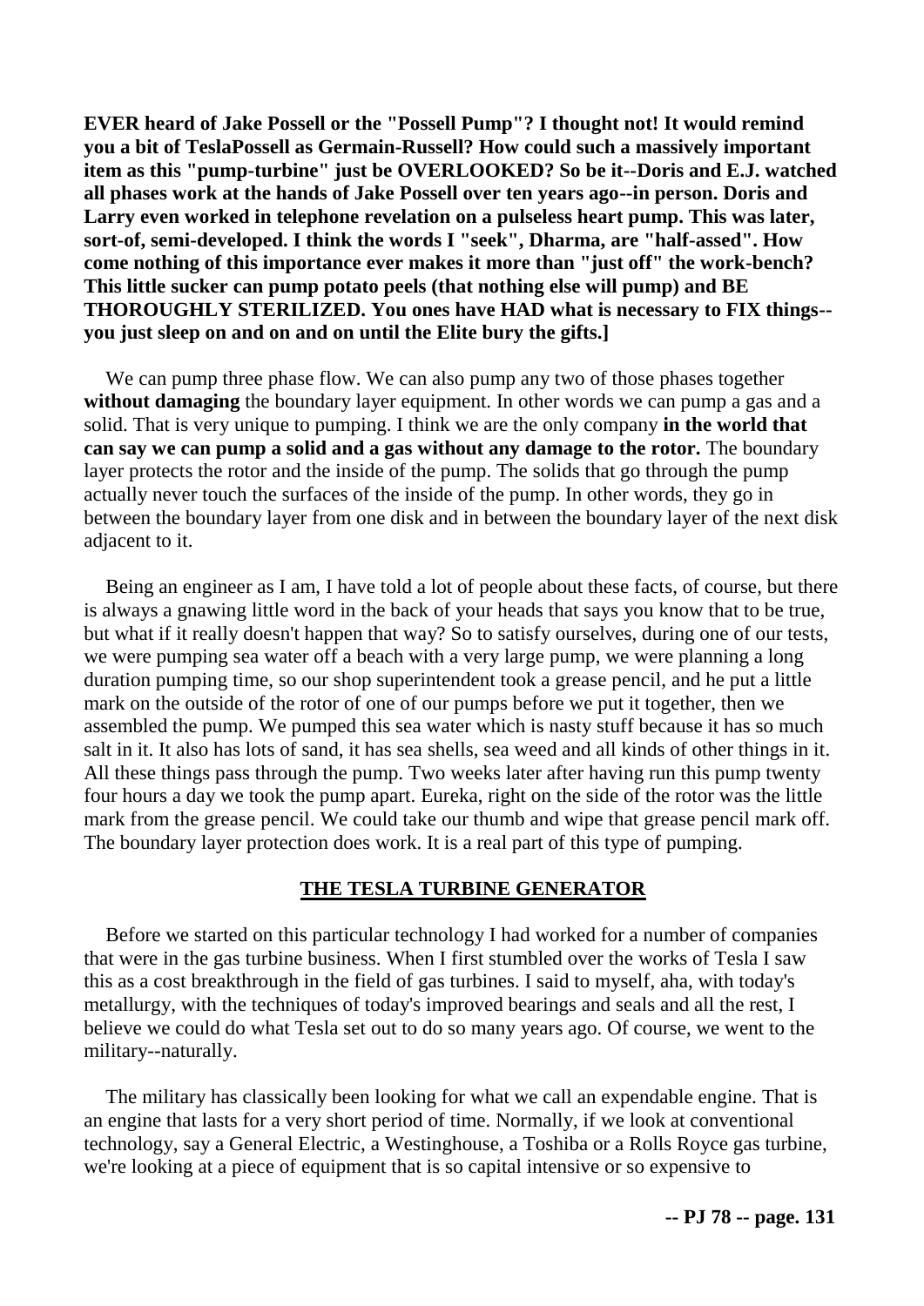**EVER heard of Jake Possell or the "Possell Pump"? I thought not! It would remind you a bit of TeslaPossell as Germain-Russell? How could such a massively important item as this "pump-turbine" just be OVERLOOKED? So be it--Doris and E.J. watched all phases work at the hands of Jake Possell over ten years ago--in person. Doris and Larry even worked in telephone revelation on a pulseless heart pump. This was later, sort-of, semi-developed. I think the words I "seek", Dharma, are "half-assed". How come nothing of this importance ever makes it more than "just off" the work-bench? This little sucker can pump potato peels (that nothing else will pump) and BE THOROUGHLY STERILIZED. You ones have HAD what is necessary to FIX things--you just sleep on and on and on until the Elite bury the gifts.]**

We can pump three phase flow. We can also pump any two of those phases together **without damaging** the boundary layer equipment. In other words we can pump a gas and a solid. That is very unique to pumping. I think we are the only company **in the world that can say we can pump a solid and a gas without any damage to the rotor.** The boundary layer protects the rotor and the inside of the pump. The solids that go through the pump actually never touch the surfaces of the inside of the pump. In other words, they go in between the boundary layer from one disk and in between the boundary layer of the next disk adjacent to it.

Being an engineer as I am, I have told a lot of people about these facts, of course, but there is always a gnawing little word in the back of your heads that says you know that to be true, but what if it really doesn't happen that way? So to satisfy ourselves, during one of our tests, we were pumping sea water off a beach with a very large pump, we were planning a long duration pumping time, so our shop superintendent took a grease pencil, and he put a little mark on the outside of the rotor of one of our pumps before we put it together, then we assembled the pump. We pumped this sea water which is nasty stuff because it has so much salt in it. It also has lots of sand, it has sea shells, sea weed and all kinds of other things in it. All these things pass through the pump. Two weeks later after having run this pump twenty four hours a day we took the pump apart. Eureka, right on the side of the rotor was the little mark from the grease pencil. We could take our thumb and wipe that grease pencil mark off. The boundary layer protection does work. It is a real part of this type of pumping.

## THE TESLA TURBINE GENERATOR

Before we started on this particular technology I had worked for a number of companies that were in the gas turbine business. When I first stumbled over the works of Tesla I saw this as a cost breakthrough in the field of gas turbines. I said to myself, aha, with today's metallurgy, with the techniques of today's improved bearings and seals and all the rest, I believe we could do what Tesla set out to do so many years ago. Of course, we went to the military--naturally.

The military has classically been looking for what we call an expendable engine. That is an engine that lasts for a very short period of time. Normally, if we look at conventional technology, say a General Electric, a Westinghouse, a Toshiba or a Rolls Royce gas turbine, we're looking at a piece of equipment that is so capital intensive or so expensive to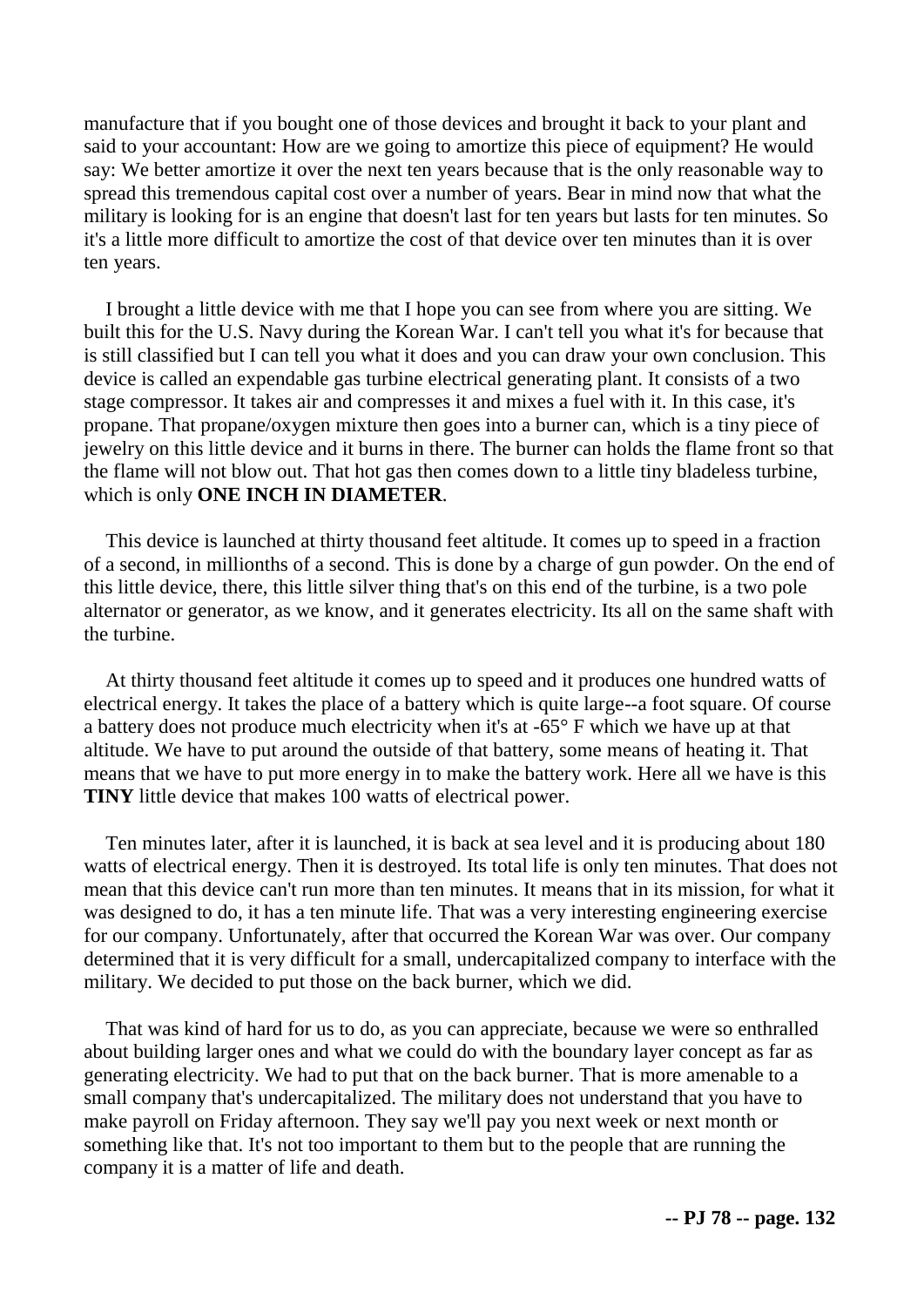manufacture that if you bought one of those devices and brought it back to your plant and said to your accountant: How are we going to amortize this piece of equipment? He would say: We better amortize it over the next ten years because that is the only reasonable way to spread this tremendous capital cost over a number of years. Bear in mind now that what the military is looking for is an engine that doesn't last for ten years but lasts for ten minutes. So it's a little more difficult to amortize the cost of that device over ten minutes than it is over ten years.

I brought a little device with me that I hope you can see from where you are sitting. We built this for the U.S. Navy during the Korean War. I can't tell you what it's for because that is still classified but I can tell you what it does and you can draw your own conclusion. This device is called an expendable gas turbine electrical generating plant. It consists of a two stage compressor. It takes air and compresses it and mixes a fuel with it. In this case, it's propane. That propane/oxygen mixture then goes into a burner can, which is a tiny piece of jewelry on this little device and it burns in there. The burner can holds the flame front so that the flame will not blow out. That hot gas then comes down to a little tiny bladeless turbine, which is only **ONE INCH IN DIAMETER**.

This device is launched at thirty thousand feet altitude. It comes up to speed in a fraction of a second, in millionths of a second. This is done by a charge of gun powder. On the end of this little device, there, this little silver thing that's on this end of the turbine, is a two pole alternator or generator, as we know, and it generates electricity. Its all on the same shaft with the turbine.

At thirty thousand feet altitude it comes up to speed and it produces one hundred watts of electrical energy. It takes the place of a battery which is quite large--a foot square. Of course a battery does not produce much electricity when it's at -65° F which we have up at that altitude. We have to put around the outside of that battery, some means of heating it. That means that we have to put more energy in to make the battery work. Here all we have is this **TINY** little device that makes 100 watts of electrical power.

Ten minutes later, after it is launched, it is back at sea level and it is producing about 180 watts of electrical energy. Then it is destroyed. Its total life is only ten minutes. That does not mean that this device can't run more than ten minutes. It means that in its mission, for what it was designed to do, it has a ten minute life. That was a very interesting engineering exercise for our company. Unfortunately, after that occurred the Korean War was over. Our company determined that it is very difficult for a small, undercapitalized company to interface with the military. We decided to put those on the back burner, which we did.

That was kind of hard for us to do, as you can appreciate, because we were so enthralled about building larger ones and what we could do with the boundary layer concept as far as generating electricity. We had to put that on the back burner. That is more amenable to a small company that's undercapitalized. The military does not understand that you have to make payroll on Friday afternoon. They say we'll pay you next week or next month or something like that. It's not too important to them but to the people that are running the company it is a matter of life and death.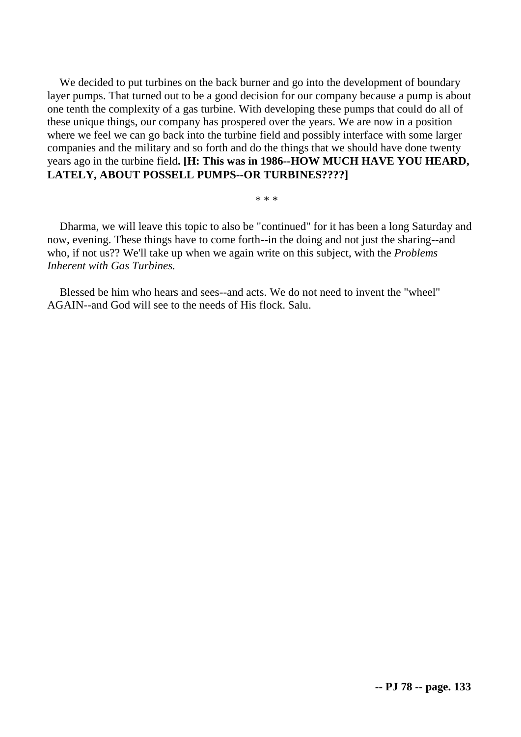We decided to put turbines on the back burner and go into the development of boundary layer pumps. That turned out to be a good decision for our company because a pump is about one tenth the complexity of a gas turbine. With developing these pumps that could do all of these unique things, our company has prospered over the years. We are now in a position where we feel we can go back into the turbine field and possibly interface with some larger companies and the military and so forth and do the things that we should have done twenty years ago in the turbine field**. [H: This was in 1986--HOW MUCH HAVE YOU HEARD, LATELY, ABOUT POSSELL PUMPS--OR TURBINES????]**

\* \* \*

Dharma, we will leave this topic to also be "continued" for it has been a long Saturday and now, evening. These things have to come forth--in the doing and not just the sharing--and who, if not us?? We'll take up when we again write on this subject, with the *Problems Inherent with Gas Turbines.*

Blessed be him who hears and sees--and acts. We do not need to invent the "wheel" AGAIN--and God will see to the needs of His flock. Salu.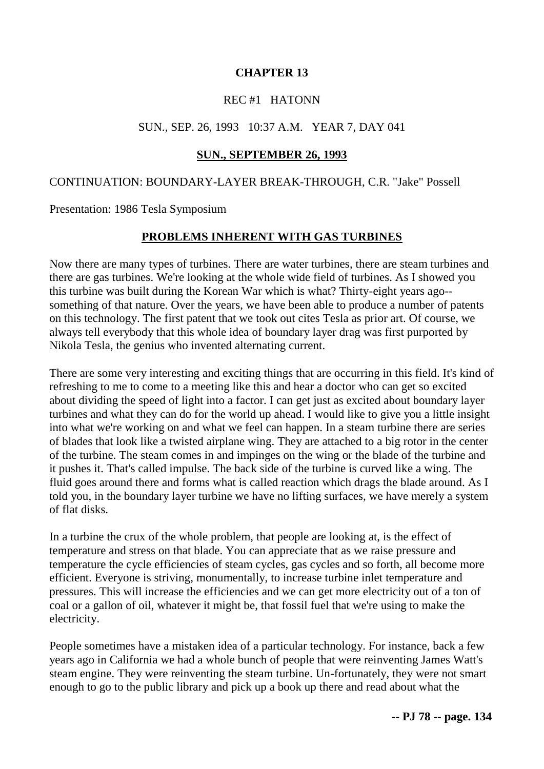**CHAPTER 13**

REC #1 HATONN

SUN., SEP. 26, 1993 10:37 A.M. YEAR 7, DAY 041

**SUN., SEPTEMBER 26, 1993**

CONTINUATION: BOUNDARY-LAYER BREAK-THROUGH, C.R. "Jake" Possell

Presentation: 1986 Tesla Symposium

## PROBLEMS INHERENT WITH GAS TURBINES

Now there are many types of turbines. There are water turbines, there are steam turbines and there are gas turbines. We're looking at the whole wide field of turbines. As I showed you this turbine was built during the Korean War which is what? Thirty-eight years ago--something of that nature. Over the years, we have been able to produce a number of patents on this technology. The first patent that we took out cites Tesla as prior art. Of course, we always tell everybody that this whole idea of boundary layer drag was first purported by Nikola Tesla, the genius who invented alternating current.

There are some very interesting and exciting things that are occurring in this field. It's kind of refreshing to me to come to a meeting like this and hear a doctor who can get so excited about dividing the speed of light into a factor. I can get just as excited about boundary layer turbines and what they can do for the world up ahead. I would like to give you a little insight into what we're working on and what we feel can happen. In a steam turbine there are series of blades that look like a twisted airplane wing. They are attached to a big rotor in the center of the turbine. The steam comes in and impinges on the wing or the blade of the turbine and it pushes it. That's called impulse. The back side of the turbine is curved like a wing. The fluid goes around there and forms what is called reaction which drags the blade around. As I told you, in the boundary layer turbine we have no lifting surfaces, we have merely a system of flat disks.

In a turbine the crux of the whole problem, that people are looking at, is the effect of temperature and stress on that blade. You can appreciate that as we raise pressure and temperature the cycle efficiencies of steam cycles, gas cycles and so forth, all become more efficient. Everyone is striving, monumentally, to increase turbine inlet temperature and pressures. This will increase the efficiencies and we can get more electricity out of a ton of coal or a gallon of oil, whatever it might be, that fossil fuel that we're using to make the electricity.

People sometimes have a mistaken idea of a particular technology. For instance, back a few years ago in California we had a whole bunch of people that were reinventing James Watt's steam engine. They were reinventing the steam turbine. Un-fortunately, they were not smart enough to go to the public library and pick up a book up there and read about what the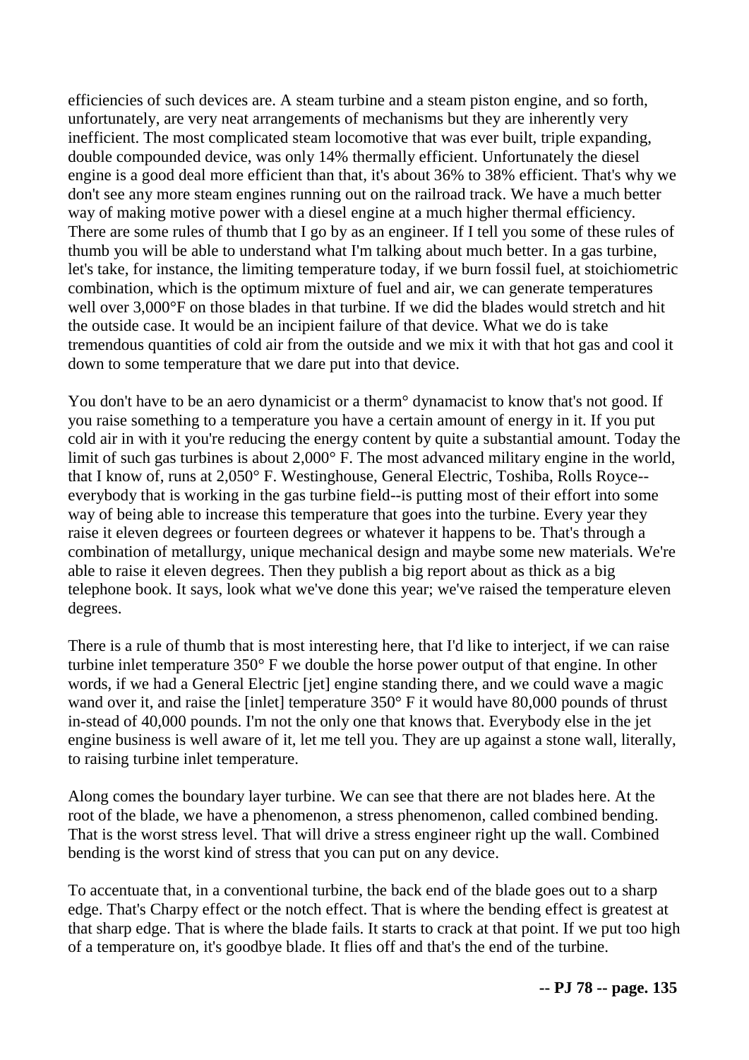efficiencies of such devices are. A steam turbine and a steam piston engine, and so forth, unfortunately, are very neat arrangements of mechanisms but they are inherently very inefficient. The most complicated steam locomotive that was ever built, triple expanding, double compounded device, was only 14% thermally efficient. Unfortunately the diesel engine is a good deal more efficient than that, it's about 36% to 38% efficient. That's why we don't see any more steam engines running out on the railroad track. We have a much better way of making motive power with a diesel engine at a much higher thermal efficiency. There are some rules of thumb that I go by as an engineer. If I tell you some of these rules of thumb you will be able to understand what I'm talking about much better. In a gas turbine, let's take, for instance, the limiting temperature today, if we burn fossil fuel, at stoichiometric combination, which is the optimum mixture of fuel and air, we can generate temperatures well over 3,000°F on those blades in that turbine. If we did the blades would stretch and hit the outside case. It would be an incipient failure of that device. What we do is take tremendous quantities of cold air from the outside and we mix it with that hot gas and cool it down to some temperature that we dare put into that device.

You don't have to be an aero dynamicist or a therm° dynamacist to know that's not good. If you raise something to a temperature you have a certain amount of energy in it. If you put cold air in with it you're reducing the energy content by quite a substantial amount. Today the limit of such gas turbines is about 2,000° F. The most advanced military engine in the world, that I know of, runs at 2,050° F. Westinghouse, General Electric, Toshiba, Rolls Royce--everybody that is working in the gas turbine field--is putting most of their effort into some way of being able to increase this temperature that goes into the turbine. Every year they raise it eleven degrees or fourteen degrees or whatever it happens to be. That's through a combination of metallurgy, unique mechanical design and maybe some new materials. We're able to raise it eleven degrees. Then they publish a big report about as thick as a big telephone book. It says, look what we've done this year; we've raised the temperature eleven degrees.

There is a rule of thumb that is most interesting here, that I'd like to interject, if we can raise turbine inlet temperature 350° F we double the horse power output of that engine. In other words, if we had a General Electric [jet] engine standing there, and we could wave a magic wand over it, and raise the [inlet] temperature 350° F it would have 80,000 pounds of thrust in-stead of 40,000 pounds. I'm not the only one that knows that. Everybody else in the jet engine business is well aware of it, let me tell you. They are up against a stone wall, literally, to raising turbine inlet temperature.

Along comes the boundary layer turbine. We can see that there are not blades here. At the root of the blade, we have a phenomenon, a stress phenomenon, called combined bending. That is the worst stress level. That will drive a stress engineer right up the wall. Combined bending is the worst kind of stress that you can put on any device.

To accentuate that, in a conventional turbine, the back end of the blade goes out to a sharp edge. That's Charpy effect or the notch effect. That is where the bending effect is greatest at that sharp edge. That is where the blade fails. It starts to crack at that point. If we put too high of a temperature on, it's goodbye blade. It flies off and that's the end of the turbine.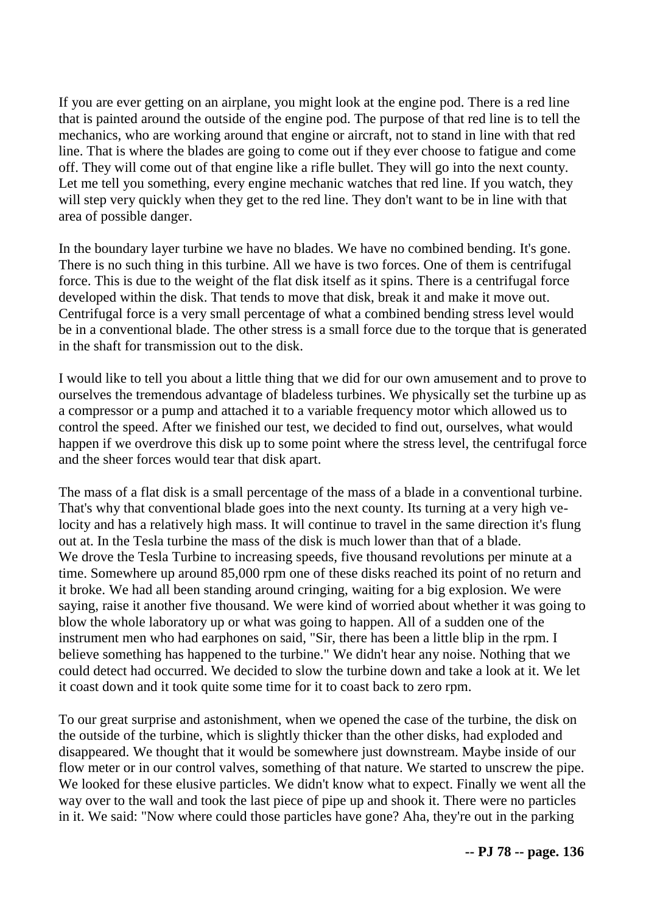If you are ever getting on an airplane, you might look at the engine pod. There is a red line that is painted around the outside of the engine pod. The purpose of that red line is to tell the mechanics, who are working around that engine or aircraft, not to stand in line with that red line. That is where the blades are going to come out if they ever choose to fatigue and come off. They will come out of that engine like a rifle bullet. They will go into the next county. Let me tell you something, every engine mechanic watches that red line. If you watch, they will step very quickly when they get to the red line. They don't want to be in line with that area of possible danger.

In the boundary layer turbine we have no blades. We have no combined bending. It's gone. There is no such thing in this turbine. All we have is two forces. One of them is centrifugal force. This is due to the weight of the flat disk itself as it spins. There is a centrifugal force developed within the disk. That tends to move that disk, break it and make it move out. Centrifugal force is a very small percentage of what a combined bending stress level would be in a conventional blade. The other stress is a small force due to the torque that is generated in the shaft for transmission out to the disk.

I would like to tell you about a little thing that we did for our own amusement and to prove to ourselves the tremendous advantage of bladeless turbines. We physically set the turbine up as a compressor or a pump and attached it to a variable frequency motor which allowed us to control the speed. After we finished our test, we decided to find out, ourselves, what would happen if we overdrove this disk up to some point where the stress level, the centrifugal force and the sheer forces would tear that disk apart.

The mass of a flat disk is a small percentage of the mass of a blade in a conventional turbine. That's why that conventional blade goes into the next county. Its turning at a very high velocity and has a relatively high mass. It will continue to travel in the same direction it's flung out at. In the Tesla turbine the mass of the disk is much lower than that of a blade.
We drove the Tesla Turbine to increasing speeds, five thousand revolutions per minute at a time. Somewhere up around 85,000 rpm one of these disks reached its point of no return and it broke. We had all been standing around cringing, waiting for a big explosion. We were saying, raise it another five thousand. We were kind of worried about whether it was going to blow the whole laboratory up or what was going to happen. All of a sudden one of the instrument men who had earphones on said, "Sir, there has been a little blip in the rpm. I believe something has happened to the turbine." We didn't hear any noise. Nothing that we could detect had occurred. We decided to slow the turbine down and take a look at it. We let it coast down and it took quite some time for it to coast back to zero rpm.

To our great surprise and astonishment, when we opened the case of the turbine, the disk on the outside of the turbine, which is slightly thicker than the other disks, had exploded and disappeared. We thought that it would be somewhere just downstream. Maybe inside of our flow meter or in our control valves, something of that nature. We started to unscrew the pipe. We looked for these elusive particles. We didn't know what to expect. Finally we went all the way over to the wall and took the last piece of pipe up and shook it. There were no particles in it. We said: "Now where could those particles have gone? Aha, they're out in the parking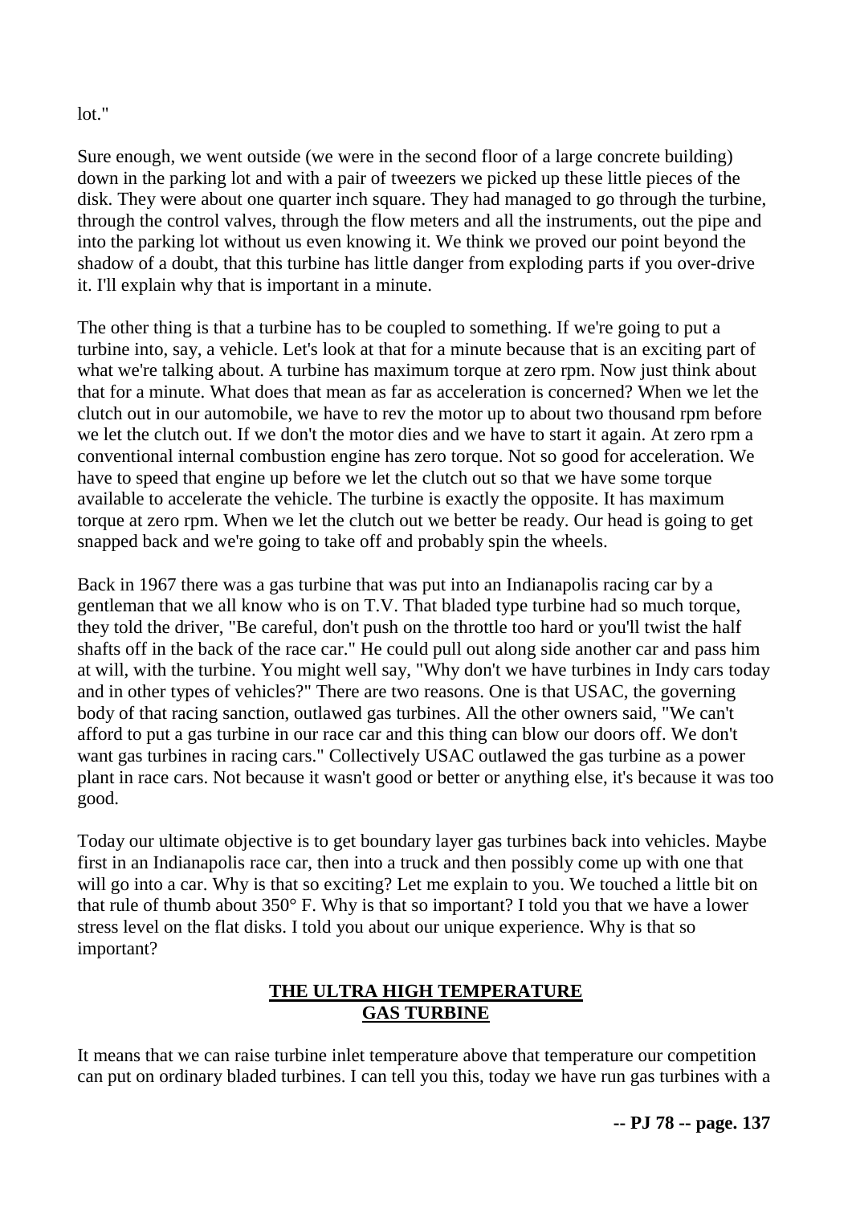lot."

Sure enough, we went outside (we were in the second floor of a large concrete building) down in the parking lot and with a pair of tweezers we picked up these little pieces of the disk. They were about one quarter inch square. They had managed to go through the turbine, through the control valves, through the flow meters and all the instruments, out the pipe and into the parking lot without us even knowing it. We think we proved our point beyond the shadow of a doubt, that this turbine has little danger from exploding parts if you over-drive it. I'll explain why that is important in a minute.

The other thing is that a turbine has to be coupled to something. If we're going to put a turbine into, say, a vehicle. Let's look at that for a minute because that is an exciting part of what we're talking about. A turbine has maximum torque at zero rpm. Now just think about that for a minute. What does that mean as far as acceleration is concerned? When we let the clutch out in our automobile, we have to rev the motor up to about two thousand rpm before we let the clutch out. If we don't the motor dies and we have to start it again. At zero rpm a conventional internal combustion engine has zero torque. Not so good for acceleration. We have to speed that engine up before we let the clutch out so that we have some torque available to accelerate the vehicle. The turbine is exactly the opposite. It has maximum torque at zero rpm. When we let the clutch out we better be ready. Our head is going to get snapped back and we're going to take off and probably spin the wheels.

Back in 1967 there was a gas turbine that was put into an Indianapolis racing car by a gentleman that we all know who is on T.V. That bladed type turbine had so much torque, they told the driver, "Be careful, don't push on the throttle too hard or you'll twist the half shafts off in the back of the race car." He could pull out along side another car and pass him at will, with the turbine. You might well say, "Why don't we have turbines in Indy cars today and in other types of vehicles?" There are two reasons. One is that USAC, the governing body of that racing sanction, outlawed gas turbines. All the other owners said, "We can't afford to put a gas turbine in our race car and this thing can blow our doors off. We don't want gas turbines in racing cars." Collectively USAC outlawed the gas turbine as a power plant in race cars. Not because it wasn't good or better or anything else, it's because it was too good.

Today our ultimate objective is to get boundary layer gas turbines back into vehicles. Maybe first in an Indianapolis race car, then into a truck and then possibly come up with one that will go into a car. Why is that so exciting? Let me explain to you. We touched a little bit on that rule of thumb about 350° F. Why is that so important? I told you that we have a lower stress level on the flat disks. I told you about our unique experience. Why is that so important?

## THE ULTRA HIGH TEMPERATURE GAS TURBINE

It means that we can raise turbine inlet temperature above that temperature our competition can put on ordinary bladed turbines. I can tell you this, today we have run gas turbines with a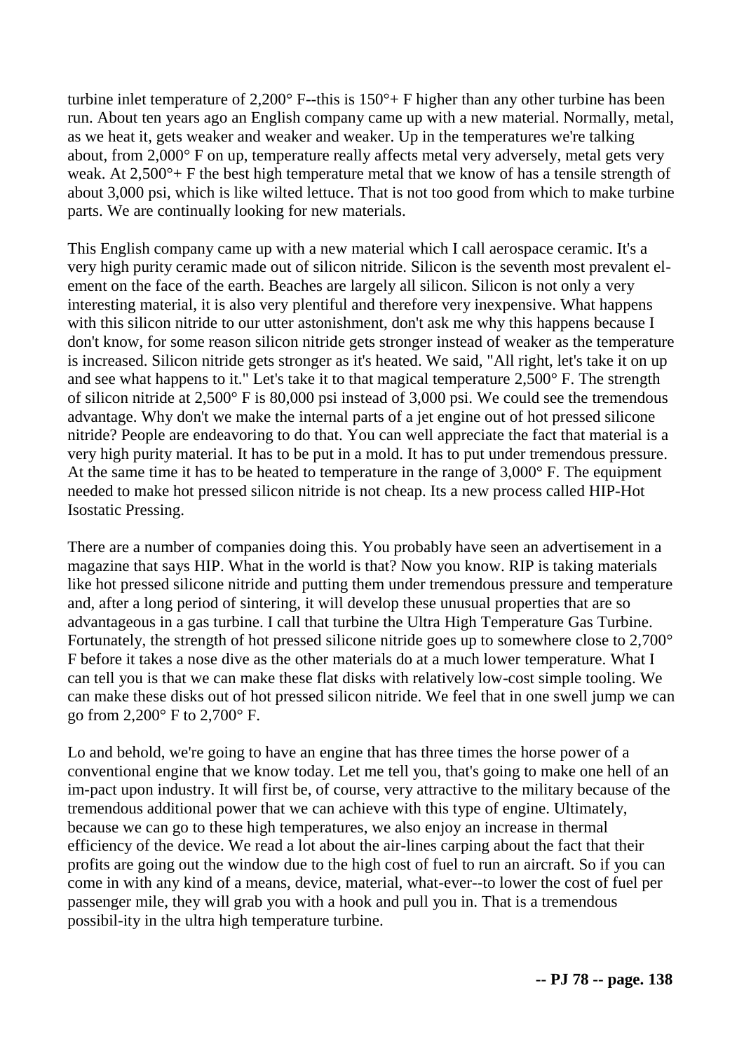turbine inlet temperature of 2,200° F--this is 150°+ F higher than any other turbine has been run. About ten years ago an English company came up with a new material. Normally, metal, as we heat it, gets weaker and weaker and weaker. Up in the temperatures we're talking about, from 2,000° F on up, temperature really affects metal very adversely, metal gets very weak. At 2,500°+ F the best high temperature metal that we know of has a tensile strength of about 3,000 psi, which is like wilted lettuce. That is not too good from which to make turbine parts. We are continually looking for new materials.

This English company came up with a new material which I call aerospace ceramic. It's a very high purity ceramic made out of silicon nitride. Silicon is the seventh most prevalent element on the face of the earth. Beaches are largely all silicon. Silicon is not only a very interesting material, it is also very plentiful and therefore very inexpensive. What happens with this silicon nitride to our utter astonishment, don't ask me why this happens because I don't know, for some reason silicon nitride gets stronger instead of weaker as the temperature is increased. Silicon nitride gets stronger as it's heated. We said, "All right, let's take it on up and see what happens to it." Let's take it to that magical temperature 2,500° F. The strength of silicon nitride at 2,500° F is 80,000 psi instead of 3,000 psi. We could see the tremendous advantage. Why don't we make the internal parts of a jet engine out of hot pressed silicone nitride? People are endeavoring to do that. You can well appreciate the fact that material is a very high purity material. It has to be put in a mold. It has to put under tremendous pressure. At the same time it has to be heated to temperature in the range of 3,000° F. The equipment needed to make hot pressed silicon nitride is not cheap. Its a new process called HIP-Hot Isostatic Pressing.

There are a number of companies doing this. You probably have seen an advertisement in a magazine that says HIP. What in the world is that? Now you know. RIP is taking materials like hot pressed silicone nitride and putting them under tremendous pressure and temperature and, after a long period of sintering, it will develop these unusual properties that are so advantageous in a gas turbine. I call that turbine the Ultra High Temperature Gas Turbine. Fortunately, the strength of hot pressed silicone nitride goes up to somewhere close to 2,700° F before it takes a nose dive as the other materials do at a much lower temperature. What I can tell you is that we can make these flat disks with relatively low-cost simple tooling. We can make these disks out of hot pressed silicon nitride. We feel that in one swell jump we can go from 2,200° F to 2,700° F.

Lo and behold, we're going to have an engine that has three times the horse power of a conventional engine that we know today. Let me tell you, that's going to make one hell of an im-pact upon industry. It will first be, of course, very attractive to the military because of the tremendous additional power that we can achieve with this type of engine. Ultimately, because we can go to these high temperatures, we also enjoy an increase in thermal efficiency of the device. We read a lot about the air-lines carping about the fact that their profits are going out the window due to the high cost of fuel to run an aircraft. So if you can come in with any kind of a means, device, material, what-ever--to lower the cost of fuel per passenger mile, they will grab you with a hook and pull you in. That is a tremendous possibil-ity in the ultra high temperature turbine.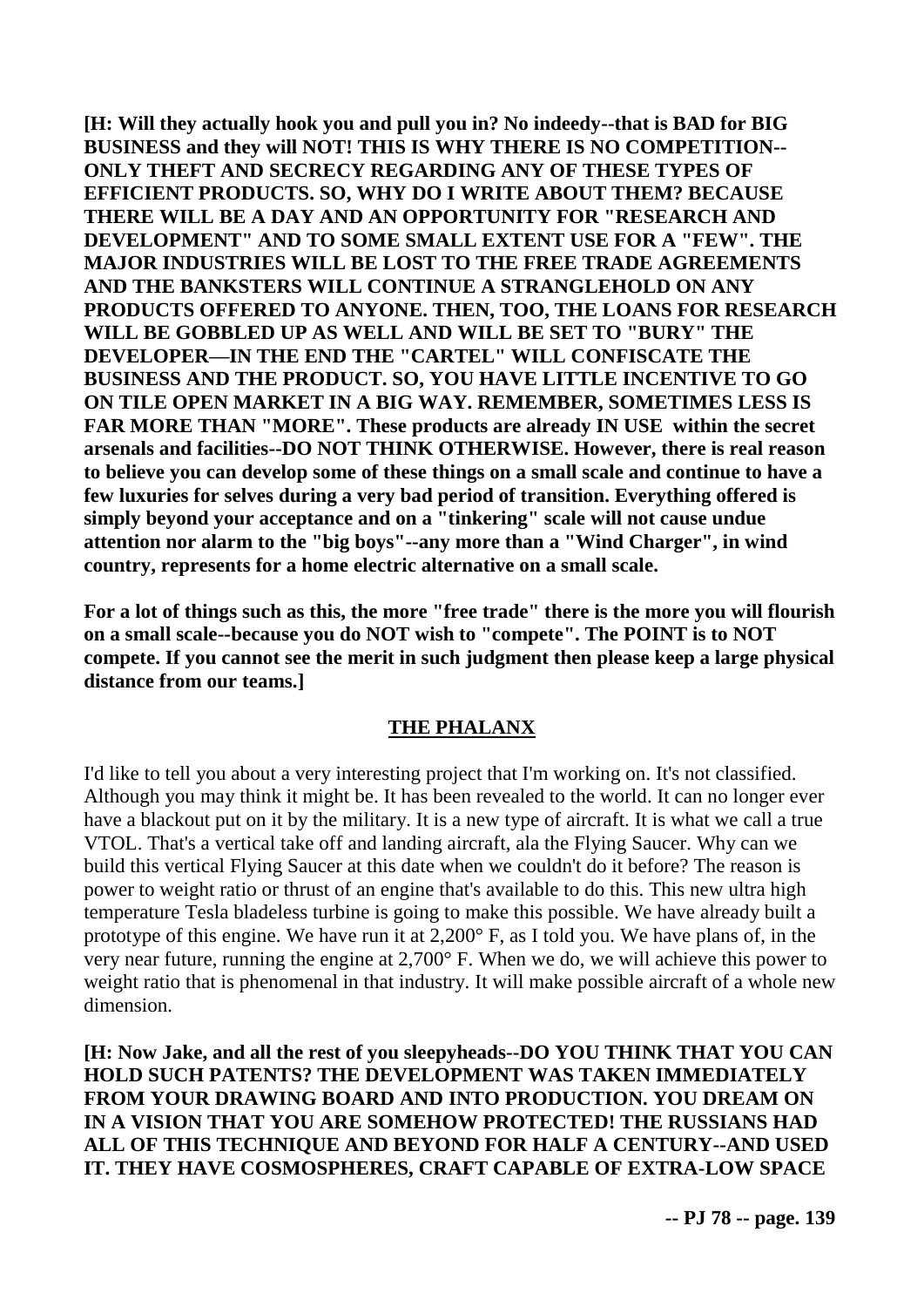**[H: Will they actually hook you and pull you in? No indeedy--that is BAD for BIG BUSINESS and they will NOT! THIS IS WHY THERE IS NO COMPETITION--ONLY THEFT AND SECRECY REGARDING ANY OF THESE TYPES OF EFFICIENT PRODUCTS. SO, WHY DO I WRITE ABOUT THEM? BECAUSE THERE WILL BE A DAY AND AN OPPORTUNITY FOR "RESEARCH AND DEVELOPMENT" AND TO SOME SMALL EXTENT USE FOR A "FEW". THE MAJOR INDUSTRIES WILL BE LOST TO THE FREE TRADE AGREEMENTS AND THE BANKSTERS WILL CONTINUE A STRANGLEHOLD ON ANY PRODUCTS OFFERED TO ANYONE. THEN, TOO, THE LOANS FOR RESEARCH WILL BE GOBBLED UP AS WELL AND WILL BE SET TO "BURY" THE DEVELOPER—IN THE END THE "CARTEL" WILL CONFISCATE THE BUSINESS AND THE PRODUCT. SO, YOU HAVE LITTLE INCENTIVE TO GO ON TILE OPEN MARKET IN A BIG WAY. REMEMBER, SOMETIMES LESS IS FAR MORE THAN "MORE". These products are already IN USE within the secret arsenals and facilities--DO NOT THINK OTHERWISE. However, there is real reason to believe you can develop some of these things on a small scale and continue to have a few luxuries for selves during a very bad period of transition. Everything offered is simply beyond your acceptance and on a "tinkering" scale will not cause undue attention nor alarm to the "big boys"--any more than a "Wind Charger", in wind country, represents for a home electric alternative on a small scale.**

**For a lot of things such as this, the more "free trade" there is the more you will flourish on a small scale--because you do NOT wish to "compete". The POINT is to NOT compete. If you cannot see the merit in such judgment then please keep a large physical distance from our teams.]**

## THE PHALANX

I'd like to tell you about a very interesting project that I'm working on. It's not classified. Although you may think it might be. It has been revealed to the world. It can no longer ever have a blackout put on it by the military. It is a new type of aircraft. It is what we call a true VTOL. That's a vertical take off and landing aircraft, ala the Flying Saucer. Why can we build this vertical Flying Saucer at this date when we couldn't do it before? The reason is power to weight ratio or thrust of an engine that's available to do this. This new ultra high temperature Tesla bladeless turbine is going to make this possible. We have already built a prototype of this engine. We have run it at 2,200° F, as I told you. We have plans of, in the very near future, running the engine at 2,700° F. When we do, we will achieve this power to weight ratio that is phenomenal in that industry. It will make possible aircraft of a whole new dimension.

**[H: Now Jake, and all the rest of you sleepyheads--DO YOU THINK THAT YOU CAN HOLD SUCH PATENTS? THE DEVELOPMENT WAS TAKEN IMMEDIATELY FROM YOUR DRAWING BOARD AND INTO PRODUCTION. YOU DREAM ON IN A VISION THAT YOU ARE SOMEHOW PROTECTED! THE RUSSIANS HAD ALL OF THIS TECHNIQUE AND BEYOND FOR HALF A CENTURY--AND USED IT. THEY HAVE COSMOSPHERES, CRAFT CAPABLE OF EXTRA-LOW SPACE**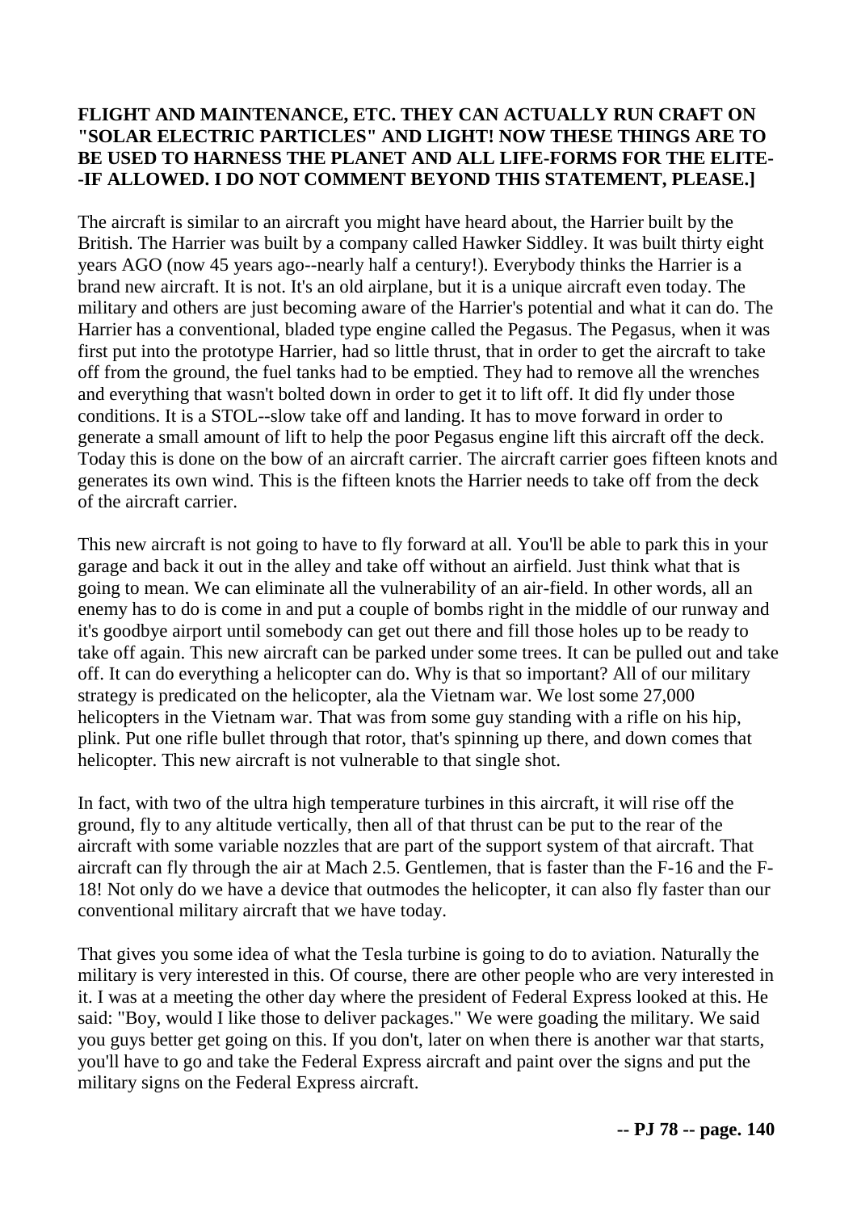**FLIGHT AND MAINTENANCE, ETC. THEY CAN ACTUALLY RUN CRAFT ON "SOLAR ELECTRIC PARTICLES" AND LIGHT! NOW THESE THINGS ARE TO BE USED TO HARNESS THE PLANET AND ALL LIFE-FORMS FOR THE ELITE--IF ALLOWED. I DO NOT COMMENT BEYOND THIS STATEMENT, PLEASE.]**

The aircraft is similar to an aircraft you might have heard about, the Harrier built by the British. The Harrier was built by a company called Hawker Siddley. It was built thirty eight years AGO (now 45 years ago--nearly half a century!). Everybody thinks the Harrier is a brand new aircraft. It is not. It's an old airplane, but it is a unique aircraft even today. The military and others are just becoming aware of the Harrier's potential and what it can do. The Harrier has a conventional, bladed type engine called the Pegasus. The Pegasus, when it was first put into the prototype Harrier, had so little thrust, that in order to get the aircraft to take off from the ground, the fuel tanks had to be emptied. They had to remove all the wrenches and everything that wasn't bolted down in order to get it to lift off. It did fly under those conditions. It is a STOL--slow take off and landing. It has to move forward in order to generate a small amount of lift to help the poor Pegasus engine lift this aircraft off the deck. Today this is done on the bow of an aircraft carrier. The aircraft carrier goes fifteen knots and generates its own wind. This is the fifteen knots the Harrier needs to take off from the deck of the aircraft carrier.

This new aircraft is not going to have to fly forward at all. You'll be able to park this in your garage and back it out in the alley and take off without an airfield. Just think what that is going to mean. We can eliminate all the vulnerability of an air-field. In other words, all an enemy has to do is come in and put a couple of bombs right in the middle of our runway and it's goodbye airport until somebody can get out there and fill those holes up to be ready to take off again. This new aircraft can be parked under some trees. It can be pulled out and take off. It can do everything a helicopter can do. Why is that so important? All of our military strategy is predicated on the helicopter, ala the Vietnam war. We lost some 27,000 helicopters in the Vietnam war. That was from some guy standing with a rifle on his hip, plink. Put one rifle bullet through that rotor, that's spinning up there, and down comes that helicopter. This new aircraft is not vulnerable to that single shot.

In fact, with two of the ultra high temperature turbines in this aircraft, it will rise off the ground, fly to any altitude vertically, then all of that thrust can be put to the rear of the aircraft with some variable nozzles that are part of the support system of that aircraft. That aircraft can fly through the air at Mach 2.5. Gentlemen, that is faster than the F-16 and the F-18! Not only do we have a device that outmodes the helicopter, it can also fly faster than our conventional military aircraft that we have today.

That gives you some idea of what the Tesla turbine is going to do to aviation. Naturally the military is very interested in this. Of course, there are other people who are very interested in it. I was at a meeting the other day where the president of Federal Express looked at this. He said: "Boy, would I like those to deliver packages." We were goading the military. We said you guys better get going on this. If you don't, later on when there is another war that starts, you'll have to go and take the Federal Express aircraft and paint over the signs and put the military signs on the Federal Express aircraft.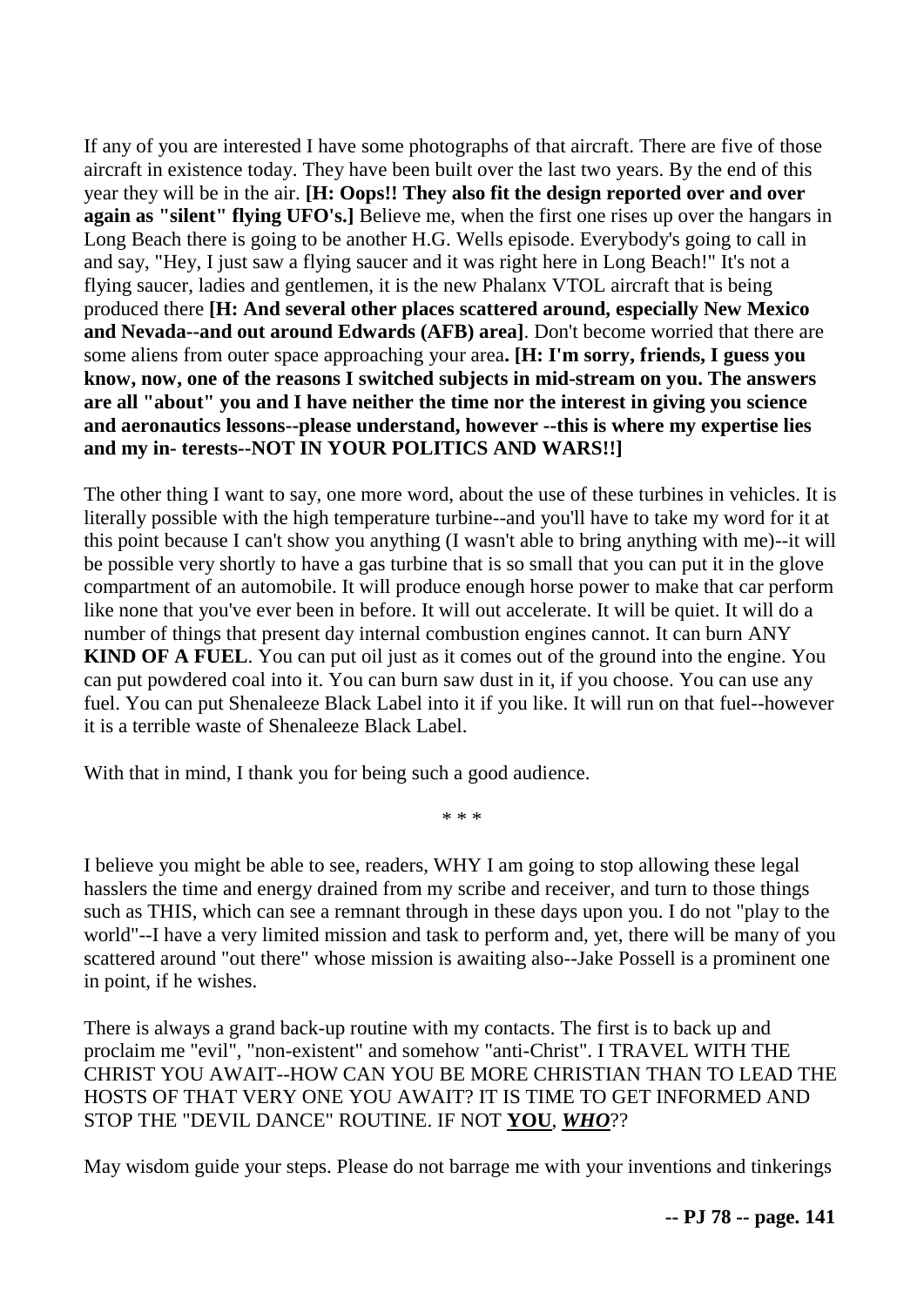If any of you are interested I have some photographs of that aircraft. There are five of those aircraft in existence today. They have been built over the last two years. By the end of this year they will be in the air. **[H: Oops!! They also fit the design reported over and over again as "silent" flying UFO's.]** Believe me, when the first one rises up over the hangars in Long Beach there is going to be another H.G. Wells episode. Everybody's going to call in and say, "Hey, I just saw a flying saucer and it was right here in Long Beach!" It's not a flying saucer, ladies and gentlemen, it is the new Phalanx VTOL aircraft that is being produced there **[H: And several other places scattered around, especially New Mexico and Nevada--and out around Edwards (AFB) area]**. Don't become worried that there are some aliens from outer space approaching your area**. [H: I'm sorry, friends, I guess you know, now, one of the reasons I switched subjects in mid-stream on you. The answers are all "about" you and I have neither the time nor the interest in giving you science and aeronautics lessons--please understand, however --this is where my expertise lies and my in- terests--NOT IN YOUR POLITICS AND WARS!!]**

The other thing I want to say, one more word, about the use of these turbines in vehicles. It is literally possible with the high temperature turbine--and you'll have to take my word for it at this point because I can't show you anything (I wasn't able to bring anything with me)--it will be possible very shortly to have a gas turbine that is so small that you can put it in the glove compartment of an automobile. It will produce enough horse power to make that car perform like none that you've ever been in before. It will out accelerate. It will be quiet. It will do a number of things that present day internal combustion engines cannot. It can burn ANY **KIND OF A FUEL**. You can put oil just as it comes out of the ground into the engine. You can put powdered coal into it. You can burn saw dust in it, if you choose. You can use any fuel. You can put Shenaleeze Black Label into it if you like. It will run on that fuel--however it is a terrible waste of Shenaleeze Black Label.

With that in mind, I thank you for being such a good audience.

* * *

I believe you might be able to see, readers, WHY I am going to stop allowing these legal hasslers the time and energy drained from my scribe and receiver, and turn to those things such as THIS, which can see a remnant through in these days upon you. I do not "play to the world"--I have a very limited mission and task to perform and, yet, there will be many of you scattered around "out there" whose mission is awaiting also--Jake Possell is a prominent one in point, if he wishes.

There is always a grand back-up routine with my contacts. The first is to back up and proclaim me "evil", "non-existent" and somehow "anti-Christ". I TRAVEL WITH THE CHRIST YOU AWAIT--HOW CAN YOU BE MORE CHRISTIAN THAN TO LEAD THE HOSTS OF THAT VERY ONE YOU AWAIT? IT IS TIME TO GET INFORMED AND STOP THE "DEVIL DANCE" ROUTINE. IF NOT **YOU**, ***WHO***??

May wisdom guide your steps. Please do not barrage me with your inventions and tinkerings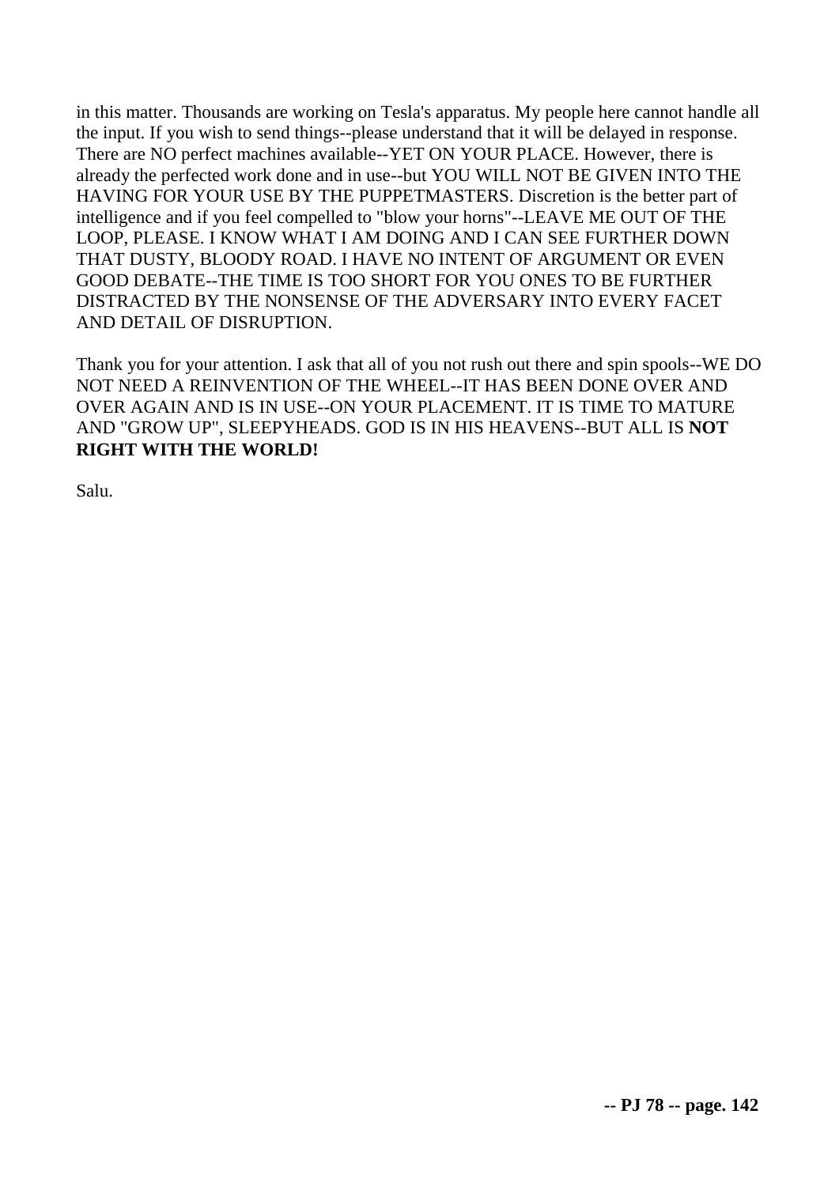in this matter. Thousands are working on Tesla's apparatus. My people here cannot handle all the input. If you wish to send things--please understand that it will be delayed in response. There are NO perfect machines available--YET ON YOUR PLACE. However, there is already the perfected work done and in use--but YOU WILL NOT BE GIVEN INTO THE HAVING FOR YOUR USE BY THE PUPPETMASTERS. Discretion is the better part of intelligence and if you feel compelled to "blow your horns"--LEAVE ME OUT OF THE LOOP, PLEASE. I KNOW WHAT I AM DOING AND I CAN SEE FURTHER DOWN THAT DUSTY, BLOODY ROAD. I HAVE NO INTENT OF ARGUMENT OR EVEN GOOD DEBATE--THE TIME IS TOO SHORT FOR YOU ONES TO BE FURTHER DISTRACTED BY THE NONSENSE OF THE ADVERSARY INTO EVERY FACET AND DETAIL OF DISRUPTION.

Thank you for your attention. I ask that all of you not rush out there and spin spools--WE DO NOT NEED A REINVENTION OF THE WHEEL--IT HAS BEEN DONE OVER AND OVER AGAIN AND IS IN USE--ON YOUR PLACEMENT. IT IS TIME TO MATURE AND "GROW UP", SLEEPYHEADS. GOD IS IN HIS HEAVENS--BUT ALL IS **NOT RIGHT WITH THE WORLD!**

Salu.